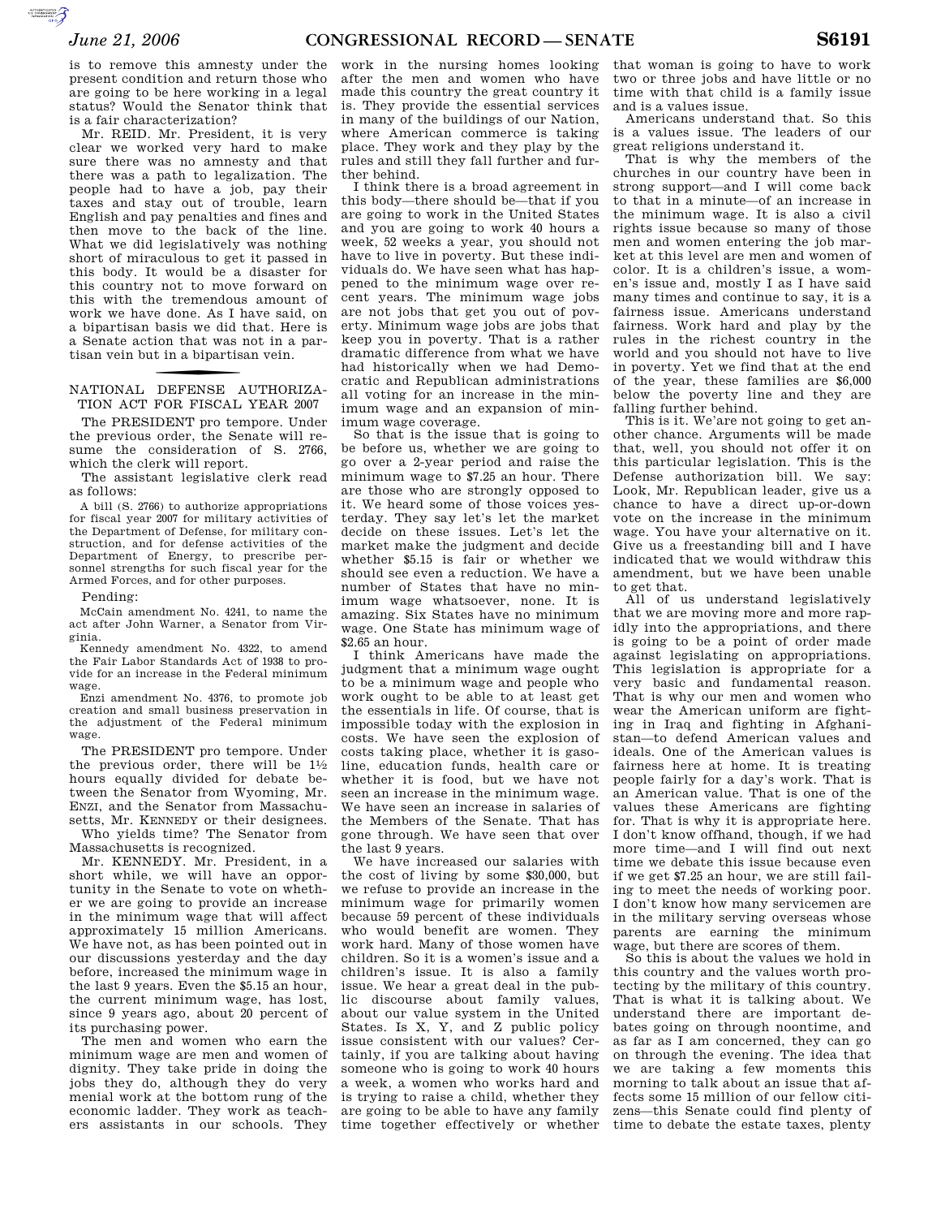is to remove this amnesty under the present condition and return those who are going to be here working in a legal status? Would the Senator think that is a fair characterization?

Mr. REID. Mr. President, it is very clear we worked very hard to make sure there was no amnesty and that there was a path to legalization. The people had to have a job, pay their taxes and stay out of trouble, learn English and pay penalties and fines and then move to the back of the line. What we did legislatively was nothing short of miraculous to get it passed in this body. It would be a disaster for this country not to move forward on this with the tremendous amount of work we have done. As I have said, on a bipartisan basis we did that. Here is a Senate action that was not in a partisan vein but in a bipartisan vein.

## NATIONAL DEFENSE AUTHORIZATION ACT FOR FISCAL YEAR 2007

The PRESIDENT pro tempore. Under the previous order, the Senate will resume the consideration of S. 2766, which the clerk will report.

The assistant legislative clerk read as follows:

A bill (S. 2766) to authorize appropriations for fiscal year 2007 for military activities of the Department of Defense, for military construction, and for defense activities of the Department of Energy, to prescribe personnel strengths for such fiscal year for the Armed Forces, and for other purposes.

Pending:

McCain amendment No. 4241, to name the act after John Warner, a Senator from Virginia.

Kennedy amendment No. 4322, to amend the Fair Labor Standards Act of 1938 to provide for an increase in the Federal minimum wage.

Enzi amendment No. 4376, to promote job creation and small business preservation in the adjustment of the Federal minimum wage.

The PRESIDENT pro tempore. Under the previous order, there will be 1½ hours equally divided for debate between the Senator from Wyoming, Mr. ENZI, and the Senator from Massachusetts, Mr. KENNEDY or their designees.

Who yields time? The Senator from Massachusetts is recognized.

Mr. KENNEDY. Mr. President, in a short while, we will have an opportunity in the Senate to vote on whether we are going to provide an increase in the minimum wage that will affect approximately 15 million Americans. We have not, as has been pointed out in our discussions yesterday and the day before, increased the minimum wage in the last 9 years. Even the $5.15 an hour, the current minimum wage, has lost, since 9 years ago, about 20 percent of its purchasing power.

The men and women who earn the minimum wage are men and women of dignity. They take pride in doing the jobs they do, although they do very menial work at the bottom rung of the economic ladder. They work as teachers assistants in our schools. They work in the nursing homes looking after the men and women who have made this country the great country it is. They provide the essential services in many of the buildings of our Nation, where American commerce is taking place. They work and they play by the rules and still they fall further and further behind.

I think there is a broad agreement in this body—there should be—that if you are going to work in the United States and you are going to work 40 hours a week, 52 weeks a year, you should not have to live in poverty. But these individuals do. We have seen what has happened to the minimum wage over recent years. The minimum wage jobs are not jobs that get you out of poverty. Minimum wage jobs are jobs that keep you in poverty. That is a rather dramatic difference from what we have had historically when we had Democratic and Republican administrations all voting for an increase in the minimum wage and an expansion of minimum wage coverage.

So that is the issue that is going to be before us, whether we are going to go over a 2-year period and raise the minimum wage to $7.25 an hour. There are those who are strongly opposed to it. We heard some of those voices yesterday. They say let's let the market decide on these issues. Let's let the market make the judgment and decide whether $5.15 is fair or whether we should see even a reduction. We have a number of States that have no minimum wage whatsoever, none. It is amazing. Six States have no minimum wage. One State has minimum wage of $2.65 an hour.

I think Americans have made the judgment that a minimum wage ought to be a minimum wage and people who work ought to be able to at least get the essentials in life. Of course, that is impossible today with the explosion in costs. We have seen the explosion of costs taking place, whether it is gasoline, education funds, health care or whether it is food, but we have not seen an increase in the minimum wage. We have seen an increase in salaries of the Members of the Senate. That has gone through. We have seen that over the last 9 years.

We have increased our salaries with the cost of living by some $30,000, but we refuse to provide an increase in the minimum wage for primarily women because 59 percent of these individuals who would benefit are women. They work hard. Many of those women have children. So it is a women's issue and a children's issue. It is also a family issue. We hear a great deal in the public discourse about family values, about our value system in the United States. Is X, Y, and Z public policy issue consistent with our values? Certainly, if you are talking about having someone who is going to work 40 hours a week, a women who works hard and is trying to raise a child, whether they are going to be able to have any family time together effectively or whether that woman is going to have to work two or three jobs and have little or no time with that child is a family issue and is a values issue.

Americans understand that. So this is a values issue. The leaders of our great religions understand it.

That is why the members of the churches in our country have been in strong support—and I will come back to that in a minute—of an increase in the minimum wage. It is also a civil rights issue because so many of those men and women entering the job market at this level are men and women of color. It is a children's issue, a women's issue and, mostly I as I have said many times and continue to say, it is a fairness issue. Americans understand fairness. Work hard and play by the rules in the richest country in the world and you should not have to live in poverty. Yet we find that at the end of the year, these families are $6,000 below the poverty line and they are falling further behind.

This is it. We'are not going to get another chance. Arguments will be made that, well, you should not offer it on this particular legislation. This is the Defense authorization bill. We say: Look, Mr. Republican leader, give us a chance to have a direct up-or-down vote on the increase in the minimum wage. You have your alternative on it. Give us a freestanding bill and I have indicated that we would withdraw this amendment, but we have been unable to get that.

All of us understand legislatively that we are moving more and more rapidly into the appropriations, and there is going to be a point of order made against legislating on appropriations. This legislation is appropriate for a very basic and fundamental reason. That is why our men and women who wear the American uniform are fighting in Iraq and fighting in Afghanistan—to defend American values and ideals. One of the American values is fairness here at home. It is treating people fairly for a day's work. That is an American value. That is one of the values these Americans are fighting for. That is why it is appropriate here. I don't know offhand, though, if we had more time—and I will find out next time we debate this issue because even if we get $7.25 an hour, we are still failing to meet the needs of working poor. I don't know how many servicemen are in the military serving overseas whose parents are earning the minimum wage, but there are scores of them.

So this is about the values we hold in this country and the values worth protecting by the military of this country. That is what it is talking about. We understand there are important debates going on through noontime, and as far as I am concerned, they can go on through the evening. The idea that we are taking a few moments this morning to talk about an issue that affects some 15 million of our fellow citizens—this Senate could find plenty of time to debate the estate taxes, plenty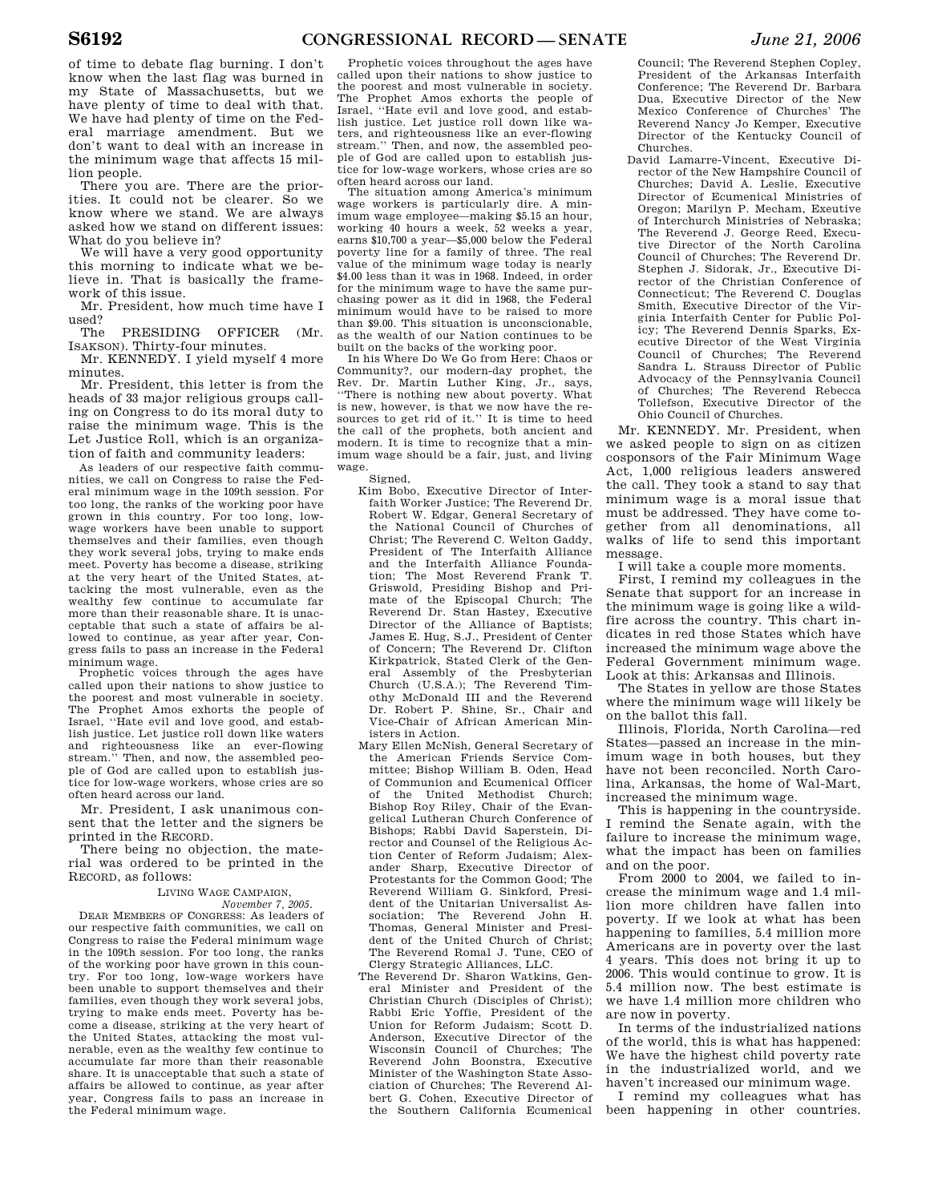of time to debate flag burning. I don't know when the last flag was burned in my State of Massachusetts, but we have plenty of time to deal with that. We have had plenty of time on the Federal marriage amendment. But we don't want to deal with an increase in the minimum wage that affects 15 million people.

There you are. There are the priorities. It could not be clearer. So we know where we stand. We are always asked how we stand on different issues: What do you believe in?

We will have a very good opportunity this morning to indicate what we believe in. That is basically the framework of this issue.

Mr. President, how much time have I used?

The PRESIDING OFFICER (Mr. ISAKSON). Thirty-four minutes.

Mr. KENNEDY. I yield myself 4 more minutes.

Mr. President, this letter is from the heads of 33 major religious groups calling on Congress to do its moral duty to raise the minimum wage. This is the Let Justice Roll, which is an organization of faith and community leaders:

> As leaders of our respective faith communities, we call on Congress to raise the Federal minimum wage in the 109th session. For too long, the ranks of the working poor have grown in this country. For too long, low-wage workers have been unable to support themselves and their families, even though they work several jobs, trying to make ends meet. Poverty has become a disease, striking at the very heart of the United States, attacking the most vulnerable, even as the wealthy few continue to accumulate far more than their reasonable share. It is unacceptable that such a state of affairs be allowed to continue, as year after year, Congress fails to pass an increase in the Federal minimum wage.
>
> Prophetic voices through the ages have called upon their nations to show justice to the poorest and most vulnerable in society. The Prophet Amos exhorts the people of Israel, "Hate evil and love good, and establish justice. Let justice roll down like waters and righteousness like an ever-flowing stream." Then, and now, the assembled people of God are called upon to establish justice for low-wage workers, whose cries are so often heard across our land.

Mr. President, I ask unanimous consent that the letter and the signers be printed in the RECORD.

There being no objection, the material was ordered to be printed in the RECORD, as follows:

LIVING WAGE CAMPAIGN,
*November 7, 2005.*

DEAR MEMBERS OF CONGRESS: As leaders of our respective faith communities, we call on Congress to raise the Federal minimum wage in the 109th session. For too long, the ranks of the working poor have grown in this country. For too long, low-wage workers have been unable to support themselves and their families, even though they work several jobs, trying to make ends meet. Poverty has become a disease, striking at the very heart of the United States, attacking the most vulnerable, even as the wealthy few continue to accumulate far more than their reasonable share. It is unacceptable that such a state of affairs be allowed to continue, as year after year, Congress fails to pass an increase in the Federal minimum wage.

Prophetic voices throughout the ages have called upon their nations to show justice to the poorest and most vulnerable in society. The Prophet Amos exhorts the people of Israel, "Hate evil and love good, and establish justice. Let justice roll down like waters, and righteousness like an ever-flowing stream." Then, and now, the assembled people of God are called upon to establish justice for low-wage workers, whose cries are so often heard across our land.

The situation among America's minimum wage workers is particularly dire. A minimum wage employee—making $5.15 an hour, working 40 hours a week, 52 weeks a year, earns $10,700 a year—$5,000 below the Federal poverty line for a family of three. The real value of the minimum wage today is nearly $4.00 less than it was in 1968. Indeed, in order for the minimum wage to have the same purchasing power as it did in 1968, the Federal minimum would have to be raised to more than $9.00. This situation is unconscionable, as the wealth of our Nation continues to be built on the backs of the working poor.

In his Where Do We Go from Here: Chaos or Community?, our modern-day prophet, the Rev. Dr. Martin Luther King, Jr., says, "There is nothing new about poverty. What is new, however, is that we now have the resources to get rid of it." It is time to heed the call of the prophets, both ancient and modern. It is time to recognize that a minimum wage should be a fair, just, and living wage.

Signed,

Kim Bobo, Executive Director of Interfaith Worker Justice; The Reverend Dr. Robert W. Edgar, General Secretary of the National Council of Churches of Christ; The Reverend C. Welton Gaddy, President of The Interfaith Alliance and the Interfaith Alliance Foundation; The Most Reverend Frank T. Griswold, Presiding Bishop and Primate of the Episcopal Church; The Reverend Dr. Stan Hastey, Executive Director of the Alliance of Baptists; James E. Hug, S.J., President of Center of Concern; The Reverend Dr. Clifton Kirkpatrick, Stated Clerk of the General Assembly of the Presbyterian Church (U.S.A.); The Reverend Timothy McDonald III and the Reverend Dr. Robert P. Shine, Sr., Chair and Vice-Chair of African American Ministers in Action.

Mary Ellen McNish, General Secretary of the American Friends Service Committee; Bishop William B. Oden, Head of Communion and Ecumenical Officer of the United Methodist Church; Bishop Roy Riley, Chair of the Evangelical Lutheran Church Conference of Bishops; Rabbi David Saperstein, Director and Counsel of the Religious Action Center of Reform Judaism; Alexander Sharp, Executive Director of Protestants for the Common Good; The Reverend William G. Sinkford, President of the Unitarian Universalist Association; The Reverend John H. Thomas, General Minister and President of the United Church of Christ; The Reverend Romal J. Tune, CEO of Clergy Strategic Alliances, LLC.

The Reverend Dr. Sharon Watkins, General Minister and President of the Christian Church (Disciples of Christ); Rabbi Eric Yoffie, President of the Union for Reform Judaism; Scott D. Anderson, Executive Director of the Wisconsin Council of Churches; The Reverend John Boonstra, Executive Minister of the Washington State Association of Churches; The Reverend Albert G. Cohen, Executive Director of the Southern California Ecumenical Council; The Reverend Stephen Copley, President of the Arkansas Interfaith Conference; The Reverend Dr. Barbara Dua, Executive Director of the New Mexico Conference of Churches' The Reverend Nancy Jo Kemper, Executive Director of the Kentucky Council of Churches.

David Lamarre-Vincent, Executive Director of the New Hampshire Council of Churches; David A. Leslie, Executive Director of Ecumenical Ministries of Oregon; Marilyn P. Mecham, Exeutive of Interchurch Ministries of Nebraska; The Reverend J. George Reed, Executive Director of the North Carolina Council of Churches; The Reverend Dr. Stephen J. Sidorak, Jr., Executive Director of the Christian Conference of Connecticut; The Reverend C. Douglas Smith, Executive Director of the Virginia Interfaith Center for Public Policy; The Reverend Dennis Sparks, Executive Director of the West Virginia Council of Churches; The Reverend Sandra L. Strauss Director of Public Advocacy of the Pennsylvania Council of Churches; The Reverend Rebecca Tollefson, Executive Director of the Ohio Council of Churches.

Mr. KENNEDY. Mr. President, when we asked people to sign on as citizen cosponsors of the Fair Minimum Wage Act, 1,000 religious leaders answered the call. They took a stand to say that minimum wage is a moral issue that must be addressed. They have come together from all denominations, all walks of life to send this important message.

I will take a couple more moments.

First, I remind my colleagues in the Senate that support for an increase in the minimum wage is going like a wildfire across the country. This chart indicates in red those States which have increased the minimum wage above the Federal Government minimum wage. Look at this: Arkansas and Illinois.

The States in yellow are those States where the minimum wage will likely be on the ballot this fall.

Illinois, Florida, North Carolina—red States—passed an increase in the minimum wage in both houses, but they have not been reconciled. North Carolina, Arkansas, the home of Wal-Mart, increased the minimum wage.

This is happening in the countryside. I remind the Senate again, with the failure to increase the minimum wage, what the impact has been on families and on the poor.

From 2000 to 2004, we failed to increase the minimum wage and 1.4 million more children have fallen into poverty. If we look at what has been happening to families, 5.4 million more Americans are in poverty over the last 4 years. This does not bring it up to 2006. This would continue to grow. It is 5.4 million now. The best estimate is we have 1.4 million more children who are now in poverty.

In terms of the industrialized nations of the world, this is what has happened: We have the highest child poverty rate in the industrialized world, and we haven't increased our minimum wage.

I remind my colleagues what has been happening in other countries.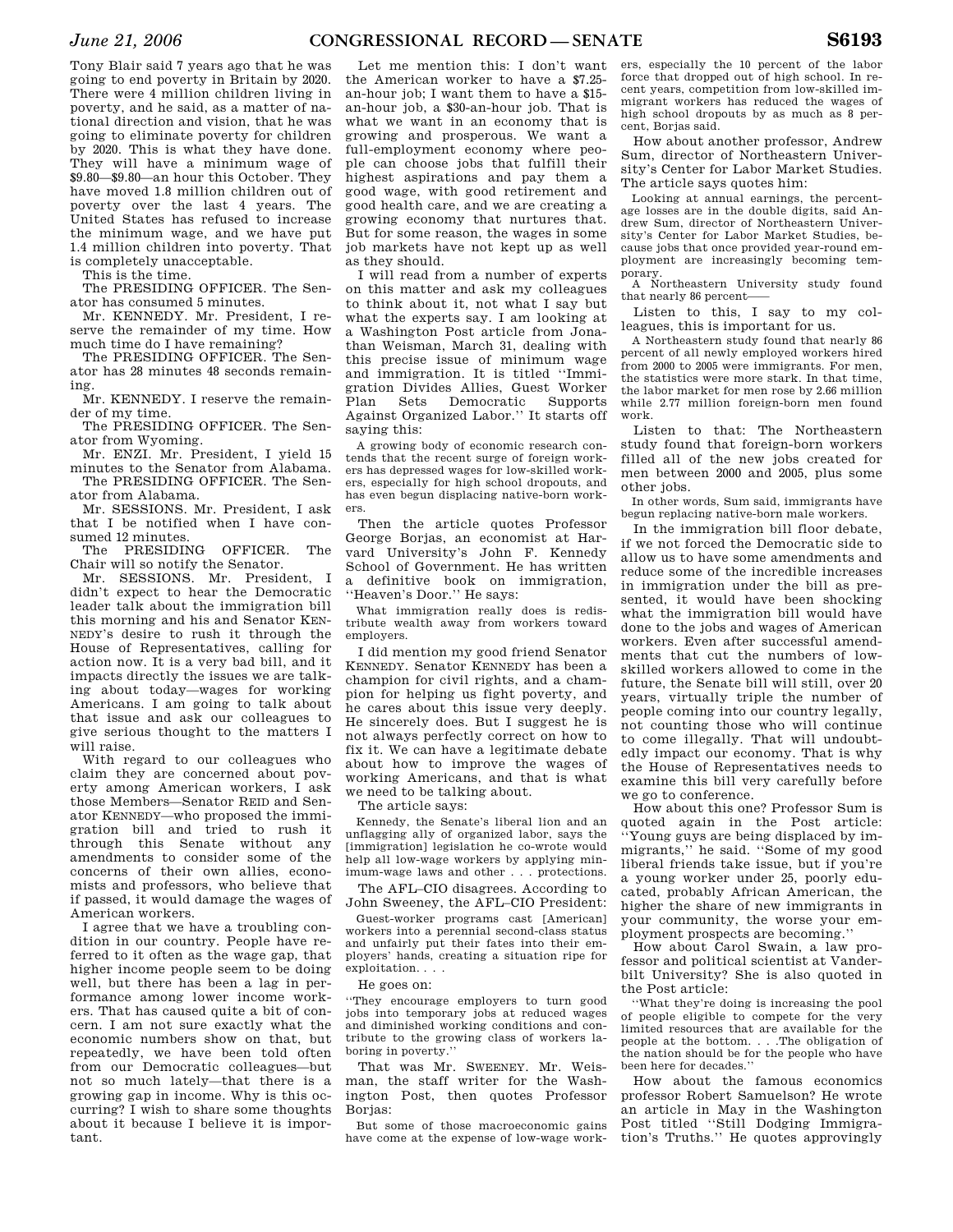Tony Blair said 7 years ago that he was going to end poverty in Britain by 2020. There were 4 million children living in poverty, and he said, as a matter of national direction and vision, that he was going to eliminate poverty for children by 2020. This is what they have done. They will have a minimum wage of $9.80—$9.80—an hour this October. They have moved 1.8 million children out of poverty over the last 4 years. The United States has refused to increase the minimum wage, and we have put 1.4 million children into poverty. That is completely unacceptable.

This is the time.

The PRESIDING OFFICER. The Senator has consumed 5 minutes.

Mr. KENNEDY. Mr. President, I reserve the remainder of my time. How much time do I have remaining?

The PRESIDING OFFICER. The Senator has 28 minutes 48 seconds remaining.

Mr. KENNEDY. I reserve the remainder of my time.

The PRESIDING OFFICER. The Senator from Wyoming.

Mr. ENZI. Mr. President, I yield 15 minutes to the Senator from Alabama.

The PRESIDING OFFICER. The Senator from Alabama.

Mr. SESSIONS. Mr. President, I ask that I be notified when I have consumed 12 minutes.

The PRESIDING OFFICER. The Chair will so notify the Senator.

Mr. SESSIONS. Mr. President, I didn't expect to hear the Democratic leader talk about the immigration bill this morning and his and Senator KENNEDY's desire to rush it through the House of Representatives, calling for action now. It is a very bad bill, and it impacts directly the issues we are talking about today—wages for working Americans. I am going to talk about that issue and ask our colleagues to give serious thought to the matters I will raise.

With regard to our colleagues who claim they are concerned about poverty among American workers, I ask those Members—Senator REID and Senator KENNEDY—who proposed the immigration bill and tried to rush it through this Senate without any amendments to consider some of the concerns of their own allies, economists and professors, who believe that if passed, it would damage the wages of American workers.

I agree that we have a troubling condition in our country. People have referred to it often as the wage gap, that higher income people seem to be doing well, but there has been a lag in performance among lower income workers. That has caused quite a bit of concern. I am not sure exactly what the economic numbers show on that, but repeatedly, we have been told often from our Democratic colleagues—but not so much lately—that there is a growing gap in income. Why is this occurring? I wish to share some thoughts about it because I believe it is important.

Let me mention this: I don't want the American worker to have a $7.25-an-hour job; I want them to have a $15-an-hour job, a $30-an-hour job. That is what we want in an economy that is growing and prosperous. We want a full-employment economy where people can choose jobs that fulfill their highest aspirations and pay them a good wage, with good retirement and good health care, and we are creating a growing economy that nurtures that. But for some reason, the wages in some job markets have not kept up as well as they should.

I will read from a number of experts on this matter and ask my colleagues to think about it, not what I say but what the experts say. I am looking at a Washington Post article from Jonathan Weisman, March 31, dealing with this precise issue of minimum wage and immigration. It is titled "Immigration Divides Allies, Guest Worker Plan Sets Democratic Supports Against Organized Labor." It starts off saying this:

> A growing body of economic research contends that the recent surge of foreign workers has depressed wages for low-skilled workers, especially for high school dropouts, and has even begun displacing native-born workers.

Then the article quotes Professor George Borjas, an economist at Harvard University's John F. Kennedy School of Government. He has written a definitive book on immigration, "Heaven's Door." He says:

> What immigration really does is redistribute wealth away from workers toward employers.

I did mention my good friend Senator KENNEDY. Senator KENNEDY has been a champion for civil rights, and a champion for helping us fight poverty, and he cares about this issue very deeply. He sincerely does. But I suggest he is not always perfectly correct on how to fix it. We can have a legitimate debate about how to improve the wages of working Americans, and that is what we need to be talking about.

The article says:

> Kennedy, the Senate's liberal lion and an unflagging ally of organized labor, says the [immigration] legislation he co-wrote would help all low-wage workers by applying minimum-wage laws and other . . . protections.

The AFL–CIO disagrees. According to John Sweeney, the AFL–CIO President:

> Guest-worker programs cast [American] workers into a perennial second-class status and unfairly put their fates into their employers' hands, creating a situation ripe for exploitation. . . .

He goes on:

> "They encourage employers to turn good jobs into temporary jobs at reduced wages and diminished working conditions and contribute to the growing class of workers laboring in poverty."

That was Mr. SWEENEY. Mr. Weisman, the staff writer for the Washington Post, then quotes Professor Borjas:

> But some of those macroeconomic gains have come at the expense of low-wage workers, especially the 10 percent of the labor force that dropped out of high school. In recent years, competition from low-skilled immigrant workers has reduced the wages of high school dropouts by as much as 8 percent, Borjas said.

How about another professor, Andrew Sum, director of Northeastern University's Center for Labor Market Studies. The article says quotes him:

> Looking at annual earnings, the percentage losses are in the double digits, said Andrew Sum, director of Northeastern University's Center for Labor Market Studies, because jobs that once provided year-round employment are increasingly becoming temporary.
>
> A Northeastern University study found that nearly 86 percent——

Listen to this, I say to my colleagues, this is important for us.

> A Northeastern study found that nearly 86 percent of all newly employed workers hired from 2000 to 2005 were immigrants. For men, the statistics were more stark. In that time, the labor market for men rose by 2.66 million while 2.77 million foreign-born men found work.

Listen to that: The Northeastern study found that foreign-born workers filled all of the new jobs created for men between 2000 and 2005, plus some other jobs.

> In other words, Sum said, immigrants have begun replacing native-born male workers.

In the immigration bill floor debate, if we not forced the Democratic side to allow us to have some amendments and reduce some of the incredible increases in immigration under the bill as presented, it would have been shocking what the immigration bill would have done to the jobs and wages of American workers. Even after successful amendments that cut the numbers of low-skilled workers allowed to come in the future, the Senate bill will still, over 20 years, virtually triple the number of people coming into our country legally, not counting those who will continue to come illegally. That will undoubtedly impact our economy. That is why the House of Representatives needs to examine this bill very carefully before we go to conference.

How about this one? Professor Sum is quoted again in the Post article: "Young guys are being displaced by immigrants," he said. "Some of my good liberal friends take issue, but if you're a young worker under 25, poorly educated, probably African American, the higher the share of new immigrants in your community, the worse your employment prospects are becoming."

How about Carol Swain, a law professor and political scientist at Vanderbilt University? She is also quoted in the Post article:

> "What they're doing is increasing the pool of people eligible to compete for the very limited resources that are available for the people at the bottom. . . .The obligation of the nation should be for the people who have been here for decades."

How about the famous economics professor Robert Samuelson? He wrote an article in May in the Washington Post titled "Still Dodging Immigration's Truths." He quotes approvingly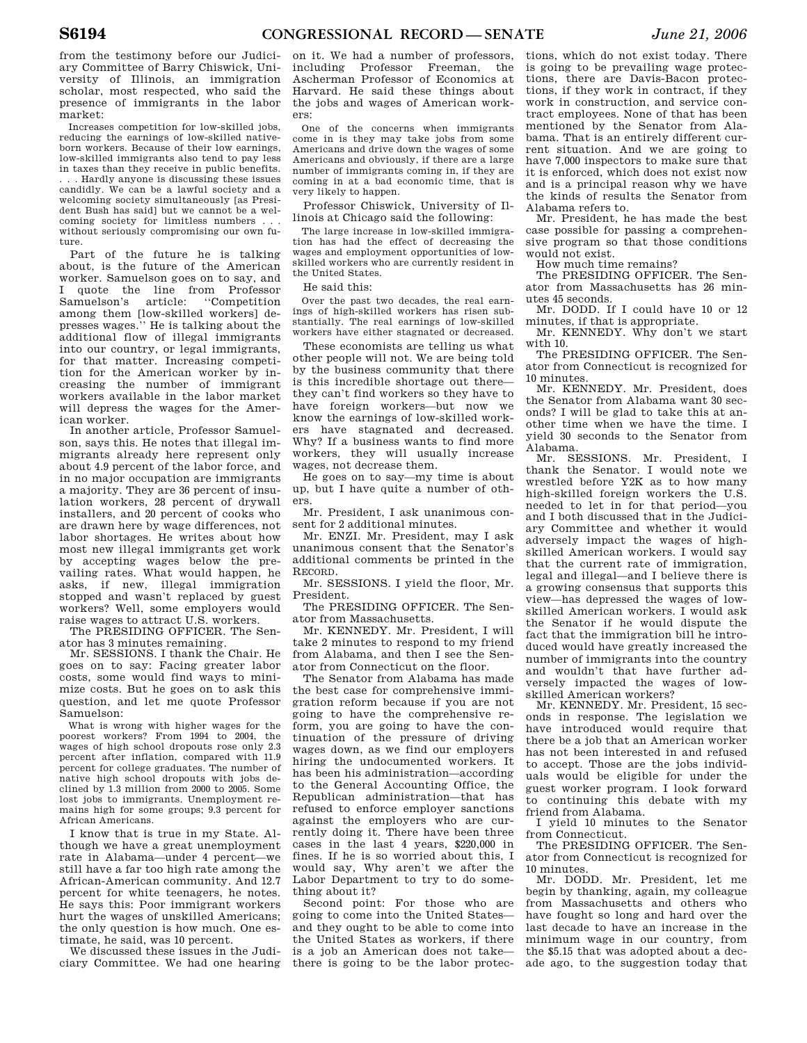from the testimony before our Judiciary Committee of Barry Chiswick, University of Illinois, an immigration scholar, most respected, who said the presence of immigrants in the labor market:

> Increases competition for low-skilled jobs, reducing the earnings of low-skilled native-born workers. Because of their low earnings, low-skilled immigrants also tend to pay less in taxes than they receive in public benefits. . . . Hardly anyone is discussing these issues candidly. We can be a lawful society and a welcoming society simultaneously [as President Bush has said] but we cannot be a welcoming society for limitless numbers . . . without seriously compromising our own future.

Part of the future he is talking about, is the future of the American worker. Samuelson goes on to say, and I quote the line from Professor Samuelson's article: "Competition among them [low-skilled workers] depresses wages." He is talking about the additional flow of illegal immigrants into our country, or legal immigrants, for that matter. Increasing competition for the American worker by increasing the number of immigrant workers available in the labor market will depress the wages for the American worker.

In another article, Professor Samuelson, says this. He notes that illegal immigrants already here represent only about 4.9 percent of the labor force, and in no major occupation are immigrants a majority. They are 36 percent of insulation workers, 28 percent of drywall installers, and 20 percent of cooks who are drawn here by wage differences, not labor shortages. He writes about how most new illegal immigrants get work by accepting wages below the prevailing rates. What would happen, he asks, if new, illegal immigration stopped and wasn't replaced by guest workers? Well, some employers would raise wages to attract U.S. workers.

The PRESIDING OFFICER. The Senator has 3 minutes remaining.

Mr. SESSIONS. I thank the Chair. He goes on to say: Facing greater labor costs, some would find ways to minimize costs. But he goes on to ask this question, and let me quote Professor Samuelson:

> What is wrong with higher wages for the poorest workers? From 1994 to 2004, the wages of high school dropouts rose only 2.3 percent after inflation, compared with 11.9 percent for college graduates. The number of native high school dropouts with jobs declined by 1.3 million from 2000 to 2005. Some lost jobs to immigrants. Unemployment remains high for some groups; 9.3 percent for African Americans.

I know that is true in my State. Although we have a great unemployment rate in Alabama—under 4 percent—we still have a far too high rate among the African-American community. And 12.7 percent for white teenagers, he notes. He says this: Poor immigrant workers hurt the wages of unskilled Americans; the only question is how much. One estimate, he said, was 10 percent.

We discussed these issues in the Judiciary Committee. We had one hearing on it. We had a number of professors, including Professor Freeman, the Ascherman Professor of Economics at Harvard. He said these things about the jobs and wages of American workers:

> One of the concerns when immigrants come in is they may take jobs from some Americans and drive down the wages of some Americans and obviously, if there are a large number of immigrants coming in, if they are coming in at a bad economic time, that is very likely to happen.

Professor Chiswick, University of Illinois at Chicago said the following:

> The large increase in low-skilled immigration has had the effect of decreasing the wages and employment opportunities of low-skilled workers who are currently resident in the United States.

He said this:

> Over the past two decades, the real earnings of high-skilled workers has risen substantially. The real earnings of low-skilled workers have either stagnated or decreased.

These economists are telling us what other people will not. We are being told by the business community that there is this incredible shortage out there—they can't find workers so they have to have foreign workers—but now we know the earnings of low-skilled workers have stagnated and decreased. Why? If a business wants to find more workers, they will usually increase wages, not decrease them.

He goes on to say—my time is about up, but I have quite a number of others.

Mr. President, I ask unanimous consent for 2 additional minutes.

Mr. ENZI. Mr. President, may I ask unanimous consent that the Senator's additional comments be printed in the RECORD.

Mr. SESSIONS. I yield the floor, Mr. President.

The PRESIDING OFFICER. The Senator from Massachusetts.

Mr. KENNEDY. Mr. President, I will take 2 minutes to respond to my friend from Alabama, and then I see the Senator from Connecticut on the floor.

The Senator from Alabama has made the best case for comprehensive immigration reform because if you are not going to have the comprehensive reform, you are going to have the continuation of the pressure of driving wages down, as we find our employers hiring the undocumented workers. It has been his administration—according to the General Accounting Office, the Republican administration—that has refused to enforce employer sanctions against the employers who are currently doing it. There have been three cases in the last 4 years, $220,000 in fines. If he is so worried about this, I would say, Why aren't we after the Labor Department to try to do something about it?

Second point: For those who are going to come into the United States—and they ought to be able to come into the United States as workers, if there is a job an American does not take—there is going to be the labor protections, which do not exist today. There is going to be prevailing wage protections, there are Davis-Bacon protections, if they work in construction, and service contract employees. None of that has been mentioned by the Senator from Alabama. That is an entirely different current situation. And we are going to have 7,000 inspectors to make sure that it is enforced, which does not exist now and is a principal reason why we have the kinds of results the Senator from Alabama refers to.

Mr. President, he has made the best case possible for passing a comprehensive program so that those conditions would not exist.

How much time remains?

The PRESIDING OFFICER. The Senator from Massachusetts has 26 minutes 45 seconds.

Mr. DODD. If I could have 10 or 12 minutes, if that is appropriate.

Mr. KENNEDY. Why don't we start with 10.

The PRESIDING OFFICER. The Senator from Connecticut is recognized for 10 minutes.

Mr. KENNEDY. Mr. President, does the Senator from Alabama want 30 seconds? I will be glad to take this at another time when we have the time. I yield 30 seconds to the Senator from Alabama.

Mr. SESSIONS. Mr. President, I thank the Senator. I would note we wrestled before Y2K as to how many high-skilled foreign workers the U.S. needed to let in for that period—you and I both discussed that in the Judiciary Committee and whether it would adversely impact the wages of high-skilled American workers. I would say that the current rate of immigration, legal and illegal—and I believe there is a growing consensus that supports this view—has depressed the wages of low-skilled American workers. I would ask the Senator if he would dispute the fact that the immigration bill he introduced would have greatly increased the number of immigrants into the country and wouldn't that have further adversely impacted the wages of low-skilled American workers?

Mr. KENNEDY. Mr. President, 15 seconds in response. The legislation we have introduced would require that there be a job that an American worker has not been interested in and refused to accept. Those are the jobs individuals would be eligible for under the guest worker program. I look forward to continuing this debate with my friend from Alabama.

I yield 10 minutes to the Senator from Connecticut.

The PRESIDING OFFICER. The Senator from Connecticut is recognized for 10 minutes.

Mr. DODD. Mr. President, let me begin by thanking, again, my colleague from Massachusetts and others who have fought so long and hard over the last decade to have an increase in the minimum wage in our country, from the $5.15 that was adopted about a decade ago, to the suggestion today that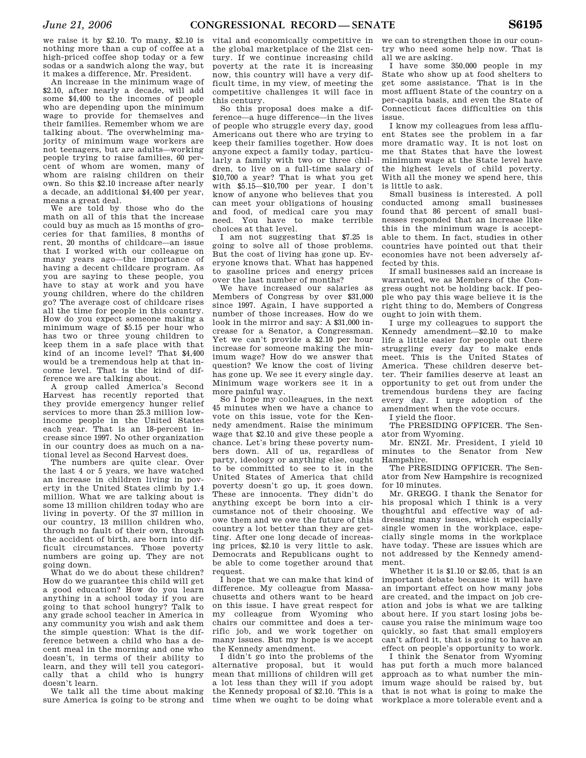we raise it by $2.10. To many, $2.10 is nothing more than a cup of coffee at a high-priced coffee shop today or a few sodas or a sandwich along the way, but it makes a difference, Mr. President.

An increase in the minimum wage of $2.10, after nearly a decade, will add some $4,400 to the incomes of people who are depending upon the minimum wage to provide for themselves and their families. Remember whom we are talking about. The overwhelming majority of minimum wage workers are not teenagers, but are adults—working people trying to raise families, 60 percent of whom are women, many of whom are raising children on their own. So this $2.10 increase after nearly a decade, an additional $4,400 per year, means a great deal.

We are told by those who do the math on all of this that the increase could buy as much as 15 months of groceries for that families, 8 months of rent, 20 months of childcare—an issue that I worked with our colleague on many years ago—the importance of having a decent childcare program. As you are saying to these people, you have to stay at work and you have young children, where do the children go? The average cost of childcare rises all the time for people in this country. How do you expect someone making a minimum wage of $5.15 per hour who has two or three young children to keep them in a safe place with that kind of an income level? That $4,400 would be a tremendous help at that income level. That is the kind of difference we are talking about.

A group called America's Second Harvest has recently reported that they provide emergency hunger relief services to more than 25.3 million low-income people in the United States each year. That is an 18-percent increase since 1997. No other organization in our country does as much on a national level as Second Harvest does.

The numbers are quite clear. Over the last 4 or 5 years, we have watched an increase in children living in poverty in the United States climb by 1.4 million. What we are talking about is some 13 million children today who are living in poverty. Of the 37 million in our country, 13 million children who, through no fault of their own, through the accident of birth, are born into difficult circumstances. Those poverty numbers are going up. They are not going down.

What do we do about these children? How do we guarantee this child will get a good education? How do you learn anything in a school today if you are going to that school hungry? Talk to any grade school teacher in America in any community you wish and ask them the simple question: What is the difference between a child who has a decent meal in the morning and one who doesn't, in terms of their ability to learn, and they will tell you categorically that a child who is hungry doesn't learn.

We talk all the time about making sure America is going to be strong and vital and economically competitive in the global marketplace of the 21st century. If we continue increasing child poverty at the rate it is increasing now, this country will have a very difficult time, in my view, of meeting the competitive challenges it will face in this century.

So this proposal does make a difference—a huge difference—in the lives of people who struggle every day, good Americans out there who are trying to keep their families together. How does anyone expect a family today, particularly a family with two or three children, to live on a full-time salary of $10,700 a year? That is what you get with $5.15—$10,700 per year. I don't know of anyone who believes that you can meet your obligations of housing and food, of medical care you may need. You have to make terrible choices at that level.

I am not suggesting that $7.25 is going to solve all of those problems. But the cost of living has gone up. Everyone knows that. What has happened to gasoline prices and energy prices over the last number of months?

We have increased our salaries as Members of Congress by over $31,000 since 1997. Again, I have supported a number of those increases. How do we look in the mirror and say: A $31,000 increase for a Senator, a Congressman. Yet we can't provide a $2.10 per hour increase for someone making the minimum wage? How do we answer that question? We know the cost of living has gone up. We see it every single day. Minimum wage workers see it in a more painful way.

So I hope my colleagues, in the next 45 minutes when we have a chance to vote on this issue, vote for the Kennedy amendment. Raise the minimum wage that $2.10 and give these people a chance. Let's bring these poverty numbers down. All of us, regardless of party, ideology or anything else, ought to be committed to see to it in the United States of America that child poverty doesn't go up, it goes down. These are innocents. They didn't do anything except be born into a circumstance not of their choosing. We owe them and we owe the future of this country a lot better than they are getting. After one long decade of increasing prices, $2.10 is very little to ask. Democrats and Republicans ought to be able to come together around that request.

I hope that we can make that kind of difference. My colleague from Massachusetts and others want to be heard on this issue. I have great respect for my colleague from Wyoming who chairs our committee and does a terrific job, and we work together on many issues. But my hope is we accept the Kennedy amendment.

I didn't go into the problems of the alternative proposal, but it would mean that millions of children will get a lot less than they will if you adopt the Kennedy proposal of $2.10. This is a time when we ought to be doing what we can to strengthen those in our country who need some help now. That is all we are asking.

I have some 350,000 people in my State who show up at food shelters to get some assistance. That is in the most affluent State of the country on a per-capita basis, and even the State of Connecticut faces difficulties on this issue.

I know my colleagues from less affluent States see the problem in a far more dramatic way. It is not lost on me that States that have the lowest minimum wage at the State level have the highest levels of child poverty. With all the money we spend here, this is little to ask.

Small business is interested. A poll conducted among small businesses found that 86 percent of small businesses responded that an increase like this in the minimum wage is acceptable to them. In fact, studies in other countries have pointed out that their economies have not been adversely affected by this.

If small businesses said an increase is warranted, we as Members of the Congress ought not be holding back. If people who pay this wage believe it is the right thing to do, Members of Congress ought to join with them.

I urge my colleagues to support the Kennedy amendment—$2.10 to make life a little easier for people out there struggling every day to make ends meet. This is the United States of America. These children deserve better. Their families deserve at least an opportunity to get out from under the tremendous burdens they are facing every day. I urge adoption of the amendment when the vote occurs.

I yield the floor.

The PRESIDING OFFICER. The Senator from Wyoming.

Mr. ENZI. Mr. President, I yield 10 minutes to the Senator from New Hampshire.

The PRESIDING OFFICER. The Senator from New Hampshire is recognized for 10 minutes.

Mr. GREGG. I thank the Senator for his proposal which I think is a very thoughtful and effective way of addressing many issues, which especially single women in the workplace, especially single moms in the workplace have today. These are issues which are not addressed by the Kennedy amendment.

Whether it is $1.10 or $2.05, that is an important debate because it will have an important effect on how many jobs are created, and the impact on job creation and jobs is what we are talking about here. If you start losing jobs because you raise the minimum wage too quickly, so fast that small employers can't afford it, that is going to have an effect on people's opportunity to work.

I think the Senator from Wyoming has put forth a much more balanced approach as to what number the minimum wage should be raised by, but that is not what is going to make the workplace a more tolerable event and a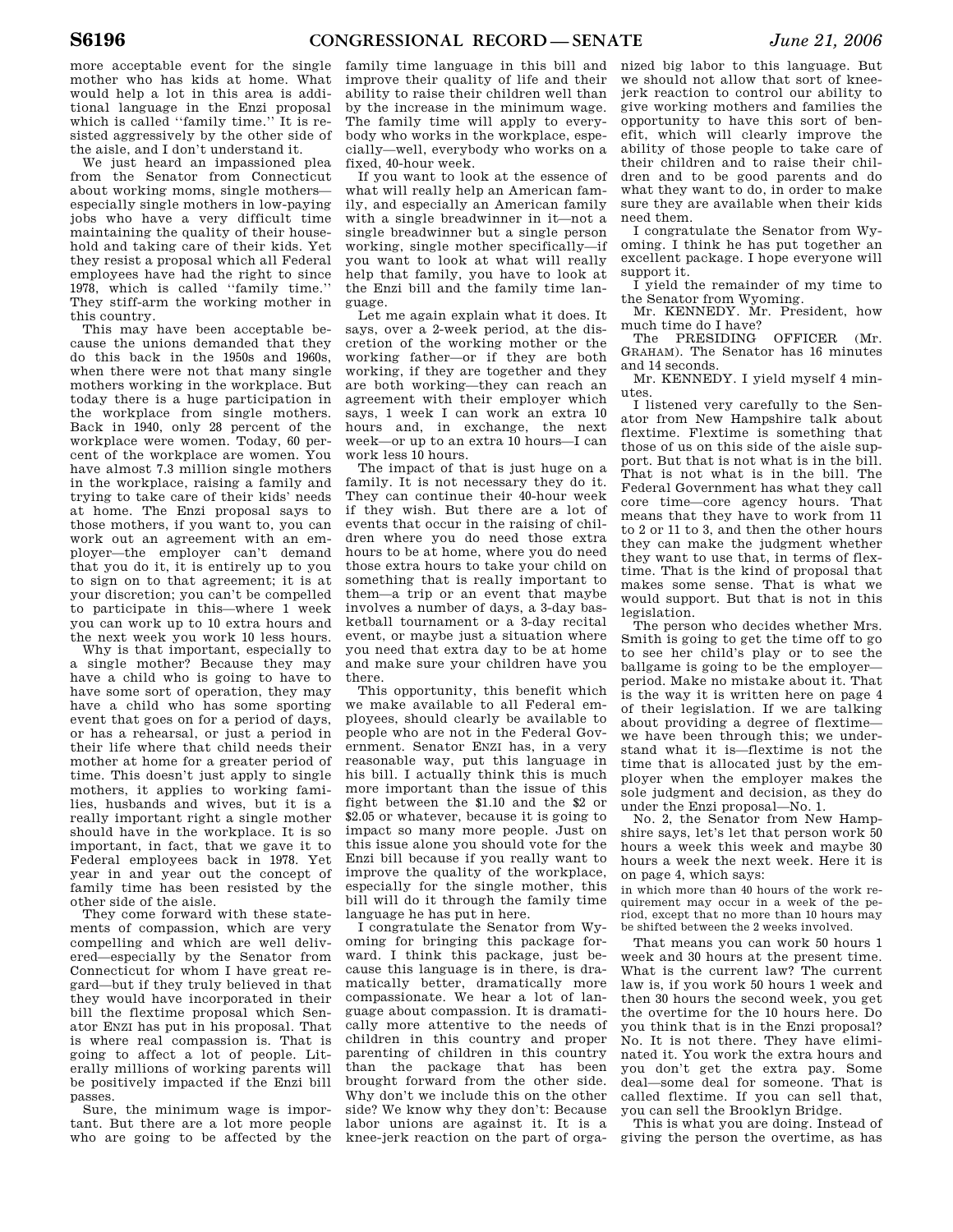more acceptable event for the single mother who has kids at home. What would help a lot in this area is additional language in the Enzi proposal which is called "family time." It is resisted aggressively by the other side of the aisle, and I don't understand it.

We just heard an impassioned plea from the Senator from Connecticut about working moms, single mothers—especially single mothers in low-paying jobs who have a very difficult time maintaining the quality of their household and taking care of their kids. Yet they resist a proposal which all Federal employees have had the right to since 1978, which is called "family time." They stiff-arm the working mother in this country.

This may have been acceptable because the unions demanded that they do this back in the 1950s and 1960s, when there were not that many single mothers working in the workplace. But today there is a huge participation in the workplace from single mothers. Back in 1940, only 28 percent of the workplace were women. Today, 60 percent of the workplace are women. You have almost 7.3 million single mothers in the workplace, raising a family and trying to take care of their kids' needs at home. The Enzi proposal says to those mothers, if you want to, you can work out an agreement with an employer—the employer can't demand that you do it, it is entirely up to you to sign on to that agreement; it is at your discretion; you can't be compelled to participate in this—where 1 week you can work up to 10 extra hours and the next week you work 10 less hours.

Why is that important, especially to a single mother? Because they may have a child who is going to have to have some sort of operation, they may have a child who has some sporting event that goes on for a period of days, or has a rehearsal, or just a period in their life where that child needs their mother at home for a greater period of time. This doesn't just apply to single mothers, it applies to working families, husbands and wives, but it is a really important right a single mother should have in the workplace. It is so important, in fact, that we gave it to Federal employees back in 1978. Yet year in and year out the concept of family time has been resisted by the other side of the aisle.

They come forward with these statements of compassion, which are very compelling and which are well delivered—especially by the Senator from Connecticut for whom I have great regard—but if they truly believed in that they would have incorporated in their bill the flextime proposal which Senator ENZI has put in his proposal. That is where real compassion is. That is going to affect a lot of people. Literally millions of working parents will be positively impacted if the Enzi bill passes.

Sure, the minimum wage is important. But there are a lot more people who are going to be affected by the family time language in this bill and improve their quality of life and their ability to raise their children well than by the increase in the minimum wage. The family time will apply to everybody who works in the workplace, especially—well, everybody who works on a fixed, 40-hour week.

If you want to look at the essence of what will really help an American family, and especially an American family with a single breadwinner in it—not a single breadwinner but a single person working, single mother specifically—if you want to look at what will really help that family, you have to look at the Enzi bill and the family time language.

Let me again explain what it does. It says, over a 2-week period, at the discretion of the working mother or the working father—or if they are both working, if they are together and they are both working—they can reach an agreement with their employer which says, 1 week I can work an extra 10 hours and, in exchange, the next week—or up to an extra 10 hours—I can work less 10 hours.

The impact of that is just huge on a family. It is not necessary they do it. They can continue their 40-hour week if they wish. But there are a lot of events that occur in the raising of children where you do need those extra hours to be at home, where you do need those extra hours to take your child on something that is really important to them—a trip or an event that maybe involves a number of days, a 3-day basketball tournament or a 3-day recital event, or maybe just a situation where you need that extra day to be at home and make sure your children have you there.

This opportunity, this benefit which we make available to all Federal employees, should clearly be available to people who are not in the Federal Government. Senator ENZI has, in a very reasonable way, put this language in his bill. I actually think this is much more important than the issue of this fight between the $1.10 and the $2 or $2.05 or whatever, because it is going to impact so many more people. Just on this issue alone you should vote for the Enzi bill because if you really want to improve the quality of the workplace, especially for the single mother, this bill will do it through the family time language he has put in here.

I congratulate the Senator from Wyoming for bringing this package forward. I think this package, just because this language is in there, is dramatically better, dramatically more compassionate. We hear a lot of language about compassion. It is dramatically more attentive to the needs of children in this country and proper parenting of children in this country than the package that has been brought forward from the other side. Why don't we include this on the other side? We know why they don't: Because labor unions are against it. It is a knee-jerk reaction on the part of organized big labor to this language. But we should not allow that sort of knee-jerk reaction to control our ability to give working mothers and families the opportunity to have this sort of benefit, which will clearly improve the ability of those people to take care of their children and to raise their children and to be good parents and do what they want to do, in order to make sure they are available when their kids need them.

I congratulate the Senator from Wyoming. I think he has put together an excellent package. I hope everyone will support it.

I yield the remainder of my time to the Senator from Wyoming.

Mr. KENNEDY. Mr. President, how much time do I have?

The PRESIDING OFFICER (Mr. GRAHAM). The Senator has 16 minutes and 14 seconds.

Mr. KENNEDY. I yield myself 4 minutes.

I listened very carefully to the Senator from New Hampshire talk about flextime. Flextime is something that those of us on this side of the aisle support. But that is not what is in the bill. That is not what is in the bill. The Federal Government has what they call core time—core agency hours. That means that they have to work from 11 to 2 or 11 to 3, and then the other hours they can make the judgment whether they want to use that, in terms of flextime. That is the kind of proposal that makes some sense. That is what we would support. But that is not in this legislation.

The person who decides whether Mrs. Smith is going to get the time off to go to see her child's play or to see the ballgame is going to be the employer—period. Make no mistake about it. That is the way it is written here on page 4 of their legislation. If we are talking about providing a degree of flextime—we have been through this; we understand what it is—flextime is not the time that is allocated just by the employer when the employer makes the sole judgment and decision, as they do under the Enzi proposal—No. 1.

No. 2, the Senator from New Hampshire says, let's let that person work 50 hours a week this week and maybe 30 hours a week the next week. Here it is on page 4, which says:

> in which more than 40 hours of the work requirement may occur in a week of the period, except that no more than 10 hours may be shifted between the 2 weeks involved.

That means you can work 50 hours 1 week and 30 hours at the present time. What is the current law? The current law is, if you work 50 hours 1 week and then 30 hours the second week, you get the overtime for the 10 hours here. Do you think that is in the Enzi proposal? No. It is not there. They have eliminated it. You work the extra hours and you don't get the extra pay. Some deal—some deal for someone. That is called flextime. If you can sell that, you can sell the Brooklyn Bridge.

This is what you are doing. Instead of giving the person the overtime, as has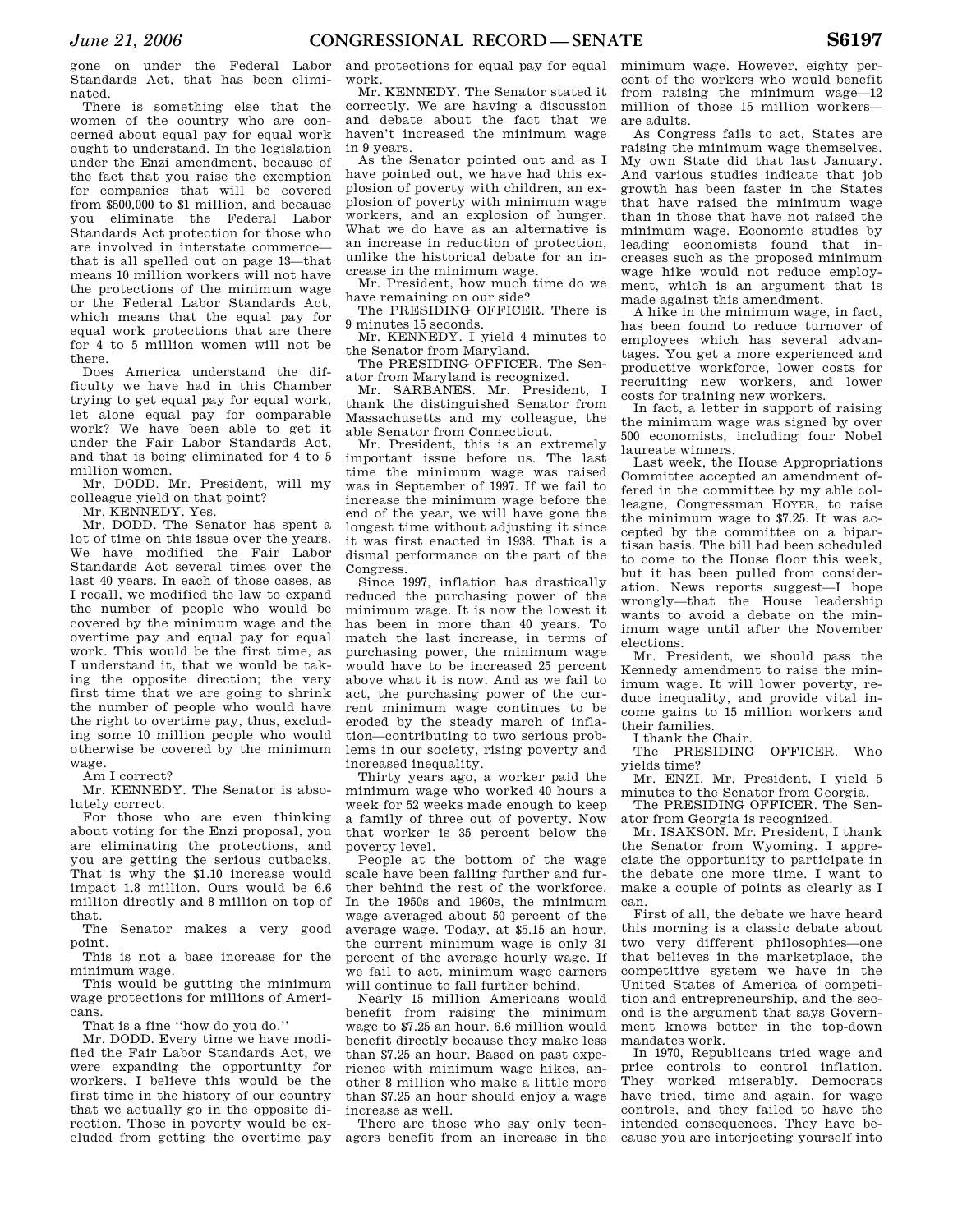gone on under the Federal Labor Standards Act, that has been eliminated.

There is something else that the women of the country who are concerned about equal pay for equal work ought to understand. In the legislation under the Enzi amendment, because of the fact that you raise the exemption for companies that will be covered from $500,000 to $1 million, and because you eliminate the Federal Labor Standards Act protection for those who are involved in interstate commerce—that is all spelled out on page 13—that means 10 million workers will not have the protections of the minimum wage or the Federal Labor Standards Act, which means that the equal pay for equal work protections that are there for 4 to 5 million women will not be there.

Does America understand the difficulty we have had in this Chamber trying to get equal pay for equal work, let alone equal pay for comparable work? We have been able to get it under the Fair Labor Standards Act, and that is being eliminated for 4 to 5 million women.

Mr. DODD. Mr. President, will my colleague yield on that point?

Mr. KENNEDY. Yes.

Mr. DODD. The Senator has spent a lot of time on this issue over the years. We have modified the Fair Labor Standards Act several times over the last 40 years. In each of those cases, as I recall, we modified the law to expand the number of people who would be covered by the minimum wage and the overtime pay and equal pay for equal work. This would be the first time, as I understand it, that we would be taking the opposite direction; the very first time that we are going to shrink the number of people who would have the right to overtime pay, thus, excluding some 10 million people who would otherwise be covered by the minimum wage.

Am I correct?

Mr. KENNEDY. The Senator is absolutely correct.

For those who are even thinking about voting for the Enzi proposal, you are eliminating the protections, and you are getting the serious cutbacks. That is why the $1.10 increase would impact 1.8 million. Ours would be 6.6 million directly and 8 million on top of that.

The Senator makes a very good point.

This is not a base increase for the minimum wage.

This would be gutting the minimum wage protections for millions of Americans.

That is a fine ''how do you do.''

Mr. DODD. Every time we have modified the Fair Labor Standards Act, we were expanding the opportunity for workers. I believe this would be the first time in the history of our country that we actually go in the opposite direction. Those in poverty would be excluded from getting the overtime pay and protections for equal pay for equal work.

Mr. KENNEDY. The Senator stated it correctly. We are having a discussion and debate about the fact that we haven't increased the minimum wage in 9 years.

As the Senator pointed out and as I have pointed out, we have had this explosion of poverty with children, an explosion of poverty with minimum wage workers, and an explosion of hunger. What we do have as an alternative is an increase in reduction of protection, unlike the historical debate for an increase in the minimum wage.

Mr. President, how much time do we have remaining on our side?

The PRESIDING OFFICER. There is 9 minutes 15 seconds.

Mr. KENNEDY. I yield 4 minutes to the Senator from Maryland.

The PRESIDING OFFICER. The Senator from Maryland is recognized.

Mr. SARBANES. Mr. President, I thank the distinguished Senator from Massachusetts and my colleague, the able Senator from Connecticut.

Mr. President, this is an extremely important issue before us. The last time the minimum wage was raised was in September of 1997. If we fail to increase the minimum wage before the end of the year, we will have gone the longest time without adjusting it since it was first enacted in 1938. That is a dismal performance on the part of the Congress.

Since 1997, inflation has drastically reduced the purchasing power of the minimum wage. It is now the lowest it has been in more than 40 years. To match the last increase, in terms of purchasing power, the minimum wage would have to be increased 25 percent above what it is now. And as we fail to act, the purchasing power of the current minimum wage continues to be eroded by the steady march of inflation—contributing to two serious problems in our society, rising poverty and increased inequality.

Thirty years ago, a worker paid the minimum wage who worked 40 hours a week for 52 weeks made enough to keep a family of three out of poverty. Now that worker is 35 percent below the poverty level.

People at the bottom of the wage scale have been falling further and further behind the rest of the workforce. In the 1950s and 1960s, the minimum wage averaged about 50 percent of the average wage. Today, at $5.15 an hour, the current minimum wage is only 31 percent of the average hourly wage. If we fail to act, minimum wage earners will continue to fall further behind.

Nearly 15 million Americans would benefit from raising the minimum wage to $7.25 an hour. 6.6 million would benefit directly because they make less than $7.25 an hour. Based on past experience with minimum wage hikes, another 8 million who make a little more than $7.25 an hour should enjoy a wage increase as well.

There are those who say only teenagers benefit from an increase in the minimum wage. However, eighty percent of the workers who would benefit from raising the minimum wage—12 million of those 15 million workers—are adults.

As Congress fails to act, States are raising the minimum wage themselves. My own State did that last January. And various studies indicate that job growth has been faster in the States that have raised the minimum wage than in those that have not raised the minimum wage. Economic studies by leading economists found that increases such as the proposed minimum wage hike would not reduce employment, which is an argument that is made against this amendment.

A hike in the minimum wage, in fact, has been found to reduce turnover of employees which has several advantages. You get a more experienced and productive workforce, lower costs for recruiting new workers, and lower costs for training new workers.

In fact, a letter in support of raising the minimum wage was signed by over 500 economists, including four Nobel laureate winners.

Last week, the House Appropriations Committee accepted an amendment offered in the committee by my able colleague, Congressman HOYER, to raise the minimum wage to $7.25. It was accepted by the committee on a bipartisan basis. The bill had been scheduled to come to the House floor this week, but it has been pulled from consideration. News reports suggest—I hope wrongly—that the House leadership wants to avoid a debate on the minimum wage until after the November elections.

Mr. President, we should pass the Kennedy amendment to raise the minimum wage. It will lower poverty, reduce inequality, and provide vital income gains to 15 million workers and their families.

I thank the Chair.

The PRESIDING OFFICER. Who yields time?

Mr. ENZI. Mr. President, I yield 5 minutes to the Senator from Georgia.

The PRESIDING OFFICER. The Senator from Georgia is recognized.

Mr. ISAKSON. Mr. President, I thank the Senator from Wyoming. I appreciate the opportunity to participate in the debate one more time. I want to make a couple of points as clearly as I can.

First of all, the debate we have heard this morning is a classic debate about two very different philosophies—one that believes in the marketplace, the competitive system we have in the United States of America of competition and entrepreneurship, and the second is the argument that says Government knows better in the top-down mandates work.

In 1970, Republicans tried wage and price controls to control inflation. They worked miserably. Democrats have tried, time and again, for wage controls, and they failed to have the intended consequences. They have because you are interjecting yourself into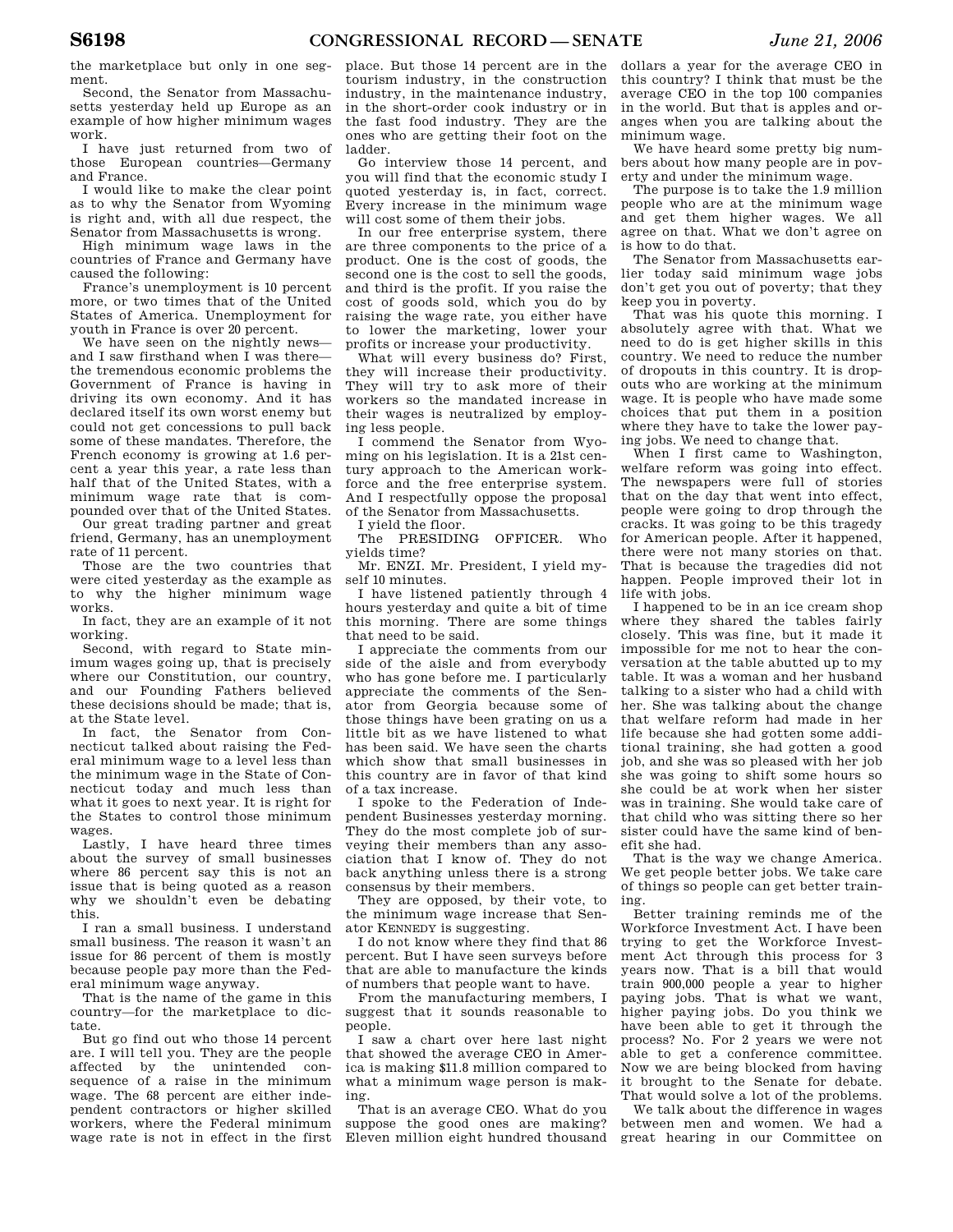the marketplace but only in one segment.

Second, the Senator from Massachusetts yesterday held up Europe as an example of how higher minimum wages work.

I have just returned from two of those European countries—Germany and France.

I would like to make the clear point as to why the Senator from Wyoming is right and, with all due respect, the Senator from Massachusetts is wrong.

High minimum wage laws in the countries of France and Germany have caused the following:

France's unemployment is 10 percent more, or two times that of the United States of America. Unemployment for youth in France is over 20 percent.

We have seen on the nightly news—and I saw firsthand when I was there—the tremendous economic problems the Government of France is having in driving its own economy. And it has declared itself its own worst enemy but could not get concessions to pull back some of these mandates. Therefore, the French economy is growing at 1.6 percent a year this year, a rate less than half that of the United States, with a minimum wage rate that is compounded over that of the United States.

Our great trading partner and great friend, Germany, has an unemployment rate of 11 percent.

Those are the two countries that were cited yesterday as the example as to why the higher minimum wage works.

In fact, they are an example of it not working.

Second, with regard to State minimum wages going up, that is precisely where our Constitution, our country, and our Founding Fathers believed these decisions should be made; that is, at the State level.

In fact, the Senator from Connecticut talked about raising the Federal minimum wage to a level less than the minimum wage in the State of Connecticut today and much less than what it goes to next year. It is right for the States to control those minimum wages.

Lastly, I have heard three times about the survey of small businesses where 86 percent say this is not an issue that is being quoted as a reason why we shouldn't even be debating this.

I ran a small business. I understand small business. The reason it wasn't an issue for 86 percent of them is mostly because people pay more than the Federal minimum wage anyway.

That is the name of the game in this country—for the marketplace to dictate.

But go find out who those 14 percent are. I will tell you. They are the people affected by the unintended consequence of a raise in the minimum wage. The 68 percent are either independent contractors or higher skilled workers, where the Federal minimum wage rate is not in effect in the first place. But those 14 percent are in the tourism industry, in the construction industry, in the maintenance industry, in the short-order cook industry or in the fast food industry. They are the ones who are getting their foot on the ladder.

Go interview those 14 percent, and you will find that the economic study I quoted yesterday is, in fact, correct. Every increase in the minimum wage will cost some of them their jobs.

In our free enterprise system, there are three components to the price of a product. One is the cost of goods, the second one is the cost to sell the goods, and third is the profit. If you raise the cost of goods sold, which you do by raising the wage rate, you either have to lower the marketing, lower your profits or increase your productivity.

What will every business do? First, they will increase their productivity. They will try to ask more of their workers so the mandated increase in their wages is neutralized by employing less people.

I commend the Senator from Wyoming on his legislation. It is a 21st century approach to the American workforce and the free enterprise system. And I respectfully oppose the proposal of the Senator from Massachusetts.

I yield the floor.

The PRESIDING OFFICER. Who yields time?

Mr. ENZI. Mr. President, I yield myself 10 minutes.

I have listened patiently through 4 hours yesterday and quite a bit of time this morning. There are some things that need to be said.

I appreciate the comments from our side of the aisle and from everybody who has gone before me. I particularly appreciate the comments of the Senator from Georgia because some of those things have been grating on us a little bit as we have listened to what has been said. We have seen the charts which show that small businesses in this country are in favor of that kind of a tax increase.

I spoke to the Federation of Independent Businesses yesterday morning. They do the most complete job of surveying their members than any association that I know of. They do not back anything unless there is a strong consensus by their members.

They are opposed, by their vote, to the minimum wage increase that Senator KENNEDY is suggesting.

I do not know where they find that 86 percent. But I have seen surveys before that are able to manufacture the kinds of numbers that people want to have.

From the manufacturing members, I suggest that it sounds reasonable to people.

I saw a chart over here last night that showed the average CEO in America is making $11.8 million compared to what a minimum wage person is making.

That is an average CEO. What do you suppose the good ones are making? Eleven million eight hundred thousand dollars a year for the average CEO in this country? I think that must be the average CEO in the top 100 companies in the world. But that is apples and oranges when you are talking about the minimum wage.

We have heard some pretty big numbers about how many people are in poverty and under the minimum wage.

The purpose is to take the 1.9 million people who are at the minimum wage and get them higher wages. We all agree on that. What we don't agree on is how to do that.

The Senator from Massachusetts earlier today said minimum wage jobs don't get you out of poverty; that they keep you in poverty.

That was his quote this morning. I absolutely agree with that. What we need to do is get higher skills in this country. We need to reduce the number of dropouts in this country. It is dropouts who are working at the minimum wage. It is people who have made some choices that put them in a position where they have to take the lower paying jobs. We need to change that.

When I first came to Washington, welfare reform was going into effect. The newspapers were full of stories that on the day that went into effect, people were going to drop through the cracks. It was going to be this tragedy for American people. After it happened, there were not many stories on that. That is because the tragedies did not happen. People improved their lot in life with jobs.

I happened to be in an ice cream shop where they shared the tables fairly closely. This was fine, but it made it impossible for me not to hear the conversation at the table abutted up to my table. It was a woman and her husband talking to a sister who had a child with her. She was talking about the change that welfare reform had made in her life because she had gotten some additional training, she had gotten a good job, and she was so pleased with her job she was going to shift some hours so she could be at work when her sister was in training. She would take care of that child who was sitting there so her sister could have the same kind of benefit she had.

That is the way we change America. We get people better jobs. We take care of things so people can get better training.

Better training reminds me of the Workforce Investment Act. I have been trying to get the Workforce Investment Act through this process for 3 years now. That is a bill that would train 900,000 people a year to higher paying jobs. That is what we want, higher paying jobs. Do you think we have been able to get it through the process? No. For 2 years we were not able to get a conference committee. Now we are being blocked from having it brought to the Senate for debate. That would solve a lot of the problems.

We talk about the difference in wages between men and women. We had a great hearing in our Committee on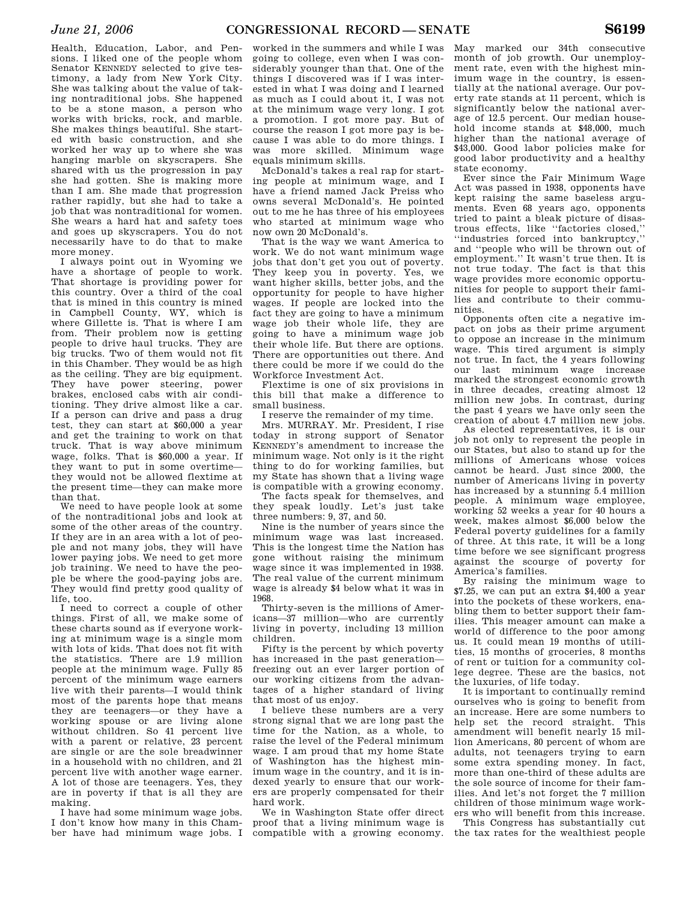Health, Education, Labor, and Pensions. I liked one of the people whom Senator KENNEDY selected to give testimony, a lady from New York City. She was talking about the value of taking nontraditional jobs. She happened to be a stone mason, a person who works with bricks, rock, and marble. She makes things beautiful. She started with basic construction, and she worked her way up to where she was hanging marble on skyscrapers. She shared with us the progression in pay she had gotten. She is making more than I am. She made that progression rather rapidly, but she had to take a job that was nontraditional for women. She wears a hard hat and safety toes and goes up skyscrapers. You do not necessarily have to do that to make more money.

I always point out in Wyoming we have a shortage of people to work. That shortage is providing power for this country. Over a third of the coal that is mined in this country is mined in Campbell County, WY, which is where Gillette is. That is where I am from. Their problem now is getting people to drive haul trucks. They are big trucks. Two of them would not fit in this Chamber. They would be as high as the ceiling. They are big equipment. They have power steering, power brakes, enclosed cabs with air conditioning. They drive almost like a car. If a person can drive and pass a drug test, they can start at $60,000 a year and get the training to work on that truck. That is way above minimum wage, folks. That is $60,000 a year. If they want to put in some overtime—they would not be allowed flextime at the present time—they can make more than that.

We need to have people look at some of the nontraditional jobs and look at some of the other areas of the country. If they are in an area with a lot of people and not many jobs, they will have lower paying jobs. We need to get more job training. We need to have the people be where the good-paying jobs are. They would find pretty good quality of life, too.

I need to correct a couple of other things. First of all, we make some of these charts sound as if everyone working at minimum wage is a single mom with lots of kids. That does not fit with the statistics. There are 1.9 million people at the minimum wage. Fully 85 percent of the minimum wage earners live with their parents—I would think most of the parents hope that means they are teenagers—or they have a working spouse or are living alone without children. So 41 percent live with a parent or relative, 23 percent are single or are the sole breadwinner in a household with no children, and 21 percent live with another wage earner. A lot of those are teenagers. Yes, they are in poverty if that is all they are making.

I have had some minimum wage jobs. I don't know how many in this Chamber have had minimum wage jobs. I worked in the summers and while I was going to college, even when I was considerably younger than that. One of the things I discovered was if I was interested in what I was doing and I learned as much as I could about it, I was not at the minimum wage very long. I got a promotion. I got more pay. But of course the reason I got more pay is because I was able to do more things. I was more skilled. Minimum wage equals minimum skills.

McDonald's takes a real rap for starting people at minimum wage, and I have a friend named Jack Preiss who owns several McDonald's. He pointed out to me he has three of his employees who started at minimum wage who now own 20 McDonald's.

That is the way we want America to work. We do not want minimum wage jobs that don't get you out of poverty. They keep you in poverty. Yes, we want higher skills, better jobs, and the opportunity for people to have higher wages. If people are locked into the fact they are going to have a minimum wage job their whole life, they are going to have a minimum wage job their whole life. But there are options. There are opportunities out there. And there could be more if we could do the Workforce Investment Act.

Flextime is one of six provisions in this bill that make a difference to small business.

I reserve the remainder of my time.

Mrs. MURRAY. Mr. President, I rise today in strong support of Senator KENNEDY's amendment to increase the minimum wage. Not only is it the right thing to do for working families, but my State has shown that a living wage is compatible with a growing economy.

The facts speak for themselves, and they speak loudly. Let's just take three numbers: 9, 37, and 50.

Nine is the number of years since the minimum wage was last increased. This is the longest time the Nation has gone without raising the minimum wage since it was implemented in 1938. The real value of the current minimum wage is already $4 below what it was in 1968.

Thirty-seven is the millions of Americans—37 million—who are currently living in poverty, including 13 million children.

Fifty is the percent by which poverty has increased in the past generation—freezing out an ever larger portion of our working citizens from the advantages of a higher standard of living that most of us enjoy.

I believe these numbers are a very strong signal that we are long past the time for the Nation, as a whole, to raise the level of the Federal minimum wage. I am proud that my home State of Washington has the highest minimum wage in the country, and it is indexed yearly to ensure that our workers are properly compensated for their hard work.

We in Washington State offer direct proof that a living minimum wage is compatible with a growing economy. May marked our 34th consecutive month of job growth. Our unemployment rate, even with the highest minimum wage in the country, is essentially at the national average. Our poverty rate stands at 11 percent, which is significantly below the national average of 12.5 percent. Our median household income stands at $48,000, much higher than the national average of $43,000. Good labor policies make for good labor productivity and a healthy state economy.

Ever since the Fair Minimum Wage Act was passed in 1938, opponents have kept raising the same baseless arguments. Even 68 years ago, opponents tried to paint a bleak picture of disastrous effects, like ''factories closed,'' ''industries forced into bankruptcy,'' and ''people who will be thrown out of employment.'' It wasn't true then. It is not true today. The fact is that this wage provides more economic opportunities for people to support their families and contribute to their communities.

Opponents often cite a negative impact on jobs as their prime argument to oppose an increase in the minimum wage. This tired argument is simply not true. In fact, the 4 years following our last minimum wage increase marked the strongest economic growth in three decades, creating almost 12 million new jobs. In contrast, during the past 4 years we have only seen the creation of about 4.7 million new jobs.

As elected representatives, it is our job not only to represent the people in our States, but also to stand up for the millions of Americans whose voices cannot be heard. Just since 2000, the number of Americans living in poverty has increased by a stunning 5.4 million people. A minimum wage employee, working 52 weeks a year for 40 hours a week, makes almost $6,000 below the Federal poverty guidelines for a family of three. At this rate, it will be a long time before we see significant progress against the scourge of poverty for America's families.

By raising the minimum wage to $7.25, we can put an extra $4,400 a year into the pockets of these workers, enabling them to better support their families. This meager amount can make a world of difference to the poor among us. It could mean 19 months of utilities, 15 months of groceries, 8 months of rent or tuition for a community college degree. These are the basics, not the luxuries, of life today.

It is important to continually remind ourselves who is going to benefit from an increase. Here are some numbers to help set the record straight. This amendment will benefit nearly 15 million Americans, 80 percent of whom are adults, not teenagers trying to earn some extra spending money. In fact, more than one-third of these adults are the sole source of income for their families. And let's not forget the 7 million children of those minimum wage workers who will benefit from this increase.

This Congress has substantially cut the tax rates for the wealthiest people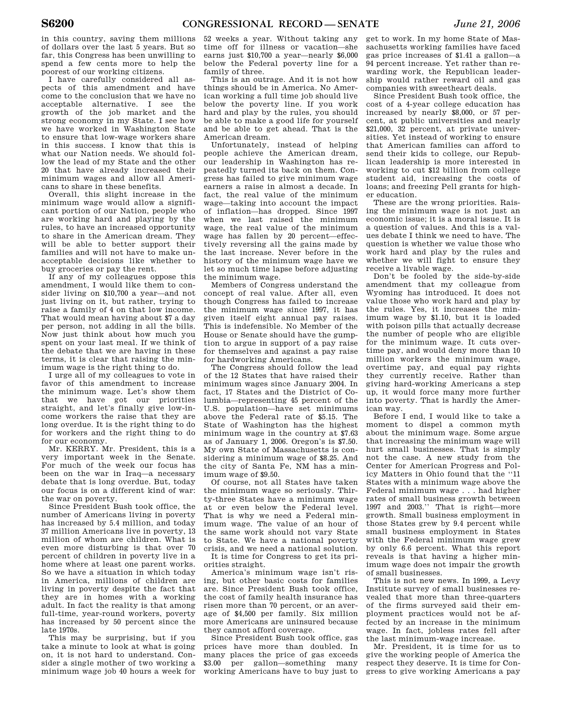in this country, saving them millions of dollars over the last 5 years. But so far, this Congress has been unwilling to spend a few cents more to help the poorest of our working citizens.

I have carefully considered all aspects of this amendment and have come to the conclusion that we have no acceptable alternative. I see the growth of the job market and the strong economy in my State. I see how we have worked in Washington State to ensure that low-wage workers share in this success. I know that this is what our Nation needs. We should follow the lead of my State and the other 20 that have already increased their minimum wages and allow all Americans to share in these benefits.

Overall, this slight increase in the minimum wage would allow a significant portion of our Nation, people who are working hard and playing by the rules, to have an increased opportunity to share in the American dream. They will be able to better support their families and will not have to make unacceptable decisions like whether to buy groceries or pay the rent.

If any of my colleagues oppose this amendment, I would like them to consider living on $10,700 a year—and not just living on it, but rather, trying to raise a family of 4 on that low income. That would mean having about $7 a day per person, not adding in all the bills. Now just think about how much you spent on your last meal. If we think of the debate that we are having in these terms, it is clear that raising the minimum wage is the right thing to do.

I urge all of my colleagues to vote in favor of this amendment to increase the minimum wage. Let's show them that we have got our priorities straight, and let's finally give low-income workers the raise that they are long overdue. It is the right thing to do for workers and the right thing to do for our economy.

Mr. KERRY. Mr. President, this is a very important week in the Senate. For much of the week our focus has been on the war in Iraq—a necessary debate that is long overdue. But, today our focus is on a different kind of war: the war on poverty.

Since President Bush took office, the number of Americans living in poverty has increased by 5.4 million, and today 37 million Americans live in poverty, 13 million of whom are children. What is even more disturbing is that over 70 percent of children in poverty live in a home where at least one parent works. So we have a situation in which today in America, millions of children are living in poverty despite the fact that they are in homes with a working adult. In fact the reality is that among full-time, year-round workers, poverty has increased by 50 percent since the late 1970s.

This may be surprising, but if you take a minute to look at what is going on, it is not hard to understand. Consider a single mother of two working a minimum wage job 40 hours a week for 52 weeks a year. Without taking any time off for illness or vacation—she earns just $10,700 a year—nearly $6,000 below the Federal poverty line for a family of three.

This is an outrage. And it is not how things should be in America. No American working a full time job should live below the poverty line. If you work hard and play by the rules, you should be able to make a good life for yourself and be able to get ahead. That is the American dream.

Unfortunately, instead of helping people achieve the American dream, our leadership in Washington has repeatedly turned its back on them. Congress has failed to give minimum wage earners a raise in almost a decade. In fact, the real value of the minimum wage—taking into account the impact of inflation—has dropped. Since 1997 when we last raised the minimum wage, the real value of the minimum wage has fallen by 20 percent—effectively reversing all the gains made by the last increase. Never before in the history of the minimum wage have we let so much time lapse before adjusting the minimum wage.

Members of Congress understand the concept of real value. After all, even though Congress has failed to increase the minimum wage since 1997, it has given itself eight annual pay raises. This is indefensible. No Member of the House or Senate should have the gumption to argue in support of a pay raise for themselves and against a pay raise for hardworking Americans.

The Congress should follow the lead of the 12 States that have raised their minimum wages since January 2004. In fact, 17 States and the District of Columbia—representing 45 percent of the U.S. population—have set minimums above the Federal rate of $5.15. The State of Washington has the highest minimum wage in the country at $7.63 as of January 1, 2006. Oregon's is $7.50. My own State of Massachusetts is considering a minimum wage of $8.25. And the city of Santa Fe, NM has a minimum wage of $9.50.

Of course, not all States have taken the minimum wage so seriously. Thirty-three States have a minimum wage at or even below the Federal level. That is why we need a Federal minimum wage. The value of an hour of the same work should not vary State to State. We have a national poverty crisis, and we need a national solution.

It is time for Congress to get its priorities straight.

America's minimum wage isn't rising, but other basic costs for families are. Since President Bush took office, the cost of family health insurance has risen more than 70 percent, or an average of $4,500 per family. Six million more Americans are uninsured because they cannot afford coverage.

Since President Bush took office, gas prices have more than doubled. In many places the price of gas exceeds $3.00 per gallon—something many working Americans have to buy just to get to work. In my home State of Massachusetts working families have faced gas price increases of $1.41 a gallon—a 94 percent increase. Yet rather than rewarding work, the Republican leadership would rather reward oil and gas companies with sweetheart deals.

Since President Bush took office, the cost of a 4-year college education has increased by nearly $8,000, or 57 percent, at public universities and nearly $21,000, 32 percent, at private universities. Yet instead of working to ensure that American families can afford to send their kids to college, our Republican leadership is more interested in working to cut $12 billion from college student aid, increasing the costs of loans; and freezing Pell grants for higher education.

These are the wrong priorities. Raising the minimum wage is not just an economic issue; it is a moral issue. It is a question of values. And this is a values debate I think we need to have. The question is whether we value those who work hard and play by the rules and whether we will fight to ensure they receive a livable wage.

Don't be fooled by the side-by-side amendment that my colleague from Wyoming has introduced. It does not value those who work hard and play by the rules. Yes, it increases the minimum wage by $1.10, but it is loaded with poison pills that actually decrease the number of people who are eligible for the minimum wage. It cuts overtime pay, and would deny more than 10 million workers the minimum wage, overtime pay, and equal pay rights they currently receive. Rather than giving hard-working Americans a step up, it would force many more further into poverty. That is hardly the American way.

Before I end, I would like to take a moment to dispel a common myth about the minimum wage. Some argue that increasing the minimum wage will hurt small businesses. That is simply not the case. A new study from the Center for American Progress and Policy Matters in Ohio found that the "11 States with a minimum wage above the Federal minimum wage . . . had higher rates of small business growth between 1997 and 2003." That is right—more growth. Small business employment in those States grew by 9.4 percent while small business employment in States with the Federal minimum wage grew by only 6.6 percent. What this report reveals is that having a higher minimum wage does not impair the growth of small businesses.

This is not new news. In 1999, a Levy Institute survey of small businesses revealed that more than three-quarters of the firms surveyed said their employment practices would not be affected by an increase in the minimum wage. In fact, jobless rates fell after the last minimum-wage increase.

Mr. President, it is time for us to give the working people of America the respect they deserve. It is time for Congress to give working Americans a pay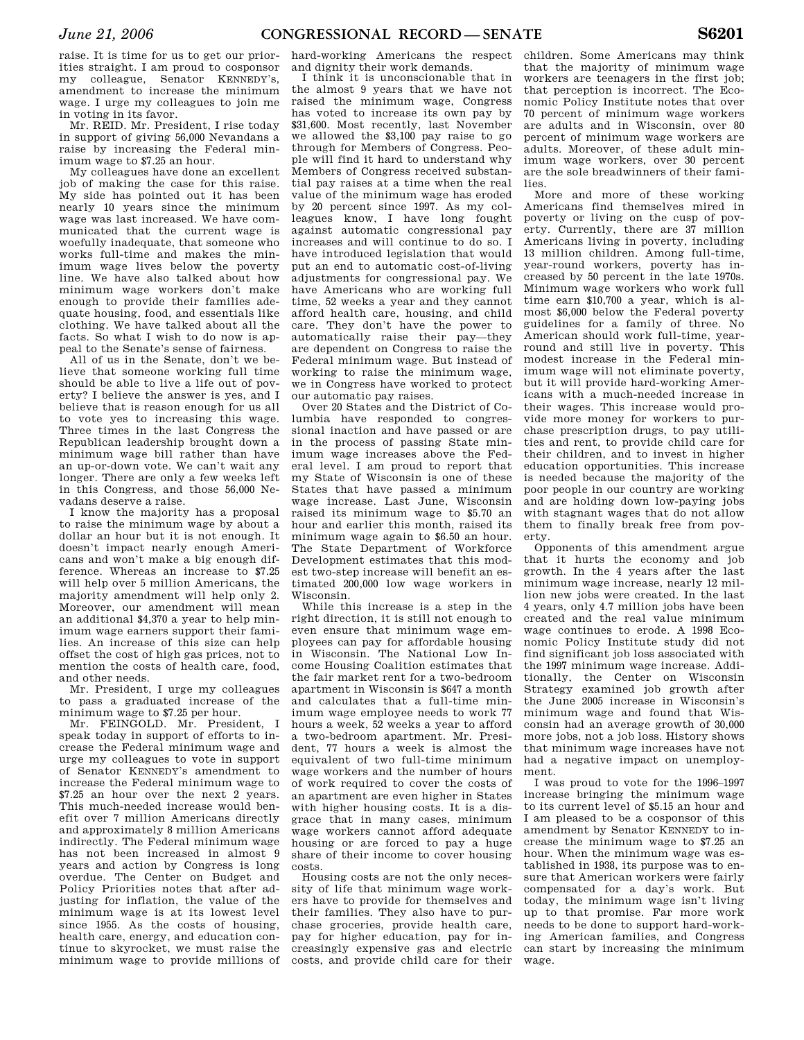raise. It is time for us to get our priorities straight. I am proud to cosponsor my colleague, Senator KENNEDY's, amendment to increase the minimum wage. I urge my colleagues to join me in voting in its favor.

Mr. REID. Mr. President, I rise today in support of giving 56,000 Nevadans a raise by increasing the Federal minimum wage to $7.25 an hour.

My colleagues have done an excellent job of making the case for this raise. My side has pointed out it has been nearly 10 years since the minimum wage was last increased. We have communicated that the current wage is woefully inadequate, that someone who works full-time and makes the minimum wage lives below the poverty line. We have also talked about how minimum wage workers don't make enough to provide their families adequate housing, food, and essentials like clothing. We have talked about all the facts. So what I wish to do now is appeal to the Senate's sense of fairness.

All of us in the Senate, don't we believe that someone working full time should be able to live a life out of poverty? I believe the answer is yes, and I believe that is reason enough for us all to vote yes to increasing this wage. Three times in the last Congress the Republican leadership brought down a minimum wage bill rather than have an up-or-down vote. We can't wait any longer. There are only a few weeks left in this Congress, and those 56,000 Nevadans deserve a raise.

I know the majority has a proposal to raise the minimum wage by about a dollar an hour but it is not enough. It doesn't impact nearly enough Americans and won't make a big enough difference. Whereas an increase to $7.25 will help over 5 million Americans, the majority amendment will help only 2. Moreover, our amendment will mean an additional $4,370 a year to help minimum wage earners support their families. An increase of this size can help offset the cost of high gas prices, not to mention the costs of health care, food, and other needs.

Mr. President, I urge my colleagues to pass a graduated increase of the minimum wage to $7.25 per hour.

Mr. FEINGOLD. Mr. President, I speak today in support of efforts to increase the Federal minimum wage and urge my colleagues to vote in support of Senator KENNEDY's amendment to increase the Federal minimum wage to $7.25 an hour over the next 2 years. This much-needed increase would benefit over 7 million Americans directly and approximately 8 million Americans indirectly. The Federal minimum wage has not been increased in almost 9 years and action by Congress is long overdue. The Center on Budget and Policy Priorities notes that after adjusting for inflation, the value of the minimum wage is at its lowest level since 1955. As the costs of housing, health care, energy, and education continue to skyrocket, we must raise the minimum wage to provide millions of hard-working Americans the respect and dignity their work demands.

I think it is unconscionable that in the almost 9 years that we have not raised the minimum wage, Congress has voted to increase its own pay by $31,600. Most recently, last November we allowed the $3,100 pay raise to go through for Members of Congress. People will find it hard to understand why Members of Congress received substantial pay raises at a time when the real value of the minimum wage has eroded by 20 percent since 1997. As my colleagues know, I have long fought against automatic congressional pay increases and will continue to do so. I have introduced legislation that would put an end to automatic cost-of-living adjustments for congressional pay. We have Americans who are working full time, 52 weeks a year and they cannot afford health care, housing, and child care. They don't have the power to automatically raise their pay—they are dependent on Congress to raise the Federal minimum wage. But instead of working to raise the minimum wage, we in Congress have worked to protect our automatic pay raises.

Over 20 States and the District of Columbia have responded to congressional inaction and have passed or are in the process of passing State minimum wage increases above the Federal level. I am proud to report that my State of Wisconsin is one of these States that have passed a minimum wage increase. Last June, Wisconsin raised its minimum wage to $5.70 an hour and earlier this month, raised its minimum wage again to $6.50 an hour. The State Department of Workforce Development estimates that this modest two-step increase will benefit an estimated 200,000 low wage workers in Wisconsin.

While this increase is a step in the right direction, it is still not enough to even ensure that minimum wage employees can pay for affordable housing in Wisconsin. The National Low Income Housing Coalition estimates that the fair market rent for a two-bedroom apartment in Wisconsin is $647 a month and calculates that a full-time minimum wage employee needs to work 77 hours a week, 52 weeks a year to afford a two-bedroom apartment. Mr. President, 77 hours a week is almost the equivalent of two full-time minimum wage workers and the number of hours of work required to cover the costs of an apartment are even higher in States with higher housing costs. It is a disgrace that in many cases, minimum wage workers cannot afford adequate housing or are forced to pay a huge share of their income to cover housing costs.

Housing costs are not the only necessity of life that minimum wage workers have to provide for themselves and their families. They also have to purchase groceries, provide health care, pay for higher education, pay for increasingly expensive gas and electric costs, and provide child care for their children. Some Americans may think that the majority of minimum wage workers are teenagers in the first job; that perception is incorrect. The Economic Policy Institute notes that over 70 percent of minimum wage workers are adults and in Wisconsin, over 80 percent of minimum wage workers are adults. Moreover, of these adult minimum wage workers, over 30 percent are the sole breadwinners of their families.

More and more of these working Americans find themselves mired in poverty or living on the cusp of poverty. Currently, there are 37 million Americans living in poverty, including 13 million children. Among full-time, year-round workers, poverty has increased by 50 percent in the late 1970s. Minimum wage workers who work full time earn $10,700 a year, which is almost $6,000 below the Federal poverty guidelines for a family of three. No American should work full-time, year-round and still live in poverty. This modest increase in the Federal minimum wage will not eliminate poverty, but it will provide hard-working Americans with a much-needed increase in their wages. This increase would provide more money for workers to purchase prescription drugs, to pay utilities and rent, to provide child care for their children, and to invest in higher education opportunities. This increase is needed because the majority of the poor people in our country are working and are holding down low-paying jobs with stagnant wages that do not allow them to finally break free from poverty.

Opponents of this amendment argue that it hurts the economy and job growth. In the 4 years after the last minimum wage increase, nearly 12 million new jobs were created. In the last 4 years, only 4.7 million jobs have been created and the real value minimum wage continues to erode. A 1998 Economic Policy Institute study did not find significant job loss associated with the 1997 minimum wage increase. Additionally, the Center on Wisconsin Strategy examined job growth after the June 2005 increase in Wisconsin's minimum wage and found that Wisconsin had an average growth of 30,000 more jobs, not a job loss. History shows that minimum wage increases have not had a negative impact on unemployment.

I was proud to vote for the 1996–1997 increase bringing the minimum wage to its current level of $5.15 an hour and I am pleased to be a cosponsor of this amendment by Senator KENNEDY to increase the minimum wage to $7.25 an hour. When the minimum wage was established in 1938, its purpose was to ensure that American workers were fairly compensated for a day's work. But today, the minimum wage isn't living up to that promise. Far more work needs to be done to support hard-working American families, and Congress can start by increasing the minimum wage.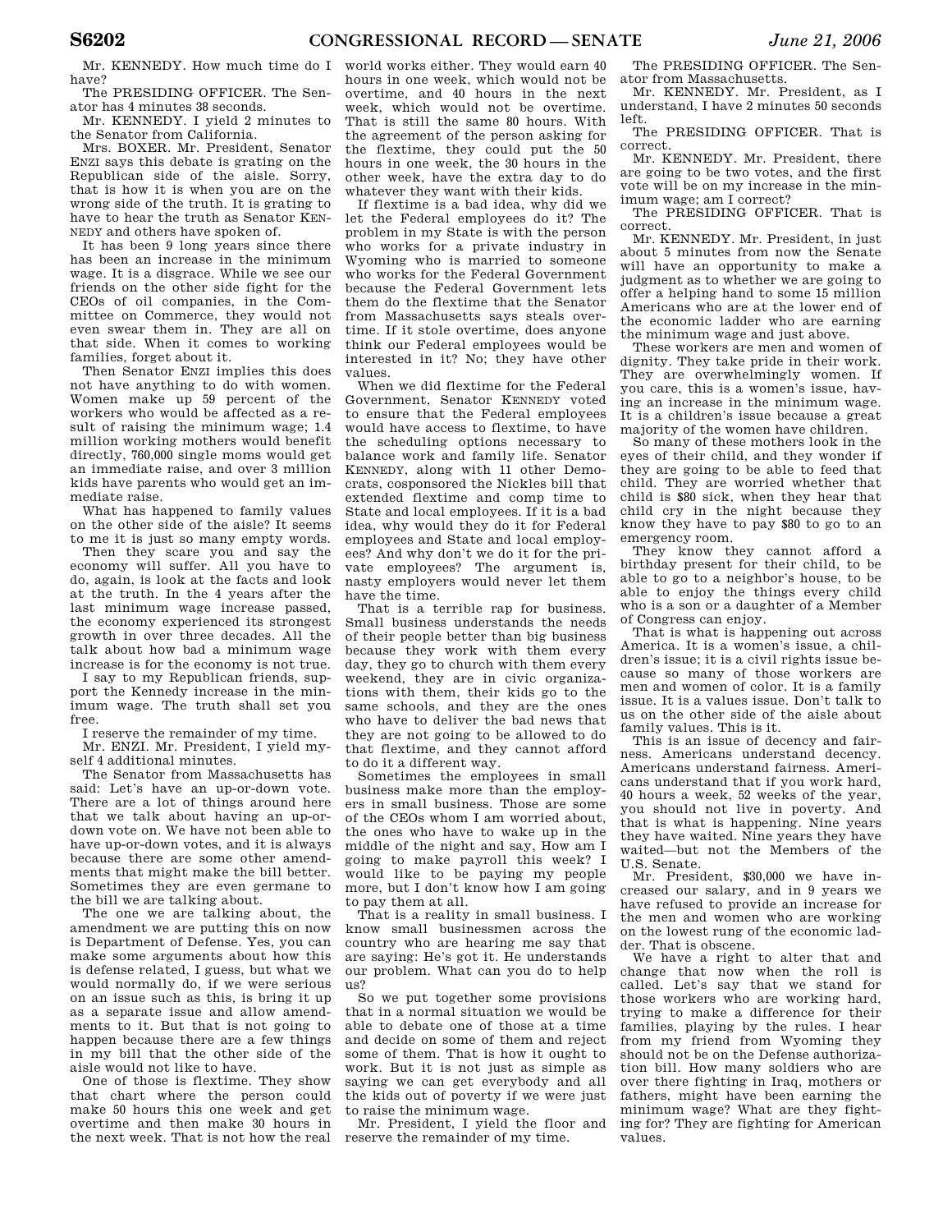Mr. KENNEDY. How much time do I have?

The PRESIDING OFFICER. The Senator has 4 minutes 38 seconds.

Mr. KENNEDY. I yield 2 minutes to the Senator from California.

Mrs. BOXER. Mr. President, Senator ENZI says this debate is grating on the Republican side of the aisle. Sorry, that is how it is when you are on the wrong side of the truth. It is grating to have to hear the truth as Senator KENNEDY and others have spoken of.

It has been 9 long years since there has been an increase in the minimum wage. It is a disgrace. While we see our friends on the other side fight for the CEOs of oil companies, in the Committee on Commerce, they would not even swear them in. They are all on that side. When it comes to working families, forget about it.

Then Senator ENZI implies this does not have anything to do with women. Women make up 59 percent of the workers who would be affected as a result of raising the minimum wage; 1.4 million working mothers would benefit directly, 760,000 single moms would get an immediate raise, and over 3 million kids have parents who would get an immediate raise.

What has happened to family values on the other side of the aisle? It seems to me it is just so many empty words.

Then they scare you and say the economy will suffer. All you have to do, again, is look at the facts and look at the truth. In the 4 years after the last minimum wage increase passed, the economy experienced its strongest growth in over three decades. All the talk about how bad a minimum wage increase is for the economy is not true.

I say to my Republican friends, support the Kennedy increase in the minimum wage. The truth shall set you free.

I reserve the remainder of my time.

Mr. ENZI. Mr. President, I yield myself 4 additional minutes.

The Senator from Massachusetts has said: Let's have an up-or-down vote. There are a lot of things around here that we talk about having an up-or-down vote on. We have not been able to have up-or-down votes, and it is always because there are some other amendments that might make the bill better. Sometimes they are even germane to the bill we are talking about.

The one we are talking about, the amendment we are putting this on now is Department of Defense. Yes, you can make some arguments about how this is defense related, I guess, but what we would normally do, if we were serious on an issue such as this, is bring it up as a separate issue and allow amendments to it. But that is not going to happen because there are a few things in my bill that the other side of the aisle would not like to have.

One of those is flextime. They show that chart where the person could make 50 hours this one week and get overtime and then make 30 hours in the next week. That is not how the real world works either. They would earn 40 hours in one week, which would not be overtime, and 40 hours in the next week, which would not be overtime. That is still the same 80 hours. With the agreement of the person asking for the flextime, they could put the 50 hours in one week, the 30 hours in the other week, have the extra day to do whatever they want with their kids.

If flextime is a bad idea, why did we let the Federal employees do it? The problem in my State is with the person who works for a private industry in Wyoming who is married to someone who works for the Federal Government because the Federal Government lets them do the flextime that the Senator from Massachusetts says steals overtime. If it stole overtime, does anyone think our Federal employees would be interested in it? No; they have other values.

When we did flextime for the Federal Government, Senator KENNEDY voted to ensure that the Federal employees would have access to flextime, to have the scheduling options necessary to balance work and family life. Senator KENNEDY, along with 11 other Democrats, cosponsored the Nickles bill that extended flextime and comp time to State and local employees. If it is a bad idea, why would they do it for Federal employees and State and local employees? And why don't we do it for the private employees? The argument is, nasty employers would never let them have the time.

That is a terrible rap for business. Small business understands the needs of their people better than big business because they work with them every day, they go to church with them every weekend, they are in civic organizations with them, their kids go to the same schools, and they are the ones who have to deliver the bad news that they are not going to be allowed to do that flextime, and they cannot afford to do it a different way.

Sometimes the employees in small business make more than the employers in small business. Those are some of the CEOs whom I am worried about, the ones who have to wake up in the middle of the night and say, How am I going to make payroll this week? I would like to be paying my people more, but I don't know how I am going to pay them at all.

That is a reality in small business. I know small businessmen across the country who are hearing me say that are saying: He's got it. He understands our problem. What can you do to help us?

So we put together some provisions that in a normal situation we would be able to debate one of those at a time and decide on some of them and reject some of them. That is how it ought to work. But it is not just as simple as saying we can get everybody and all the kids out of poverty if we were just to raise the minimum wage.

Mr. President, I yield the floor and reserve the remainder of my time.

The PRESIDING OFFICER. The Senator from Massachusetts.

Mr. KENNEDY. Mr. President, as I understand, I have 2 minutes 50 seconds left.

The PRESIDING OFFICER. That is correct.

Mr. KENNEDY. Mr. President, there are going to be two votes, and the first vote will be on my increase in the minimum wage; am I correct?

The PRESIDING OFFICER. That is correct.

Mr. KENNEDY. Mr. President, in just about 5 minutes from now the Senate will have an opportunity to make a judgment as to whether we are going to offer a helping hand to some 15 million Americans who are at the lower end of the economic ladder who are earning the minimum wage and just above.

These workers are men and women of dignity. They take pride in their work. They are overwhelmingly women. If you care, this is a women's issue, having an increase in the minimum wage. It is a children's issue because a great majority of the women have children.

So many of these mothers look in the eyes of their child, and they wonder if they are going to be able to feed that child. They are worried whether that child is $80 sick, when they hear that child cry in the night because they know they have to pay $80 to go to an emergency room.

They know they cannot afford a birthday present for their child, to be able to go to a neighbor's house, to be able to enjoy the things every child who is a son or a daughter of a Member of Congress can enjoy.

That is what is happening out across America. It is a women's issue, a children's issue; it is a civil rights issue because so many of those workers are men and women of color. It is a family issue. It is a values issue. Don't talk to us on the other side of the aisle about family values. This is it.

This is an issue of decency and fairness. Americans understand decency. Americans understand fairness. Americans understand that if you work hard, 40 hours a week, 52 weeks of the year, you should not live in poverty. And that is what is happening. Nine years they have waited. Nine years they have waited—but not the Members of the U.S. Senate.

Mr. President, $30,000 we have increased our salary, and in 9 years we have refused to provide an increase for the men and women who are working on the lowest rung of the economic ladder. That is obscene.

We have a right to alter that and change that now when the roll is called. Let's say that we stand for those workers who are working hard, trying to make a difference for their families, playing by the rules. I hear from my friend from Wyoming they should not be on the Defense authorization bill. How many soldiers who are over there fighting in Iraq, mothers or fathers, might have been earning the minimum wage? What are they fighting for? They are fighting for American values.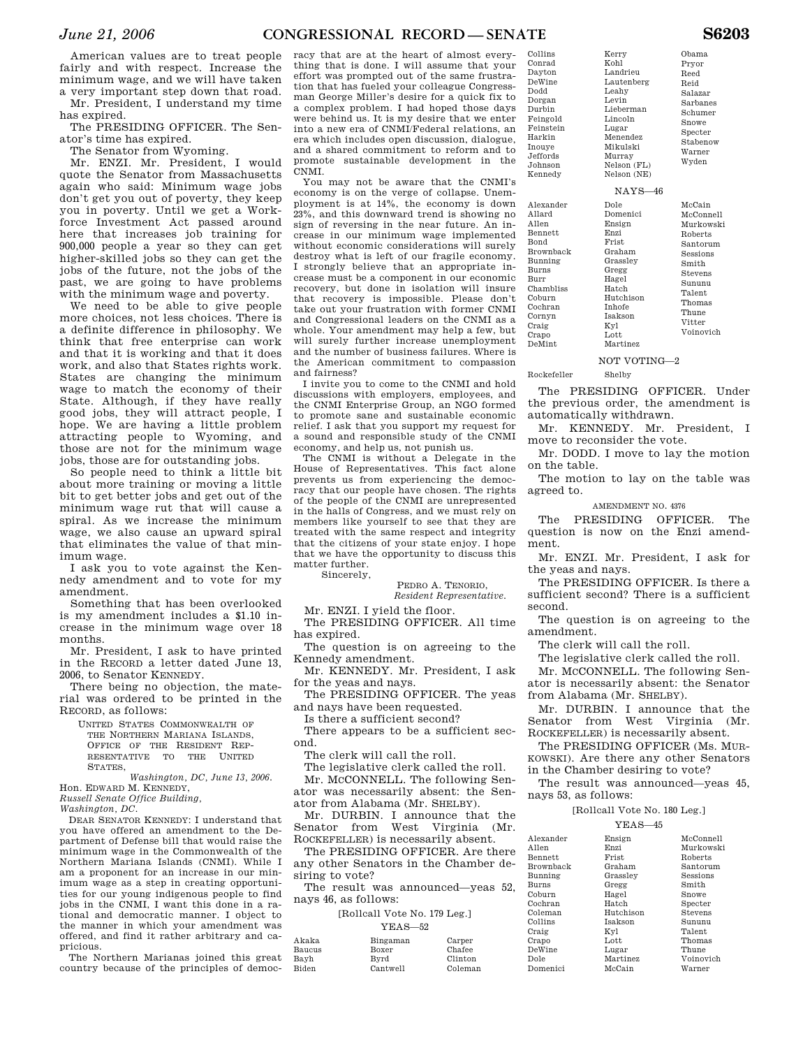American values are to treat people fairly and with respect. Increase the minimum wage, and we will have taken a very important step down that road.

Mr. President, I understand my time has expired.

The PRESIDING OFFICER. The Senator's time has expired.

The Senator from Wyoming.

Mr. ENZI. Mr. President, I would quote the Senator from Massachusetts again who said: Minimum wage jobs don't get you out of poverty, they keep you in poverty. Until we get a Workforce Investment Act passed around here that increases job training for 900,000 people a year so they can get higher-skilled jobs so they can get the jobs of the future, not the jobs of the past, we are going to have problems with the minimum wage and poverty.

We need to be able to give people more choices, not less choices. There is a definite difference in philosophy. We think that free enterprise can work and that it is working and that it does work, and also that States rights work. States are changing the minimum wage to match the economy of their State. Although, if they have really good jobs, they will attract people, I hope. We are having a little problem attracting people to Wyoming, and those are not for the minimum wage jobs, those are for outstanding jobs.

So people need to think a little bit about more training or moving a little bit to get better jobs and get out of the minimum wage rut that will cause a spiral. As we increase the minimum wage, we also cause an upward spiral that eliminates the value of that minimum wage.

I ask you to vote against the Kennedy amendment and to vote for my amendment.

Something that has been overlooked is my amendment includes a $1.10 increase in the minimum wage over 18 months.

Mr. President, I ask to have printed in the RECORD a letter dated June 13, 2006, to Senator KENNEDY.

There being no objection, the material was ordered to be printed in the RECORD, as follows:

UNITED STATES COMMONWEALTH OF THE NORTHERN MARIANA ISLANDS, OFFICE OF THE RESIDENT REPRESENTATIVE TO THE UNITED STATES,

*Washington, DC, June 13, 2006.*

Hon. EDWARD M. KENNEDY,
*Russell Senate Office Building,*
*Washington, DC.*

DEAR SENATOR KENNEDY: I understand that you have offered an amendment to the Department of Defense bill that would raise the minimum wage in the Commonwealth of the Northern Mariana Islands (CNMI). While I am a proponent for an increase in our minimum wage as a step in creating opportunities for our young indigenous people to find jobs in the CNMI, I want this done in a rational and democratic manner. I object to the manner in which your amendment was offered, and find it rather arbitrary and capricious.

The Northern Marianas joined this great country because of the principles of democracy that are at the heart of almost everything that is done. I will assume that your effort was prompted out of the same frustration that has fueled your colleague Congressman George Miller's desire for a quick fix to a complex problem. I had hoped those days were behind us. It is my desire that we enter into a new era of CNMI/Federal relations, an era which includes open discussion, dialogue, and a shared commitment to reform and to promote sustainable development in the CNMI.

You may not be aware that the CNMI's economy is on the verge of collapse. Unemployment is at 14%, the economy is down 23%, and this downward trend is showing no sign of reversing in the near future. An increase in our minimum wage implemented without economic considerations will surely destroy what is left of our fragile economy. I strongly believe that an appropriate increase must be a component in our economic recovery, but done in isolation will insure that recovery is impossible. Please don't take out your frustration with former CNMI and Congressional leaders on the CNMI as a whole. Your amendment may help a few, but will surely further increase unemployment and the number of business failures. Where is the American commitment to compassion and fairness?

I invite you to come to the CNMI and hold discussions with employers, employees, and the CNMI Enterprise Group, an NGO formed to promote sane and sustainable economic relief. I ask that you support my request for a sound and responsible study of the CNMI economy, and help us, not punish us.

The CNMI is without a Delegate in the House of Representatives. This fact alone prevents us from experiencing the democracy that our people have chosen. The rights of the people of the CNMI are unrepresented in the halls of Congress, and we must rely on members like yourself to see that they are treated with the same respect and integrity that the citizens of your state enjoy. I hope that we have the opportunity to discuss this matter further.

Sincerely,

PEDRO A. TENORIO,
*Resident Representative.*

Mr. ENZI. I yield the floor.

The PRESIDING OFFICER. All time has expired.

The question is on agreeing to the Kennedy amendment.

Mr. KENNEDY. Mr. President, I ask for the yeas and nays.

The PRESIDING OFFICER. The yeas and nays have been requested.

Is there a sufficient second?

There appears to be a sufficient second.

The clerk will call the roll.

The legislative clerk called the roll.

Mr. MCCONNELL. The following Senator was necessarily absent: the Senator from Alabama (Mr. SHELBY).

Mr. DURBIN. I announce that the Senator from West Virginia (Mr. ROCKEFELLER) is necessarily absent.

The PRESIDING OFFICER. Are there any other Senators in the Chamber desiring to vote?

The result was announced—yeas 52, nays 46, as follows:

[Rollcall Vote No. 179 Leg.]

YEAS—52

Akaka, Baucus, Bayh, Biden, Bingaman, Boxer, Byrd, Cantwell, Carper, Chafee, Clinton, Coleman, Collins, Conrad, Dayton, DeWine, Dodd, Dorgan, Durbin, Feingold, Feinstein, Harkin, Inouye, Jeffords, Johnson, Kennedy, Kerry, Kohl, Landrieu, Lautenberg, Leahy, Levin, Lieberman, Lincoln, Lugar, Menendez, Mikulski, Murray, Nelson (FL), Nelson (NE), Obama, Pryor, Reed, Reid, Salazar, Sarbanes, Schumer, Snowe, Specter, Stabenow, Warner, Wyden

NAYS—46

Alexander, Allard, Allen, Bennett, Bond, Brownback, Bunning, Burns, Burr, Chambliss, Coburn, Cochran, Cornyn, Craig, Crapo, DeMint, Dole, Domenici, Ensign, Enzi, Frist, Graham, Grassley, Gregg, Hagel, Hatch, Hutchison, Inhofe, Isakson, Kyl, Lott, Martinez, McCain, McConnell, Murkowski, Roberts, Santorum, Sessions, Smith, Stevens, Sununu, Talent, Thomas, Thune, Vitter, Voinovich

NOT VOTING—2

Rockefeller, Shelby

The PRESIDING OFFICER. Under the previous order, the amendment is automatically withdrawn.

Mr. KENNEDY. Mr. President, I move to reconsider the vote.

Mr. DODD. I move to lay the motion on the table.

The motion to lay on the table was agreed to.

AMENDMENT NO. 4376

The PRESIDING OFFICER. The question is now on the Enzi amendment.

Mr. ENZI. Mr. President, I ask for the yeas and nays.

The PRESIDING OFFICER. Is there a sufficient second? There is a sufficient second.

The question is on agreeing to the amendment.

The clerk will call the roll.

The legislative clerk called the roll.

Mr. MCCONNELL. The following Senator is necessarily absent: the Senator from Alabama (Mr. SHELBY).

Mr. DURBIN. I announce that the Senator from West Virginia (Mr. ROCKEFELLER) is necessarily absent.

The PRESIDING OFFICER (Ms. MURKOWSKI). Are there any other Senators in the Chamber desiring to vote?

The result was announced—yeas 45, nays 53, as follows:

[Rollcall Vote No. 180 Leg.]

YEAS—45

Alexander, Allen, Bennett, Brownback, Bunning, Burns, Coburn, Cochran, Coleman, Collins, Craig, Crapo, DeWine, Dole, Domenici, Ensign, Enzi, Frist, Graham, Grassley, Gregg, Hagel, Hatch, Hutchison, Isakson, Kyl, Lott, Lugar, Martinez, McCain, McConnell, Murkowski, Roberts, Santorum, Sessions, Smith, Snowe, Specter, Stevens, Sununu, Talent, Thomas, Thune, Voinovich, Warner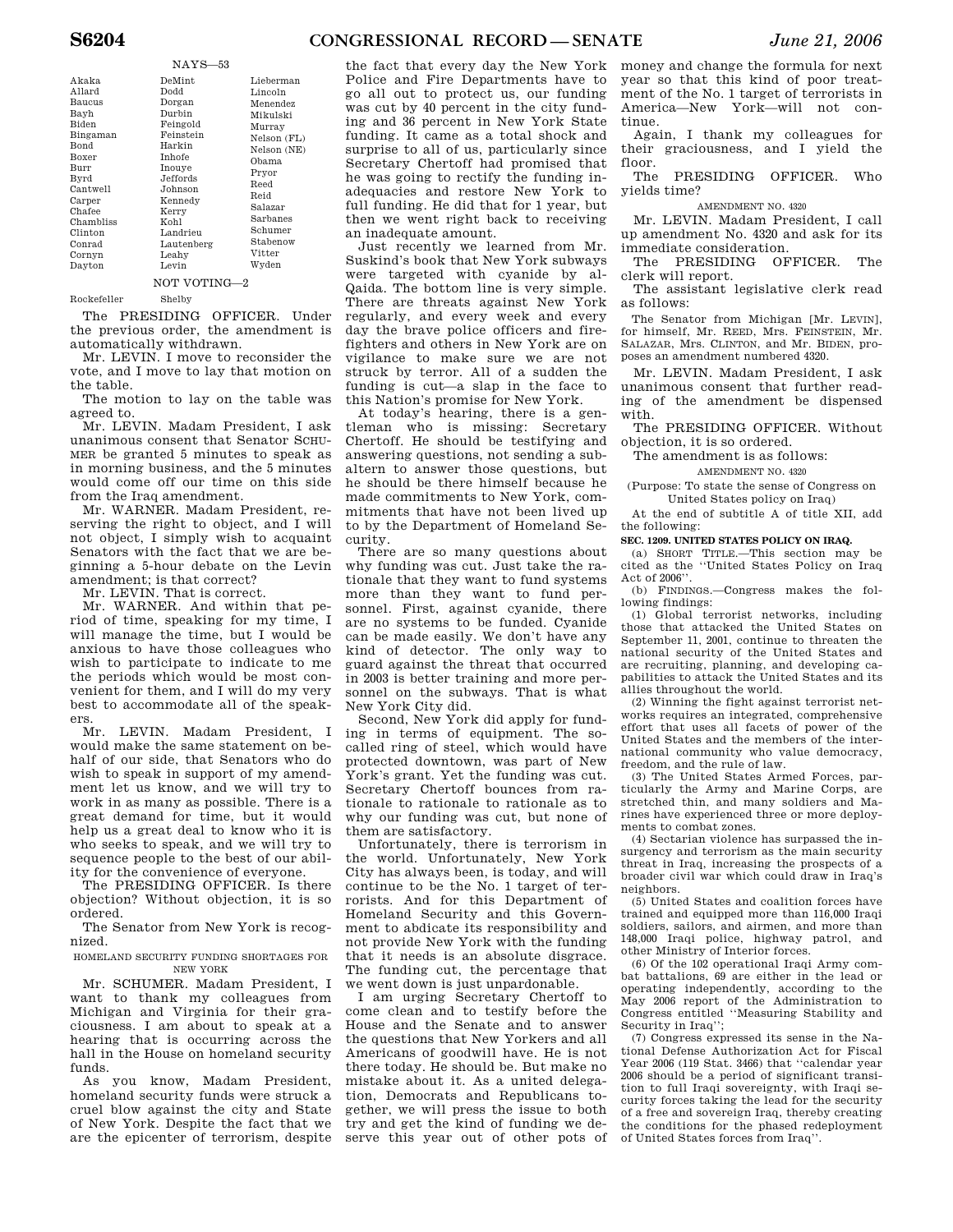NAYS—53

| | | |
|---|---|---|
| Akaka | DeMint | Lieberman |
| Allard | Dodd | Lincoln |
| Baucus | Dorgan | Menendez |
| Bayh | Durbin | Mikulski |
| Biden | Feingold | Murray |
| Bingaman | Feinstein | Nelson (FL) |
| Bond | Harkin | Nelson (NE) |
| Boxer | Inhofe | Obama |
| Burr | Inouye | Pryor |
| Byrd | Jeffords | Reed |
| Cantwell | Johnson | Reid |
| Carper | Kennedy | Salazar |
| Chafee | Kerry | Sarbanes |
| Chambliss | Kohl | Schumer |
| Clinton | Landrieu | Stabenow |
| Conrad | Lautenberg | Vitter |
| Cornyn | Leahy | Wyden |
| Dayton | Levin | |

NOT VOTING—2

| | |
|---|---|
| Rockefeller | Shelby |

The PRESIDING OFFICER. Under the previous order, the amendment is automatically withdrawn.

Mr. LEVIN. I move to reconsider the vote, and I move to lay that motion on the table.

The motion to lay on the table was agreed to.

Mr. LEVIN. Madam President, I ask unanimous consent that Senator SCHUMER be granted 5 minutes to speak as in morning business, and the 5 minutes would come off our time on this side from the Iraq amendment.

Mr. WARNER. Madam President, reserving the right to object, and I will not object, I simply wish to acquaint Senators with the fact that we are beginning a 5-hour debate on the Levin amendment; is that correct?

Mr. LEVIN. That is correct.

Mr. WARNER. And within that period of time, speaking for my time, I will manage the time, but I would be anxious to have those colleagues who wish to participate to indicate to me the periods which would be most convenient for them, and I will do my very best to accommodate all of the speakers.

Mr. LEVIN. Madam President, I would make the same statement on behalf of our side, that Senators who do wish to speak in support of my amendment let us know, and we will try to work in as many as possible. There is a great demand for time, but it would help us a great deal to know who it is who seeks to speak, and we will try to sequence people to the best of our ability for the convenience of everyone.

The PRESIDING OFFICER. Is there objection? Without objection, it is so ordered.

The Senator from New York is recognized.

HOMELAND SECURITY FUNDING SHORTAGES FOR NEW YORK

Mr. SCHUMER. Madam President, I want to thank my colleagues from Michigan and Virginia for their graciousness. I am about to speak at a hearing that is occurring across the hall in the House on homeland security funds.

As you know, Madam President, homeland security funds were struck a cruel blow against the city and State of New York. Despite the fact that we are the epicenter of terrorism, despite the fact that every day the New York Police and Fire Departments have to go all out to protect us, our funding was cut by 40 percent in the city funding and 36 percent in New York State funding. It came as a total shock and surprise to all of us, particularly since Secretary Chertoff had promised that he was going to rectify the funding inadequacies and restore New York to full funding. He did that for 1 year, but then we went right back to receiving an inadequate amount.

Just recently we learned from Mr. Suskind's book that New York subways were targeted with cyanide by al-Qaida. The bottom line is very simple. There are threats against New York regularly, and every week and every day the brave police officers and firefighters and others in New York are on vigilance to make sure we are not struck by terror. All of a sudden the funding is cut—a slap in the face to this Nation's promise for New York.

At today's hearing, there is a gentleman who is missing: Secretary Chertoff. He should be testifying and answering questions, not sending a subaltern to answer those questions, but he should be there himself because he made commitments to New York, commitments that have not been lived up to by the Department of Homeland Security.

There are so many questions about why funding was cut. Just take the rationale that they want to fund systems more than they want to fund personnel. First, against cyanide, there are no systems to be funded. Cyanide can be made easily. We don't have any kind of detector. The only way to guard against the threat that occurred in 2003 is better training and more personnel on the subways. That is what New York City did.

Second, New York did apply for funding in terms of equipment. The so-called ring of steel, which would have protected downtown, was part of New York's grant. Yet the funding was cut. Secretary Chertoff bounces from rationale to rationale to rationale as to why our funding was cut, but none of them are satisfactory.

Unfortunately, there is terrorism in the world. Unfortunately, New York City has always been, is today, and will continue to be the No. 1 target of terrorists. And for this Department of Homeland Security and this Government to abdicate its responsibility and not provide New York with the funding that it needs is an absolute disgrace. The funding cut, the percentage that we went down is just unpardonable.

I am urging Secretary Chertoff to come clean and to testify before the House and the Senate and to answer the questions that New Yorkers and all Americans of goodwill have. He is not there today. He should be. But make no mistake about it. As a united delegation, Democrats and Republicans together, we will press the issue to both try and get the kind of funding we deserve this year out of other pots of money and change the formula for next year so that this kind of poor treatment of the No. 1 target of terrorists in America—New York—will not continue.

Again, I thank my colleagues for their graciousness, and I yield the floor.

The PRESIDING OFFICER. Who yields time?

AMENDMENT NO. 4320

Mr. LEVIN. Madam President, I call up amendment No. 4320 and ask for its immediate consideration.

The PRESIDING OFFICER. The clerk will report.

The assistant legislative clerk read as follows:

The Senator from Michigan [Mr. LEVIN], for himself, Mr. REED, Mrs. FEINSTEIN, Mr. SALAZAR, Mrs. CLINTON, and Mr. BIDEN, proposes an amendment numbered 4320.

Mr. LEVIN. Madam President, I ask unanimous consent that further reading of the amendment be dispensed with.

The PRESIDING OFFICER. Without objection, it is so ordered.

The amendment is as follows:

AMENDMENT NO. 4320

(Purpose: To state the sense of Congress on United States policy on Iraq)

At the end of subtitle A of title XII, add the following:

**SEC. 1209. UNITED STATES POLICY ON IRAQ.**

(a) SHORT TITLE.—This section may be cited as the ''United States Policy on Iraq Act of 2006''.

(b) FINDINGS.—Congress makes the following findings:

(1) Global terrorist networks, including those that attacked the United States on September 11, 2001, continue to threaten the national security of the United States and are recruiting, planning, and developing capabilities to attack the United States and its allies throughout the world.

(2) Winning the fight against terrorist networks requires an integrated, comprehensive effort that uses all facets of power of the United States and the members of the international community who value democracy, freedom, and the rule of law.

(3) The United States Armed Forces, particularly the Army and Marine Corps, are stretched thin, and many soldiers and Marines have experienced three or more deployments to combat zones.

(4) Sectarian violence has surpassed the insurgency and terrorism as the main security threat in Iraq, increasing the prospects of a broader civil war which could draw in Iraq's neighbors.

(5) United States and coalition forces have trained and equipped more than 116,000 Iraqi soldiers, sailors, and airmen, and more than 148,000 Iraqi police, highway patrol, and other Ministry of Interior forces.

(6) Of the 102 operational Iraqi Army combat battalions, 69 are either in the lead or operating independently, according to the May 2006 report of the Administration to Congress entitled ''Measuring Stability and Security in Iraq'';

(7) Congress expressed its sense in the National Defense Authorization Act for Fiscal Year 2006 (119 Stat. 3466) that ''calendar year 2006 should be a period of significant transition to full Iraqi sovereignty, with Iraqi security forces taking the lead for the security of a free and sovereign Iraq, thereby creating the conditions for the phased redeployment of United States forces from Iraq''.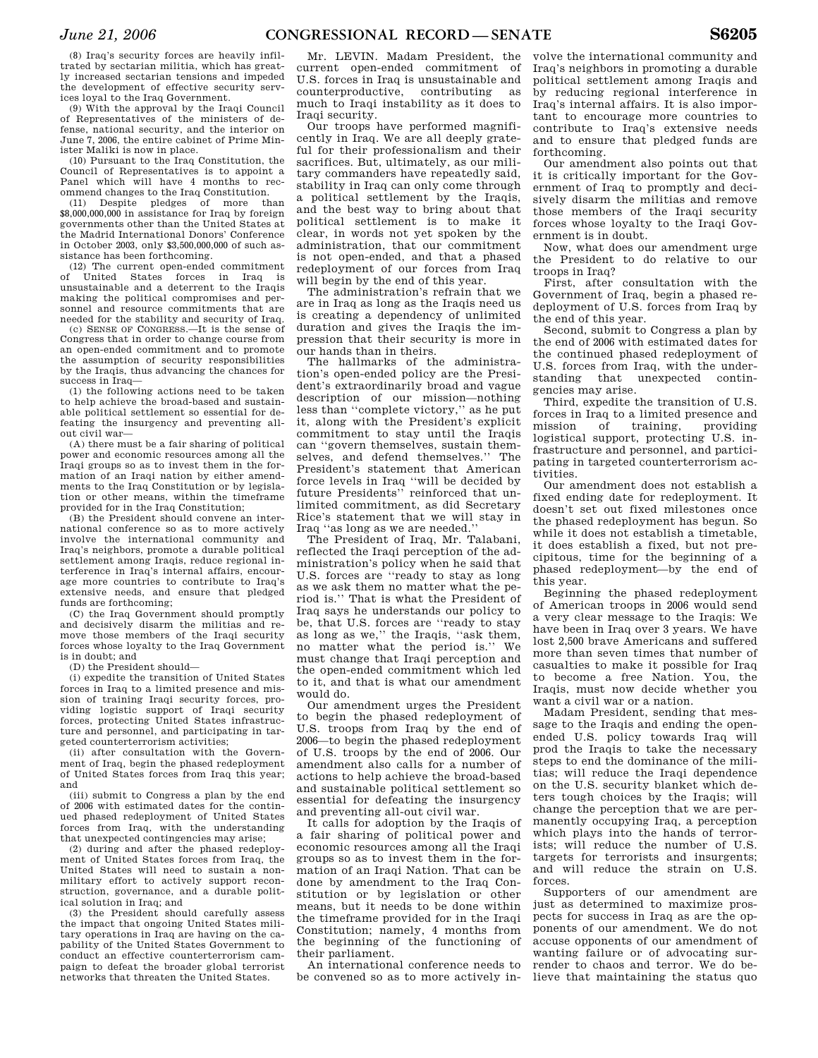(8) Iraq's security forces are heavily infiltrated by sectarian militia, which has greatly increased sectarian tensions and impeded the development of effective security services loyal to the Iraq Government.

(9) With the approval by the Iraqi Council of Representatives of the ministers of defense, national security, and the interior on June 7, 2006, the entire cabinet of Prime Minister Maliki is now in place.

(10) Pursuant to the Iraq Constitution, the Council of Representatives is to appoint a Panel which will have 4 months to recommend changes to the Iraq Constitution.

(11) Despite pledges of more than $8,000,000,000 in assistance for Iraq by foreign governments other than the United States at the Madrid International Donors' Conference in October 2003, only $3,500,000,000 of such assistance has been forthcoming.

(12) The current open-ended commitment of United States forces in Iraq is unsustainable and a deterrent to the Iraqis making the political compromises and personnel and resource commitments that are needed for the stability and security of Iraq.

(c) SENSE OF CONGRESS.—It is the sense of Congress that in order to change course from an open-ended commitment and to promote the assumption of security responsibilities by the Iraqis, thus advancing the chances for success in Iraq—

(1) the following actions need to be taken to help achieve the broad-based and sustainable political settlement so essential for defeating the insurgency and preventing all-out civil war—

(A) there must be a fair sharing of political power and economic resources among all the Iraqi groups so as to invest them in the formation of an Iraqi nation by either amendments to the Iraq Constitution or by legislation or other means, within the timeframe provided for in the Iraq Constitution;

(B) the President should convene an international conference so as to more actively involve the international community and Iraq's neighbors, promote a durable political settlement among Iraqis, reduce regional interference in Iraq's internal affairs, encourage more countries to contribute to Iraq's extensive needs, and ensure that pledged funds are forthcoming;

(C) the Iraq Government should promptly and decisively disarm the militias and remove those members of the Iraqi security forces whose loyalty to the Iraq Government is in doubt; and

(D) the President should—

(i) expedite the transition of United States forces in Iraq to a limited presence and mission of training Iraqi security forces, providing logistic support of Iraqi security forces, protecting United States infrastructure and personnel, and participating in targeted counterterrorism activities;

(ii) after consultation with the Government of Iraq, begin the phased redeployment of United States forces from Iraq this year; and

(iii) submit to Congress a plan by the end of 2006 with estimated dates for the continued phased redeployment of United States forces from Iraq, with the understanding that unexpected contingencies may arise;

(2) during and after the phased redeployment of United States forces from Iraq, the United States will need to sustain a nonmilitary effort to actively support reconstruction, governance, and a durable political solution in Iraq; and

(3) the President should carefully assess the impact that ongoing United States military operations in Iraq are having on the capability of the United States Government to conduct an effective counterterrorism campaign to defeat the broader global terrorist networks that threaten the United States.

Mr. LEVIN. Madam President, the current open-ended commitment of U.S. forces in Iraq is unsustainable and counterproductive, contributing as much to Iraqi instability as it does to Iraqi security.

Our troops have performed magnificently in Iraq. We are all deeply grateful for their professionalism and their sacrifices. But, ultimately, as our military commanders have repeatedly said, stability in Iraq can only come through a political settlement by the Iraqis, and the best way to bring about that political settlement is to make it clear, in words not yet spoken by the administration, that our commitment is not open-ended, and that a phased redeployment of our forces from Iraq will begin by the end of this year.

The administration's refrain that we are in Iraq as long as the Iraqis need us is creating a dependency of unlimited duration and gives the Iraqis the impression that their security is more in our hands than in theirs.

The hallmarks of the administration's open-ended policy are the President's extraordinarily broad and vague description of our mission—nothing less than ''complete victory,'' as he put it, along with the President's explicit commitment to stay until the Iraqis can ''govern themselves, sustain themselves, and defend themselves.'' The President's statement that American force levels in Iraq ''will be decided by future Presidents'' reinforced that unlimited commitment, as did Secretary Rice's statement that we will stay in Iraq ''as long as we are needed.''

The President of Iraq, Mr. Talabani, reflected the Iraqi perception of the administration's policy when he said that U.S. forces are ''ready to stay as long as we ask them no matter what the period is.'' That is what the President of Iraq says he understands our policy to be, that U.S. forces are ''ready to stay as long as we,'' the Iraqis, ''ask them, no matter what the period is.'' We must change that Iraqi perception and the open-ended commitment which led to it, and that is what our amendment would do.

Our amendment urges the President to begin the phased redeployment of U.S. troops from Iraq by the end of 2006—to begin the phased redeployment of U.S. troops by the end of 2006. Our amendment also calls for a number of actions to help achieve the broad-based and sustainable political settlement so essential for defeating the insurgency and preventing all-out civil war.

It calls for adoption by the Iraqis of a fair sharing of political power and economic resources among all the Iraqi groups so as to invest them in the formation of an Iraqi Nation. That can be done by amendment to the Iraq Constitution or by legislation or other means, but it needs to be done within the timeframe provided for in the Iraqi Constitution; namely, 4 months from the beginning of the functioning of their parliament.

An international conference needs to be convened so as to more actively involve the international community and Iraq's neighbors in promoting a durable political settlement among Iraqis and by reducing regional interference in Iraq's internal affairs. It is also important to encourage more countries to contribute to Iraq's extensive needs and to ensure that pledged funds are forthcoming.

Our amendment also points out that it is critically important for the Government of Iraq to promptly and decisively disarm the militias and remove those members of the Iraqi security forces whose loyalty to the Iraqi Government is in doubt.

Now, what does our amendment urge the President to do relative to our troops in Iraq?

First, after consultation with the Government of Iraq, begin a phased redeployment of U.S. forces from Iraq by the end of this year.

Second, submit to Congress a plan by the end of 2006 with estimated dates for the continued phased redeployment of U.S. forces from Iraq, with the understanding that unexpected contingencies may arise.

Third, expedite the transition of U.S. forces in Iraq to a limited presence and mission of training, providing logistical support, protecting U.S. infrastructure and personnel, and participating in targeted counterterrorism activities.

Our amendment does not establish a fixed ending date for redeployment. It doesn't set out fixed milestones once the phased redeployment has begun. So while it does not establish a timetable, it does establish a fixed, but not precipitous, time for the beginning of a phased redeployment—by the end of this year.

Beginning the phased redeployment of American troops in 2006 would send a very clear message to the Iraqis: We have been in Iraq over 3 years. We have lost 2,500 brave Americans and suffered more than seven times that number of casualties to make it possible for Iraq to become a free Nation. You, the Iraqis, must now decide whether you want a civil war or a nation.

Madam President, sending that message to the Iraqis and ending the open-ended U.S. policy towards Iraq will prod the Iraqis to take the necessary steps to end the dominance of the militias; will reduce the Iraqi dependence on the U.S. security blanket which deters tough choices by the Iraqis; will change the perception that we are permanently occupying Iraq, a perception which plays into the hands of terrorists; will reduce the number of U.S. targets for terrorists and insurgents; and will reduce the strain on U.S. forces.

Supporters of our amendment are just as determined to maximize prospects for success in Iraq as are the opponents of our amendment. We do not accuse opponents of our amendment of wanting failure or of advocating surrender to chaos and terror. We do believe that maintaining the status quo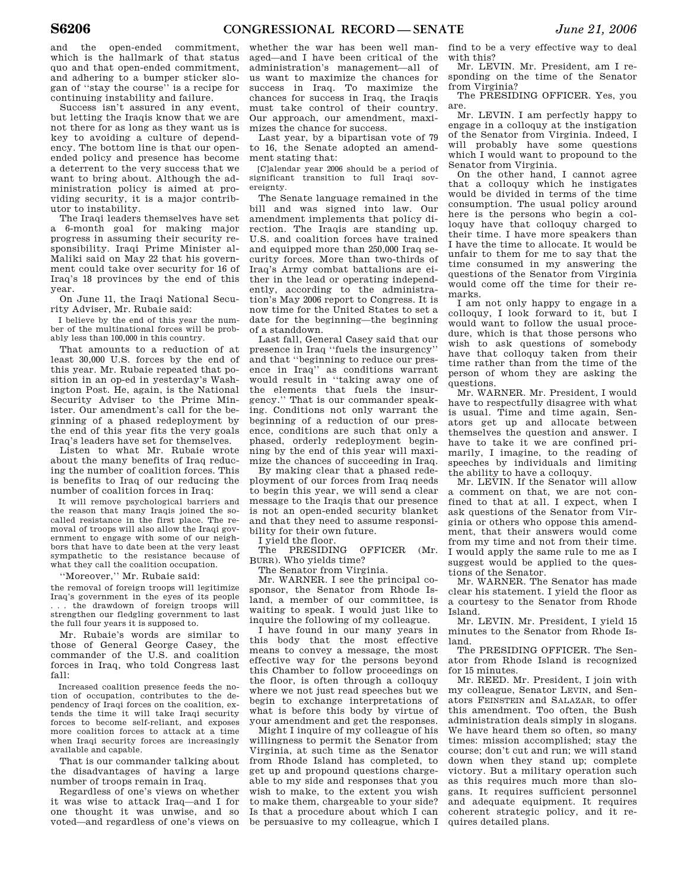and the open-ended commitment, which is the hallmark of that status quo and that open-ended commitment, and adhering to a bumper sticker slogan of ''stay the course'' is a recipe for continuing instability and failure.

Success isn't assured in any event, but letting the Iraqis know that we are not there for as long as they want us is key to avoiding a culture of dependency. The bottom line is that our open-ended policy and presence has become a deterrent to the very success that we want to bring about. Although the administration policy is aimed at providing security, it is a major contributor to instability.

The Iraqi leaders themselves have set a 6-month goal for making major progress in assuming their security responsibility. Iraqi Prime Minister al-Maliki said on May 22 that his government could take over security for 16 of Iraq's 18 provinces by the end of this year.

On June 11, the Iraqi National Security Adviser, Mr. Rubaie said:

> I believe by the end of this year the number of the multinational forces will be probably less than 100,000 in this country.

That amounts to a reduction of at least 30,000 U.S. forces by the end of this year. Mr. Rubaie repeated that position in an op-ed in yesterday's Washington Post. He, again, is the National Security Adviser to the Prime Minister. Our amendment's call for the beginning of a phased redeployment by the end of this year fits the very goals Iraq's leaders have set for themselves.

Listen to what Mr. Rubaie wrote about the many benefits of Iraq reducing the number of coalition forces. This is benefits to Iraq of our reducing the number of coalition forces in Iraq:

> It will remove psychological barriers and the reason that many Iraqis joined the so-called resistance in the first place. The removal of troops will also allow the Iraqi government to engage with some of our neighbors that have to date been at the very least sympathetic to the resistance because of what they call the coalition occupation.

''Moreover,'' Mr. Rubaie said:

> the removal of foreign troops will legitimize Iraq's government in the eyes of its people . . . the drawdown of foreign troops will strengthen our fledgling government to last the full four years it is supposed to.

Mr. Rubaie's words are similar to those of General George Casey, the commander of the U.S. and coalition forces in Iraq, who told Congress last fall:

> Increased coalition presence feeds the notion of occupation, contributes to the dependency of Iraqi forces on the coalition, extends the time it will take Iraqi security forces to become self-reliant, and exposes more coalition forces to attack at a time when Iraqi security forces are increasingly available and capable.

That is our commander talking about the disadvantages of having a large number of troops remain in Iraq.

Regardless of one's views on whether it was wise to attack Iraq—and I for one thought it was unwise, and so voted—and regardless of one's views on whether the war has been well managed—and I have been critical of the administration's management—all of us want to maximize the chances for success in Iraq. To maximize the chances for success in Iraq, the Iraqis must take control of their country. Our approach, our amendment, maximizes the chance for success.

Last year, by a bipartisan vote of 79 to 16, the Senate adopted an amendment stating that:

> [C]alendar year 2006 should be a period of significant transition to full Iraqi sovereignty.

The Senate language remained in the bill and was signed into law. Our amendment implements that policy direction. The Iraqis are standing up. U.S. and coalition forces have trained and equipped more than 250,000 Iraq security forces. More than two-thirds of Iraq's Army combat battalions are either in the lead or operating independently, according to the administration's May 2006 report to Congress. It is now time for the United States to set a date for the beginning—the beginning of a standdown.

Last fall, General Casey said that our presence in Iraq ''fuels the insurgency'' and that ''beginning to reduce our presence in Iraq'' as conditions warrant would result in ''taking away one of the elements that fuels the insurgency.'' That is our commander speaking. Conditions not only warrant the beginning of a reduction of our presence, conditions are such that only a phased, orderly redeployment beginning by the end of this year will maximize the chances of succeeding in Iraq.

By making clear that a phased redeployment of our forces from Iraq needs to begin this year, we will send a clear message to the Iraqis that our presence is not an open-ended security blanket and that they need to assume responsibility for their own future.

I yield the floor.

The PRESIDING OFFICER (Mr. BURR). Who yields time?

The Senator from Virginia.

Mr. WARNER. I see the principal cosponsor, the Senator from Rhode Island, a member of our committee, is waiting to speak. I would just like to inquire the following of my colleague.

I have found in our many years in this body that the most effective means to convey a message, the most effective way for the persons beyond this Chamber to follow proceedings on the floor, is often through a colloquy where we not just read speeches but we begin to exchange interpretations of what is before this body by virtue of your amendment and get the responses.

Might I inquire of my colleague of his willingness to permit the Senator from Virginia, at such time as the Senator from Rhode Island has completed, to get up and propound questions chargeable to my side and responses that you wish to make, to the extent you wish to make them, chargeable to your side? Is that a procedure about which I can be persuasive to my colleague, which I find to be a very effective way to deal with this?

Mr. LEVIN. Mr. President, am I responding on the time of the Senator from Virginia?

The PRESIDING OFFICER. Yes, you are.

Mr. LEVIN. I am perfectly happy to engage in a colloquy at the instigation of the Senator from Virginia. Indeed, I will probably have some questions which I would want to propound to the Senator from Virginia.

On the other hand, I cannot agree that a colloquy which he instigates would be divided in terms of the time consumption. The usual policy around here is the persons who begin a colloquy have that colloquy charged to their time. I have more speakers than I have the time to allocate. It would be unfair to them for me to say that the time consumed in my answering the questions of the Senator from Virginia would come off the time for their remarks.

I am not only happy to engage in a colloquy, I look forward to it, but I would want to follow the usual procedure, which is that those persons who wish to ask questions of somebody have that colloquy taken from their time rather than from the time of the person of whom they are asking the questions.

Mr. WARNER. Mr. President, I would have to respectfully disagree with what is usual. Time and time again, Senators get up and allocate between themselves the question and answer. I have to take it we are confined primarily, I imagine, to the reading of speeches by individuals and limiting the ability to have a colloquy.

Mr. LEVIN. If the Senator will allow a comment on that, we are not confined to that at all. I expect, when I ask questions of the Senator from Virginia or others who oppose this amendment, that their answers would come from my time and not from their time. I would apply the same rule to me as I suggest would be applied to the questions of the Senator.

Mr. WARNER. The Senator has made clear his statement. I yield the floor as a courtesy to the Senator from Rhode Island.

Mr. LEVIN. Mr. President, I yield 15 minutes to the Senator from Rhode Island.

The PRESIDING OFFICER. The Senator from Rhode Island is recognized for 15 minutes.

Mr. REED. Mr. President, I join with my colleague, Senator LEVIN, and Senators FEINSTEIN and SALAZAR, to offer this amendment. Too often, the Bush administration deals simply in slogans. We have heard them so often, so many times: mission accomplished; stay the course; don't cut and run; we will stand down when they stand up; complete victory. But a military operation such as this requires much more than slogans. It requires sufficient personnel and adequate equipment. It requires coherent strategic policy, and it requires detailed plans.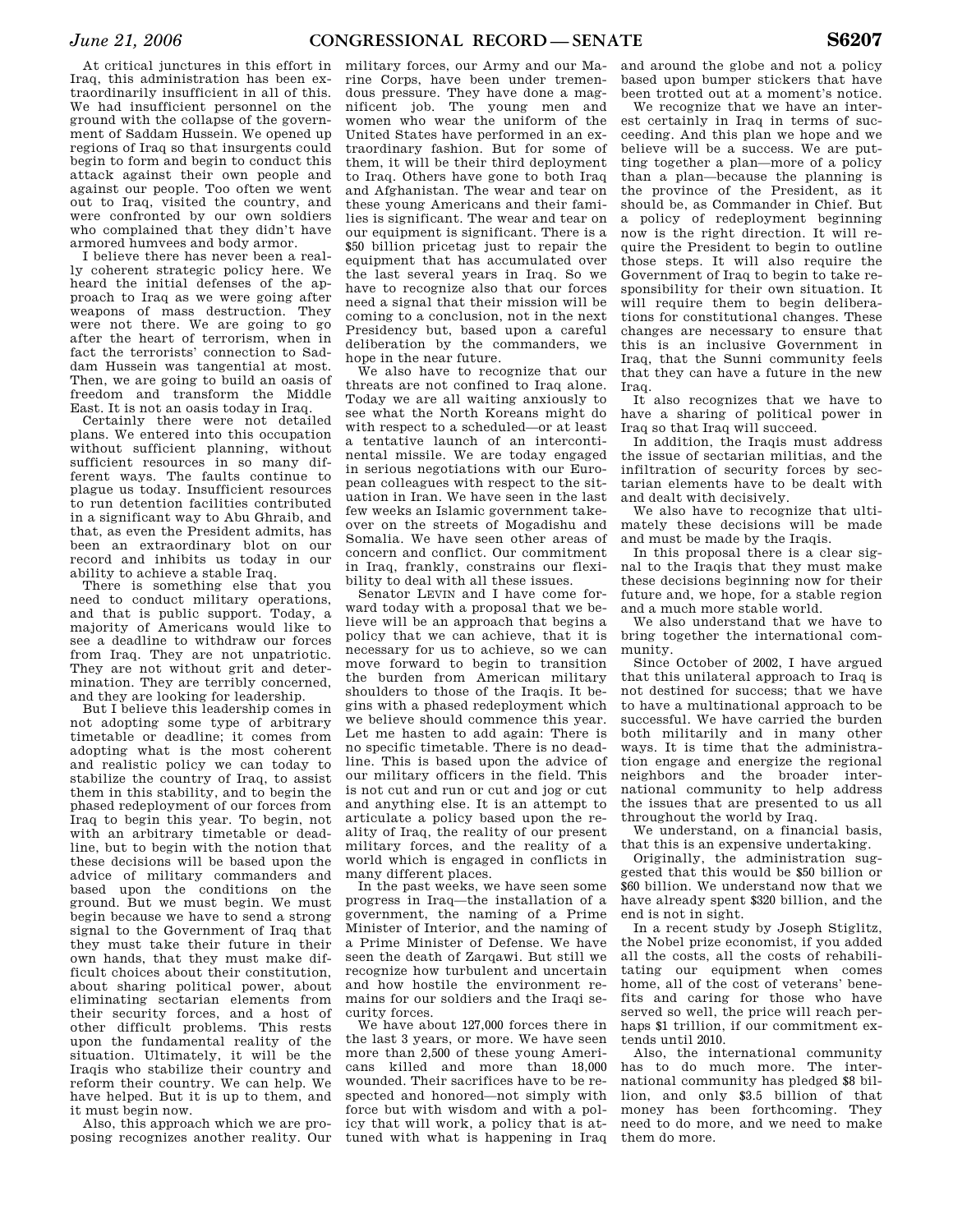At critical junctures in this effort in Iraq, this administration has been extraordinarily insufficient in all of this. We had insufficient personnel on the ground with the collapse of the government of Saddam Hussein. We opened up regions of Iraq so that insurgents could begin to form and begin to conduct this attack against their own people and against our people. Too often we went out to Iraq, visited the country, and were confronted by our own soldiers who complained that they didn't have armored humvees and body armor.

I believe there has never been a really coherent strategic policy here. We heard the initial defenses of the approach to Iraq as we were going after weapons of mass destruction. They were not there. We are going to go after the heart of terrorism, when in fact the terrorists' connection to Saddam Hussein was tangential at most. Then, we are going to build an oasis of freedom and transform the Middle East. It is not an oasis today in Iraq.

Certainly there were not detailed plans. We entered into this occupation without sufficient planning, without sufficient resources in so many different ways. The faults continue to plague us today. Insufficient resources to run detention facilities contributed in a significant way to Abu Ghraib, and that, as even the President admits, has been an extraordinary blot on our record and inhibits us today in our ability to achieve a stable Iraq.

There is something else that you need to conduct military operations, and that is public support. Today, a majority of Americans would like to see a deadline to withdraw our forces from Iraq. They are not unpatriotic. They are not without grit and determination. They are terribly concerned, and they are looking for leadership.

But I believe this leadership comes in not adopting some type of arbitrary timetable or deadline; it comes from adopting what is the most coherent and realistic policy we can today to stabilize the country of Iraq, to assist them in this stability, and to begin the phased redeployment of our forces from Iraq to begin this year. To begin, not with an arbitrary timetable or deadline, but to begin with the notion that these decisions will be based upon the advice of military commanders and based upon the conditions on the ground. But we must begin. We must begin because we have to send a strong signal to the Government of Iraq that they must take their future in their own hands, that they must make difficult choices about their constitution, about sharing political power, about eliminating sectarian elements from their security forces, and a host of other difficult problems. This rests upon the fundamental reality of the situation. Ultimately, it will be the Iraqis who stabilize their country and reform their country. We can help. We have helped. But it is up to them, and it must begin now.

Also, this approach which we are proposing recognizes another reality. Our military forces, our Army and our Marine Corps, have been under tremendous pressure. They have done a magnificent job. The young men and women who wear the uniform of the United States have performed in an extraordinary fashion. But for some of them, it will be their third deployment to Iraq. Others have gone to both Iraq and Afghanistan. The wear and tear on these young Americans and their families is significant. The wear and tear on our equipment is significant. There is a $50 billion pricetag just to repair the equipment that has accumulated over the last several years in Iraq. So we have to recognize also that our forces need a signal that their mission will be coming to a conclusion, not in the next Presidency but, based upon a careful deliberation by the commanders, we hope in the near future.

We also have to recognize that our threats are not confined to Iraq alone. Today we are all waiting anxiously to see what the North Koreans might do with respect to a scheduled—or at least a tentative launch of an intercontinental missile. We are today engaged in serious negotiations with our European colleagues with respect to the situation in Iran. We have seen in the last few weeks an Islamic government takeover on the streets of Mogadishu and Somalia. We have seen other areas of concern and conflict. Our commitment in Iraq, frankly, constrains our flexibility to deal with all these issues.

Senator LEVIN and I have come forward today with a proposal that we believe will be an approach that begins a policy that we can achieve, that it is necessary for us to achieve, so we can move forward to begin to transition the burden from American military shoulders to those of the Iraqis. It begins with a phased redeployment which we believe should commence this year. Let me hasten to add again: There is no specific timetable. There is no deadline. This is based upon the advice of our military officers in the field. This is not cut and run or cut and jog or cut and anything else. It is an attempt to articulate a policy based upon the reality of Iraq, the reality of our present military forces, and the reality of a world which is engaged in conflicts in many different places.

In the past weeks, we have seen some progress in Iraq—the installation of a government, the naming of a Prime Minister of Interior, and the naming of a Prime Minister of Defense. We have seen the death of Zarqawi. But still we recognize how turbulent and uncertain and how hostile the environment remains for our soldiers and the Iraqi security forces.

We have about 127,000 forces there in the last 3 years, or more. We have seen more than 2,500 of these young Americans killed and more than 18,000 wounded. Their sacrifices have to be respected and honored—not simply with force but with wisdom and with a policy that will work, a policy that is attuned with what is happening in Iraq and around the globe and not a policy based upon bumper stickers that have been trotted out at a moment's notice.

We recognize that we have an interest certainly in Iraq in terms of succeeding. And this plan we hope and we believe will be a success. We are putting together a plan—more of a policy than a plan—because the planning is the province of the President, as it should be, as Commander in Chief. But a policy of redeployment beginning now is the right direction. It will require the President to begin to outline those steps. It will also require the Government of Iraq to begin to take responsibility for their own situation. It will require them to begin deliberations for constitutional changes. These changes are necessary to ensure that this is an inclusive Government in Iraq, that the Sunni community feels that they can have a future in the new Iraq.

It also recognizes that we have to have a sharing of political power in Iraq so that Iraq will succeed.

In addition, the Iraqis must address the issue of sectarian militias, and the infiltration of security forces by sectarian elements have to be dealt with and dealt with decisively.

We also have to recognize that ultimately these decisions will be made and must be made by the Iraqis.

In this proposal there is a clear signal to the Iraqis that they must make these decisions beginning now for their future and, we hope, for a stable region and a much more stable world.

We also understand that we have to bring together the international community.

Since October of 2002, I have argued that this unilateral approach to Iraq is not destined for success; that we have to have a multinational approach to be successful. We have carried the burden both militarily and in many other ways. It is time that the administration engage and energize the regional neighbors and the broader international community to help address the issues that are presented to us all throughout the world by Iraq.

We understand, on a financial basis, that this is an expensive undertaking.

Originally, the administration suggested that this would be $50 billion or $60 billion. We understand now that we have already spent $320 billion, and the end is not in sight.

In a recent study by Joseph Stiglitz, the Nobel prize economist, if you added all the costs, all the costs of rehabilitating our equipment when comes home, all of the cost of veterans' benefits and caring for those who have served so well, the price will reach perhaps $1 trillion, if our commitment extends until 2010.

Also, the international community has to do much more. The international community has pledged $8 billion, and only $3.5 billion of that money has been forthcoming. They need to do more, and we need to make them do more.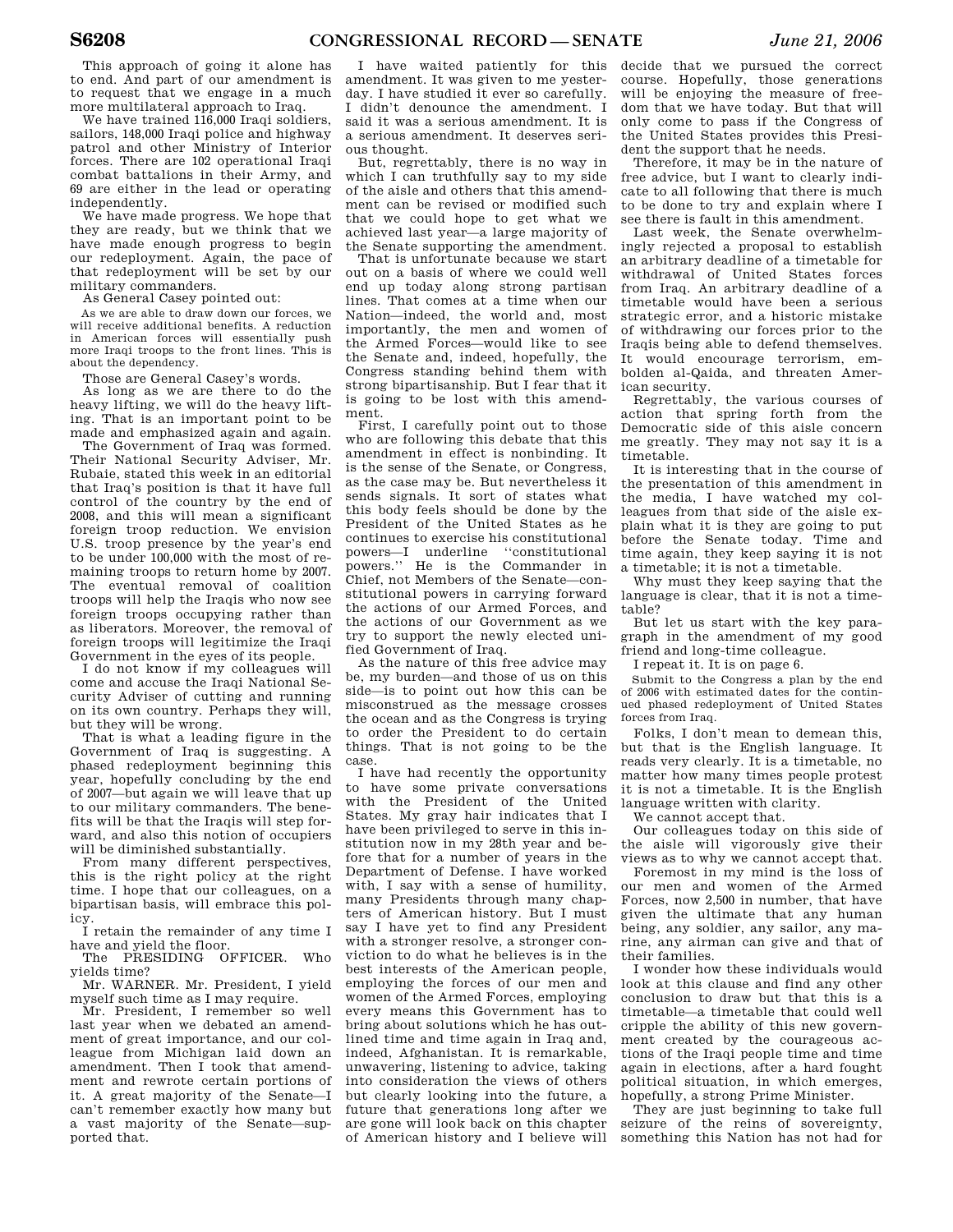This approach of going it alone has to end. And part of our amendment is to request that we engage in a much more multilateral approach to Iraq.

We have trained 116,000 Iraqi soldiers, sailors, 148,000 Iraqi police and highway patrol and other Ministry of Interior forces. There are 102 operational Iraqi combat battalions in their Army, and 69 are either in the lead or operating independently.

We have made progress. We hope that they are ready, but we think that we have made enough progress to begin our redeployment. Again, the pace of that redeployment will be set by our military commanders.

As General Casey pointed out:

> As we are able to draw down our forces, we will receive additional benefits. A reduction in American forces will essentially push more Iraqi troops to the front lines. This is about the dependency.

Those are General Casey's words.

As long as we are there to do the heavy lifting, we will do the heavy lifting. That is an important point to be made and emphasized again and again.

The Government of Iraq was formed. Their National Security Adviser, Mr. Rubaie, stated this week in an editorial that Iraq's position is that it have full control of the country by the end of 2008, and this will mean a significant foreign troop reduction. We envision U.S. troop presence by the year's end to be under 100,000 with the most of remaining troops to return home by 2007. The eventual removal of coalition troops will help the Iraqis who now see foreign troops occupying rather than as liberators. Moreover, the removal of foreign troops will legitimize the Iraqi Government in the eyes of its people.

I do not know if my colleagues will come and accuse the Iraqi National Security Adviser of cutting and running on its own country. Perhaps they will, but they will be wrong.

That is what a leading figure in the Government of Iraq is suggesting. A phased redeployment beginning this year, hopefully concluding by the end of 2007—but again we will leave that up to our military commanders. The benefits will be that the Iraqis will step forward, and also this notion of occupiers will be diminished substantially.

From many different perspectives, this is the right policy at the right time. I hope that our colleagues, on a bipartisan basis, will embrace this policy.

I retain the remainder of any time I have and yield the floor.

The PRESIDING OFFICER. Who yields time?

Mr. WARNER. Mr. President, I yield myself such time as I may require.

Mr. President, I remember so well last year when we debated an amendment of great importance, and our colleague from Michigan laid down an amendment. Then I took that amendment and rewrote certain portions of it. A great majority of the Senate—I can't remember exactly how many but a vast majority of the Senate—supported that.

I have waited patiently for this amendment. It was given to me yesterday. I have studied it ever so carefully. I didn't denounce the amendment. I said it was a serious amendment. It is a serious amendment. It deserves serious thought.

But, regrettably, there is no way in which I can truthfully say to my side of the aisle and others that this amendment can be revised or modified such that we could hope to get what we achieved last year—a large majority of the Senate supporting the amendment.

That is unfortunate because we start out on a basis of where we could well end up today along strong partisan lines. That comes at a time when our Nation—indeed, the world and, most importantly, the men and women of the Armed Forces—would like to see the Senate and, indeed, hopefully, the Congress standing behind them with strong bipartisanship. But I fear that it is going to be lost with this amendment.

First, I carefully point out to those who are following this debate that this amendment in effect is nonbinding. It is the sense of the Senate, or Congress, as the case may be. But nevertheless it sends signals. It sort of states what this body feels should be done by the President of the United States as he continues to exercise his constitutional powers—I underline ''constitutional powers.'' He is the Commander in Chief, not Members of the Senate—constitutional powers in carrying forward the actions of our Armed Forces, and the actions of our Government as we try to support the newly elected unified Government of Iraq.

As the nature of this free advice may be, my burden—and those of us on this side—is to point out how this can be misconstrued as the message crosses the ocean and as the Congress is trying to order the President to do certain things. That is not going to be the case.

I have had recently the opportunity to have some private conversations with the President of the United States. My gray hair indicates that I have been privileged to serve in this institution now in my 28th year and before that for a number of years in the Department of Defense. I have worked with, I say with a sense of humility, many Presidents through many chapters of American history. But I must say I have yet to find any President with a stronger resolve, a stronger conviction to do what he believes is in the best interests of the American people, employing the forces of our men and women of the Armed Forces, employing every means this Government has to bring about solutions which he has outlined time and time again in Iraq and, indeed, Afghanistan. It is remarkable, unwavering, listening to advice, taking into consideration the views of others but clearly looking into the future, a future that generations long after we are gone will look back on this chapter of American history and I believe will decide that we pursued the correct course. Hopefully, those generations will be enjoying the measure of freedom that we have today. But that will only come to pass if the Congress of the United States provides this President the support that he needs.

Therefore, it may be in the nature of free advice, but I want to clearly indicate to all following that there is much to be done to try and explain where I see there is fault in this amendment.

Last week, the Senate overwhelmingly rejected a proposal to establish an arbitrary deadline of a timetable for withdrawal of United States forces from Iraq. An arbitrary deadline of a timetable would have been a serious strategic error, and a historic mistake of withdrawing our forces prior to the Iraqis being able to defend themselves. It would encourage terrorism, embolden al-Qaida, and threaten American security.

Regrettably, the various courses of action that spring forth from the Democratic side of this aisle concern me greatly. They may not say it is a timetable.

It is interesting that in the course of the presentation of this amendment in the media, I have watched my colleagues from that side of the aisle explain what it is they are going to put before the Senate today. Time and time again, they keep saying it is not a timetable; it is not a timetable.

Why must they keep saying that the language is clear, that it is not a timetable?

But let us start with the key paragraph in the amendment of my good friend and long-time colleague.

I repeat it. It is on page 6.

> Submit to the Congress a plan by the end of 2006 with estimated dates for the continued phased redeployment of United States forces from Iraq.

Folks, I don't mean to demean this, but that is the English language. It reads very clearly. It is a timetable, no matter how many times people protest it is not a timetable. It is the English language written with clarity.

We cannot accept that.

Our colleagues today on this side of the aisle will vigorously give their views as to why we cannot accept that.

Foremost in my mind is the loss of our men and women of the Armed Forces, now 2,500 in number, that have given the ultimate that any human being, any soldier, any sailor, any marine, any airman can give and that of their families.

I wonder how these individuals would look at this clause and find any other conclusion to draw but that this is a timetable—a timetable that could well cripple the ability of this new government created by the courageous actions of the Iraqi people time and time again in elections, after a hard fought political situation, in which emerges, hopefully, a strong Prime Minister.

They are just beginning to take full seizure of the reins of sovereignty, something this Nation has not had for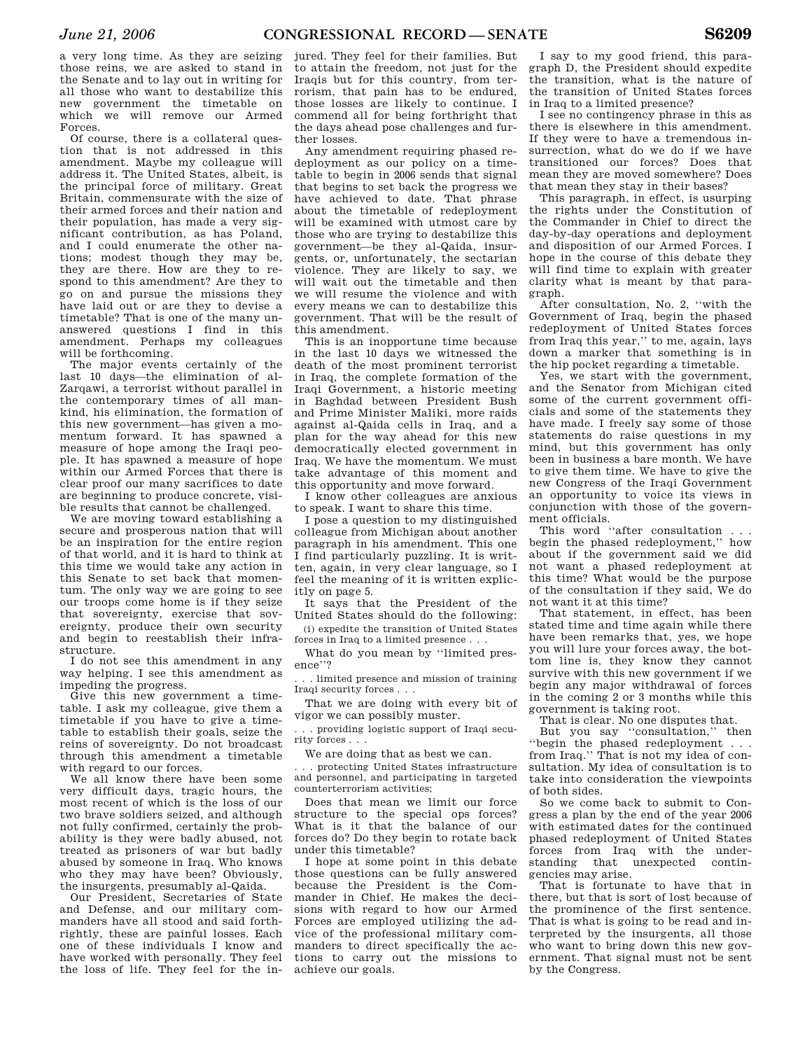a very long time. As they are seizing those reins, we are asked to stand in the Senate and to lay out in writing for all those who want to destabilize this new government the timetable on which we will remove our Armed Forces.

Of course, there is a collateral question that is not addressed in this amendment. Maybe my colleague will address it. The United States, albeit, is the principal force of military. Great Britain, commensurate with the size of their armed forces and their nation and their population, has made a very significant contribution, as has Poland, and I could enumerate the other nations; modest though they may be, they are there. How are they to respond to this amendment? Are they to go on and pursue the missions they have laid out or are they to devise a timetable? That is one of the many unanswered questions I find in this amendment. Perhaps my colleagues will be forthcoming.

The major events certainly of the last 10 days—the elimination of al-Zarqawi, a terrorist without parallel in the contemporary times of all mankind, his elimination, the formation of this new government—has given a momentum forward. It has spawned a measure of hope among the Iraqi people. It has spawned a measure of hope within our Armed Forces that there is clear proof our many sacrifices to date are beginning to produce concrete, visible results that cannot be challenged.

We are moving toward establishing a secure and prosperous nation that will be an inspiration for the entire region of that world, and it is hard to think at this time we would take any action in this Senate to set back that momentum. The only way we are going to see our troops come home is if they seize that sovereignty, exercise that sovereignty, produce their own security and begin to reestablish their infrastructure.

I do not see this amendment in any way helping. I see this amendment as impeding the progress.

Give this new government a timetable. I ask my colleague, give them a timetable if you have to give a timetable to establish their goals, seize the reins of sovereignty. Do not broadcast through this amendment a timetable with regard to our forces.

We all know there have been some very difficult days, tragic hours, the most recent of which is the loss of our two brave soldiers seized, and although not fully confirmed, certainly the probability is they were badly abused, not treated as prisoners of war but badly abused by someone in Iraq. Who knows who they may have been? Obviously, the insurgents, presumably al-Qaida.

Our President, Secretaries of State and Defense, and our military commanders have all stood and said forthrightly, these are painful losses. Each one of these individuals I know and have worked with personally. They feel the loss of life. They feel for the injured. They feel for their families. But to attain the freedom, not just for the Iraqis but for this country, from terrorism, that pain has to be endured, those losses are likely to continue. I commend all for being forthright that the days ahead pose challenges and further losses.

Any amendment requiring phased redeployment as our policy on a timetable to begin in 2006 sends that signal that begins to set back the progress we have achieved to date. That phrase about the timetable of redeployment will be examined with utmost care by those who are trying to destabilize this government—be they al-Qaida, insurgents, or, unfortunately, the sectarian violence. They are likely to say, we will wait out the timetable and then we will resume the violence and with every means we can to destabilize this government. That will be the result of this amendment.

This is an inopportune time because in the last 10 days we witnessed the death of the most prominent terrorist in Iraq, the complete formation of the Iraqi Government, a historic meeting in Baghdad between President Bush and Prime Minister Maliki, more raids against al-Qaida cells in Iraq, and a plan for the way ahead for this new democratically elected government in Iraq. We have the momentum. We must take advantage of this moment and this opportunity and move forward.

I know other colleagues are anxious to speak. I want to share this time.

I pose a question to my distinguished colleague from Michigan about another paragraph in his amendment. This one I find particularly puzzling. It is written, again, in very clear language, so I feel the meaning of it is written explicitly on page 5.

It says that the President of the United States should do the following:

(i) expedite the transition of United States forces in Iraq to a limited presence . . .

What do you mean by ''limited presence''?

. . . limited presence and mission of training Iraqi security forces . . .

That we are doing with every bit of vigor we can possibly muster.

. . . providing logistic support of Iraqi security forces . . .

We are doing that as best we can.

. . . protecting United States infrastructure and personnel, and participating in targeted counterterrorism activities;

Does that mean we limit our force structure to the special ops forces? What is it that the balance of our forces do? Do they begin to rotate back under this timetable?

I hope at some point in this debate those questions can be fully answered because the President is the Commander in Chief. He makes the decisions with regard to how our Armed Forces are employed utilizing the advice of the professional military commanders to direct specifically the actions to carry out the missions to achieve our goals.

I say to my good friend, this paragraph D, the President should expedite the transition, what is the nature of the transition of United States forces in Iraq to a limited presence?

I see no contingency phrase in this as there is elsewhere in this amendment. If they were to have a tremendous insurrection, what do we do if we have transitioned our forces? Does that mean they are moved somewhere? Does that mean they stay in their bases?

This paragraph, in effect, is usurping the rights under the Constitution of the Commander in Chief to direct the day-by-day operations and deployment and disposition of our Armed Forces. I hope in the course of this debate they will find time to explain with greater clarity what is meant by that paragraph.

After consultation, No. 2, ''with the Government of Iraq, begin the phased redeployment of United States forces from Iraq this year,'' to me, again, lays down a marker that something is in the hip pocket regarding a timetable.

Yes, we start with the government, and the Senator from Michigan cited some of the current government officials and some of the statements they have made. I freely say some of those statements do raise questions in my mind, but this government has only been in business a bare month. We have to give them time. We have to give the new Congress of the Iraqi Government an opportunity to voice its views in conjunction with those of the government officials.

This word ''after consultation . . . begin the phased redeployment,'' how about if the government said we did not want a phased redeployment at this time? What would be the purpose of the consultation if they said, We do not want it at this time?

That statement, in effect, has been stated time and time again while there have been remarks that, yes, we hope you will lure your forces away, the bottom line is, they know they cannot survive with this new government if we begin any major withdrawal of forces in the coming 2 or 3 months while this government is taking root.

That is clear. No one disputes that.

But you say ''consultation,'' then ''begin the phased redeployment . . . from Iraq.'' That is not my idea of consultation. My idea of consultation is to take into consideration the viewpoints of both sides.

So we come back to submit to Congress a plan by the end of the year 2006 with estimated dates for the continued phased redeployment of United States forces from Iraq with the understanding that unexpected contingencies may arise.

That is fortunate to have that in there, but that is sort of lost because of the prominence of the first sentence. That is what is going to be read and interpreted by the insurgents, all those who want to bring down this new government. That signal must not be sent by the Congress.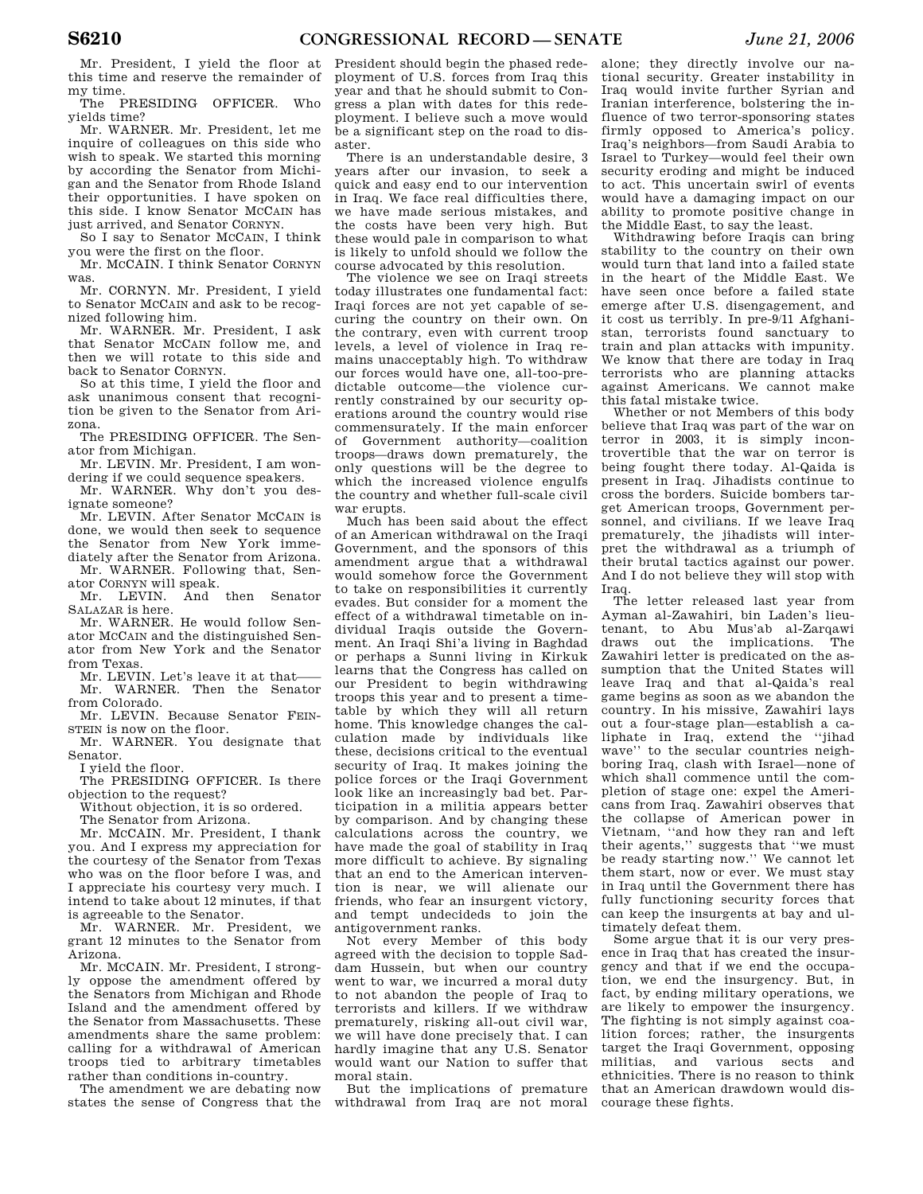Mr. President, I yield the floor at this time and reserve the remainder of my time.

The PRESIDING OFFICER. Who yields time?

Mr. WARNER. Mr. President, let me inquire of colleagues on this side who wish to speak. We started this morning by according the Senator from Michigan and the Senator from Rhode Island their opportunities. I have spoken on this side. I know Senator MCCAIN has just arrived, and Senator CORNYN.

So I say to Senator MCCAIN, I think you were the first on the floor.

Mr. MCCAIN. I think Senator CORNYN was.

Mr. CORNYN. Mr. President, I yield to Senator MCCAIN and ask to be recognized following him.

Mr. WARNER. Mr. President, I ask that Senator MCCAIN follow me, and then we will rotate to this side and back to Senator CORNYN.

So at this time, I yield the floor and ask unanimous consent that recognition be given to the Senator from Arizona.

The PRESIDING OFFICER. The Senator from Michigan.

Mr. LEVIN. Mr. President, I am wondering if we could sequence speakers.

Mr. WARNER. Why don't you designate someone?

Mr. LEVIN. After Senator MCCAIN is done, we would then seek to sequence the Senator from New York immediately after the Senator from Arizona.

Mr. WARNER. Following that, Senator CORNYN will speak.

Mr. LEVIN. And then Senator SALAZAR is here.

Mr. WARNER. He would follow Senator MCCAIN and the distinguished Senator from New York and the Senator from Texas.

Mr. LEVIN. Let's leave it at that——

Mr. WARNER. Then the Senator from Colorado.

Mr. LEVIN. Because Senator FEINSTEIN is now on the floor.

Mr. WARNER. You designate that Senator.

I yield the floor.

The PRESIDING OFFICER. Is there objection to the request?

Without objection, it is so ordered.

The Senator from Arizona.

Mr. MCCAIN. Mr. President, I thank you. And I express my appreciation for the courtesy of the Senator from Texas who was on the floor before I was, and I appreciate his courtesy very much. I intend to take about 12 minutes, if that is agreeable to the Senator.

Mr. WARNER. Mr. President, we grant 12 minutes to the Senator from Arizona.

Mr. MCCAIN. Mr. President, I strongly oppose the amendment offered by the Senators from Michigan and Rhode Island and the amendment offered by the Senator from Massachusetts. These amendments share the same problem: calling for a withdrawal of American troops tied to arbitrary timetables rather than conditions in-country.

The amendment we are debating now states the sense of Congress that the President should begin the phased redeployment of U.S. forces from Iraq this year and that he should submit to Congress a plan with dates for this redeployment. I believe such a move would be a significant step on the road to disaster.

There is an understandable desire, 3 years after our invasion, to seek a quick and easy end to our intervention in Iraq. We face real difficulties there, we have made serious mistakes, and the costs have been very high. But these would pale in comparison to what is likely to unfold should we follow the course advocated by this resolution.

The violence we see on Iraqi streets today illustrates one fundamental fact: Iraqi forces are not yet capable of securing the country on their own. On the contrary, even with current troop levels, a level of violence in Iraq remains unacceptably high. To withdraw our forces would have one, all-too-predictable outcome—the violence currently constrained by our security operations around the country would rise commensurately. If the main enforcer of Government authority—coalition troops—draws down prematurely, the only questions will be the degree to which the increased violence engulfs the country and whether full-scale civil war erupts.

Much has been said about the effect of an American withdrawal on the Iraqi Government, and the sponsors of this amendment argue that a withdrawal would somehow force the Government to take on responsibilities it currently evades. But consider for a moment the effect of a withdrawal timetable on individual Iraqis outside the Government. An Iraqi Shi'a living in Baghdad or perhaps a Sunni living in Kirkuk learns that the Congress has called on our President to begin withdrawing troops this year and to present a timetable by which they will all return home. This knowledge changes the calculation made by individuals like these, decisions critical to the eventual security of Iraq. It makes joining the police forces or the Iraqi Government look like an increasingly bad bet. Participation in a militia appears better by comparison. And by changing these calculations across the country, we have made the goal of stability in Iraq more difficult to achieve. By signaling that an end to the American intervention is near, we will alienate our friends, who fear an insurgent victory, and tempt undecideds to join the antigovernment ranks.

Not every Member of this body agreed with the decision to topple Saddam Hussein, but when our country went to war, we incurred a moral duty to not abandon the people of Iraq to terrorists and killers. If we withdraw prematurely, risking all-out civil war, we will have done precisely that. I can hardly imagine that any U.S. Senator would want our Nation to suffer that moral stain.

But the implications of premature withdrawal from Iraq are not moral alone; they directly involve our national security. Greater instability in Iraq would invite further Syrian and Iranian interference, bolstering the influence of two terror-sponsoring states firmly opposed to America's policy. Iraq's neighbors—from Saudi Arabia to Israel to Turkey—would feel their own security eroding and might be induced to act. This uncertain swirl of events would have a damaging impact on our ability to promote positive change in the Middle East, to say the least.

Withdrawing before Iraqis can bring stability to the country on their own would turn that land into a failed state in the heart of the Middle East. We have seen once before a failed state emerge after U.S. disengagement, and it cost us terribly. In pre-9/11 Afghanistan, terrorists found sanctuary to train and plan attacks with impunity. We know that there are today in Iraq terrorists who are planning attacks against Americans. We cannot make this fatal mistake twice.

Whether or not Members of this body believe that Iraq was part of the war on terror in 2003, it is simply incontrovertible that the war on terror is being fought there today. Al-Qaida is present in Iraq. Jihadists continue to cross the borders. Suicide bombers target American troops, Government personnel, and civilians. If we leave Iraq prematurely, the jihadists will interpret the withdrawal as a triumph of their brutal tactics against our power. And I do not believe they will stop with Iraq.

The letter released last year from Ayman al-Zawahiri, bin Laden's lieutenant, to Abu Mus'ab al-Zarqawi draws out the implications. The Zawahiri letter is predicated on the assumption that the United States will leave Iraq and that al-Qaida's real game begins as soon as we abandon the country. In his missive, Zawahiri lays out a four-stage plan—establish a caliphate in Iraq, extend the "jihad wave" to the secular countries neighboring Iraq, clash with Israel—none of which shall commence until the completion of stage one: expel the Americans from Iraq. Zawahiri observes that the collapse of American power in Vietnam, "and how they ran and left their agents," suggests that "we must be ready starting now." We cannot let them start, now or ever. We must stay in Iraq until the Government there has fully functioning security forces that can keep the insurgents at bay and ultimately defeat them.

Some argue that it is our very presence in Iraq that has created the insurgency and that if we end the occupation, we end the insurgency. But, in fact, by ending military operations, we are likely to empower the insurgency. The fighting is not simply against coalition forces; rather, the insurgents target the Iraqi Government, opposing militias, and various sects and ethnicities. There is no reason to think that an American drawdown would discourage these fights.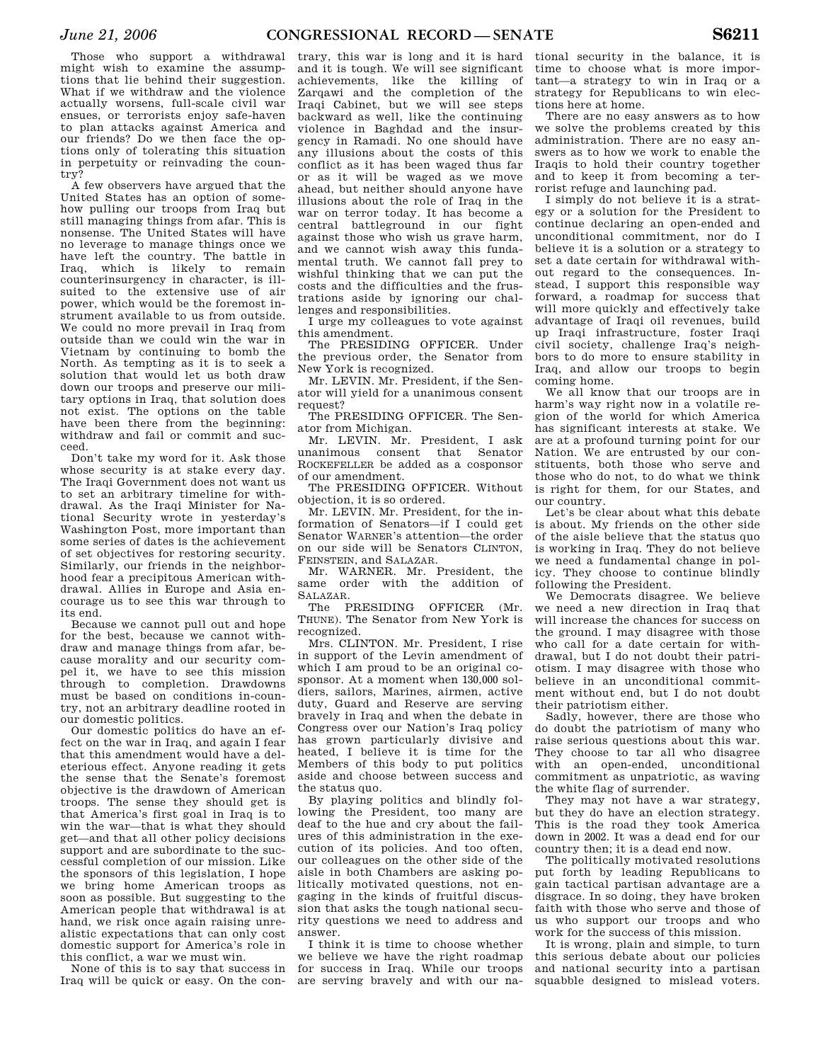Those who support a withdrawal might wish to examine the assumptions that lie behind their suggestion. What if we withdraw and the violence actually worsens, full-scale civil war ensues, or terrorists enjoy safe-haven to plan attacks against America and our friends? Do we then face the options only of tolerating this situation in perpetuity or reinvading the country?

A few observers have argued that the United States has an option of somehow pulling our troops from Iraq but still managing things from afar. This is nonsense. The United States will have no leverage to manage things once we have left the country. The battle in Iraq, which is likely to remain counterinsurgency in character, is ill-suited to the extensive use of air power, which would be the foremost instrument available to us from outside. We could no more prevail in Iraq from outside than we could win the war in Vietnam by continuing to bomb the North. As tempting as it is to seek a solution that would let us both draw down our troops and preserve our military options in Iraq, that solution does not exist. The options on the table have been there from the beginning: withdraw and fail or commit and succeed.

Don't take my word for it. Ask those whose security is at stake every day. The Iraqi Government does not want us to set an arbitrary timeline for withdrawal. As the Iraqi Minister for National Security wrote in yesterday's Washington Post, more important than some series of dates is the achievement of set objectives for restoring security. Similarly, our friends in the neighborhood fear a precipitous American withdrawal. Allies in Europe and Asia encourage us to see this war through to its end.

Because we cannot pull out and hope for the best, because we cannot withdraw and manage things from afar, because morality and our security compel it, we have to see this mission through to completion. Drawdowns must be based on conditions in-country, not an arbitrary deadline rooted in our domestic politics.

Our domestic politics do have an effect on the war in Iraq, and again I fear that this amendment would have a deleterious effect. Anyone reading it gets the sense that the Senate's foremost objective is the drawdown of American troops. The sense they should get is that America's first goal in Iraq is to win the war—that is what they should get—and that all other policy decisions support and are subordinate to the successful completion of our mission. Like the sponsors of this legislation, I hope we bring home American troops as soon as possible. But suggesting to the American people that withdrawal is at hand, we risk once again raising unrealistic expectations that can only cost domestic support for America's role in this conflict, a war we must win.

None of this is to say that success in Iraq will be quick or easy. On the contrary, this war is long and it is hard and it is tough. We will see significant achievements, like the killing of Zarqawi and the completion of the Iraqi Cabinet, but we will see steps backward as well, like the continuing violence in Baghdad and the insurgency in Ramadi. No one should have any illusions about the costs of this conflict as it has been waged thus far or as it will be waged as we move ahead, but neither should anyone have illusions about the role of Iraq in the war on terror today. It has become a central battleground in our fight against those who wish us grave harm, and we cannot wish away this fundamental truth. We cannot fall prey to wishful thinking that we can put the costs and the difficulties and the frustrations aside by ignoring our challenges and responsibilities.

I urge my colleagues to vote against this amendment.

The PRESIDING OFFICER. Under the previous order, the Senator from New York is recognized.

Mr. LEVIN. Mr. President, if the Senator will yield for a unanimous consent request?

The PRESIDING OFFICER. The Senator from Michigan.

Mr. LEVIN. Mr. President, I ask unanimous consent that Senator ROCKEFELLER be added as a cosponsor of our amendment.

The PRESIDING OFFICER. Without objection, it is so ordered.

Mr. LEVIN. Mr. President, for the information of Senators—if I could get Senator WARNER's attention—the order on our side will be Senators CLINTON, FEINSTEIN, and SALAZAR.

Mr. WARNER. Mr. President, the same order with the addition of SALAZAR.

The PRESIDING OFFICER (Mr. THUNE). The Senator from New York is recognized.

Mrs. CLINTON. Mr. President, I rise in support of the Levin amendment of which I am proud to be an original cosponsor. At a moment when 130,000 soldiers, sailors, Marines, airmen, active duty, Guard and Reserve are serving bravely in Iraq and when the debate in Congress over our Nation's Iraq policy has grown particularly divisive and heated, I believe it is time for the Members of this body to put politics aside and choose between success and the status quo.

By playing politics and blindly following the President, too many are deaf to the hue and cry about the failures of this administration in the execution of its policies. And too often, our colleagues on the other side of the aisle in both Chambers are asking politically motivated questions, not engaging in the kinds of fruitful discussion that asks the tough national security questions we need to address and answer.

I think it is time to choose whether we believe we have the right roadmap for success in Iraq. While our troops are serving bravely and with our national security in the balance, it is time to choose what is more important—a strategy to win in Iraq or a strategy for Republicans to win elections here at home.

There are no easy answers as to how we solve the problems created by this administration. There are no easy answers as to how we work to enable the Iraqis to hold their country together and to keep it from becoming a terrorist refuge and launching pad.

I simply do not believe it is a strategy or a solution for the President to continue declaring an open-ended and unconditional commitment, nor do I believe it is a solution or a strategy to set a date certain for withdrawal without regard to the consequences. Instead, I support this responsible way forward, a roadmap for success that will more quickly and effectively take advantage of Iraqi oil revenues, build up Iraqi infrastructure, foster Iraqi civil society, challenge Iraq's neighbors to do more to ensure stability in Iraq, and allow our troops to begin coming home.

We all know that our troops are in harm's way right now in a volatile region of the world for which America has significant interests at stake. We are at a profound turning point for our Nation. We are entrusted by our constituents, both those who serve and those who do not, to do what we think is right for them, for our States, and our country.

Let's be clear about what this debate is about. My friends on the other side of the aisle believe that the status quo is working in Iraq. They do not believe we need a fundamental change in policy. They choose to continue blindly following the President.

We Democrats disagree. We believe we need a new direction in Iraq that will increase the chances for success on the ground. I may disagree with those who call for a date certain for withdrawal, but I do not doubt their patriotism. I may disagree with those who believe in an unconditional commitment without end, but I do not doubt their patriotism either.

Sadly, however, there are those who do doubt the patriotism of many who raise serious questions about this war. They choose to tar all who disagree with an open-ended, unconditional commitment as unpatriotic, as waving the white flag of surrender.

They may not have a war strategy, but they do have an election strategy. This is the road they took America down in 2002. It was a dead end for our country then; it is a dead end now.

The politically motivated resolutions put forth by leading Republicans to gain tactical partisan advantage are a disgrace. In so doing, they have broken faith with those who serve and those of us who support our troops and who work for the success of this mission.

It is wrong, plain and simple, to turn this serious debate about our policies and national security into a partisan squabble designed to mislead voters.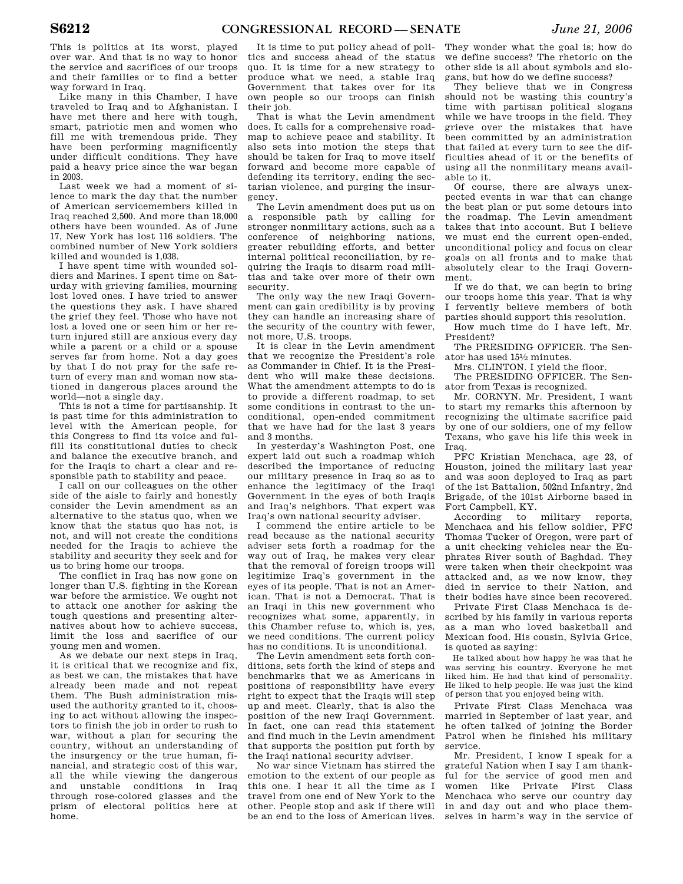This is politics at its worst, played over war. And that is no way to honor the service and sacrifices of our troops and their families or to find a better way forward in Iraq.

Like many in this Chamber, I have traveled to Iraq and to Afghanistan. I have met there and here with tough, smart, patriotic men and women who fill me with tremendous pride. They have been performing magnificently under difficult conditions. They have paid a heavy price since the war began in 2003.

Last week we had a moment of silence to mark the day that the number of American servicemembers killed in Iraq reached 2,500. And more than 18,000 others have been wounded. As of June 17, New York has lost 116 soldiers. The combined number of New York soldiers killed and wounded is 1,038.

I have spent time with wounded soldiers and Marines. I spent time on Saturday with grieving families, mourning lost loved ones. I have tried to answer the questions they ask. I have shared the grief they feel. Those who have not lost a loved one or seen him or her return injured still are anxious every day while a parent or a child or a spouse serves far from home. Not a day goes by that I do not pray for the safe return of every man and woman now stationed in dangerous places around the world—not a single day.

This is not a time for partisanship. It is past time for this administration to level with the American people, for this Congress to find its voice and fulfill its constitutional duties to check and balance the executive branch, and for the Iraqis to chart a clear and responsible path to stability and peace.

I call on our colleagues on the other side of the aisle to fairly and honestly consider the Levin amendment as an alternative to the status quo, when we know that the status quo has not, is not, and will not create the conditions needed for the Iraqis to achieve the stability and security they seek and for us to bring home our troops.

The conflict in Iraq has now gone on longer than U.S. fighting in the Korean war before the armistice. We ought not to attack one another for asking the tough questions and presenting alternatives about how to achieve success, limit the loss and sacrifice of our young men and women.

As we debate our next steps in Iraq, it is critical that we recognize and fix, as best we can, the mistakes that have already been made and not repeat them. The Bush administration misused the authority granted to it, choosing to act without allowing the inspectors to finish the job in order to rush to war, without a plan for securing the country, without an understanding of the insurgency or the true human, financial, and strategic cost of this war, all the while viewing the dangerous and unstable conditions in Iraq through rose-colored glasses and the prism of electoral politics here at home.

It is time to put policy ahead of politics and success ahead of the status quo. It is time for a new strategy to produce what we need, a stable Iraq Government that takes over for its own people so our troops can finish their job.

That is what the Levin amendment does. It calls for a comprehensive roadmap to achieve peace and stability. It also sets into motion the steps that should be taken for Iraq to move itself forward and become more capable of defending its territory, ending the sectarian violence, and purging the insurgency.

The Levin amendment does put us on a responsible path by calling for stronger nonmilitary actions, such as a conference of neighboring nations, greater rebuilding efforts, and better internal political reconciliation, by requiring the Iraqis to disarm road militias and take over more of their own security.

The only way the new Iraqi Government can gain credibility is by proving they can handle an increasing share of the security of the country with fewer, not more, U.S. troops.

It is clear in the Levin amendment that we recognize the President's role as Commander in Chief. It is the President who will make these decisions. What the amendment attempts to do is to provide a different roadmap, to set some conditions in contrast to the unconditional, open-ended commitment that we have had for the last 3 years and 3 months.

In yesterday's Washington Post, one expert laid out such a roadmap which described the importance of reducing our military presence in Iraq so as to enhance the legitimacy of the Iraqi Government in the eyes of both Iraqis and Iraq's neighbors. That expert was Iraq's own national security adviser.

I commend the entire article to be read because as the national security adviser sets forth a roadmap for the way out of Iraq, he makes very clear that the removal of foreign troops will legitimize Iraq's government in the eyes of its people. That is not an American. That is not a Democrat. That is an Iraqi in this new government who recognizes what some, apparently, in this Chamber refuse to, which is, yes, we need conditions. The current policy has no conditions. It is unconditional.

The Levin amendment sets forth conditions, sets forth the kind of steps and benchmarks that we as Americans in positions of responsibility have every right to expect that the Iraqis will step up and meet. Clearly, that is also the position of the new Iraqi Government. In fact, one can read this statement and find much in the Levin amendment that supports the position put forth by the Iraqi national security adviser.

No war since Vietnam has stirred the emotion to the extent of our people as this one. I hear it all the time as I travel from one end of New York to the other. People stop and ask if there will be an end to the loss of American lives. They wonder what the goal is; how do we define success? The rhetoric on the other side is all about symbols and slogans, but how do we define success?

They believe that we in Congress should not be wasting this country's time with partisan political slogans while we have troops in the field. They grieve over the mistakes that have been committed by an administration that failed at every turn to see the difficulties ahead of it or the benefits of using all the nonmilitary means available to it.

Of course, there are always unexpected events in war that can change the best plan or put some detours into the roadmap. The Levin amendment takes that into account. But I believe we must end the current open-ended, unconditional policy and focus on clear goals on all fronts and to make that absolutely clear to the Iraqi Government.

If we do that, we can begin to bring our troops home this year. That is why I fervently believe members of both parties should support this resolution.

How much time do I have left, Mr. President?

The PRESIDING OFFICER. The Senator has used 15½ minutes.

Mrs. CLINTON. I yield the floor.

The PRESIDING OFFICER. The Senator from Texas is recognized.

Mr. CORNYN. Mr. President, I want to start my remarks this afternoon by recognizing the ultimate sacrifice paid by one of our soldiers, one of my fellow Texans, who gave his life this week in Iraq.

PFC Kristian Menchaca, age 23, of Houston, joined the military last year and was soon deployed to Iraq as part of the 1st Battalion, 502nd Infantry, 2nd Brigade, of the 101st Airborne based in Fort Campbell, KY.

According to military reports, Menchaca and his fellow soldier, PFC Thomas Tucker of Oregon, were part of a unit checking vehicles near the Euphrates River south of Baghdad. They were taken when their checkpoint was attacked and, as we now know, they died in service to their Nation, and their bodies have since been recovered.

Private First Class Menchaca is described by his family in various reports as a man who loved basketball and Mexican food. His cousin, Sylvia Grice, is quoted as saying:

> He talked about how happy he was that he was serving his country. Everyone he met liked him. He had that kind of personality. He liked to help people. He was just the kind of person that you enjoyed being with.

Private First Class Menchaca was married in September of last year, and he often talked of joining the Border Patrol when he finished his military service.

Mr. President, I know I speak for a grateful Nation when I say I am thankful for the service of good men and women like Private First Class Menchaca who serve our country day in and day out and who place themselves in harm's way in the service of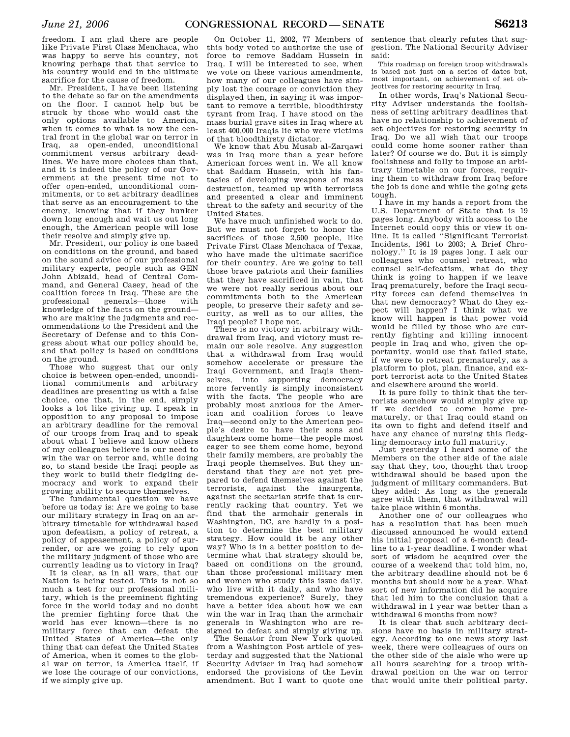freedom. I am glad there are people like Private First Class Menchaca, who was happy to serve his country, not knowing perhaps that that service to his country would end in the ultimate sacrifice for the cause of freedom.

Mr. President, I have been listening to the debate so far on the amendments on the floor. I cannot help but be struck by those who would cast the only options available to America, when it comes to what is now the central front in the global war on terror in Iraq, as open-ended, unconditional commitment versus arbitrary deadlines. We have more choices than that, and it is indeed the policy of our Government at the present time not to offer open-ended, unconditional commitments, or to set arbitrary deadlines that serve as an encouragement to the enemy, knowing that if they hunker down long enough and wait us out long enough, the American people will lose their resolve and simply give up.

Mr. President, our policy is one based on conditions on the ground, and based on the sound advice of our professional military experts, people such as GEN John Abizaid, head of Central Command, and General Casey, head of the coalition forces in Iraq. These are the professional generals—those with knowledge of the facts on the ground—who are making the judgments and recommendations to the President and the Secretary of Defense and to this Congress about what our policy should be, and that policy is based on conditions on the ground.

Those who suggest that our only choice is between open-ended, unconditional commitments and arbitrary deadlines are presenting us with a false choice, one that, in the end, simply looks a lot like giving up. I speak in opposition to any proposal to impose an arbitrary deadline for the removal of our troops from Iraq and to speak about what I believe and know others of my colleagues believe is our need to win the war on terror and, while doing so, to stand beside the Iraqi people as they work to build their fledgling democracy and work to expand their growing ability to secure themselves.

The fundamental question we have before us today is: Are we going to base our military strategy in Iraq on an arbitrary timetable for withdrawal based upon defeatism, a policy of retreat, a policy of appeasement, a policy of surrender, or are we going to rely upon the military judgment of those who are currently leading us to victory in Iraq?

It is clear, as in all wars, that our Nation is being tested. This is not so much a test for our professional military, which is the preeminent fighting force in the world today and no doubt the premier fighting force that the world has ever known—there is no military force that can defeat the United States of America—the only thing that can defeat the United States of America, when it comes to the global war on terror, is America itself, if we lose the courage of our convictions, if we simply give up.

On October 11, 2002, 77 Members of this body voted to authorize the use of force to remove Saddam Hussein in Iraq. I will be interested to see, when we vote on these various amendments, how many of our colleagues have simply lost the courage or conviction they displayed then, in saying it was important to remove a terrible, bloodthirsty tyrant from Iraq. I have stood on the mass burial grave sites in Iraq where at least 400,000 Iraqis lie who were victims of that bloodthirsty dictator.

We know that Abu Musab al-Zarqawi was in Iraq more than a year before American forces went in. We all know that Saddam Hussein, with his fantasies of developing weapons of mass destruction, teamed up with terrorists and presented a clear and imminent threat to the safety and security of the United States.

We have much unfinished work to do. But we must not forget to honor the sacrifices of those 2,500 people, like Private First Class Menchaca of Texas, who have made the ultimate sacrifice for their country. Are we going to tell those brave patriots and their families that they have sacrificed in vain, that we were not really serious about our commitments both to the American people, to preserve their safety and security, as well as to our allies, the Iraqi people? I hope not.

There is no victory in arbitrary withdrawal from Iraq, and victory must remain our sole resolve. Any suggestion that a withdrawal from Iraq would somehow accelerate or pressure the Iraqi Government, and Iraqis themselves, into supporting democracy more fervently is simply inconsistent with the facts. The people who are probably most anxious for the American and coalition forces to leave Iraq—second only to the American people's desire to have their sons and daughters come home—the people most eager to see them come home, beyond their family members, are probably the Iraqi people themselves. But they understand that they are not yet prepared to defend themselves against the terrorists, against the insurgents, against the sectarian strife that is currently racking that country. Yet we find that the armchair generals in Washington, DC, are hardly in a position to determine the best military strategy. How could it be any other way? Who is in a better position to determine what that strategy should be, based on conditions on the ground, than those professional military men and women who study this issue daily, who live with it daily, and who have tremendous experience? Surely, they have a better idea about how we can win the war in Iraq than the armchair generals in Washington who are resigned to defeat and simply giving up.

The Senator from New York quoted from a Washington Post article of yesterday and suggested that the National Security Adviser in Iraq had somehow endorsed the provisions of the Levin amendment. But I want to quote one sentence that clearly refutes that suggestion. The National Security Adviser said:

> This roadmap on foreign troop withdrawals is based not just on a series of dates but, most important, on achievement of set objectives for restoring security in Iraq.

In other words, Iraq's National Security Adviser understands the foolishness of setting arbitrary deadlines that have no relationship to achievement of set objectives for restoring security in Iraq. Do we all wish that our troops could come home sooner rather than later? Of course we do. But it is simply foolishness and folly to impose an arbitrary timetable on our forces, requiring them to withdraw from Iraq before the job is done and while the going gets tough.

I have in my hands a report from the U.S. Department of State that is 19 pages long. Anybody with access to the Internet could copy this or view it online. It is called "Significant Terrorist Incidents, 1961 to 2003; A Brief Chronology." It is 19 pages long. I ask our colleagues who counsel retreat, who counsel self-defeatism, what do they think is going to happen if we leave Iraq prematurely, before the Iraqi security forces can defend themselves in that new democracy? What do they expect will happen? I think what we know will happen is that power void would be filled by those who are currently fighting and killing innocent people in Iraq and who, given the opportunity, would use that failed state, if we were to retreat prematurely, as a platform to plot, plan, finance, and export terrorist acts to the United States and elsewhere around the world.

It is pure folly to think that the terrorists somehow would simply give up if we decided to come home prematurely, or that Iraq could stand on its own to fight and defend itself and have any chance of nursing this fledgling democracy into full maturity.

Just yesterday I heard some of the Members on the other side of the aisle say that they, too, thought that troop withdrawal should be based upon the judgment of military commanders. But they added: As long as the generals agree with them, that withdrawal will take place within 6 months.

Another one of our colleagues who has a resolution that has been much discussed announced he would extend his initial proposal of a 6-month deadline to a 1-year deadline. I wonder what sort of wisdom he acquired over the course of a weekend that told him, no, the arbitrary deadline should not be 6 months but should now be a year. What sort of new information did he acquire that led him to the conclusion that a withdrawal in 1 year was better than a withdrawal 6 months from now?

It is clear that such arbitrary decisions have no basis in military strategy. According to one news story last week, there were colleagues of ours on the other side of the aisle who were up all hours searching for a troop withdrawal position on the war on terror that would unite their political party.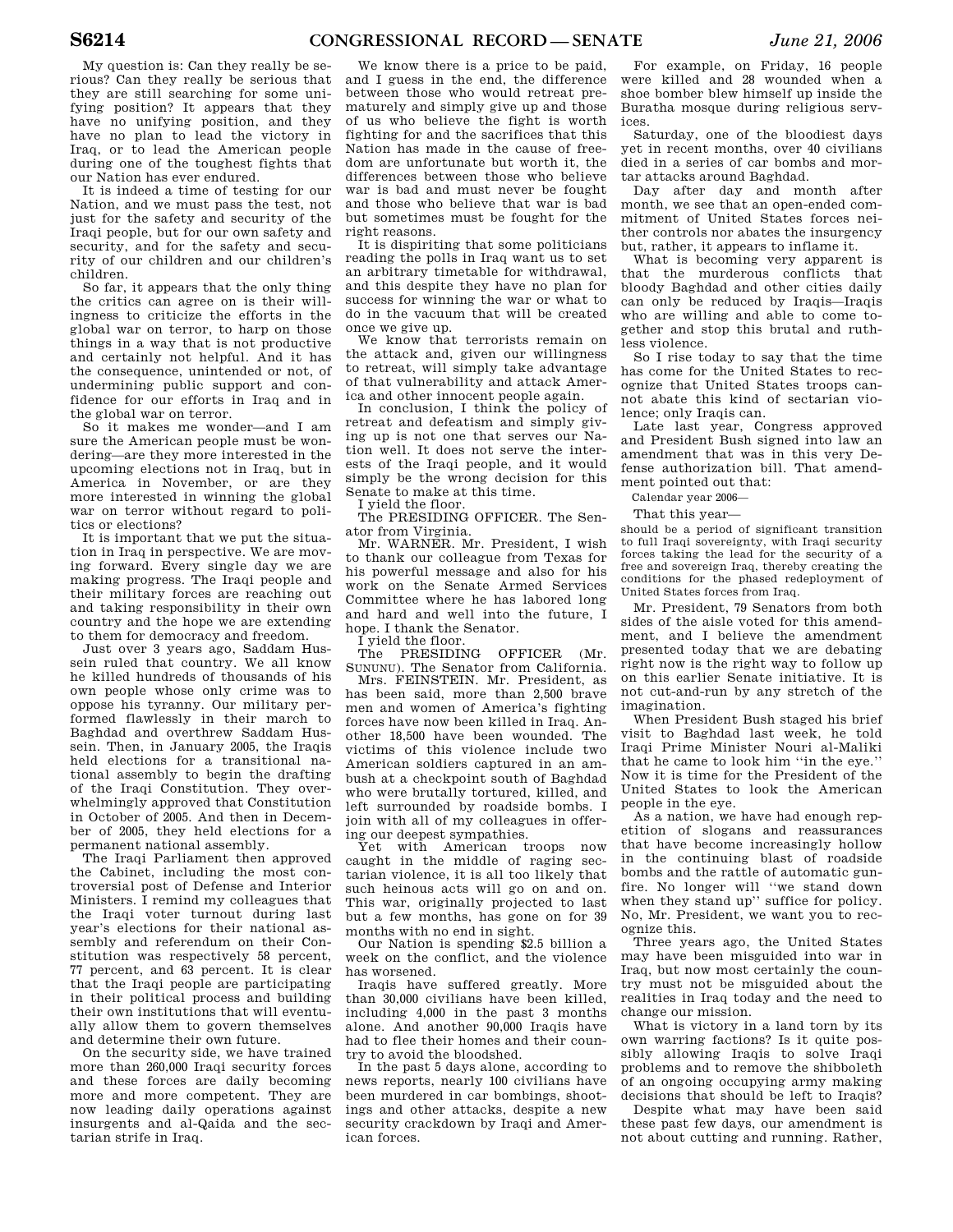My question is: Can they really be serious? Can they really be serious that they are still searching for some unifying position? It appears that they have no unifying position, and they have no plan to lead the victory in Iraq, or to lead the American people during one of the toughest fights that our Nation has ever endured.

It is indeed a time of testing for our Nation, and we must pass the test, not just for the safety and security of the Iraqi people, but for our own safety and security, and for the safety and security of our children and our children's children.

So far, it appears that the only thing the critics can agree on is their willingness to criticize the efforts in the global war on terror, to harp on those things in a way that is not productive and certainly not helpful. And it has the consequence, unintended or not, of undermining public support and confidence for our efforts in Iraq and in the global war on terror.

So it makes me wonder—and I am sure the American people must be wondering—are they more interested in the upcoming elections not in Iraq, but in America in November, or are they more interested in winning the global war on terror without regard to politics or elections?

It is important that we put the situation in Iraq in perspective. We are moving forward. Every single day we are making progress. The Iraqi people and their military forces are reaching out and taking responsibility in their own country and the hope we are extending to them for democracy and freedom.

Just over 3 years ago, Saddam Hussein ruled that country. We all know he killed hundreds of thousands of his own people whose only crime was to oppose his tyranny. Our military performed flawlessly in their march to Baghdad and overthrew Saddam Hussein. Then, in January 2005, the Iraqis held elections for a transitional national assembly to begin the drafting of the Iraqi Constitution. They overwhelmingly approved that Constitution in October of 2005. And then in December of 2005, they held elections for a permanent national assembly.

The Iraqi Parliament then approved the Cabinet, including the most controversial post of Defense and Interior Ministers. I remind my colleagues that the Iraqi voter turnout during last year's elections for their national assembly and referendum on their Constitution was respectively 58 percent, 77 percent, and 63 percent. It is clear that the Iraqi people are participating in their political process and building their own institutions that will eventually allow them to govern themselves and determine their own future.

On the security side, we have trained more than 260,000 Iraqi security forces and these forces are daily becoming more and more competent. They are now leading daily operations against insurgents and al-Qaida and the sectarian strife in Iraq.

We know there is a price to be paid, and I guess in the end, the difference between those who would retreat prematurely and simply give up and those of us who believe the fight is worth fighting for and the sacrifices that this Nation has made in the cause of freedom are unfortunate but worth it, the differences between those who believe war is bad and must never be fought and those who believe that war is bad but sometimes must be fought for the right reasons.

It is dispiriting that some politicians reading the polls in Iraq want us to set an arbitrary timetable for withdrawal, and this despite they have no plan for success for winning the war or what to do in the vacuum that will be created once we give up.

We know that terrorists remain on the attack and, given our willingness to retreat, will simply take advantage of that vulnerability and attack America and other innocent people again.

In conclusion, I think the policy of retreat and defeatism and simply giving up is not one that serves our Nation well. It does not serve the interests of the Iraqi people, and it would simply be the wrong decision for this Senate to make at this time.

I yield the floor.

The PRESIDING OFFICER. The Senator from Virginia.

Mr. WARNER. Mr. President, I wish to thank our colleague from Texas for his powerful message and also for his work on the Senate Armed Services Committee where he has labored long and hard and well into the future, I hope. I thank the Senator.

I yield the floor.

The PRESIDING OFFICER (Mr. SUNUNU). The Senator from California.

Mrs. FEINSTEIN. Mr. President, as has been said, more than 2,500 brave men and women of America's fighting forces have now been killed in Iraq. Another 18,500 have been wounded. The victims of this violence include two American soldiers captured in an ambush at a checkpoint south of Baghdad who were brutally tortured, killed, and left surrounded by roadside bombs. I join with all of my colleagues in offering our deepest sympathies.

Yet with American troops now caught in the middle of raging sectarian violence, it is all too likely that such heinous acts will go on and on. This war, originally projected to last but a few months, has gone on for 39 months with no end in sight.

Our Nation is spending $2.5 billion a week on the conflict, and the violence has worsened.

Iraqis have suffered greatly. More than 30,000 civilians have been killed, including 4,000 in the past 3 months alone. And another 90,000 Iraqis have had to flee their homes and their country to avoid the bloodshed.

In the past 5 days alone, according to news reports, nearly 100 civilians have been murdered in car bombings, shootings and other attacks, despite a new security crackdown by Iraqi and American forces.

For example, on Friday, 16 people were killed and 28 wounded when a shoe bomber blew himself up inside the Buratha mosque during religious services.

Saturday, one of the bloodiest days yet in recent months, over 40 civilians died in a series of car bombs and mortar attacks around Baghdad.

Day after day and month after month, we see that an open-ended commitment of United States forces neither controls nor abates the insurgency but, rather, it appears to inflame it.

What is becoming very apparent is that the murderous conflicts that bloody Baghdad and other cities daily can only be reduced by Iraqis—Iraqis who are willing and able to come together and stop this brutal and ruthless violence.

So I rise today to say that the time has come for the United States to recognize that United States troops cannot abate this kind of sectarian violence; only Iraqis can.

Late last year, Congress approved and President Bush signed into law an amendment that was in this very Defense authorization bill. That amendment pointed out that:

Calendar year 2006—

That this year—

should be a period of significant transition to full Iraqi sovereignty, with Iraqi security forces taking the lead for the security of a free and sovereign Iraq, thereby creating the conditions for the phased redeployment of United States forces from Iraq.

Mr. President, 79 Senators from both sides of the aisle voted for this amendment, and I believe the amendment presented today that we are debating right now is the right way to follow up on this earlier Senate initiative. It is not cut-and-run by any stretch of the imagination.

When President Bush staged his brief visit to Baghdad last week, he told Iraqi Prime Minister Nouri al-Maliki that he came to look him "in the eye." Now it is time for the President of the United States to look the American people in the eye.

As a nation, we have had enough repetition of slogans and reassurances that have become increasingly hollow in the continuing blast of roadside bombs and the rattle of automatic gunfire. No longer will "we stand down when they stand up" suffice for policy. No, Mr. President, we want you to recognize this.

Three years ago, the United States may have been misguided into war in Iraq, but now most certainly the country must not be misguided about the realities in Iraq today and the need to change our mission.

What is victory in a land torn by its own warring factions? Is it quite possibly allowing Iraqis to solve Iraqi problems and to remove the shibboleth of an ongoing occupying army making decisions that should be left to Iraqis?

Despite what may have been said these past few days, our amendment is not about cutting and running. Rather,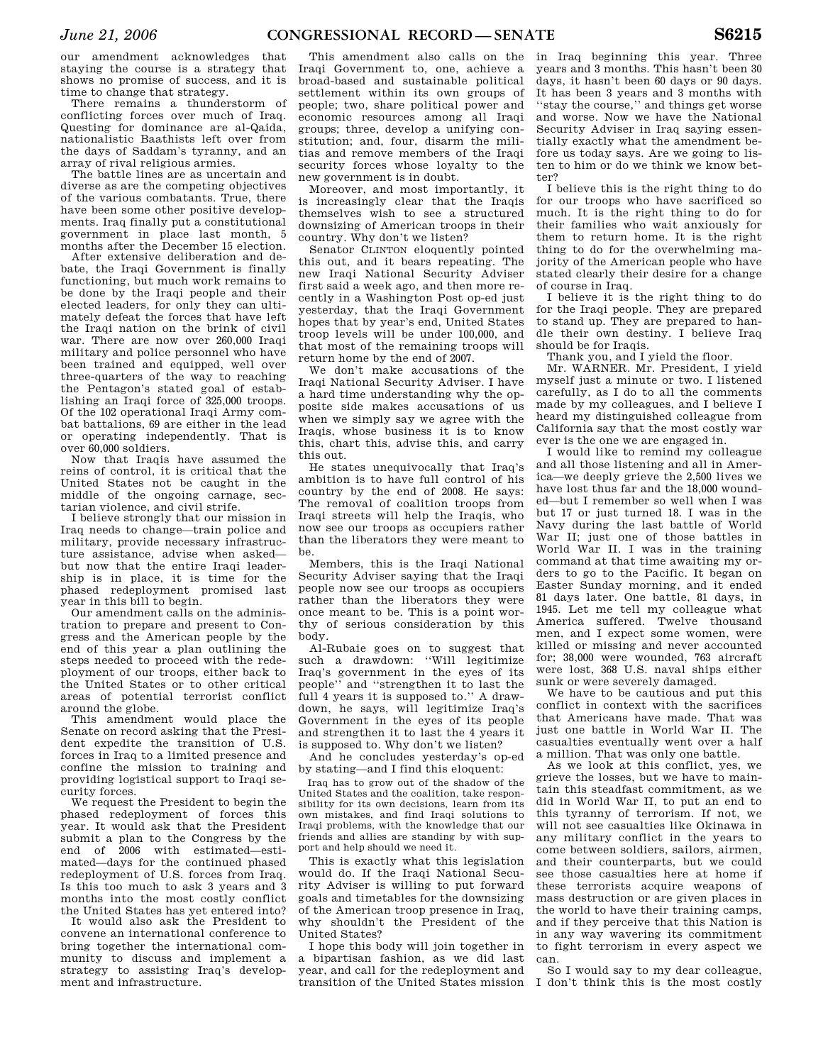our amendment acknowledges that staying the course is a strategy that shows no promise of success, and it is time to change that strategy.

There remains a thunderstorm of conflicting forces over much of Iraq. Questing for dominance are al-Qaida, nationalistic Baathists left over from the days of Saddam's tyranny, and an array of rival religious armies.

The battle lines are as uncertain and diverse as are the competing objectives of the various combatants. True, there have been some other positive developments. Iraq finally put a constitutional government in place last month, 5 months after the December 15 election.

After extensive deliberation and debate, the Iraqi Government is finally functioning, but much work remains to be done by the Iraqi people and their elected leaders, for only they can ultimately defeat the forces that have left the Iraqi nation on the brink of civil war. There are now over 260,000 Iraqi military and police personnel who have been trained and equipped, well over three-quarters of the way to reaching the Pentagon's stated goal of establishing an Iraqi force of 325,000 troops. Of the 102 operational Iraqi Army combat battalions, 69 are either in the lead or operating independently. That is over 60,000 soldiers.

Now that Iraqis have assumed the reins of control, it is critical that the United States not be caught in the middle of the ongoing carnage, sectarian violence, and civil strife.

I believe strongly that our mission in Iraq needs to change—train police and military, provide necessary infrastructure assistance, advise when asked—but now that the entire Iraqi leadership is in place, it is time for the phased redeployment promised last year in this bill to begin.

Our amendment calls on the administration to prepare and present to Congress and the American people by the end of this year a plan outlining the steps needed to proceed with the redeployment of our troops, either back to the United States or to other critical areas of potential terrorist conflict around the globe.

This amendment would place the Senate on record asking that the President expedite the transition of U.S. forces in Iraq to a limited presence and confine the mission to training and providing logistical support to Iraqi security forces.

We request the President to begin the phased redeployment of forces this year. It would ask that the President submit a plan to the Congress by the end of 2006 with estimated—estimated—days for the continued phased redeployment of U.S. forces from Iraq. Is this too much to ask 3 years and 3 months into the most costly conflict the United States has yet entered into?

It would also ask the President to convene an international conference to bring together the international community to discuss and implement a strategy to assisting Iraq's development and infrastructure.

This amendment also calls on the Iraqi Government to, one, achieve a broad-based and sustainable political settlement within its own groups of people; two, share political power and economic resources among all Iraqi groups; three, develop a unifying constitution; and, four, disarm the militias and remove members of the Iraqi security forces whose loyalty to the new government is in doubt.

Moreover, and most importantly, it is increasingly clear that the Iraqis themselves wish to see a structured downsizing of American troops in their country. Why don't we listen?

Senator CLINTON eloquently pointed this out, and it bears repeating. The new Iraqi National Security Adviser first said a week ago, and then more recently in a Washington Post op-ed just yesterday, that the Iraqi Government hopes that by year's end, United States troop levels will be under 100,000, and that most of the remaining troops will return home by the end of 2007.

We don't make accusations of the Iraqi National Security Adviser. I have a hard time understanding why the opposite side makes accusations of us when we simply say we agree with the Iraqis, whose business it is to know this, chart this, advise this, and carry this out.

He states unequivocally that Iraq's ambition is to have full control of his country by the end of 2008. He says: The removal of coalition troops from Iraqi streets will help the Iraqis, who now see our troops as occupiers rather than the liberators they were meant to be.

Members, this is the Iraqi National Security Adviser saying that the Iraqi people now see our troops as occupiers rather than the liberators they were once meant to be. This is a point worthy of serious consideration by this body.

Al-Rubaie goes on to suggest that such a drawdown: "Will legitimize Iraq's government in the eyes of its people" and "strengthen it to last the full 4 years it is supposed to." A drawdown, he says, will legitimize Iraq's Government in the eyes of its people and strengthen it to last the 4 years it is supposed to. Why don't we listen?

And he concludes yesterday's op-ed by stating—and I find this eloquent:

> Iraq has to grow out of the shadow of the United States and the coalition, take responsibility for its own decisions, learn from its own mistakes, and find Iraqi solutions to Iraqi problems, with the knowledge that our friends and allies are standing by with support and help should we need it.

This is exactly what this legislation would do. If the Iraqi National Security Adviser is willing to put forward goals and timetables for the downsizing of the American troop presence in Iraq, why shouldn't the President of the United States?

I hope this body will join together in a bipartisan fashion, as we did last year, and call for the redeployment and transition of the United States mission in Iraq beginning this year. Three years and 3 months. This hasn't been 30 days, it hasn't been 60 days or 90 days. It has been 3 years and 3 months with "stay the course," and things get worse and worse. Now we have the National Security Adviser in Iraq saying essentially exactly what the amendment before us today says. Are we going to listen to him or do we think we know better?

I believe this is the right thing to do for our troops who have sacrificed so much. It is the right thing to do for their families who wait anxiously for them to return home. It is the right thing to do for the overwhelming majority of the American people who have stated clearly their desire for a change of course in Iraq.

I believe it is the right thing to do for the Iraqi people. They are prepared to stand up. They are prepared to handle their own destiny. I believe Iraq should be for Iraqis.

Thank you, and I yield the floor.

Mr. WARNER. Mr. President, I yield myself just a minute or two. I listened carefully, as I do to all the comments made by my colleagues, and I believe I heard my distinguished colleague from California say that the most costly war ever is the one we are engaged in.

I would like to remind my colleague and all those listening and all in America—we deeply grieve the 2,500 lives we have lost thus far and the 18,000 wounded—but I remember so well when I was but 17 or just turned 18. I was in the Navy during the last battle of World War II; just one of those battles in World War II. I was in the training command at that time awaiting my orders to go to the Pacific. It began on Easter Sunday morning, and it ended 81 days later. One battle, 81 days, in 1945. Let me tell my colleague what America suffered. Twelve thousand men, and I expect some women, were killed or missing and never accounted for; 38,000 were wounded, 763 aircraft were lost, 368 U.S. naval ships either sunk or were severely damaged.

We have to be cautious and put this conflict in context with the sacrifices that Americans have made. That was just one battle in World War II. The casualties eventually went over a half a million. That was only one battle.

As we look at this conflict, yes, we grieve the losses, but we have to maintain this steadfast commitment, as we did in World War II, to put an end to this tyranny of terrorism. If not, we will not see casualties like Okinawa in any military conflict in the years to come between soldiers, sailors, airmen, and their counterparts, but we could see those casualties here at home if these terrorists acquire weapons of mass destruction or are given places in the world to have their training camps, and if they perceive that this Nation is in any way wavering its commitment to fight terrorism in every aspect we can.

So I would say to my dear colleague, I don't think this is the most costly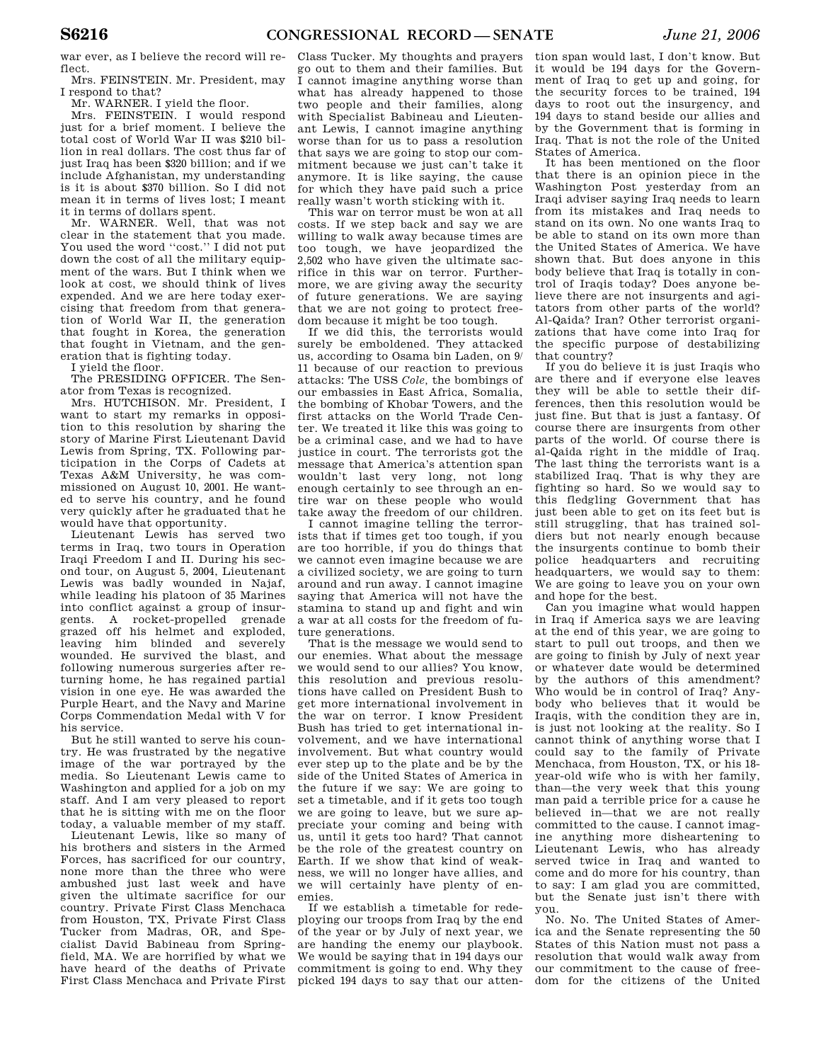war ever, as I believe the record will reflect.

Mrs. FEINSTEIN. Mr. President, may I respond to that?

Mr. WARNER. I yield the floor.

Mrs. FEINSTEIN. I would respond just for a brief moment. I believe the total cost of World War II was $210 billion in real dollars. The cost thus far of just Iraq has been $320 billion; and if we include Afghanistan, my understanding is it is about $370 billion. So I did not mean it in terms of lives lost; I meant it in terms of dollars spent.

Mr. WARNER. Well, that was not clear in the statement that you made. You used the word ''cost.'' I did not put down the cost of all the military equipment of the wars. But I think when we look at cost, we should think of lives expended. And we are here today exercising that freedom from that generation of World War II, the generation that fought in Korea, the generation that fought in Vietnam, and the generation that is fighting today.

I yield the floor.

The PRESIDING OFFICER. The Senator from Texas is recognized.

Mrs. HUTCHISON. Mr. President, I want to start my remarks in opposition to this resolution by sharing the story of Marine First Lieutenant David Lewis from Spring, TX. Following participation in the Corps of Cadets at Texas A&M University, he was commissioned on August 10, 2001. He wanted to serve his country, and he found very quickly after he graduated that he would have that opportunity.

Lieutenant Lewis has served two terms in Iraq, two tours in Operation Iraqi Freedom I and II. During his second tour, on August 5, 2004, Lieutenant Lewis was badly wounded in Najaf, while leading his platoon of 35 Marines into conflict against a group of insurgents. A rocket-propelled grenade grazed off his helmet and exploded, leaving him blinded and severely wounded. He survived the blast, and following numerous surgeries after returning home, he has regained partial vision in one eye. He was awarded the Purple Heart, and the Navy and Marine Corps Commendation Medal with V for his service.

But he still wanted to serve his country. He was frustrated by the negative image of the war portrayed by the media. So Lieutenant Lewis came to Washington and applied for a job on my staff. And I am very pleased to report that he is sitting with me on the floor today, a valuable member of my staff.

Lieutenant Lewis, like so many of his brothers and sisters in the Armed Forces, has sacrificed for our country, none more than the three who were ambushed just last week and have given the ultimate sacrifice for our country. Private First Class Menchaca from Houston, TX, Private First Class Tucker from Madras, OR, and Specialist David Babineau from Springfield, MA. We are horrified by what we have heard of the deaths of Private First Class Menchaca and Private First Class Tucker. My thoughts and prayers go out to them and their families. But I cannot imagine anything worse than what has already happened to those two people and their families, along with Specialist Babineau and Lieutenant Lewis, I cannot imagine anything worse than for us to pass a resolution that says we are going to stop our commitment because we just can't take it anymore. It is like saying, the cause for which they have paid such a price really wasn't worth sticking with it.

This war on terror must be won at all costs. If we step back and say we are willing to walk away because times are too tough, we have jeopardized the 2,502 who have given the ultimate sacrifice in this war on terror. Furthermore, we are giving away the security of future generations. We are saying that we are not going to protect freedom because it might be too tough.

If we did this, the terrorists would surely be emboldened. They attacked us, according to Osama bin Laden, on 9/11 because of our reaction to previous attacks: The USS *Cole*, the bombings of our embassies in East Africa, Somalia, the bombing of Khobar Towers, and the first attacks on the World Trade Center. We treated it like this was going to be a criminal case, and we had to have justice in court. The terrorists got the message that America's attention span wouldn't last very long, not long enough certainly to see through an entire war on these people who would take away the freedom of our children.

I cannot imagine telling the terrorists that if times get too tough, if you are too horrible, if you do things that we cannot even imagine because we are a civilized society, we are going to turn around and run away. I cannot imagine saying that America will not have the stamina to stand up and fight and win a war at all costs for the freedom of future generations.

That is the message we would send to our enemies. What about the message we would send to our allies? You know, this resolution and previous resolutions have called on President Bush to get more international involvement in the war on terror. I know President Bush has tried to get international involvement, and we have international involvement. But what country would ever step up to the plate and be by the side of the United States of America in the future if we say: We are going to set a timetable, and if it gets too tough we are going to leave, but we sure appreciate your coming and being with us, until it gets too hard? That cannot be the role of the greatest country on Earth. If we show that kind of weakness, we will no longer have allies, and we will certainly have plenty of enemies.

If we establish a timetable for redeploying our troops from Iraq by the end of the year or by July of next year, we are handing the enemy our playbook. We would be saying that in 194 days our commitment is going to end. Why they picked 194 days to say that our attention span would last, I don't know. But it would be 194 days for the Government of Iraq to get up and going, for the security forces to be trained, 194 days to root out the insurgency, and 194 days to stand beside our allies and by the Government that is forming in Iraq. That is not the role of the United States of America.

It has been mentioned on the floor that there is an opinion piece in the Washington Post yesterday from an Iraqi adviser saying Iraq needs to learn from its mistakes and Iraq needs to stand on its own. No one wants Iraq to be able to stand on its own more than the United States of America. We have shown that. But does anyone in this body believe that Iraq is totally in control of Iraqis today? Does anyone believe there are not insurgents and agitators from other parts of the world? Al-Qaida? Iran? Other terrorist organizations that have come into Iraq for the specific purpose of destabilizing that country?

If you do believe it is just Iraqis who are there and if everyone else leaves they will be able to settle their differences, then this resolution would be just fine. But that is just a fantasy. Of course there are insurgents from other parts of the world. Of course there is al-Qaida right in the middle of Iraq. The last thing the terrorists want is a stabilized Iraq. That is why they are fighting so hard. So we would say to this fledgling Government that has just been able to get on its feet but is still struggling, that has trained soldiers but not nearly enough because the insurgents continue to bomb their police headquarters and recruiting headquarters, we would say to them: We are going to leave you on your own and hope for the best.

Can you imagine what would happen in Iraq if America says we are leaving at the end of this year, we are going to start to pull out troops, and then we are going to finish by July of next year or whatever date would be determined by the authors of this amendment? Who would be in control of Iraq? Anybody who believes that it would be Iraqis, with the condition they are in, is just not looking at the reality. So I cannot think of anything worse that I could say to the family of Private Menchaca, from Houston, TX, or his 18-year-old wife who is with her family, than—the very week that this young man paid a terrible price for a cause he believed in—that we are not really committed to the cause. I cannot imagine anything more disheartening to Lieutenant Lewis, who has already served twice in Iraq and wanted to come and do more for his country, than to say: I am glad you are committed, but the Senate just isn't there with you.

No. No. The United States of America and the Senate representing the 50 States of this Nation must not pass a resolution that would walk away from our commitment to the cause of freedom for the citizens of the United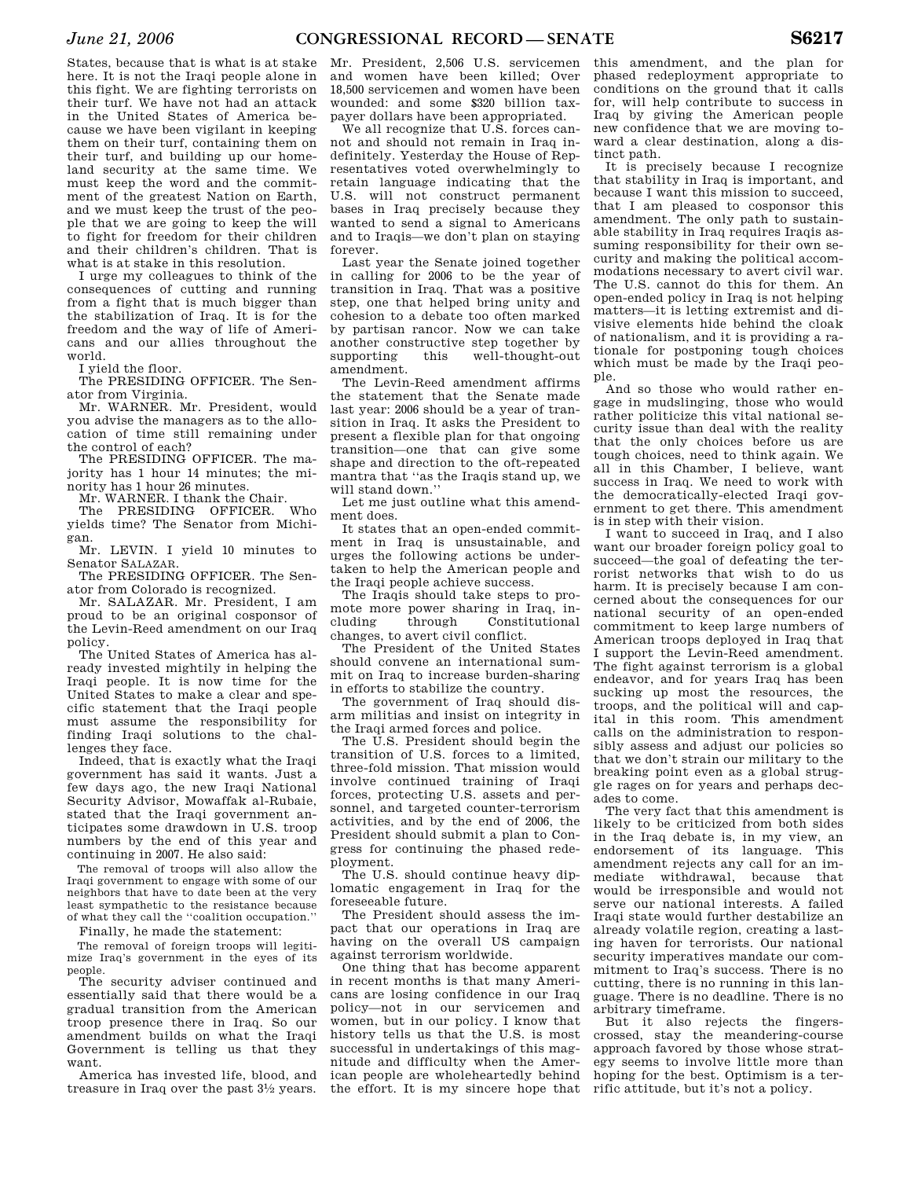States, because that is what is at stake here. It is not the Iraqi people alone in this fight. We are fighting terrorists on their turf. We have not had an attack in the United States of America because we have been vigilant in keeping them on their turf, containing them on their turf, and building up our homeland security at the same time. We must keep the word and the commitment of the greatest Nation on Earth, and we must keep the trust of the people that we are going to keep the will to fight for freedom for their children and their children's children. That is what is at stake in this resolution.

I urge my colleagues to think of the consequences of cutting and running from a fight that is much bigger than the stabilization of Iraq. It is for the freedom and the way of life of Americans and our allies throughout the world.

I yield the floor.

The PRESIDING OFFICER. The Senator from Virginia.

Mr. WARNER. Mr. President, would you advise the managers as to the allocation of time still remaining under the control of each?

The PRESIDING OFFICER. The majority has 1 hour 14 minutes; the minority has 1 hour 26 minutes.

Mr. WARNER. I thank the Chair.

The PRESIDING OFFICER. Who yields time? The Senator from Michigan.

Mr. LEVIN. I yield 10 minutes to Senator SALAZAR.

The PRESIDING OFFICER. The Senator from Colorado is recognized.

Mr. SALAZAR. Mr. President, I am proud to be an original cosponsor of the Levin-Reed amendment on our Iraq policy.

The United States of America has already invested mightily in helping the Iraqi people. It is now time for the United States to make a clear and specific statement that the Iraqi people must assume the responsibility for finding Iraqi solutions to the challenges they face.

Indeed, that is exactly what the Iraqi government has said it wants. Just a few days ago, the new Iraqi National Security Advisor, Mowaffak al-Rubaie, stated that the Iraqi government anticipates some drawdown in U.S. troop numbers by the end of this year and continuing in 2007. He also said:

> The removal of troops will also allow the Iraqi government to engage with some of our neighbors that have to date been at the very least sympathetic to the resistance because of what they call the "coalition occupation."

Finally, he made the statement:

> The removal of foreign troops will legitimize Iraq's government in the eyes of its people.

The security adviser continued and essentially said that there would be a gradual transition from the American troop presence there in Iraq. So our amendment builds on what the Iraqi Government is telling us that they want.

America has invested life, blood, and treasure in Iraq over the past 3½ years. Mr. President, 2,506 U.S. servicemen and women have been killed; Over 18,500 servicemen and women have been wounded: and some $320 billion taxpayer dollars have been appropriated.

We all recognize that U.S. forces cannot and should not remain in Iraq indefinitely. Yesterday the House of Representatives voted overwhelmingly to retain language indicating that the U.S. will not construct permanent bases in Iraq precisely because they wanted to send a signal to Americans and to Iraqis—we don't plan on staying forever.

Last year the Senate joined together in calling for 2006 to be the year of transition in Iraq. That was a positive step, one that helped bring unity and cohesion to a debate too often marked by partisan rancor. Now we can take another constructive step together by supporting this well-thought-out amendment.

The Levin-Reed amendment affirms the statement that the Senate made last year: 2006 should be a year of transition in Iraq. It asks the President to present a flexible plan for that ongoing transition—one that can give some shape and direction to the oft-repeated mantra that "as the Iraqis stand up, we will stand down."

Let me just outline what this amendment does.

It states that an open-ended commitment in Iraq is unsustainable, and urges the following actions be undertaken to help the American people and the Iraqi people achieve success.

The Iraqis should take steps to promote more power sharing in Iraq, including through Constitutional changes, to avert civil conflict.

The President of the United States should convene an international summit on Iraq to increase burden-sharing in efforts to stabilize the country.

The government of Iraq should disarm militias and insist on integrity in the Iraqi armed forces and police.

The U.S. President should begin the transition of U.S. forces to a limited, three-fold mission. That mission would involve continued training of Iraqi forces, protecting U.S. assets and personnel, and targeted counter-terrorism activities, and by the end of 2006, the President should submit a plan to Congress for continuing the phased redeployment.

The U.S. should continue heavy diplomatic engagement in Iraq for the foreseeable future.

The President should assess the impact that our operations in Iraq are having on the overall US campaign against terrorism worldwide.

One thing that has become apparent in recent months is that many Americans are losing confidence in our Iraq policy—not in our servicemen and women, but in our policy. I know that history tells us that the U.S. is most successful in undertakings of this magnitude and difficulty when the American people are wholeheartedly behind the effort. It is my sincere hope that this amendment, and the plan for phased redeployment appropriate to conditions on the ground that it calls for, will help contribute to success in Iraq by giving the American people new confidence that we are moving toward a clear destination, along a distinct path.

It is precisely because I recognize that stability in Iraq is important, and because I want this mission to succeed, that I am pleased to cosponsor this amendment. The only path to sustainable stability in Iraq requires Iraqis assuming responsibility for their own security and making the political accommodations necessary to avert civil war. The U.S. cannot do this for them. An open-ended policy in Iraq is not helping matters—it is letting extremist and divisive elements hide behind the cloak of nationalism, and it is providing a rationale for postponing tough choices which must be made by the Iraqi people.

And so those who would rather engage in mudslinging, those who would rather politicize this vital national security issue than deal with the reality that the only choices before us are tough choices, need to think again. We all in this Chamber, I believe, want success in Iraq. We need to work with the democratically-elected Iraqi government to get there. This amendment is in step with their vision.

I want to succeed in Iraq, and I also want our broader foreign policy goal to succeed—the goal of defeating the terrorist networks that wish to do us harm. It is precisely because I am concerned about the consequences for our national security of an open-ended commitment to keep large numbers of American troops deployed in Iraq that I support the Levin-Reed amendment. The fight against terrorism is a global endeavor, and for years Iraq has been sucking up most the resources, the troops, and the political will and capital in this room. This amendment calls on the administration to responsibly assess and adjust our policies so that we don't strain our military to the breaking point even as a global struggle rages on for years and perhaps decades to come.

The very fact that this amendment is likely to be criticized from both sides in the Iraq debate is, in my view, an endorsement of its language. This amendment rejects any call for an immediate withdrawal, because that would be irresponsible and would not serve our national interests. A failed Iraqi state would further destabilize an already volatile region, creating a lasting haven for terrorists. Our national security imperatives mandate our commitment to Iraq's success. There is no cutting, there is no running in this language. There is no deadline. There is no arbitrary timeframe.

But it also rejects the fingers-crossed, stay the meandering-course approach favored by those whose strategy seems to involve little more than hoping for the best. Optimism is a terrific attitude, but it's not a policy.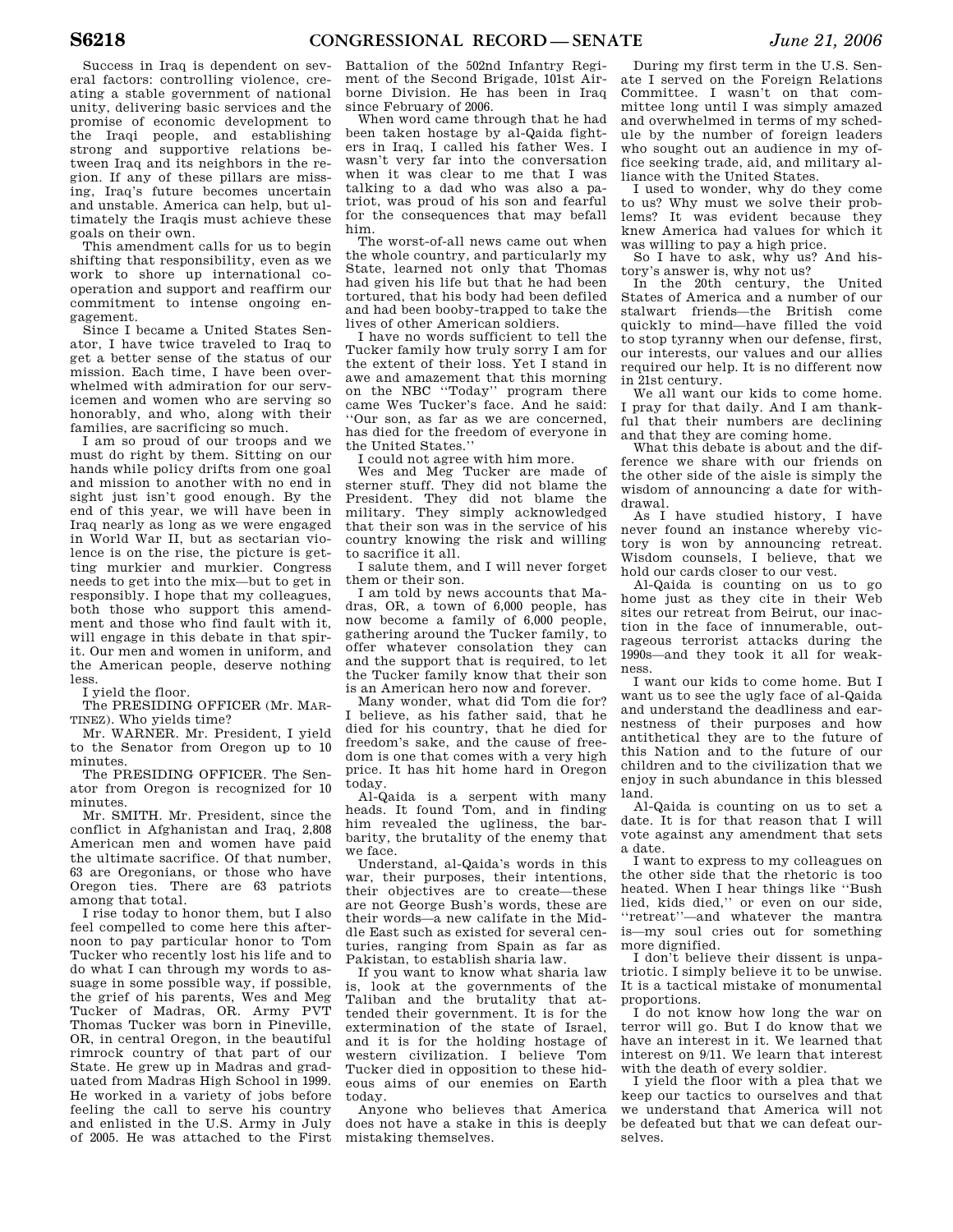Success in Iraq is dependent on several factors: controlling violence, creating a stable government of national unity, delivering basic services and the promise of economic development to the Iraqi people, and establishing strong and supportive relations between Iraq and its neighbors in the region. If any of these pillars are missing, Iraq's future becomes uncertain and unstable. America can help, but ultimately the Iraqis must achieve these goals on their own.

This amendment calls for us to begin shifting that responsibility, even as we work to shore up international cooperation and support and reaffirm our commitment to intense ongoing engagement.

Since I became a United States Senator, I have twice traveled to Iraq to get a better sense of the status of our mission. Each time, I have been overwhelmed with admiration for our servicemen and women who are serving so honorably, and who, along with their families, are sacrificing so much.

I am so proud of our troops and we must do right by them. Sitting on our hands while policy drifts from one goal and mission to another with no end in sight just isn't good enough. By the end of this year, we will have been in Iraq nearly as long as we were engaged in World War II, but as sectarian violence is on the rise, the picture is getting murkier and murkier. Congress needs to get into the mix—but to get in responsibly. I hope that my colleagues, both those who support this amendment and those who find fault with it, will engage in this debate in that spirit. Our men and women in uniform, and the American people, deserve nothing less.

I yield the floor.

The PRESIDING OFFICER (Mr. MARTINEZ). Who yields time?

Mr. WARNER. Mr. President, I yield to the Senator from Oregon up to 10 minutes.

The PRESIDING OFFICER. The Senator from Oregon is recognized for 10 minutes.

Mr. SMITH. Mr. President, since the conflict in Afghanistan and Iraq, 2,808 American men and women have paid the ultimate sacrifice. Of that number, 63 are Oregonians, or those who have Oregon ties. There are 63 patriots among that total.

I rise today to honor them, but I also feel compelled to come here this afternoon to pay particular honor to Tom Tucker who recently lost his life and to do what I can through my words to assuage in some possible way, if possible, the grief of his parents, Wes and Meg Tucker of Madras, OR. Army PVT Thomas Tucker was born in Pineville, OR, in central Oregon, in the beautiful rimrock country of that part of our State. He grew up in Madras and graduated from Madras High School in 1999. He worked in a variety of jobs before feeling the call to serve his country and enlisted in the U.S. Army in July of 2005. He was attached to the First Battalion of the 502nd Infantry Regiment of the Second Brigade, 101st Airborne Division. He has been in Iraq since February of 2006.

When word came through that he had been taken hostage by al-Qaida fighters in Iraq, I called his father Wes. I wasn't very far into the conversation when it was clear to me that I was talking to a dad who was also a patriot, was proud of his son and fearful for the consequences that may befall him.

The worst-of-all news came out when the whole country, and particularly my State, learned not only that Thomas had given his life but that he had been tortured, that his body had been defiled and had been booby-trapped to take the lives of other American soldiers.

I have no words sufficient to tell the Tucker family how truly sorry I am for the extent of their loss. Yet I stand in awe and amazement that this morning on the NBC "Today" program there came Wes Tucker's face. And he said: "Our son, as far as we are concerned, has died for the freedom of everyone in the United States."

I could not agree with him more.

Wes and Meg Tucker are made of sterner stuff. They did not blame the President. They did not blame the military. They simply acknowledged that their son was in the service of his country knowing the risk and willing to sacrifice it all.

I salute them, and I will never forget them or their son.

I am told by news accounts that Madras, OR, a town of 6,000 people, has now become a family of 6,000 people, gathering around the Tucker family, to offer whatever consolation they can and the support that is required, to let the Tucker family know that their son is an American hero now and forever.

Many wonder, what did Tom die for? I believe, as his father said, that he died for his country, that he died for freedom's sake, and the cause of freedom is one that comes with a very high price. It has hit home hard in Oregon today.

Al-Qaida is a serpent with many heads. It found Tom, and in finding him revealed the ugliness, the barbarity, the brutality of the enemy that we face.

Understand, al-Qaida's words in this war, their purposes, their intentions, their objectives are to create—these are not George Bush's words, these are their words—a new califate in the Middle East such as existed for several centuries, ranging from Spain as far as Pakistan, to establish sharia law.

If you want to know what sharia law is, look at the governments of the Taliban and the brutality that attended their government. It is for the extermination of the state of Israel, and it is for the holding hostage of western civilization. I believe Tom Tucker died in opposition to these hideous aims of our enemies on Earth today.

Anyone who believes that America does not have a stake in this is deeply mistaking themselves.

During my first term in the U.S. Senate I served on the Foreign Relations Committee. I wasn't on that committee long until I was simply amazed and overwhelmed in terms of my schedule by the number of foreign leaders who sought out an audience in my office seeking trade, aid, and military alliance with the United States.

I used to wonder, why do they come to us? Why must we solve their problems? It was evident because they knew America had values for which it was willing to pay a high price.

So I have to ask, why us? And history's answer is, why not us?

In the 20th century, the United States of America and a number of our stalwart friends—the British come quickly to mind—have filled the void to stop tyranny when our defense, first, our interests, our values and our allies required our help. It is no different now in 21st century.

We all want our kids to come home. I pray for that daily. And I am thankful that their numbers are declining and that they are coming home.

What this debate is about and the difference we share with our friends on the other side of the aisle is simply the wisdom of announcing a date for withdrawal.

As I have studied history, I have never found an instance whereby victory is won by announcing retreat. Wisdom counsels, I believe, that we hold our cards closer to our vest.

Al-Qaida is counting on us to go home just as they cite in their Web sites our retreat from Beirut, our inaction in the face of innumerable, outrageous terrorist attacks during the 1990s—and they took it all for weakness.

I want our kids to come home. But I want us to see the ugly face of al-Qaida and understand the deadliness and earnestness of their purposes and how antithetical they are to the future of this Nation and to the future of our children and to the civilization that we enjoy in such abundance in this blessed land.

Al-Qaida is counting on us to set a date. It is for that reason that I will vote against any amendment that sets a date.

I want to express to my colleagues on the other side that the rhetoric is too heated. When I hear things like "Bush lied, kids died," or even on our side, "retreat"—and whatever the mantra is—my soul cries out for something more dignified.

I don't believe their dissent is unpatriotic. I simply believe it to be unwise. It is a tactical mistake of monumental proportions.

I do not know how long the war on terror will go. But I do know that we have an interest in it. We learned that interest on 9/11. We learn that interest with the death of every soldier.

I yield the floor with a plea that we keep our tactics to ourselves and that we understand that America will not be defeated but that we can defeat ourselves.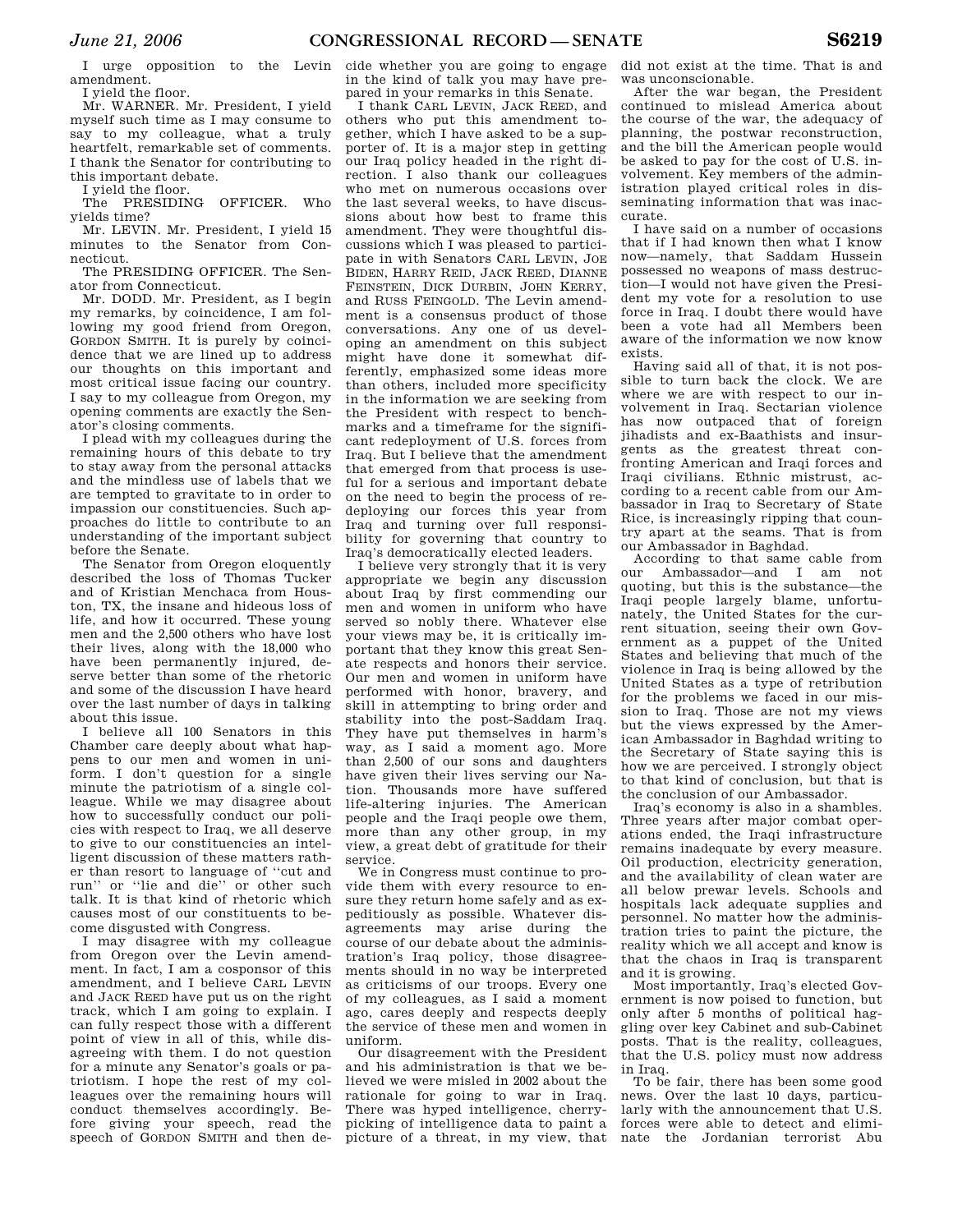I urge opposition to the Levin amendment.

I yield the floor.

Mr. WARNER. Mr. President, I yield myself such time as I may consume to say to my colleague, what a truly heartfelt, remarkable set of comments. I thank the Senator for contributing to this important debate.

I yield the floor.

The PRESIDING OFFICER. Who yields time?

Mr. LEVIN. Mr. President, I yield 15 minutes to the Senator from Connecticut.

The PRESIDING OFFICER. The Senator from Connecticut.

Mr. DODD. Mr. President, as I begin my remarks, by coincidence, I am following my good friend from Oregon, GORDON SMITH. It is purely by coincidence that we are lined up to address our thoughts on this important and most critical issue facing our country. I say to my colleague from Oregon, my opening comments are exactly the Senator's closing comments.

I plead with my colleagues during the remaining hours of this debate to try to stay away from the personal attacks and the mindless use of labels that we are tempted to gravitate to in order to impassion our constituencies. Such approaches do little to contribute to an understanding of the important subject before the Senate.

The Senator from Oregon eloquently described the loss of Thomas Tucker and of Kristian Menchaca from Houston, TX, the insane and hideous loss of life, and how it occurred. These young men and the 2,500 others who have lost their lives, along with the 18,000 who have been permanently injured, deserve better than some of the rhetoric and some of the discussion I have heard over the last number of days in talking about this issue.

I believe all 100 Senators in this Chamber care deeply about what happens to our men and women in uniform. I don't question for a single minute the patriotism of a single colleague. While we may disagree about how to successfully conduct our policies with respect to Iraq, we all deserve to give to our constituencies an intelligent discussion of these matters rather than resort to language of "cut and run" or "lie and die" or other such talk. It is that kind of rhetoric which causes most of our constituents to become disgusted with Congress.

I may disagree with my colleague from Oregon over the Levin amendment. In fact, I am a cosponsor of this amendment, and I believe CARL LEVIN and JACK REED have put us on the right track, which I am going to explain. I can fully respect those with a different point of view in all of this, while disagreeing with them. I do not question for a minute any Senator's goals or patriotism. I hope the rest of my colleagues over the remaining hours will conduct themselves accordingly. Before giving your speech, read the speech of GORDON SMITH and then decide whether you are going to engage in the kind of talk you may have prepared in your remarks in this Senate.

I thank CARL LEVIN, JACK REED, and others who put this amendment together, which I have asked to be a supporter of. It is a major step in getting our Iraq policy headed in the right direction. I also thank our colleagues who met on numerous occasions over the last several weeks, to have discussions about how best to frame this amendment. They were thoughtful discussions which I was pleased to participate in with Senators CARL LEVIN, JOE BIDEN, HARRY REID, JACK REED, DIANNE FEINSTEIN, DICK DURBIN, JOHN KERRY, and RUSS FEINGOLD. The Levin amendment is a consensus product of those conversations. Any one of us developing an amendment on this subject might have done it somewhat differently, emphasized some ideas more than others, included more specificity in the information we are seeking from the President with respect to benchmarks and a timeframe for the significant redeployment of U.S. forces from Iraq. But I believe that the amendment that emerged from that process is useful for a serious and important debate on the need to begin the process of redeploying our forces this year from Iraq and turning over full responsibility for governing that country to Iraq's democratically elected leaders.

I believe very strongly that it is very appropriate we begin any discussion about Iraq by first commending our men and women in uniform who have served so nobly there. Whatever else your views may be, it is critically important that they know this great Senate respects and honors their service. Our men and women in uniform have performed with honor, bravery, and skill in attempting to bring order and stability into the post-Saddam Iraq. They have put themselves in harm's way, as I said a moment ago. More than 2,500 of our sons and daughters have given their lives serving our Nation. Thousands more have suffered life-altering injuries. The American people and the Iraqi people owe them, more than any other group, in my view, a great debt of gratitude for their service.

We in Congress must continue to provide them with every resource to ensure they return home safely and as expeditiously as possible. Whatever disagreements may arise during the course of our debate about the administration's Iraq policy, those disagreements should in no way be interpreted as criticisms of our troops. Every one of my colleagues, as I said a moment ago, cares deeply and respects deeply the service of these men and women in uniform.

Our disagreement with the President and his administration is that we believed we were misled in 2002 about the rationale for going to war in Iraq. There was hyped intelligence, cherry-picking of intelligence data to paint a picture of a threat, in my view, that did not exist at the time. That is and was unconscionable.

After the war began, the President continued to mislead America about the course of the war, the adequacy of planning, the postwar reconstruction, and the bill the American people would be asked to pay for the cost of U.S. involvement. Key members of the administration played critical roles in disseminating information that was inaccurate.

I have said on a number of occasions that if I had known then what I know now—namely, that Saddam Hussein possessed no weapons of mass destruction—I would not have given the President my vote for a resolution to use force in Iraq. I doubt there would have been a vote had all Members been aware of the information we now know exists.

Having said all of that, it is not possible to turn back the clock. We are where we are with respect to our involvement in Iraq. Sectarian violence has now outpaced that of foreign jihadists and ex-Baathists and insurgents as the greatest threat confronting American and Iraqi forces and Iraqi civilians. Ethnic mistrust, according to a recent cable from our Ambassador in Iraq to Secretary of State Rice, is increasingly ripping that country apart at the seams. That is from our Ambassador in Baghdad.

According to that same cable from our Ambassador—and I am not quoting, but this is the substance—the Iraqi people largely blame, unfortunately, the United States for the current situation, seeing their own Government as a puppet of the United States and believing that much of the violence in Iraq is being allowed by the United States as a type of retribution for the problems we faced in our mission to Iraq. Those are not my views but the views expressed by the American Ambassador in Baghdad writing to the Secretary of State saying this is how we are perceived. I strongly object to that kind of conclusion, but that is the conclusion of our Ambassador.

Iraq's economy is also in a shambles. Three years after major combat operations ended, the Iraqi infrastructure remains inadequate by every measure. Oil production, electricity generation, and the availability of clean water are all below prewar levels. Schools and hospitals lack adequate supplies and personnel. No matter how the administration tries to paint the picture, the reality which we all accept and know is that the chaos in Iraq is transparent and it is growing.

Most importantly, Iraq's elected Government is now poised to function, but only after 5 months of political haggling over key Cabinet and sub-Cabinet posts. That is the reality, colleagues, that the U.S. policy must now address in Iraq.

To be fair, there has been some good news. Over the last 10 days, particularly with the announcement that U.S. forces were able to detect and eliminate the Jordanian terrorist Abu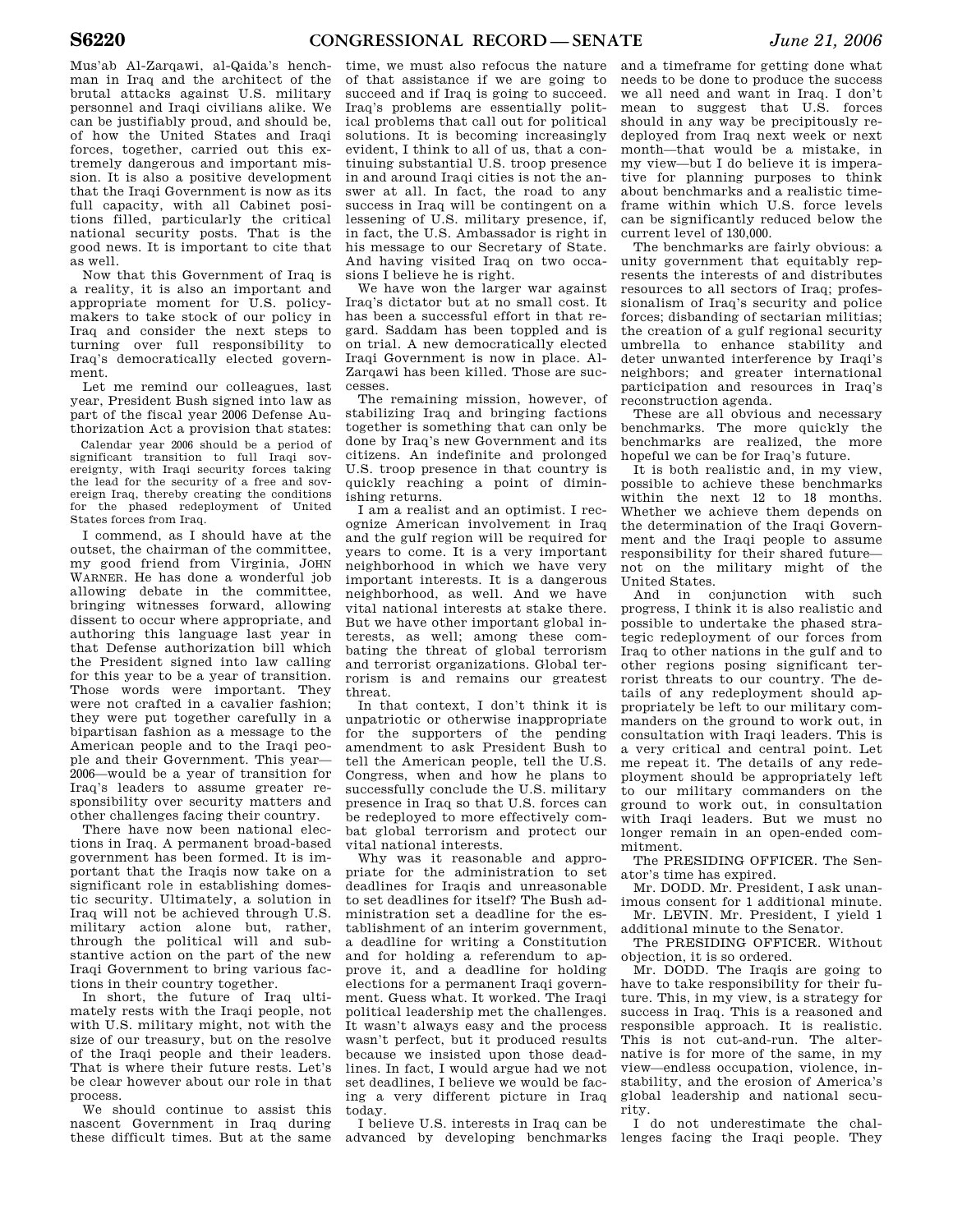Mus'ab Al-Zarqawi, al-Qaida's henchman in Iraq and the architect of the brutal attacks against U.S. military personnel and Iraqi civilians alike. We can be justifiably proud, and should be, of how the United States and Iraqi forces, together, carried out this extremely dangerous and important mission. It is also a positive development that the Iraqi Government is now as its full capacity, with all Cabinet positions filled, particularly the critical national security posts. That is the good news. It is important to cite that as well.

Now that this Government of Iraq is a reality, it is also an important and appropriate moment for U.S. policymakers to take stock of our policy in Iraq and consider the next steps to turning over full responsibility to Iraq's democratically elected government.

Let me remind our colleagues, last year, President Bush signed into law as part of the fiscal year 2006 Defense Authorization Act a provision that states:

> Calendar year 2006 should be a period of significant transition to full Iraqi sovereignty, with Iraqi security forces taking the lead for the security of a free and sovereign Iraq, thereby creating the conditions for the phased redeployment of United States forces from Iraq.

I commend, as I should have at the outset, the chairman of the committee, my good friend from Virginia, JOHN WARNER. He has done a wonderful job allowing debate in the committee, bringing witnesses forward, allowing dissent to occur where appropriate, and authoring this language last year in that Defense authorization bill which the President signed into law calling for this year to be a year of transition. Those words were important. They were not crafted in a cavalier fashion; they were put together carefully in a bipartisan fashion as a message to the American people and to the Iraqi people and their Government. This year—2006—would be a year of transition for Iraq's leaders to assume greater responsibility over security matters and other challenges facing their country.

There have now been national elections in Iraq. A permanent broad-based government has been formed. It is important that the Iraqis now take on a significant role in establishing domestic security. Ultimately, a solution in Iraq will not be achieved through U.S. military action alone but, rather, through the political will and substantive action on the part of the new Iraqi Government to bring various factions in their country together.

In short, the future of Iraq ultimately rests with the Iraqi people, not with U.S. military might, not with the size of our treasury, but on the resolve of the Iraqi people and their leaders. That is where their future rests. Let's be clear however about our role in that process.

We should continue to assist this nascent Government in Iraq during these difficult times. But at the same time, we must also refocus the nature of that assistance if we are going to succeed and if Iraq is going to succeed. Iraq's problems are essentially political problems that call out for political solutions. It is becoming increasingly evident, I think to all of us, that a continuing substantial U.S. troop presence in and around Iraqi cities is not the answer at all. In fact, the road to any success in Iraq will be contingent on a lessening of U.S. military presence, if, in fact, the U.S. Ambassador is right in his message to our Secretary of State. And having visited Iraq on two occasions I believe he is right.

We have won the larger war against Iraq's dictator but at no small cost. It has been a successful effort in that regard. Saddam has been toppled and is on trial. A new democratically elected Iraqi Government is now in place. Al-Zarqawi has been killed. Those are successes.

The remaining mission, however, of stabilizing Iraq and bringing factions together is something that can only be done by Iraq's new Government and its citizens. An indefinite and prolonged U.S. troop presence in that country is quickly reaching a point of diminishing returns.

I am a realist and an optimist. I recognize American involvement in Iraq and the gulf region will be required for years to come. It is a very important neighborhood in which we have very important interests. It is a dangerous neighborhood, as well. And we have vital national interests at stake there. But we have other important global interests, as well; among these combating the threat of global terrorism and terrorist organizations. Global terrorism is and remains our greatest threat.

In that context, I don't think it is unpatriotic or otherwise inappropriate for the supporters of the pending amendment to ask President Bush to tell the American people, tell the U.S. Congress, when and how he plans to successfully conclude the U.S. military presence in Iraq so that U.S. forces can be redeployed to more effectively combat global terrorism and protect our vital national interests.

Why was it reasonable and appropriate for the administration to set deadlines for Iraqis and unreasonable to set deadlines for itself? The Bush administration set a deadline for the establishment of an interim government, a deadline for writing a Constitution and for holding a referendum to approve it, and a deadline for holding elections for a permanent Iraqi government. Guess what. It worked. The Iraqi political leadership met the challenges. It wasn't always easy and the process wasn't perfect, but it produced results because we insisted upon those deadlines. In fact, I would argue had we not set deadlines, I believe we would be facing a very different picture in Iraq today.

I believe U.S. interests in Iraq can be advanced by developing benchmarks and a timeframe for getting done what needs to be done to produce the success we all need and want in Iraq. I don't mean to suggest that U.S. forces should in any way be precipitously redeployed from Iraq next week or next month—that would be a mistake, in my view—but I do believe it is imperative for planning purposes to think about benchmarks and a realistic timeframe within which U.S. force levels can be significantly reduced below the current level of 130,000.

The benchmarks are fairly obvious: a unity government that equitably represents the interests of and distributes resources to all sectors of Iraq; professionalism of Iraq's security and police forces; disbanding of sectarian militias; the creation of a gulf regional security umbrella to enhance stability and deter unwanted interference by Iraqi's neighbors; and greater international participation and resources in Iraq's reconstruction agenda.

These are all obvious and necessary benchmarks. The more quickly the benchmarks are realized, the more hopeful we can be for Iraq's future.

It is both realistic and, in my view, possible to achieve these benchmarks within the next 12 to 18 months. Whether we achieve them depends on the determination of the Iraqi Government and the Iraqi people to assume responsibility for their shared future—not on the military might of the United States.

And in conjunction with such progress, I think it is also realistic and possible to undertake the phased strategic redeployment of our forces from Iraq to other nations in the gulf and to other regions posing significant terrorist threats to our country. The details of any redeployment should appropriately be left to our military commanders on the ground to work out, in consultation with Iraqi leaders. This is a very critical and central point. Let me repeat it. The details of any redeployment should be appropriately left to our military commanders on the ground to work out, in consultation with Iraqi leaders. But we must no longer remain in an open-ended commitment.

The PRESIDING OFFICER. The Senator's time has expired.

Mr. DODD. Mr. President, I ask unanimous consent for 1 additional minute.

Mr. LEVIN. Mr. President, I yield 1 additional minute to the Senator.

The PRESIDING OFFICER. Without objection, it is so ordered.

Mr. DODD. The Iraqis are going to have to take responsibility for their future. This, in my view, is a strategy for success in Iraq. This is a reasoned and responsible approach. It is realistic. This is not cut-and-run. The alternative is for more of the same, in my view—endless occupation, violence, instability, and the erosion of America's global leadership and national security.

I do not underestimate the challenges facing the Iraqi people. They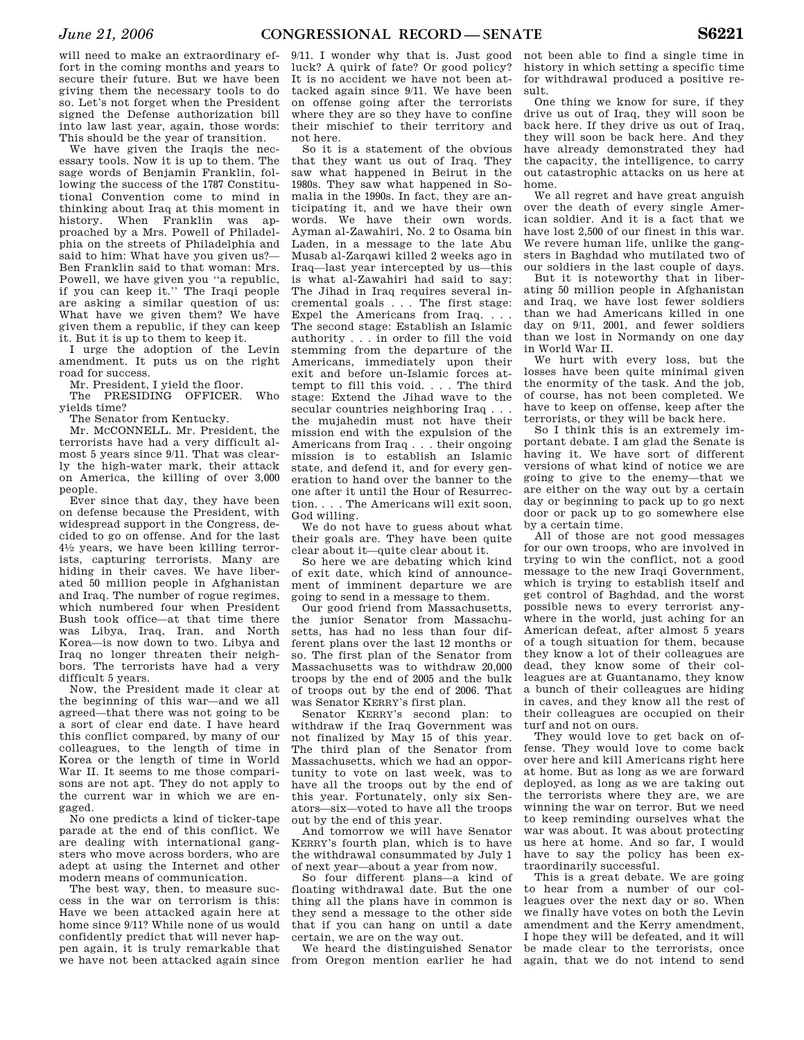will need to make an extraordinary effort in the coming months and years to secure their future. But we have been giving them the necessary tools to do so. Let's not forget when the President signed the Defense authorization bill into law last year, again, those words: This should be the year of transition.

We have given the Iraqis the necessary tools. Now it is up to them. The sage words of Benjamin Franklin, following the success of the 1787 Constitutional Convention come to mind in thinking about Iraq at this moment in history. When Franklin was approached by a Mrs. Powell of Philadelphia on the streets of Philadelphia and said to him: What have you given us?—Ben Franklin said to that woman: Mrs. Powell, we have given you ''a republic, if you can keep it.'' The Iraqi people are asking a similar question of us: What have we given them? We have given them a republic, if they can keep it. But it is up to them to keep it.

I urge the adoption of the Levin amendment. It puts us on the right road for success.

Mr. President, I yield the floor.

The PRESIDING OFFICER. Who yields time?

The Senator from Kentucky.

Mr. MCCONNELL. Mr. President, the terrorists have had a very difficult almost 5 years since 9/11. That was clearly the high-water mark, their attack on America, the killing of over 3,000 people.

Ever since that day, they have been on defense because the President, with widespread support in the Congress, decided to go on offense. And for the last 4½ years, we have been killing terrorists, capturing terrorists. Many are hiding in their caves. We have liberated 50 million people in Afghanistan and Iraq. The number of rogue regimes, which numbered four when President Bush took office—at that time there was Libya, Iraq, Iran, and North Korea—is now down to two. Libya and Iraq no longer threaten their neighbors. The terrorists have had a very difficult 5 years.

Now, the President made it clear at the beginning of this war—and we all agreed—that there was not going to be a sort of clear end date. I have heard this conflict compared, by many of our colleagues, to the length of time in Korea or the length of time in World War II. It seems to me those comparisons are not apt. They do not apply to the current war in which we are engaged.

No one predicts a kind of ticker-tape parade at the end of this conflict. We are dealing with international gangsters who move across borders, who are adept at using the Internet and other modern means of communication.

The best way, then, to measure success in the war on terrorism is this: Have we been attacked again here at home since 9/11? While none of us would confidently predict that will never happen again, it is truly remarkable that we have not been attacked again since 9/11. I wonder why that is. Just good luck? A quirk of fate? Or good policy? It is no accident we have not been attacked again since 9/11. We have been on offense going after the terrorists where they are so they have to confine their mischief to their territory and not here.

So it is a statement of the obvious that they want us out of Iraq. They saw what happened in Beirut in the 1980s. They saw what happened in Somalia in the 1990s. In fact, they are anticipating it, and we have their own words. We have their own words. Ayman al-Zawahiri, No. 2 to Osama bin Laden, in a message to the late Abu Musab al-Zarqawi killed 2 weeks ago in Iraq—last year intercepted by us—this is what al-Zawahiri had said to say: The Jihad in Iraq requires several incremental goals . . . The first stage: Expel the Americans from Iraq. . . . The second stage: Establish an Islamic authority . . . in order to fill the void stemming from the departure of the Americans, immediately upon their exit and before un-Islamic forces attempt to fill this void. . . . The third stage: Extend the Jihad wave to the secular countries neighboring Iraq . . . the mujahedin must not have their mission end with the expulsion of the Americans from Iraq . . . their ongoing mission is to establish an Islamic state, and defend it, and for every generation to hand over the banner to the one after it until the Hour of Resurrection. . . . The Americans will exit soon, God willing.

We do not have to guess about what their goals are. They have been quite clear about it—quite clear about it.

So here we are debating which kind of exit date, which kind of announcement of imminent departure we are going to send in a message to them.

Our good friend from Massachusetts, the junior Senator from Massachusetts, has had no less than four different plans over the last 12 months or so. The first plan of the Senator from Massachusetts was to withdraw 20,000 troops by the end of 2005 and the bulk of troops out by the end of 2006. That was Senator KERRY's first plan.

Senator KERRY's second plan: to withdraw if the Iraq Government was not finalized by May 15 of this year. The third plan of the Senator from Massachusetts, which we had an opportunity to vote on last week, was to have all the troops out by the end of this year. Fortunately, only six Senators—six—voted to have all the troops out by the end of this year.

And tomorrow we will have Senator KERRY's fourth plan, which is to have the withdrawal consummated by July 1 of next year—about a year from now.

So four different plans—a kind of floating withdrawal date. But the one thing all the plans have in common is they send a message to the other side that if you can hang on until a date certain, we are on the way out.

We heard the distinguished Senator from Oregon mention earlier he had not been able to find a single time in history in which setting a specific time for withdrawal produced a positive result.

One thing we know for sure, if they drive us out of Iraq, they will soon be back here. If they drive us out of Iraq, they will soon be back here. And they have already demonstrated they had the capacity, the intelligence, to carry out catastrophic attacks on us here at home.

We all regret and have great anguish over the death of every single American soldier. And it is a fact that we have lost 2,500 of our finest in this war. We revere human life, unlike the gangsters in Baghdad who mutilated two of our soldiers in the last couple of days.

But it is noteworthy that in liberating 50 million people in Afghanistan and Iraq, we have lost fewer soldiers than we had Americans killed in one day on 9/11, 2001, and fewer soldiers than we lost in Normandy on one day in World War II.

We hurt with every loss, but the losses have been quite minimal given the enormity of the task. And the job, of course, has not been completed. We have to keep on offense, keep after the terrorists, or they will be back here.

So I think this is an extremely important debate. I am glad the Senate is having it. We have sort of different versions of what kind of notice we are going to give to the enemy—that we are either on the way out by a certain day or beginning to pack up to go next door or pack up to go somewhere else by a certain time.

All of those are not good messages for our own troops, who are involved in trying to win the conflict, not a good message to the new Iraqi Government, which is trying to establish itself and get control of Baghdad, and the worst possible news to every terrorist anywhere in the world, just aching for an American defeat, after almost 5 years of a tough situation for them, because they know a lot of their colleagues are dead, they know some of their colleagues are at Guantanamo, they know a bunch of their colleagues are hiding in caves, and they know all the rest of their colleagues are occupied on their turf and not on ours.

They would love to get back on offense. They would love to come back over here and kill Americans right here at home. But as long as we are forward deployed, as long as we are taking out the terrorists where they are, we are winning the war on terror. But we need to keep reminding ourselves what the war was about. It was about protecting us here at home. And so far, I would have to say the policy has been extraordinarily successful.

This is a great debate. We are going to hear from a number of our colleagues over the next day or so. When we finally have votes on both the Levin amendment and the Kerry amendment, I hope they will be defeated, and it will be made clear to the terrorists, once again, that we do not intend to send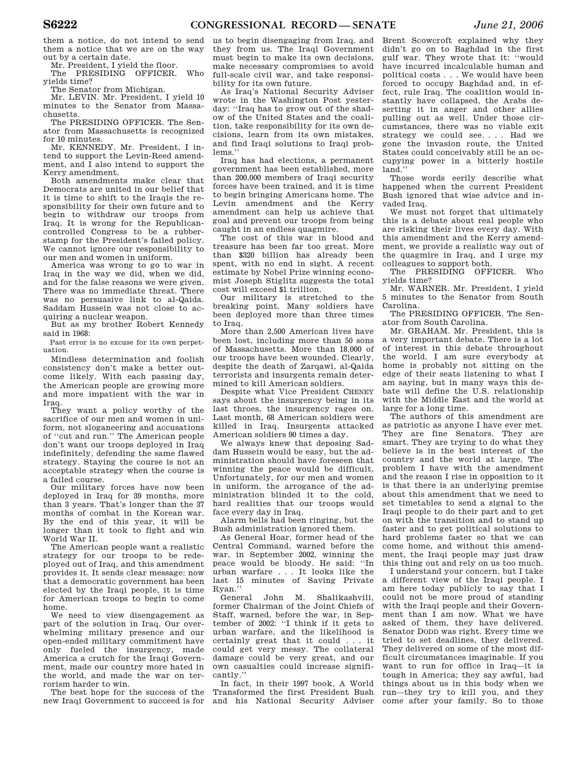them a notice, do not intend to send them a notice that we are on the way out by a certain date.

Mr. President, I yield the floor.

The PRESIDING OFFICER. Who yields time?

The Senator from Michigan.

Mr. LEVIN. Mr. President, I yield 10 minutes to the Senator from Massachusetts.

The PRESIDING OFFICER. The Senator from Massachusetts is recognized for 10 minutes.

Mr. KENNEDY. Mr. President, I intend to support the Levin-Reed amendment, and I also intend to support the Kerry amendment.

Both amendments make clear that Democrats are united in our belief that it is time to shift to the Iraqis the responsibility for their own future and to begin to withdraw our troops from Iraq. It is wrong for the Republican-controlled Congress to be a rubber-stamp for the President's failed policy. We cannot ignore our responsibility to our men and women in uniform.

America was wrong to go to war in Iraq in the way we did, when we did, and for the false reasons we were given. There was no immediate threat. There was no persuasive link to al-Qaida. Saddam Hussein was not close to acquiring a nuclear weapon.

But as my brother Robert Kennedy said in 1968:

> Past error is no excuse for its own perpetuation.

Mindless determination and foolish consistency don't make a better outcome likely. With each passing day, the American people are growing more and more impatient with the war in Iraq.

They want a policy worthy of the sacrifice of our men and women in uniform, not sloganeering and accusations of "cut and run." The American people don't want our troops deployed in Iraq indefinitely, defending the same flawed strategy. Staying the course is not an acceptable strategy when the course is a failed course.

Our military forces have now been deployed in Iraq for 39 months, more than 3 years. That's longer than the 37 months of combat in the Korean war. By the end of this year, it will be longer than it took to fight and win World War II.

The American people want a realistic strategy for our troops to be redeployed out of Iraq, and this amendment provides it. It sends clear message: now that a democratic government has been elected by the Iraqi people, it is time for American troops to begin to come home.

We need to view disengagement as part of the solution in Iraq. Our overwhelming military presence and our open-ended military commitment have only fueled the insurgency, made America a crutch for the Iraqi Government, made our country more hated in the world, and made the war on terrorism harder to win.

The best hope for the success of the new Iraqi Government to succeed is for us to begin disengaging from Iraq, and they from us. The Iraqi Government must begin to make its own decisions, make necessary compromises to avoid full-scale civil war, and take responsibility for its own future.

As Iraq's National Security Adviser wrote in the Washington Post yesterday: "Iraq has to grow out of the shadow of the United States and the coalition, take responsibility for its own decisions, learn from its own mistakes, and find Iraqi solutions to Iraqi problems."

Iraq has had elections, a permanent government has been established, more than 200,000 members of Iraqi security forces have been trained, and it is time to begin bringing Americans home. The Levin amendment and the Kerry amendment can help us achieve that goal and prevent our troops from being caught in an endless quagmire.

The cost of this war in blood and treasure has been far too great. More than $320 billion has already been spent, with no end in sight. A recent estimate by Nobel Prize winning economist Joseph Stiglitz suggests the total cost will exceed $1 trillion.

Our military is stretched to the breaking point. Many soldiers have been deployed more than three times to Iraq.

More than 2,500 American lives have been lost, including more than 50 sons of Massachusetts. More than 18,000 of our troops have been wounded. Clearly, despite the death of Zarqawi, al-Qaida terrorists and insurgents remain determined to kill American soldiers.

Despite what Vice President CHENEY says about the insurgency being in its last throes, the insurgency rages on. Last month, 68 American soldiers were killed in Iraq. Insurgents attacked American soldiers 90 times a day.

We always knew that deposing Saddam Hussein would be easy, but the administration should have foreseen that winning the peace would be difficult. Unfortunately, for our men and women in uniform, the arrogance of the administration blinded it to the cold, hard realities that our troops would face every day in Iraq.

Alarm bells had been ringing, but the Bush administration ignored them.

As General Hoar, former head of the Central Command, warned before the war, in September 2002, winning the peace would be bloody. He said: "In urban warfare . . . It looks like the last 15 minutes of Saving Private Ryan."

General John M. Shalikashvili, former Chairman of the Joint Chiefs of Staff, warned, before the war, in September of 2002: "I think if it gets to urban warfare, and the likelihood is certainly great that it could . . . it could get very messy. The collateral damage could be very great, and our own casualties could increase significantly."

In fact, in their 1997 book, A World Transformed the first President Bush and his National Security Adviser Brent Scowcroft explained why they didn't go on to Baghdad in the first gulf war. They wrote that it: "would have incurred incalculable human and political costs . . . We would have been forced to occupy Baghdad and, in effect, rule Iraq. The coalition would instantly have collapsed, the Arabs deserting it in anger and other allies pulling out as well. Under those circumstances, there was no viable exit strategy we could see. . . . Had we gone the invasion route, the United States could conceivably still be an occupying power in a bitterly hostile land."

Those words eerily describe what happened when the current President Bush ignored that wise advice and invaded Iraq.

We must not forget that ultimately this is a debate about real people who are risking their lives every day. With this amendment and the Kerry amendment, we provide a realistic way out of the quagmire in Iraq, and I urge my colleagues to support both.

The PRESIDING OFFICER. Who yields time?

Mr. WARNER. Mr. President, I yield 5 minutes to the Senator from South Carolina.

The PRESIDING OFFICER. The Senator from South Carolina.

Mr. GRAHAM. Mr. President, this is a very important debate. There is a lot of interest in this debate throughout the world. I am sure everybody at home is probably not sitting on the edge of their seats listening to what I am saying, but in many ways this debate will define the U.S. relationship with the Middle East and the world at large for a long time.

The authors of this amendment are as patriotic as anyone I have ever met. They are fine Senators. They are smart. They are trying to do what they believe is in the best interest of the country and the world at large. The problem I have with the amendment and the reason I rise in opposition to it is that there is an underlying premise about this amendment that we need to set timetables to send a signal to the Iraqi people to do their part and to get on with the transition and to stand up faster and to get political solutions to hard problems faster so that we can come home, and without this amendment, the Iraqi people may just draw this thing out and rely on us too much.

I understand your concern, but I take a different view of the Iraqi people. I am here today publicly to say that I could not be more proud of standing with the Iraqi people and their Government than I am now. What we have asked of them, they have delivered. Senator DODD was right. Every time we tried to set deadlines, they delivered. They delivered on some of the most difficult circumstances imaginable. If you want to run for office in Iraq—it is tough in America; they say awful, bad things about us in this body when we run—they try to kill you, and they come after your family. So to those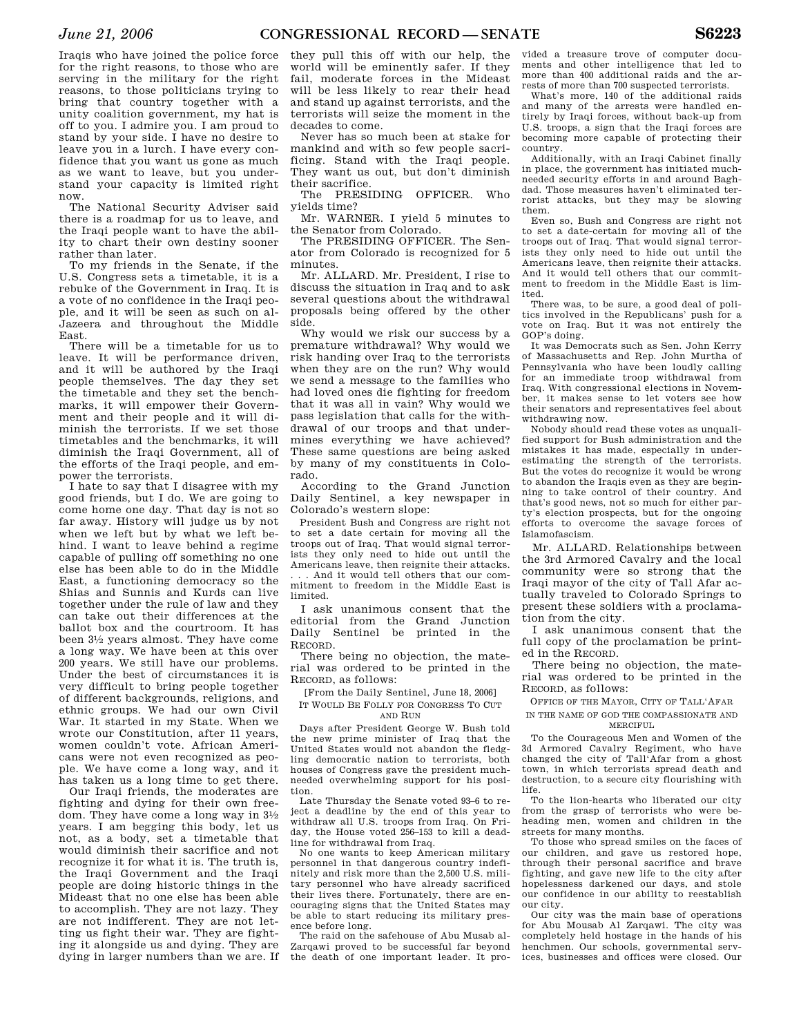Iraqis who have joined the police force for the right reasons, to those who are serving in the military for the right reasons, to those politicians trying to bring that country together with a unity coalition government, my hat is off to you. I admire you. I am proud to stand by your side. I have no desire to leave you in a lurch. I have every confidence that you want us gone as much as we want to leave, but you understand your capacity is limited right now.

The National Security Adviser said there is a roadmap for us to leave, and the Iraqi people want to have the ability to chart their own destiny sooner rather than later.

To my friends in the Senate, if the U.S. Congress sets a timetable, it is a rebuke of the Government in Iraq. It is a vote of no confidence in the Iraqi people, and it will be seen as such on al-Jazeera and throughout the Middle East.

There will be a timetable for us to leave. It will be performance driven, and it will be authored by the Iraqi people themselves. The day they set the timetable and they set the benchmarks, it will empower their Government and their people and it will diminish the terrorists. If we set those timetables and the benchmarks, it will diminish the Iraqi Government, all of the efforts of the Iraqi people, and empower the terrorists.

I hate to say that I disagree with my good friends, but I do. We are going to come home one day. That day is not so far away. History will judge us by not when we left but by what we left behind. I want to leave behind a regime capable of pulling off something no one else has been able to do in the Middle East, a functioning democracy so the Shias and Sunnis and Kurds can live together under the rule of law and they can take out their differences at the ballot box and the courtroom. It has been 3½ years almost. They have come a long way. We have been at this over 200 years. We still have our problems. Under the best of circumstances it is very difficult to bring people together of different backgrounds, religions, and ethnic groups. We had our own Civil War. It started in my State. When we wrote our Constitution, after 11 years, women couldn't vote. African Americans were not even recognized as people. We have come a long way, and it has taken us a long time to get there.

Our Iraqi friends, the moderates are fighting and dying for their own freedom. They have come a long way in 3½ years. I am begging this body, let us not, as a body, set a timetable that would diminish their sacrifice and not recognize it for what it is. The truth is, the Iraqi Government and the Iraqi people are doing historic things in the Mideast that no one else has been able to accomplish. They are not lazy. They are not indifferent. They are not letting us fight their war. They are fighting it alongside us and dying. They are dying in larger numbers than we are. If they pull this off with our help, the world will be eminently safer. If they fail, moderate forces in the Mideast will be less likely to rear their head and stand up against terrorists, and the terrorists will seize the moment in the decades to come.

Never has so much been at stake for mankind and with so few people sacrificing. Stand with the Iraqi people. They want us out, but don't diminish their sacrifice.

The PRESIDING OFFICER. Who yields time?

Mr. WARNER. I yield 5 minutes to the Senator from Colorado.

The PRESIDING OFFICER. The Senator from Colorado is recognized for 5 minutes.

Mr. ALLARD. Mr. President, I rise to discuss the situation in Iraq and to ask several questions about the withdrawal proposals being offered by the other side.

Why would we risk our success by a premature withdrawal? Why would we risk handing over Iraq to the terrorists when they are on the run? Why would we send a message to the families who had loved ones die fighting for freedom that it was all in vain? Why would we pass legislation that calls for the withdrawal of our troops and that undermines everything we have achieved? These same questions are being asked by many of my constituents in Colorado.

According to the Grand Junction Daily Sentinel, a key newspaper in Colorado's western slope:

President Bush and Congress are right not to set a date certain for moving all the troops out of Iraq. That would signal terrorists they only need to hide out until the Americans leave, then reignite their attacks. . . . And it would tell others that our commitment to freedom in the Middle East is limited.

I ask unanimous consent that the editorial from the Grand Junction Daily Sentinel be printed in the RECORD.

There being no objection, the material was ordered to be printed in the RECORD, as follows:

[From the Daily Sentinel, June 18, 2006]

IT WOULD BE FOLLY FOR CONGRESS TO CUT AND RUN

Days after President George W. Bush told the new prime minister of Iraq that the United States would not abandon the fledgling democratic nation to terrorists, both houses of Congress gave the president much-needed overwhelming support for his position.

Late Thursday the Senate voted 93–6 to reject a deadline by the end of this year to withdraw all U.S. troops from Iraq. On Friday, the House voted 256–153 to kill a deadline for withdrawal from Iraq.

No one wants to keep American military personnel in that dangerous country indefinitely and risk more than the 2,500 U.S. military personnel who have already sacrificed their lives there. Fortunately, there are encouraging signs that the United States may be able to start reducing its military presence before long.

The raid on the safehouse of Abu Musab al-Zarqawi proved to be successful far beyond the death of one important leader. It provided a treasure trove of computer documents and other intelligence that led to more than 400 additional raids and the arrests of more than 700 suspected terrorists.

What's more, 140 of the additional raids and many of the arrests were handled entirely by Iraqi forces, without back-up from U.S. troops, a sign that the Iraqi forces are becoming more capable of protecting their country.

Additionally, with an Iraqi Cabinet finally in place, the government has initiated much-needed security efforts in and around Baghdad. Those measures haven't eliminated terrorist attacks, but they may be slowing them.

Even so, Bush and Congress are right not to set a date-certain for moving all of the troops out of Iraq. That would signal terrorists they only need to hide out until the Americans leave, then reignite their attacks. And it would tell others that our commitment to freedom in the Middle East is limited.

There was, to be sure, a good deal of politics involved in the Republicans' push for a vote on Iraq. But it was not entirely the GOP's doing.

It was Democrats such as Sen. John Kerry of Massachusetts and Rep. John Murtha of Pennsylvania who have been loudly calling for an immediate troop withdrawal from Iraq. With congressional elections in November, it makes sense to let voters see how their senators and representatives feel about withdrawing now.

Nobody should read these votes as unqualified support for Bush administration and the mistakes it has made, especially in underestimating the strength of the terrorists. But the votes do recognize it would be wrong to abandon the Iraqis even as they are beginning to take control of their country. And that's good news, not so much for either party's election prospects, but for the ongoing efforts to overcome the savage forces of Islamofascism.

Mr. ALLARD. Relationships between the 3rd Armored Cavalry and the local community were so strong that the Iraqi mayor of the city of Tall Afar actually traveled to Colorado Springs to present these soldiers with a proclamation from the city.

I ask unanimous consent that the full copy of the proclamation be printed in the RECORD.

There being no objection, the material was ordered to be printed in the RECORD, as follows:

OFFICE OF THE MAYOR, CITY OF TALL'AFAR

IN THE NAME OF GOD THE COMPASSIONATE AND MERCIFUL

To the Courageous Men and Women of the 3d Armored Cavalry Regiment, who have changed the city of Tall'Afar from a ghost town, in which terrorists spread death and destruction, to a secure city flourishing with life.

To the lion-hearts who liberated our city from the grasp of terrorists who were beheading men, women and children in the streets for many months.

To those who spread smiles on the faces of our children, and gave us restored hope, through their personal sacrifice and brave fighting, and gave new life to the city after hopelessness darkened our days, and stole our confidence in our ability to reestablish our city.

Our city was the main base of operations for Abu Mousab Al Zarqawi. The city was completely held hostage in the hands of his henchmen. Our schools, governmental services, businesses and offices were closed. Our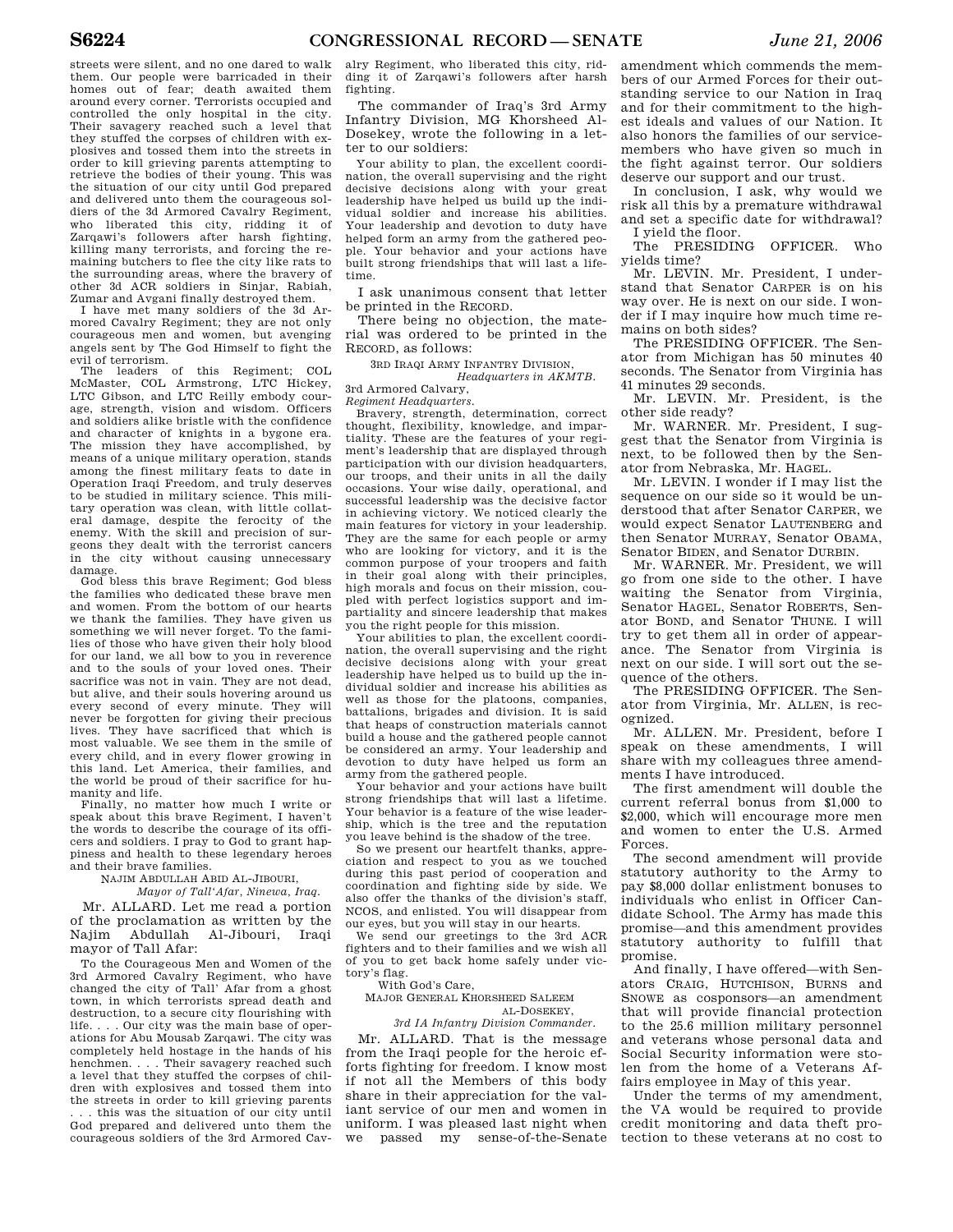streets were silent, and no one dared to walk them. Our people were barricaded in their homes out of fear; death awaited them around every corner. Terrorists occupied and controlled the only hospital in the city. Their savagery reached such a level that they stuffed the corpses of children with explosives and tossed them into the streets in order to kill grieving parents attempting to retrieve the bodies of their young. This was the situation of our city until God prepared and delivered unto them the courageous soldiers of the 3d Armored Cavalry Regiment, who liberated this city, ridding it of Zarqawi's followers after harsh fighting, killing many terrorists, and forcing the remaining butchers to flee the city like rats to the surrounding areas, where the bravery of other 3d ACR soldiers in Sinjar, Rabiah, Zumar and Avgani finally destroyed them.

I have met many soldiers of the 3d Armored Cavalry Regiment; they are not only courageous men and women, but avenging angels sent by The God Himself to fight the evil of terrorism.

The leaders of this Regiment; COL McMaster, COL Armstrong, LTC Hickey, LTC Gibson, and LTC Reilly embody courage, strength, vision and wisdom. Officers and soldiers alike bristle with the confidence and character of knights in a bygone era. The mission they have accomplished, by means of a unique military operation, stands among the finest military feats to date in Operation Iraqi Freedom, and truly deserves to be studied in military science. This military operation was clean, with little collateral damage, despite the ferocity of the enemy. With the skill and precision of surgeons they dealt with the terrorist cancers in the city without causing unnecessary damage.

God bless this brave Regiment; God bless the families who dedicated these brave men and women. From the bottom of our hearts we thank the families. They have given us something we will never forget. To the families of those who have given their holy blood for our land, we all bow to you in reverence and to the souls of your loved ones. Their sacrifice was not in vain. They are not dead, but alive, and their souls hovering around us every second of every minute. They will never be forgotten for giving their precious lives. They have sacrificed that which is most valuable. We see them in the smile of every child, and in every flower growing in this land. Let America, their families, and the world be proud of their sacrifice for humanity and life.

Finally, no matter how much I write or speak about this brave Regiment, I haven't the words to describe the courage of its officers and soldiers. I pray to God to grant happiness and health to these legendary heroes and their brave families.

NAJIM ABDULLAH ABID AL-JIBOURI,
*Mayor of Tall'Afar, Ninewa, Iraq.*

Mr. ALLARD. Let me read a portion of the proclamation as written by the Najim Abdullah Al-Jibouri, Iraqi mayor of Tall Afar:

To the Courageous Men and Women of the 3rd Armored Cavalry Regiment, who have changed the city of Tall' Afar from a ghost town, in which terrorists spread death and destruction, to a secure city flourishing with life. . . . Our city was the main base of operations for Abu Mousab Zarqawi. The city was completely held hostage in the hands of his henchmen. . . . Their savagery reached such a level that they stuffed the corpses of children with explosives and tossed them into the streets in order to kill grieving parents . . . this was the situation of our city until God prepared and delivered unto them the courageous soldiers of the 3rd Armored Cavalry Regiment, who liberated this city, ridding it of Zarqawi's followers after harsh fighting.

The commander of Iraq's 3rd Army Infantry Division, MG Khorsheed Al-Dosekey, wrote the following in a letter to our soldiers:

Your ability to plan, the excellent coordination, the overall supervising and the right decisive decisions along with your great leadership have helped us build up the individual soldier and increase his abilities. Your leadership and devotion to duty have helped form an army from the gathered people. Your behavior and your actions have built strong friendships that will last a lifetime.

I ask unanimous consent that letter be printed in the RECORD.

There being no objection, the material was ordered to be printed in the RECORD, as follows:

3RD IRAQI ARMY INFANTRY DIVISION,
*Headquarters in AKMTB.*

3rd Armored Calvary,
*Regiment Headquarters.*

Bravery, strength, determination, correct thought, flexibility, knowledge, and impartiality. These are the features of your regiment's leadership that are displayed through participation with our division headquarters, our troops, and their units in all the daily occasions. Your wise daily, operational, and successful leadership was the decisive factor in achieving victory. We noticed clearly the main features for victory in your leadership. They are the same for each people or army who are looking for victory, and it is the common purpose of your troopers and faith in their goal along with their principles, high morals and focus on their mission, coupled with perfect logistics support and impartiality and sincere leadership that makes you the right people for this mission.

Your abilities to plan, the excellent coordination, the overall supervising and the right decisive decisions along with your great leadership have helped us to build up the individual soldier and increase his abilities as well as those for the platoons, companies, battalions, brigades and division. It is said that heaps of construction materials cannot build a house and the gathered people cannot be considered an army. Your leadership and devotion to duty have helped us form an army from the gathered people.

Your behavior and your actions have built strong friendships that will last a lifetime. Your behavior is a feature of the wise leadership, which is the tree and the reputation you leave behind is the shadow of the tree.

So we present our heartfelt thanks, appreciation and respect to you as we touched during this past period of cooperation and coordination and fighting side by side. We also offer the thanks of the division's staff, NCOS, and enlisted. You will disappear from our eyes, but you will stay in our hearts.

We send our greetings to the 3rd ACR fighters and to their families and we wish all of you to get back home safely under victory's flag.

With God's Care,
MAJOR GENERAL KHORSHEED SALEEM AL-DOSEKEY,
*3rd IA Infantry Division Commander.*

Mr. ALLARD. That is the message from the Iraqi people for the heroic efforts fighting for freedom. I know most if not all the Members of this body share in their appreciation for the valiant service of our men and women in uniform. I was pleased last night when we passed my sense-of-the-Senate amendment which commends the members of our Armed Forces for their outstanding service to our Nation in Iraq and for their commitment to the highest ideals and values of our Nation. It also honors the families of our servicemembers who have given so much in the fight against terror. Our soldiers deserve our support and our trust.

In conclusion, I ask, why would we risk all this by a premature withdrawal and set a specific date for withdrawal?

I yield the floor.

The PRESIDING OFFICER. Who yields time?

Mr. LEVIN. Mr. President, I understand that Senator CARPER is on his way over. He is next on our side. I wonder if I may inquire how much time remains on both sides?

The PRESIDING OFFICER. The Senator from Michigan has 50 minutes 40 seconds. The Senator from Virginia has 41 minutes 29 seconds.

Mr. LEVIN. Mr. President, is the other side ready?

Mr. WARNER. Mr. President, I suggest that the Senator from Virginia is next, to be followed then by the Senator from Nebraska, Mr. HAGEL.

Mr. LEVIN. I wonder if I may list the sequence on our side so it would be understood that after Senator CARPER, we would expect Senator LAUTENBERG and then Senator MURRAY, Senator OBAMA, Senator BIDEN, and Senator DURBIN.

Mr. WARNER. Mr. President, we will go from one side to the other. I have waiting the Senator from Virginia, Senator HAGEL, Senator ROBERTS, Senator BOND, and Senator THUNE. I will try to get them all in order of appearance. The Senator from Virginia is next on our side. I will sort out the sequence of the others.

The PRESIDING OFFICER. The Senator from Virginia, Mr. ALLEN, is recognized.

Mr. ALLEN. Mr. President, before I speak on these amendments, I will share with my colleagues three amendments I have introduced.

The first amendment will double the current referral bonus from $1,000 to $2,000, which will encourage more men and women to enter the U.S. Armed Forces.

The second amendment will provide statutory authority to the Army to pay $8,000 dollar enlistment bonuses to individuals who enlist in Officer Candidate School. The Army has made this promise—and this amendment provides statutory authority to fulfill that promise.

And finally, I have offered—with Senators CRAIG, HUTCHISON, BURNS and SNOWE as cosponsors—an amendment that will provide financial protection to the 25.6 million military personnel and veterans whose personal data and Social Security information were stolen from the home of a Veterans Affairs employee in May of this year.

Under the terms of my amendment, the VA would be required to provide credit monitoring and data theft protection to these veterans at no cost to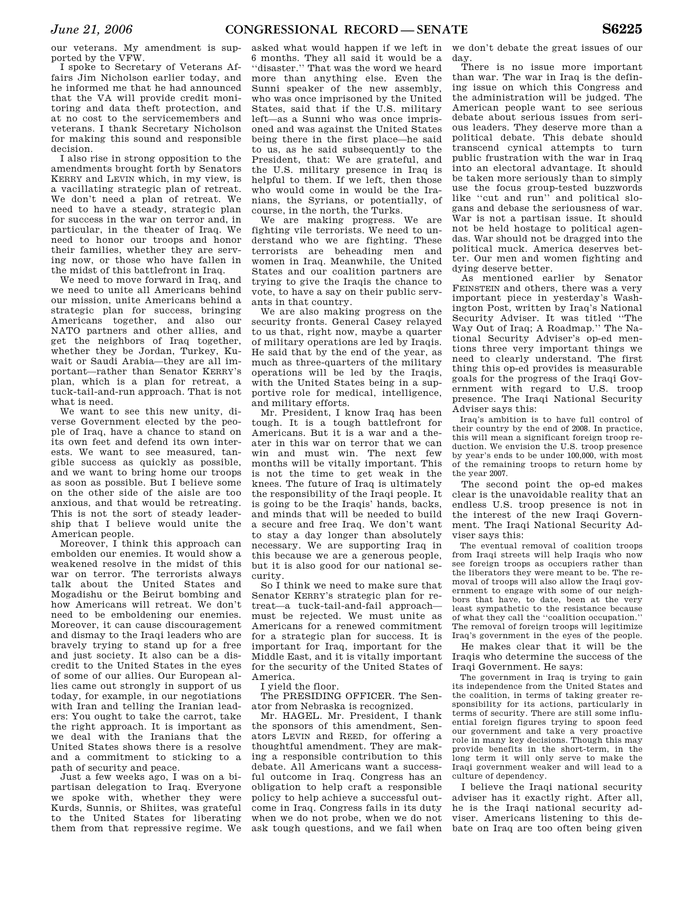our veterans. My amendment is supported by the VFW.

I spoke to Secretary of Veterans Affairs Jim Nicholson earlier today, and he informed me that he had announced that the VA will provide credit monitoring and data theft protection, and at no cost to the servicemembers and veterans. I thank Secretary Nicholson for making this sound and responsible decision.

I also rise in strong opposition to the amendments brought forth by Senators KERRY and LEVIN which, in my view, is a vacillating strategic plan of retreat. We don't need a plan of retreat. We need to have a steady, strategic plan for success in the war on terror and, in particular, in the theater of Iraq. We need to honor our troops and honor their families, whether they are serving now, or those who have fallen in the midst of this battlefront in Iraq.

We need to move forward in Iraq, and we need to unite all Americans behind our mission, unite Americans behind a strategic plan for success, bringing Americans together, and also our NATO partners and other allies, and get the neighbors of Iraq together, whether they be Jordan, Turkey, Kuwait or Saudi Arabia—they are all important—rather than Senator KERRY's plan, which is a plan for retreat, a tuck-tail-and-run approach. That is not what is need.

We want to see this new unity, diverse Government elected by the people of Iraq, have a chance to stand on its own feet and defend its own interests. We want to see measured, tangible success as quickly as possible, and we want to bring home our troops as soon as possible. But I believe some on the other side of the aisle are too anxious, and that would be retreating. This is not the sort of steady leadership that I believe would unite the American people.

Moreover, I think this approach can embolden our enemies. It would show a weakened resolve in the midst of this war on terror. The terrorists always talk about the United States and Mogadishu or the Beirut bombing and how Americans will retreat. We don't need to be emboldening our enemies. Moreover, it can cause discouragement and dismay to the Iraqi leaders who are bravely trying to stand up for a free and just society. It also can be a discredit to the United States in the eyes of some of our allies. Our European allies came out strongly in support of us today, for example, in our negotiations with Iran and telling the Iranian leaders: You ought to take the carrot, take the right approach. It is important as we deal with the Iranians that the United States shows there is a resolve and a commitment to sticking to a path of security and peace.

Just a few weeks ago, I was on a bipartisan delegation to Iraq. Everyone we spoke with, whether they were Kurds, Sunnis, or Shiites, was grateful to the United States for liberating them from that repressive regime. We asked what would happen if we left in 6 months. They all said it would be a ''disaster.'' That was the word we heard more than anything else. Even the Sunni speaker of the new assembly, who was once imprisoned by the United States, said that if the U.S. military left—as a Sunni who was once imprisoned and was against the United States being there in the first place—he said to us, as he said subsequently to the President, that: We are grateful, and the U.S. military presence in Iraq is helpful to them. If we left, then those who would come in would be the Iranians, the Syrians, or potentially, of course, in the north, the Turks.

We are making progress. We are fighting vile terrorists. We need to understand who we are fighting. These terrorists are beheading men and women in Iraq. Meanwhile, the United States and our coalition partners are trying to give the Iraqis the chance to vote, to have a say on their public servants in that country.

We are also making progress on the security fronts. General Casey relayed to us that, right now, maybe a quarter of military operations are led by Iraqis. He said that by the end of the year, as much as three-quarters of the military operations will be led by the Iraqis, with the United States being in a supportive role for medical, intelligence, and military efforts.

Mr. President, I know Iraq has been tough. It is a tough battlefront for Americans. But it is a war and a theater in this war on terror that we can win and must win. The next few months will be vitally important. This is not the time to get weak in the knees. The future of Iraq is ultimately the responsibility of the Iraqi people. It is going to be the Iraqis' hands, backs, and minds that will be needed to build a secure and free Iraq. We don't want to stay a day longer than absolutely necessary. We are supporting Iraq in this because we are a generous people, but it is also good for our national security.

So I think we need to make sure that Senator KERRY's strategic plan for retreat—a tuck-tail-and-fail approach—must be rejected. We must unite as Americans for a renewed commitment for a strategic plan for success. It is important for Iraq, important for the Middle East, and it is vitally important for the security of the United States of America.

I yield the floor.

The PRESIDING OFFICER. The Senator from Nebraska is recognized.

Mr. HAGEL. Mr. President, I thank the sponsors of this amendment, Senators LEVIN and REED, for offering a thoughtful amendment. They are making a responsible contribution to this debate. All Americans want a successful outcome in Iraq. Congress has an obligation to help craft a responsible policy to help achieve a successful outcome in Iraq. Congress fails in its duty when we do not probe, when we do not ask tough questions, and we fail when we don't debate the great issues of our day.

There is no issue more important than war. The war in Iraq is the defining issue on which this Congress and the administration will be judged. The American people want to see serious debate about serious issues from serious leaders. They deserve more than a political debate. This debate should transcend cynical attempts to turn public frustration with the war in Iraq into an electoral advantage. It should be taken more seriously than to simply use the focus group-tested buzzwords like ''cut and run'' and political slogans and debase the seriousness of war. War is not a partisan issue. It should not be held hostage to political agendas. War should not be dragged into the political muck. America deserves better. Our men and women fighting and dying deserve better.

As mentioned earlier by Senator FEINSTEIN and others, there was a very important piece in yesterday's Washington Post, written by Iraq's National Security Adviser. It was titled ''The Way Out of Iraq; A Roadmap.'' The National Security Adviser's op-ed mentions three very important things we need to clearly understand. The first thing this op-ed provides is measurable goals for the progress of the Iraqi Government with regard to U.S. troop presence. The Iraqi National Security Adviser says this:

> Iraq's ambition is to have full control of their country by the end of 2008. In practice, this will mean a significant foreign troop reduction. We envision the U.S. troop presence by year's ends to be under 100,000, with most of the remaining troops to return home by the year 2007.

The second point the op-ed makes clear is the unavoidable reality that an endless U.S. troop presence is not in the interest of the new Iraqi Government. The Iraqi National Security Adviser says this:

> The eventual removal of coalition troops from Iraqi streets will help Iraqis who now see foreign troops as occupiers rather than the liberators they were meant to be. The removal of troops will also allow the Iraqi government to engage with some of our neighbors that have, to date, been at the very least sympathetic to the resistance because of what they call the ''coalition occupation.'' The removal of foreign troops will legitimize Iraq's government in the eyes of the people.

He makes clear that it will be the Iraqis who determine the success of the Iraqi Government. He says:

> The government in Iraq is trying to gain its independence from the United States and the coalition, in terms of taking greater responsibility for its actions, particularly in terms of security. There are still some influential foreign figures trying to spoon feed our government and take a very proactive role in many key decisions. Though this may provide benefits in the short-term, in the long term it will only serve to make the Iraqi government weaker and will lead to a culture of dependency.

I believe the Iraqi national security adviser has it exactly right. After all, he is the Iraqi national security adviser. Americans listening to this debate on Iraq are too often being given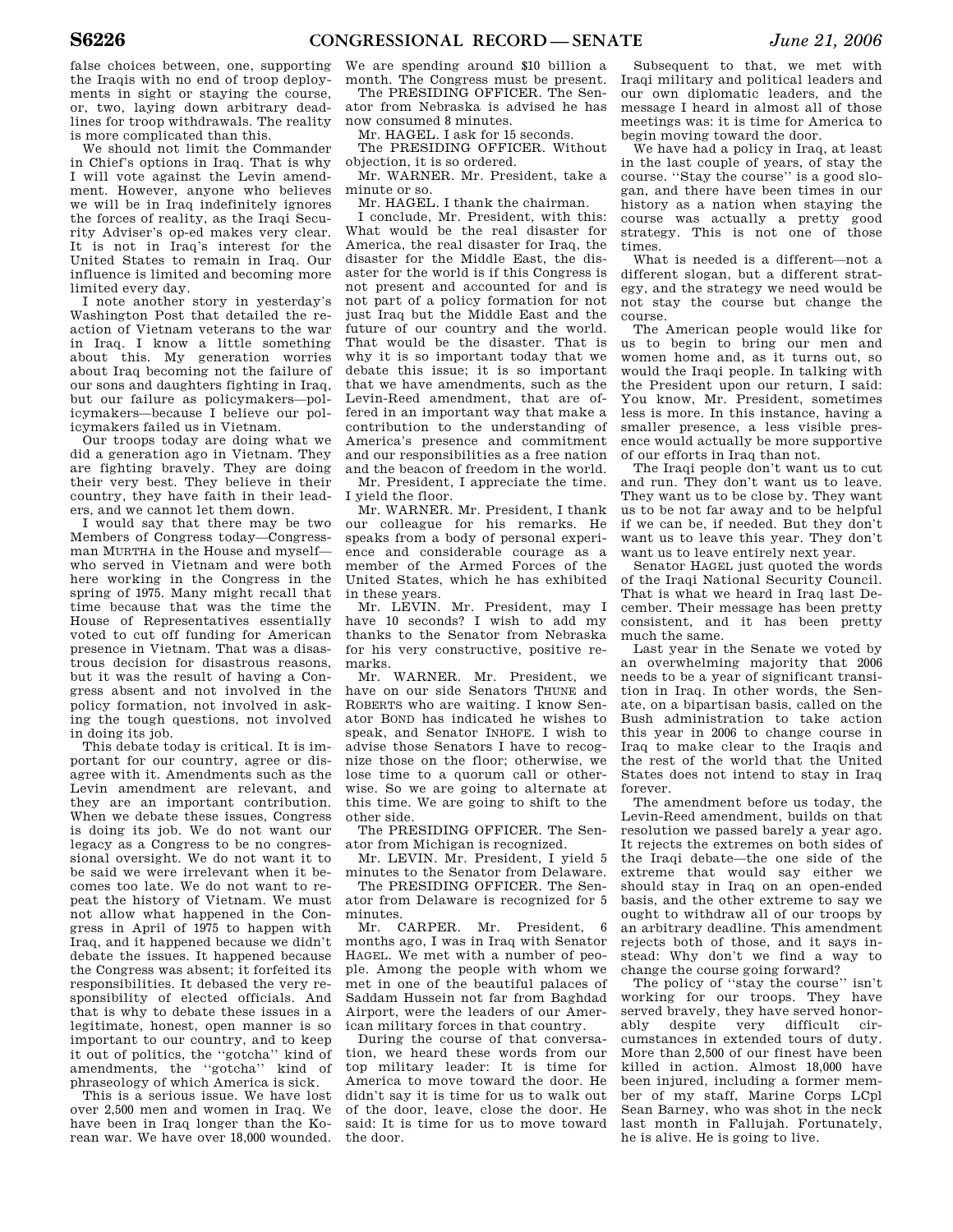false choices between, one, supporting the Iraqis with no end of troop deployments in sight or staying the course, or, two, laying down arbitrary deadlines for troop withdrawals. The reality is more complicated than this.

We should not limit the Commander in Chief's options in Iraq. That is why I will vote against the Levin amendment. However, anyone who believes we will be in Iraq indefinitely ignores the forces of reality, as the Iraqi Security Adviser's op-ed makes very clear. It is not in Iraq's interest for the United States to remain in Iraq. Our influence is limited and becoming more limited every day.

I note another story in yesterday's Washington Post that detailed the reaction of Vietnam veterans to the war in Iraq. I know a little something about this. My generation worries about Iraq becoming not the failure of our sons and daughters fighting in Iraq, but our failure as policymakers—policymakers—because I believe our policymakers failed us in Vietnam.

Our troops today are doing what we did a generation ago in Vietnam. They are fighting bravely. They are doing their very best. They believe in their country, they have faith in their leaders, and we cannot let them down.

I would say that there may be two Members of Congress today—Congressman MURTHA in the House and myself—who served in Vietnam and were both here working in the Congress in the spring of 1975. Many might recall that time because that was the time the House of Representatives essentially voted to cut off funding for American presence in Vietnam. That was a disastrous decision for disastrous reasons, but it was the result of having a Congress absent and not involved in the policy formation, not involved in asking the tough questions, not involved in doing its job.

This debate today is critical. It is important for our country, agree or disagree with it. Amendments such as the Levin amendment are relevant, and they are an important contribution. When we debate these issues, Congress is doing its job. We do not want our legacy as a Congress to be no congressional oversight. We do not want it to be said we were irrelevant when it becomes too late. We do not want to repeat the history of Vietnam. We must not allow what happened in the Congress in April of 1975 to happen with Iraq, and it happened because we didn't debate the issues. It happened because the Congress was absent; it forfeited its responsibilities. It debased the very responsibility of elected officials. And that is why to debate these issues in a legitimate, honest, open manner is so important to our country, and to keep it out of politics, the "gotcha" kind of amendments, the "gotcha" kind of phraseology of which America is sick.

This is a serious issue. We have lost over 2,500 men and women in Iraq. We have been in Iraq longer than the Korean war. We have over 18,000 wounded. We are spending around $10 billion a month. The Congress must be present.

The PRESIDING OFFICER. The Senator from Nebraska is advised he has now consumed 8 minutes.

Mr. HAGEL. I ask for 15 seconds.

The PRESIDING OFFICER. Without objection, it is so ordered.

Mr. WARNER. Mr. President, take a minute or so.

Mr. HAGEL. I thank the chairman.

I conclude, Mr. President, with this: What would be the real disaster for America, the real disaster for Iraq, the disaster for the Middle East, the disaster for the world is if this Congress is not present and accounted for and is not part of a policy formation for not just Iraq but the Middle East and the future of our country and the world. That would be the disaster. That is why it is so important today that we debate this issue; it is so important that we have amendments, such as the Levin-Reed amendment, that are offered in an important way that make a contribution to the understanding of America's presence and commitment and our responsibilities as a free nation and the beacon of freedom in the world.

Mr. President, I appreciate the time. I yield the floor.

Mr. WARNER. Mr. President, I thank our colleague for his remarks. He speaks from a body of personal experience and considerable courage as a member of the Armed Forces of the United States, which he has exhibited in these years.

Mr. LEVIN. Mr. President, may I have 10 seconds? I wish to add my thanks to the Senator from Nebraska for his very constructive, positive remarks.

Mr. WARNER. Mr. President, we have on our side Senators THUNE and ROBERTS who are waiting. I know Senator BOND has indicated he wishes to speak, and Senator INHOFE. I wish to advise those Senators I have to recognize those on the floor; otherwise, we lose time to a quorum call or otherwise. So we are going to alternate at this time. We are going to shift to the other side.

The PRESIDING OFFICER. The Senator from Michigan is recognized.

Mr. LEVIN. Mr. President, I yield 5 minutes to the Senator from Delaware.

The PRESIDING OFFICER. The Senator from Delaware is recognized for 5 minutes.

Mr. CARPER. Mr. President, 6 months ago, I was in Iraq with Senator HAGEL. We met with a number of people. Among the people with whom we met in one of the beautiful palaces of Saddam Hussein not far from Baghdad Airport, were the leaders of our American military forces in that country.

During the course of that conversation, we heard these words from our top military leader: It is time for America to move toward the door. He didn't say it is time for us to walk out of the door, leave, close the door. He said: It is time for us to move toward the door.

Subsequent to that, we met with Iraqi military and political leaders and our own diplomatic leaders, and the message I heard in almost all of those meetings was: it is time for America to begin moving toward the door.

We have had a policy in Iraq, at least in the last couple of years, of stay the course. "Stay the course" is a good slogan, and there have been times in our history as a nation when staying the course was actually a pretty good strategy. This is not one of those times.

What is needed is a different—not a different slogan, but a different strategy, and the strategy we need would be not stay the course but change the course.

The American people would like for us to begin to bring our men and women home and, as it turns out, so would the Iraqi people. In talking with the President upon our return, I said: You know, Mr. President, sometimes less is more. In this instance, having a smaller presence, a less visible presence would actually be more supportive of our efforts in Iraq than not.

The Iraqi people don't want us to cut and run. They don't want us to leave. They want us to be close by. They want us to be not far away and to be helpful if we can be, if needed. But they don't want us to leave this year. They don't want us to leave entirely next year.

Senator HAGEL just quoted the words of the Iraqi National Security Council. That is what we heard in Iraq last December. Their message has been pretty consistent, and it has been pretty much the same.

Last year in the Senate we voted by an overwhelming majority that 2006 needs to be a year of significant transition in Iraq. In other words, the Senate, on a bipartisan basis, called on the Bush administration to take action this year in 2006 to change course in Iraq to make clear to the Iraqis and the rest of the world that the United States does not intend to stay in Iraq forever.

The amendment before us today, the Levin-Reed amendment, builds on that resolution we passed barely a year ago. It rejects the extremes on both sides of the Iraqi debate—the one side of the extreme that would say either we should stay in Iraq on an open-ended basis, and the other extreme to say we ought to withdraw all of our troops by an arbitrary deadline. This amendment rejects both of those, and it says instead: Why don't we find a way to change the course going forward?

The policy of "stay the course" isn't working for our troops. They have served bravely, they have served honorably despite very difficult circumstances in extended tours of duty. More than 2,500 of our finest have been killed in action. Almost 18,000 have been injured, including a former member of my staff, Marine Corps LCpl Sean Barney, who was shot in the neck last month in Fallujah. Fortunately, he is alive. He is going to live.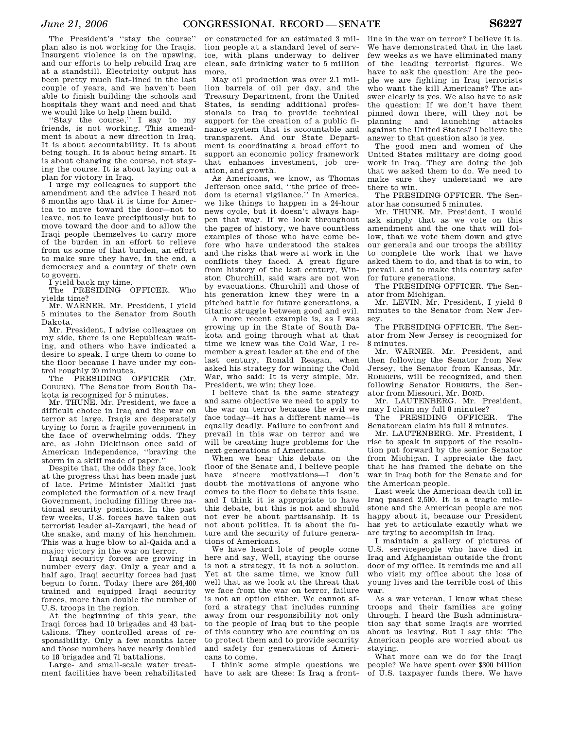The President's "stay the course" plan also is not working for the Iraqis. Insurgent violence is on the upswing, and our efforts to help rebuild Iraq are at a standstill. Electricity output has been pretty much flat-lined in the last couple of years, and we haven't been able to finish building the schools and hospitals they want and need and that we would like to help them build.

"Stay the course," I say to my friends, is not working. This amendment is about a new direction in Iraq. It is about accountability. It is about being tough. It is about being smart. It is about changing the course, not staying the course. It is about laying out a plan for victory in Iraq.

I urge my colleagues to support the amendment and the advice I heard not 6 months ago that it is time for America to move toward the door—not to leave, not to leave precipitously but to move toward the door and to allow the Iraqi people themselves to carry more of the burden in an effort to relieve from us some of that burden, an effort to make sure they have, in the end, a democracy and a country of their own to govern.

I yield back my time.

The PRESIDING OFFICER. Who yields time?

Mr. WARNER. Mr. President, I yield 5 minutes to the Senator from South Dakota.

Mr. President, I advise colleagues on my side, there is one Republican waiting, and others who have indicated a desire to speak. I urge them to come to the floor because I have under my control roughly 20 minutes.

The PRESIDING OFFICER (Mr. COBURN). The Senator from South Dakota is recognized for 5 minutes.

Mr. THUNE. Mr. President, we face a difficult choice in Iraq and the war on terror at large. Iraqis are desperately trying to form a fragile government in the face of overwhelming odds. They are, as John Dickinson once said of American independence, "braving the storm in a skiff made of paper."

Despite that, the odds they face, look at the progress that has been made just of late. Prime Minister Maliki just completed the formation of a new Iraqi Government, including filling three national security positions. In the past few weeks, U.S. forces have taken out terrorist leader al-Zarqawi, the head of the snake, and many of his henchmen. This was a huge blow to al-Qaida and a major victory in the war on terror.

Iraqi security forces are growing in number every day. Only a year and a half ago, Iraqi security forces had just begun to form. Today there are 264,400 trained and equipped Iraqi security forces, more than double the number of U.S. troops in the region.

At the beginning of this year, the Iraqi forces had 10 brigades and 43 battalions. They controlled areas of responsibility. Only a few months later and those numbers have nearly doubled to 18 brigades and 71 battalions.

Large- and small-scale water treatment facilities have been rehabilitated or constructed for an estimated 3 million people at a standard level of service, with plans underway to deliver clean, safe drinking water to 5 million more.

May oil production was over 2.1 million barrels of oil per day, and the Treasury Department, from the United States, is sending additional professionals to Iraq to provide technical support for the creation of a public finance system that is accountable and transparent. And our State Department is coordinating a broad effort to support an economic policy framework that enhances investment, job creation, and growth.

As Americans, we know, as Thomas Jefferson once said, "the price of freedom is eternal vigilance." In America, we like things to happen in a 24-hour news cycle, but it doesn't always happen that way. If we look throughout the pages of history, we have countless examples of those who have come before who have understood the stakes and the risks that were at work in the conflicts they faced. A great figure from history of the last century, Winston Churchill, said wars are not won by evacuations. Churchill and those of his generation knew they were in a pitched battle for future generations, a titanic struggle between good and evil.

A more recent example is, as I was growing up in the State of South Dakota and going through what at that time we knew was the Cold War, I remember a great leader at the end of the last century, Ronald Reagan, when asked his strategy for winning the Cold War, who said: It is very simple, Mr. President, we win; they lose.

I believe that is the same strategy and same objective we need to apply to the war on terror because the evil we face today—it has a different name—is equally deadly. Failure to confront and prevail in this war on terror and we will be creating huge problems for the next generations of Americans.

When we hear this debate on the floor of the Senate and, I believe people have sincere motivations—I don't doubt the motivations of anyone who comes to the floor to debate this issue, and I think it is appropriate to have this debate, but this is not and should not ever be about partisanship. It is not about politics. It is about the future and the security of future generations of Americans.

We have heard lots of people come here and say, Well, staying the course is not a strategy, it is not a solution. Yet at the same time, we know full well that as we look at the threat that we face from the war on terror, failure is not an option either. We cannot afford a strategy that includes running away from our responsibility not only to the people of Iraq but to the people of this country who are counting on us to protect them and to provide security and safety for generations of Americans to come.

I think some simple questions we have to ask are these: Is Iraq a frontline in the war on terror? I believe it is. We have demonstrated that in the last few weeks as we have eliminated many of the leading terrorist figures. We have to ask the question: Are the people we are fighting in Iraq terrorists who want the kill Americans? The answer clearly is yes. We also have to ask the question: If we don't have them pinned down there, will they not be planning and launching attacks against the United States? I believe the answer to that question also is yes.

The good men and women of the United States military are doing good work in Iraq. They are doing the job that we asked them to do. We need to make sure they understand we are there to win.

The PRESIDING OFFICER. The Senator has consumed 5 minutes.

Mr. THUNE. Mr. President, I would ask simply that as we vote on this amendment and the one that will follow, that we vote them down and give our generals and our troops the ability to complete the work that we have asked them to do, and that is to win, to prevail, and to make this country safer for future generations.

The PRESIDING OFFICER. The Senator from Michigan.

Mr. LEVIN. Mr. President, I yield 8 minutes to the Senator from New Jersey.

The PRESIDING OFFICER. The Senator from New Jersey is recognized for 8 minutes.

Mr. WARNER. Mr. President, and then following the Senator from New Jersey, the Senator from Kansas, Mr. ROBERTS, will be recognized, and then following Senator ROBERTS, the Senator from Missouri, Mr. BOND.

Mr. LAUTENBERG. Mr. President, may I claim my full 8 minutes?

The PRESIDING OFFICER. The Senatorcan claim his full 8 minutes.

Mr. LAUTENBERG. Mr. President, I rise to speak in support of the resolution put forward by the senior Senator from Michigan. I appreciate the fact that he has framed the debate on the war in Iraq both for the Senate and for the American people.

Last week the American death toll in Iraq passed 2,500. It is a tragic milestone and the American people are not happy about it, because our President has yet to articulate exactly what we are trying to accomplish in Iraq.

I maintain a gallery of pictures of U.S. servicepeople who have died in Iraq and Afghanistan outside the front door of my office. It reminds me and all who visit my office about the loss of young lives and the terrible cost of this war.

As a war veteran, I know what these troops and their families are going through. I heard the Bush administration say that some Iraqis are worried about us leaving. But I say this: The American people are worried about us staying.

What more can we do for the Iraqi people? We have spent over $300 billion of U.S. taxpayer funds there. We have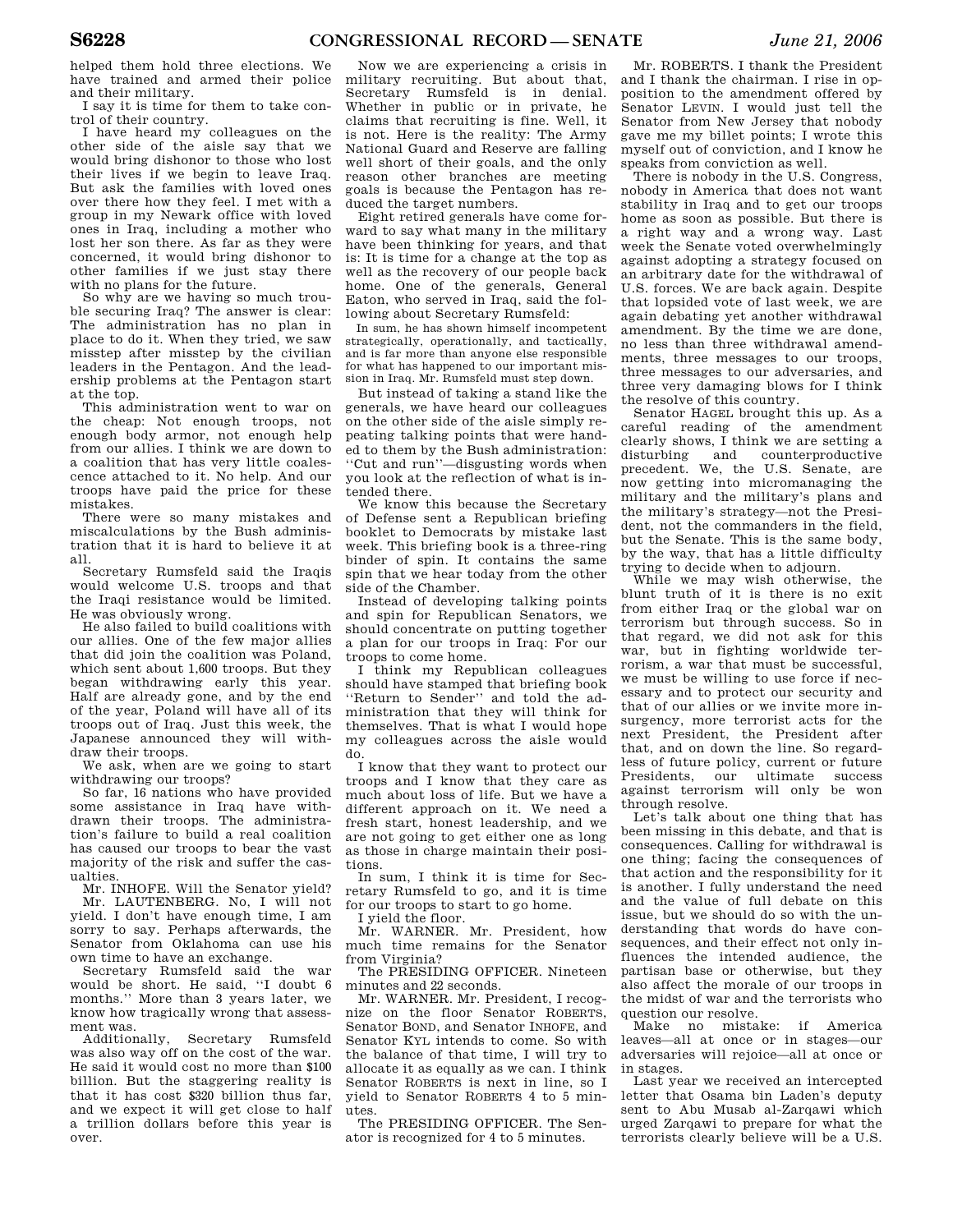helped them hold three elections. We have trained and armed their police and their military.

I say it is time for them to take control of their country.

I have heard my colleagues on the other side of the aisle say that we would bring dishonor to those who lost their lives if we begin to leave Iraq. But ask the families with loved ones over there how they feel. I met with a group in my Newark office with loved ones in Iraq, including a mother who lost her son there. As far as they were concerned, it would bring dishonor to other families if we just stay there with no plans for the future.

So why are we having so much trouble securing Iraq? The answer is clear: The administration has no plan in place to do it. When they tried, we saw misstep after misstep by the civilian leaders in the Pentagon. And the leadership problems at the Pentagon start at the top.

This administration went to war on the cheap: Not enough troops, not enough body armor, not enough help from our allies. I think we are down to a coalition that has very little coalescence attached to it. No help. And our troops have paid the price for these mistakes.

There were so many mistakes and miscalculations by the Bush administration that it is hard to believe it at all.

Secretary Rumsfeld said the Iraqis would welcome U.S. troops and that the Iraqi resistance would be limited. He was obviously wrong.

He also failed to build coalitions with our allies. One of the few major allies that did join the coalition was Poland, which sent about 1,600 troops. But they began withdrawing early this year. Half are already gone, and by the end of the year, Poland will have all of its troops out of Iraq. Just this week, the Japanese announced they will withdraw their troops.

We ask, when are we going to start withdrawing our troops?

So far, 16 nations who have provided some assistance in Iraq have withdrawn their troops. The administration's failure to build a real coalition has caused our troops to bear the vast majority of the risk and suffer the casualties.

Mr. INHOFE. Will the Senator yield?

Mr. LAUTENBERG. No, I will not yield. I don't have enough time, I am sorry to say. Perhaps afterwards, the Senator from Oklahoma can use his own time to have an exchange.

Secretary Rumsfeld said the war would be short. He said, "I doubt 6 months." More than 3 years later, we know how tragically wrong that assessment was.

Additionally, Secretary Rumsfeld was also way off on the cost of the war. He said it would cost no more than $100 billion. But the staggering reality is that it has cost $320 billion thus far, and we expect it will get close to half a trillion dollars before this year is over.

Now we are experiencing a crisis in military recruiting. But about that, Secretary Rumsfeld is in denial. Whether in public or in private, he claims that recruiting is fine. Well, it is not. Here is the reality: The Army National Guard and Reserve are falling well short of their goals, and the only reason other branches are meeting goals is because the Pentagon has reduced the target numbers.

Eight retired generals have come forward to say what many in the military have been thinking for years, and that is: It is time for a change at the top as well as the recovery of our people back home. One of the generals, General Eaton, who served in Iraq, said the following about Secretary Rumsfeld:

> In sum, he has shown himself incompetent strategically, operationally, and tactically, and is far more than anyone else responsible for what has happened to our important mission in Iraq. Mr. Rumsfeld must step down.

But instead of taking a stand like the generals, we have heard our colleagues on the other side of the aisle simply repeating talking points that were handed to them by the Bush administration: "Cut and run"—disgusting words when you look at the reflection of what is intended there.

We know this because the Secretary of Defense sent a Republican briefing booklet to Democrats by mistake last week. This briefing book is a three-ring binder of spin. It contains the same spin that we hear today from the other side of the Chamber.

Instead of developing talking points and spin for Republican Senators, we should concentrate on putting together a plan for our troops in Iraq: For our troops to come home.

I think my Republican colleagues should have stamped that briefing book "Return to Sender" and told the administration that they will think for themselves. That is what I would hope my colleagues across the aisle would do.

I know that they want to protect our troops and I know that they care as much about loss of life. But we have a different approach on it. We need a fresh start, honest leadership, and we are not going to get either one as long as those in charge maintain their positions.

In sum, I think it is time for Secretary Rumsfeld to go, and it is time for our troops to start to go home.

I yield the floor.

Mr. WARNER. Mr. President, how much time remains for the Senator from Virginia?

The PRESIDING OFFICER. Nineteen minutes and 22 seconds.

Mr. WARNER. Mr. President, I recognize on the floor Senator ROBERTS, Senator BOND, and Senator INHOFE, and Senator KYL intends to come. So with the balance of that time, I will try to allocate it as equally as we can. I think Senator ROBERTS is next in line, so I yield to Senator ROBERTS 4 to 5 minutes.

The PRESIDING OFFICER. The Senator is recognized for 4 to 5 minutes.

Mr. ROBERTS. I thank the President and I thank the chairman. I rise in opposition to the amendment offered by Senator LEVIN. I would just tell the Senator from New Jersey that nobody gave me my billet points; I wrote this myself out of conviction, and I know he speaks from conviction as well.

There is nobody in the U.S. Congress, nobody in America that does not want stability in Iraq and to get our troops home as soon as possible. But there is a right way and a wrong way. Last week the Senate voted overwhelmingly against adopting a strategy focused on an arbitrary date for the withdrawal of U.S. forces. We are back again. Despite that lopsided vote of last week, we are again debating yet another withdrawal amendment. By the time we are done, no less than three withdrawal amendments, three messages to our troops, three messages to our adversaries, and three very damaging blows for I think the resolve of this country.

Senator HAGEL brought this up. As a careful reading of the amendment clearly shows, I think we are setting a disturbing and counterproductive precedent. We, the U.S. Senate, are now getting into micromanaging the military and the military's plans and the military's strategy—not the President, not the commanders in the field, but the Senate. This is the same body, by the way, that has a little difficulty trying to decide when to adjourn.

While we may wish otherwise, the blunt truth of it is there is no exit from either Iraq or the global war on terrorism but through success. So in that regard, we did not ask for this war, but in fighting worldwide terrorism, a war that must be successful, we must be willing to use force if necessary and to protect our security and that of our allies or we invite more insurgency, more terrorist acts for the next President, the President after that, and on down the line. So regardless of future policy, current or future Presidents, our ultimate success against terrorism will only be won through resolve.

Let's talk about one thing that has been missing in this debate, and that is consequences. Calling for withdrawal is one thing; facing the consequences of that action and the responsibility for it is another. I fully understand the need and the value of full debate on this issue, but we should do so with the understanding that words do have consequences, and their effect not only influences the intended audience, the partisan base or otherwise, but they also affect the morale of our troops in the midst of war and the terrorists who question our resolve.

Make no mistake: if America leaves—all at once or in stages—our adversaries will rejoice—all at once or in stages.

Last year we received an intercepted letter that Osama bin Laden's deputy sent to Abu Musab al-Zarqawi which urged Zarqawi to prepare for what the terrorists clearly believe will be a U.S.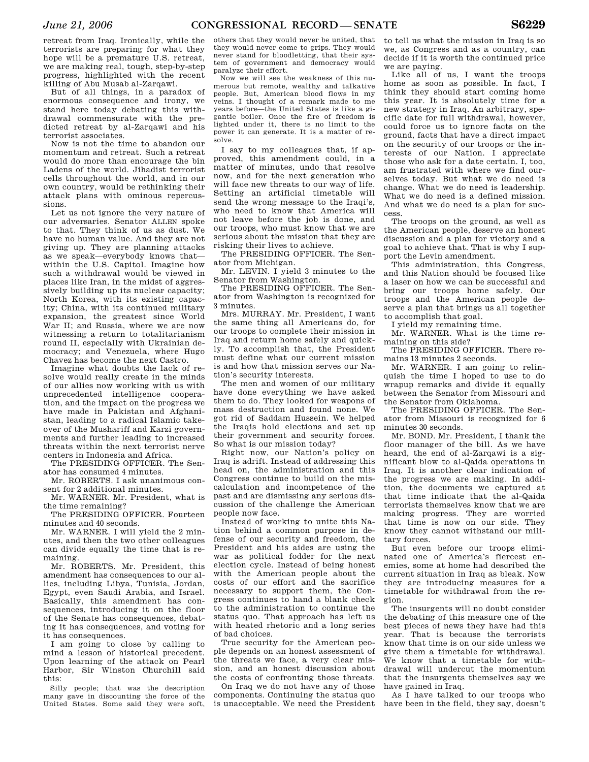retreat from Iraq. Ironically, while the terrorists are preparing for what they hope will be a premature U.S. retreat, we are making real, tough, step-by-step progress, highlighted with the recent killing of Abu Musab al-Zarqawi.

But of all things, in a paradox of enormous consequence and irony, we stand here today debating this withdrawal commensurate with the predicted retreat by al-Zarqawi and his terrorist associates.

Now is not the time to abandon our momentum and retreat. Such a retreat would do more than encourage the bin Ladens of the world. Jihadist terrorist cells throughout the world, and in our own country, would be rethinking their attack plans with ominous repercussions.

Let us not ignore the very nature of our adversaries. Senator ALLEN spoke to that. They think of us as dust. We have no human value. And they are not giving up. They are planning attacks as we speak—everybody knows that—within the U.S. Capitol. Imagine how such a withdrawal would be viewed in places like Iran, in the midst of aggressively building up its nuclear capacity; North Korea, with its existing capacity; China, with its continued military expansion, the greatest since World War II; and Russia, where we are now witnessing a return to totalitarianism round II, especially with Ukrainian democracy; and Venezuela, where Hugo Chavez has become the next Castro.

Imagine what doubts the lack of resolve would really create in the minds of our allies now working with us with unprecedented intelligence cooperation, and the impact on the progress we have made in Pakistan and Afghanistan, leading to a radical Islamic takeover of the MusharIff and Karzi governments and further leading to increased threats within the next terrorist nerve centers in Indonesia and Africa.

The PRESIDING OFFICER. The Senator has consumed 4 minutes.

Mr. ROBERTS. I ask unanimous consent for 2 additional minutes.

Mr. WARNER. Mr. President, what is the time remaining?

The PRESIDING OFFICER. Fourteen minutes and 40 seconds.

Mr. WARNER. I will yield the 2 minutes, and then the two other colleagues can divide equally the time that is remaining.

Mr. ROBERTS. Mr. President, this amendment has consequences to our allies, including Libya, Tunisia, Jordan, Egypt, even Saudi Arabia, and Israel. Basically, this amendment has consequences, introducing it on the floor of the Senate has consequences, debating it has consequences, and voting for it has consequences.

I am going to close by calling to mind a lesson of historical precedent. Upon learning of the attack on Pearl Harbor, Sir Winston Churchill said this:

> Silly people; that was the description many gave in discounting the force of the United States. Some said they were soft, others that they would never be united, that they would never come to grips. They would never stand for bloodletting, that their system of government and democracy would paralyze their effort.
>
> Now we will see the weakness of this numerous but remote, wealthy and talkative people. But, American blood flows in my veins. I thought of a remark made to me years before—the United States is like a gigantic boiler. Once the fire of freedom is lighted under it, there is no limit to the power it can generate. It is a matter of resolve.

I say to my colleagues that, if approved, this amendment could, in a matter of minutes, undo that resolve now, and for the next generation who will face new threats to our way of life. Setting an artificial timetable will send the wrong message to the Iraqi's, who need to know that America will not leave before the job is done, and our troops, who must know that we are serious about the mission that they are risking their lives to achieve.

The PRESIDING OFFICER. The Senator from Michigan.

Mr. LEVIN. I yield 3 minutes to the Senator from Washington.

The PRESIDING OFFICER. The Senator from Washington is recognized for 3 minutes.

Mrs. MURRAY. Mr. President, I want the same thing all Americans do, for our troops to complete their mission in Iraq and return home safely and quickly. To accomplish that, the President must define what our current mission is and how that mission serves our Nation's security interests.

The men and women of our military have done everything we have asked them to do. They looked for weapons of mass destruction and found none. We got rid of Saddam Hussein. We helped the Iraqis hold elections and set up their government and security forces. So what is our mission today?

Right now, our Nation's policy on Iraq is adrift. Instead of addressing this head on, the administration and this Congress continue to build on the miscalculation and incompetence of the past and are dismissing any serious discussion of the challenge the American people now face.

Instead of working to unite this Nation behind a common purpose in defense of our security and freedom, the President and his aides are using the war as political fodder for the next election cycle. Instead of being honest with the American people about the costs of our effort and the sacrifice necessary to support them, the Congress continues to hand a blank check to the administration to continue the status quo. That approach has left us with heated rhetoric and a long series of bad choices.

True security for the American people depends on an honest assessment of the threats we face, a very clear mission, and an honest discussion about the costs of confronting those threats.

On Iraq we do not have any of those components. Continuing the status quo is unacceptable. We need the President to tell us what the mission in Iraq is so we, as Congress and as a country, can decide if it is worth the continued price we are paying.

Like all of us, I want the troops home as soon as possible. In fact, I think they should start coming home this year. It is absolutely time for a new strategy in Iraq. An arbitrary, specific date for full withdrawal, however, could force us to ignore facts on the ground, facts that have a direct impact on the security of our troops or the interests of our Nation. I appreciate those who ask for a date certain. I, too, am frustrated with where we find ourselves today. But what we do need is change. What we do need is leadership. What we do need is a defined mission. And what we do need is a plan for success.

The troops on the ground, as well as the American people, deserve an honest discussion and a plan for victory and a goal to achieve that. That is why I support the Levin amendment.

This administration, this Congress, and this Nation should be focused like a laser on how we can be successful and bring our troops home safely. Our troops and the American people deserve a plan that brings us all together to accomplish that goal.

I yield my remaining time.

Mr. WARNER. What is the time remaining on this side?

The PRESIDING OFFICER. There remains 13 minutes 2 seconds.

Mr. WARNER. I am going to relinquish the time I hoped to use to do wrapup remarks and divide it equally between the Senator from Missouri and the Senator from Oklahoma.

The PRESIDING OFFICER. The Senator from Missouri is recognized for 6 minutes 30 seconds.

Mr. BOND. Mr. President, I thank the floor manager of the bill. As we have heard, the end of al-Zarqawi is a significant blow to al-Qaida operations in Iraq. It is another clear indication of the progress we are making. In addition, the documents we captured at that time indicate that the al-Qaida terrorists themselves know that we are making progress. They are worried that time is now on our side. They know they cannot withstand our military forces.

But even before our troops eliminated one of America's fiercest enemies, some at home had described the current situation in Iraq as bleak. Now they are introducing measures for a timetable for withdrawal from the region.

The insurgents will no doubt consider the debating of this measure one of the best pieces of news they have had this year. That is because the terrorists know that time is on our side unless we give them a timetable for withdrawal. We know that a timetable for withdrawal will undercut the momentum that the insurgents themselves say we have gained in Iraq.

As I have talked to our troops who have been in the field, they say, doesn't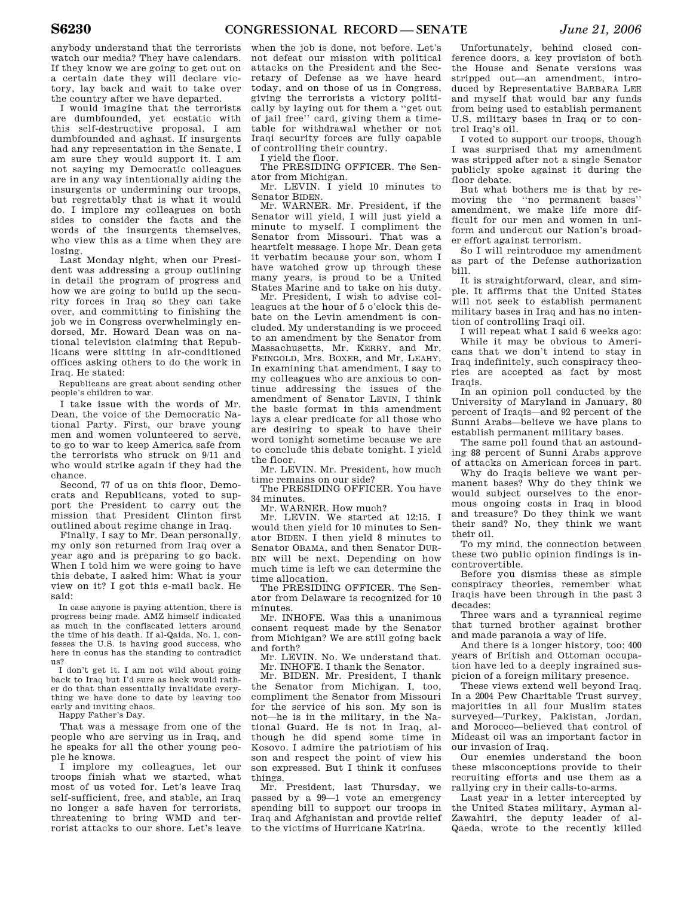anybody understand that the terrorists watch our media? They have calendars. If they know we are going to get out on a certain date they will declare victory, lay back and wait to take over the country after we have departed.

I would imagine that the terrorists are dumbfounded, yet ecstatic with this self-destructive proposal. I am dumbfounded and aghast. If insurgents had any representation in the Senate, I am sure they would support it. I am not saying my Democratic colleagues are in any way intentionally aiding the insurgents or undermining our troops, but regrettably that is what it would do. I implore my colleagues on both sides to consider the facts and the words of the insurgents themselves, who view this as a time when they are losing.

Last Monday night, when our President was addressing a group outlining in detail the program of progress and how we are going to build up the security forces in Iraq so they can take over, and committing to finishing the job we in Congress overwhelmingly endorsed, Mr. Howard Dean was on national television claiming that Republicans were sitting in air-conditioned offices asking others to do the work in Iraq. He stated:

> Republicans are great about sending other people's children to war.

I take issue with the words of Mr. Dean, the voice of the Democratic National Party. First, our brave young men and women volunteered to serve, to go to war to keep America safe from the terrorists who struck on 9/11 and who would strike again if they had the chance.

Second, 77 of us on this floor, Democrats and Republicans, voted to support the President to carry out the mission that President Clinton first outlined about regime change in Iraq.

Finally, I say to Mr. Dean personally, my only son returned from Iraq over a year ago and is preparing to go back. When I told him we were going to have this debate, I asked him: What is your view on it? I got this e-mail back. He said:

> In case anyone is paying attention, there is progress being made. AMZ himself indicated as much in the confiscated letters around the time of his death. If al-Qaida, No. 1, confesses the U.S. is having good success, who here in conus has the standing to contradict us?
>
> I don't get it. I am not wild about going back to Iraq but I'd sure as heck would rather do that than essentially invalidate everything we have done to date by leaving too early and inviting chaos.
>
> Happy Father's Day.

That was a message from one of the people who are serving us in Iraq, and he speaks for all the other young people he knows.

I implore my colleagues, let our troops finish what we started, what most of us voted for. Let's leave Iraq self-sufficient, free, and stable, an Iraq no longer a safe haven for terrorists, threatening to bring WMD and terrorist attacks to our shore. Let's leave when the job is done, not before. Let's not defeat our mission with political attacks on the President and the Secretary of Defense as we have heard today, and on those of us in Congress, giving the terrorists a victory politically by laying out for them a "get out of jail free" card, giving them a timetable for withdrawal whether or not Iraqi security forces are fully capable of controlling their country.

I yield the floor.

The PRESIDING OFFICER. The Senator from Michigan.

Mr. LEVIN. I yield 10 minutes to Senator BIDEN.

Mr. WARNER. Mr. President, if the Senator will yield, I will just yield a minute to myself. I compliment the Senator from Missouri. That was a heartfelt message. I hope Mr. Dean gets it verbatim because your son, whom I have watched grow up through these many years, is proud to be a United States Marine and to take on his duty.

Mr. President, I wish to advise colleagues at the hour of 5 o'clock this debate on the Levin amendment is concluded. My understanding is we proceed to an amendment by the Senator from Massachusetts, Mr. KERRY, and Mr. FEINGOLD, Mrs. BOXER, and Mr. LEAHY. In examining that amendment, I say to my colleagues who are anxious to continue addressing the issues of the amendment of Senator LEVIN, I think the basic format in this amendment lays a clear predicate for all those who are desiring to speak to have their word tonight sometime because we are to conclude this debate tonight. I yield the floor.

Mr. LEVIN. Mr. President, how much time remains on our side?

The PRESIDING OFFICER. You have 34 minutes.

Mr. WARNER. How much?

Mr. LEVIN. We started at 12:15. I would then yield for 10 minutes to Senator BIDEN. I then yield 8 minutes to Senator OBAMA, and then Senator DURBIN will be next. Depending on how much time is left we can determine the time allocation.

The PRESIDING OFFICER. The Senator from Delaware is recognized for 10 minutes.

Mr. INHOFE. Was this a unanimous consent request made by the Senator from Michigan? We are still going back and forth?

Mr. LEVIN. No. We understand that.

Mr. INHOFE. I thank the Senator.

Mr. BIDEN. Mr. President, I thank the Senator from Michigan. I, too, compliment the Senator from Missouri for the service of his son. My son is not—he is in the military, in the National Guard. He is not in Iraq, although he did spend some time in Kosovo. I admire the patriotism of his son and respect the point of view his son expressed. But I think it confuses things.

Mr. President, last Thursday, we passed by a 99—1 vote an emergency spending bill to support our troops in Iraq and Afghanistan and provide relief to the victims of Hurricane Katrina.

Unfortunately, behind closed conference doors, a key provision of both the House and Senate versions was stripped out—an amendment, introduced by Representative BARBARA LEE and myself that would bar any funds from being used to establish permanent U.S. military bases in Iraq or to control Iraq's oil.

I voted to support our troops, though I was surprised that my amendment was stripped after not a single Senator publicly spoke against it during the floor debate.

But what bothers me is that by removing the "no permanent bases" amendment, we make life more difficult for our men and women in uniform and undercut our Nation's broader effort against terrorism.

So I will reintroduce my amendment as part of the Defense authorization bill.

It is straightforward, clear, and simple. It affirms that the United States will not seek to establish permanent military bases in Iraq and has no intention of controlling Iraqi oil.

I will repeat what I said 6 weeks ago: While it may be obvious to Americans that we don't intend to stay in Iraq indefinitely, such conspiracy theories are accepted as fact by most Iraqis.

In an opinion poll conducted by the University of Maryland in January, 80 percent of Iraqis—and 92 percent of the Sunni Arabs—believe we have plans to establish permanent military bases.

The same poll found that an astounding 88 percent of Sunni Arabs approve of attacks on American forces in part.

Why do Iraqis believe we want permanent bases? Why do they think we would subject ourselves to the enormous ongoing costs in Iraq in blood and treasure? Do they think we want their sand? No, they think we want their oil.

To my mind, the connection between these two public opinion findings is incontrovertible.

Before you dismiss these as simple conspiracy theories, remember what Iraqis have been through in the past 3 decades:

Three wars and a tyrannical regime that turned brother against brother and made paranoia a way of life.

And there is a longer history, too: 400 years of British and Ottoman occupation have led to a deeply ingrained suspicion of a foreign military presence.

These views extend well beyond Iraq. In a 2004 Pew Charitable Trust survey, majorities in all four Muslim states surveyed—Turkey, Pakistan, Jordan, and Morocco—believed that control of Mideast oil was an important factor in our invasion of Iraq.

Our enemies understand the boon these misconceptions provide to their recruiting efforts and use them as a rallying cry in their calls-to-arms.

Last year in a letter intercepted by the United States military, Ayman al-Zawahiri, the deputy leader of al-Qaeda, wrote to the recently killed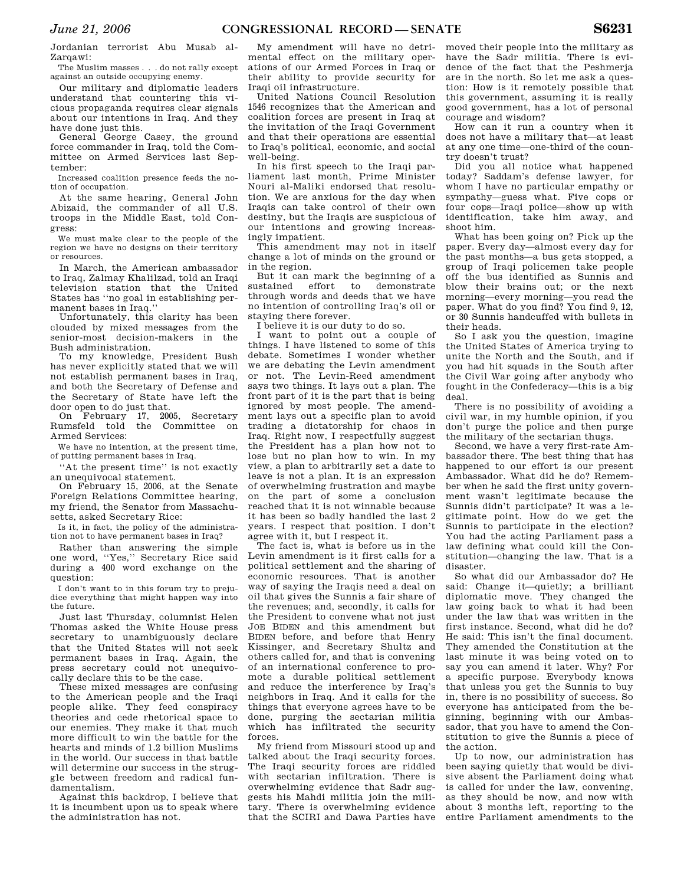Jordanian terrorist Abu Musab al-Zarqawi:

> The Muslim masses . . . do not rally except against an outside occupying enemy.

Our military and diplomatic leaders understand that countering this vicious propaganda requires clear signals about our intentions in Iraq. And they have done just this.

General George Casey, the ground force commander in Iraq, told the Committee on Armed Services last September:

> Increased coalition presence feeds the notion of occupation.

At the same hearing, General John Abizaid, the commander of all U.S. troops in the Middle East, told Congress:

> We must make clear to the people of the region we have no designs on their territory or resources.

In March, the American ambassador to Iraq, Zalmay Khalilzad, told an Iraqi television station that the United States has ''no goal in establishing permanent bases in Iraq.''

Unfortunately, this clarity has been clouded by mixed messages from the senior-most decision-makers in the Bush administration.

To my knowledge, President Bush has never explicitly stated that we will not establish permanent bases in Iraq, and both the Secretary of Defense and the Secretary of State have left the door open to do just that.

On February 17, 2005, Secretary Rumsfeld told the Committee on Armed Services:

> We have no intention, at the present time, of putting permanent bases in Iraq.

''At the present time'' is not exactly an unequivocal statement.

On February 15, 2006, at the Senate Foreign Relations Committee hearing, my friend, the Senator from Massachusetts, asked Secretary Rice:

> Is it, in fact, the policy of the administration not to have permanent bases in Iraq?

Rather than answering the simple one word, ''Yes,'' Secretary Rice said during a 400 word exchange on the question:

> I don't want to in this forum try to prejudice everything that might happen way into the future.

Just last Thursday, columnist Helen Thomas asked the White House press secretary to unambiguously declare that the United States will not seek permanent bases in Iraq. Again, the press secretary could not unequivocally declare this to be the case.

These mixed messages are confusing to the American people and the Iraqi people alike. They feed conspiracy theories and cede rhetorical space to our enemies. They make it that much more difficult to win the battle for the hearts and minds of 1.2 billion Muslims in the world. Our success in that battle will determine our success in the struggle between freedom and radical fundamentalism.

Against this backdrop, I believe that it is incumbent upon us to speak where the administration has not.

My amendment will have no detrimental effect on the military operations of our Armed Forces in Iraq or their ability to provide security for Iraqi oil infrastructure.

United Nations Council Resolution 1546 recognizes that the American and coalition forces are present in Iraq at the invitation of the Iraqi Government and that their operations are essential to Iraq's political, economic, and social well-being.

In his first speech to the Iraqi parliament last month, Prime Minister Nouri al-Maliki endorsed that resolution. We are anxious for the day when Iraqis can take control of their own destiny, but the Iraqis are suspicious of our intentions and growing increasingly impatient.

This amendment may not in itself change a lot of minds on the ground or in the region.

But it can mark the beginning of a sustained effort to demonstrate through words and deeds that we have no intention of controlling Iraq's oil or staying there forever.

I believe it is our duty to do so.

I want to point out a couple of things. I have listened to some of this debate. Sometimes I wonder whether we are debating the Levin amendment or not. The Levin-Reed amendment says two things. It lays out a plan. The front part of it is the part that is being ignored by most people. The amendment lays out a specific plan to avoid trading a dictatorship for chaos in Iraq. Right now, I respectfully suggest the President has a plan how not to lose but no plan how to win. In my view, a plan to arbitrarily set a date to leave is not a plan. It is an expression of overwhelming frustration and maybe on the part of some a conclusion reached that it is not winnable because it has been so badly handled the last 2 years. I respect that position. I don't agree with it, but I respect it.

The fact is, what is before us in the Levin amendment is it first calls for a political settlement and the sharing of economic resources. That is another way of saying the Iraqis need a deal on oil that gives the Sunnis a fair share of the revenues; and, secondly, it calls for the President to convene what not just JOE BIDEN and this amendment but BIDEN before, and before that Henry Kissinger, and Secretary Shultz and others called for, and that is convening of an international conference to promote a durable political settlement and reduce the interference by Iraq's neighbors in Iraq. And it calls for the things that everyone agrees have to be done, purging the sectarian militia which has infiltrated the security forces.

My friend from Missouri stood up and talked about the Iraqi security forces. The Iraqi security forces are riddled with sectarian infiltration. There is overwhelming evidence that Sadr suggests his Mahdi militia join the military. There is overwhelming evidence that the SCIRI and Dawa Parties have moved their people into the military as have the Sadr militia. There is evidence of the fact that the Peshmerja are in the north. So let me ask a question: How is it remotely possible that this government, assuming it is really good government, has a lot of personal courage and wisdom?

How can it run a country when it does not have a military that—at least at any one time—one-third of the country doesn't trust?

Did you all notice what happened today? Saddam's defense lawyer, for whom I have no particular empathy or sympathy—guess what. Five cops or four cops—Iraqi police—show up with identification, take him away, and shoot him.

What has been going on? Pick up the paper. Every day—almost every day for the past months—a bus gets stopped, a group of Iraqi policemen take people off the bus identified as Sunnis and blow their brains out; or the next morning—every morning—you read the paper. What do you find? You find 9, 12, or 30 Sunnis handcuffed with bullets in their heads.

So I ask you the question, imagine the United States of America trying to unite the North and the South, and if you had hit squads in the South after the Civil War going after anybody who fought in the Confederacy—this is a big deal.

There is no possibility of avoiding a civil war, in my humble opinion, if you don't purge the police and then purge the military of the sectarian thugs.

Second, we have a very first-rate Ambassador there. The best thing that has happened to our effort is our present Ambassador. What did he do? Remember when he said the first unity government wasn't legitimate because the Sunnis didn't participate? It was a legitimate point. How do we get the Sunnis to participate in the election? You had the acting Parliament pass a law defining what could kill the Constitution—changing the law. That is a disaster.

So what did our Ambassador do? He said: Change it—quietly; a brilliant diplomatic move. They changed the law going back to what it had been under the law that was written in the first instance. Second, what did he do? He said: This isn't the final document. They amended the Constitution at the last minute it was being voted on to say you can amend it later. Why? For a specific purpose. Everybody knows that unless you get the Sunnis to buy in, there is no possibility of success. So everyone has anticipated from the beginning, beginning with our Ambassador, that you have to amend the Constitution to give the Sunnis a piece of the action.

Up to now, our administration has been saying quietly that would be divisive absent the Parliament doing what is called for under the law, convening, as they should be now, and now with about 3 months left, reporting to the entire Parliament amendments to the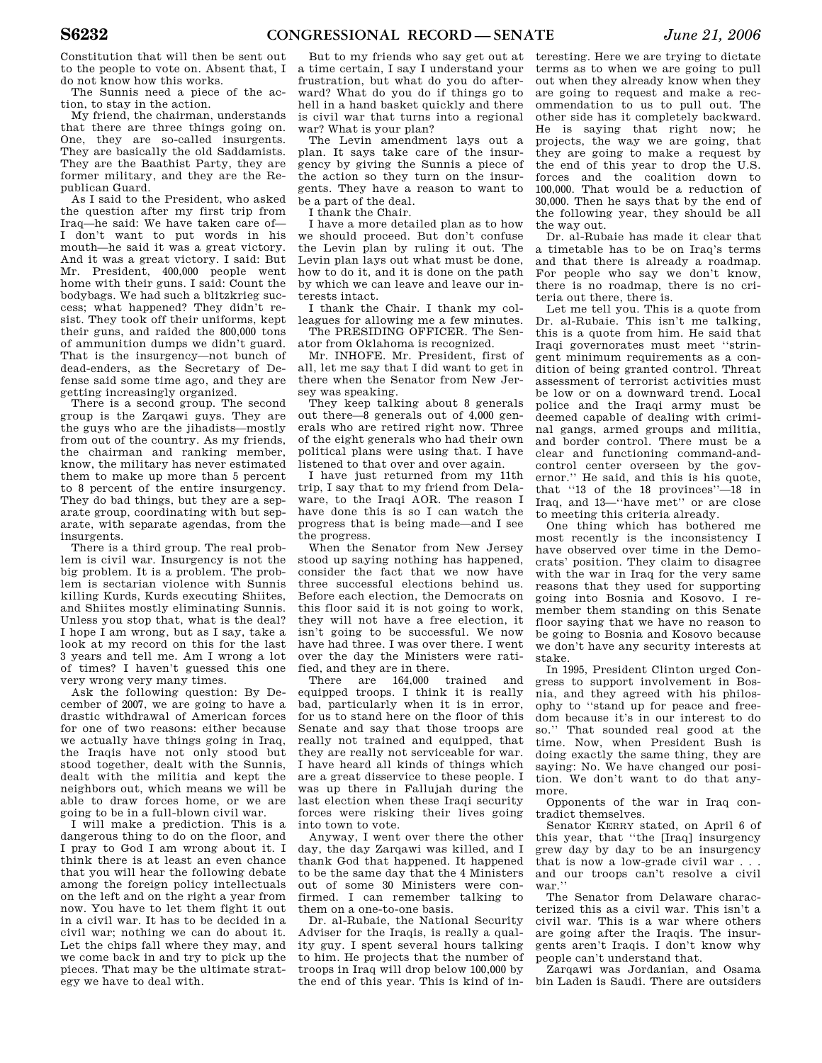Constitution that will then be sent out to the people to vote on. Absent that, I do not know how this works.

The Sunnis need a piece of the action, to stay in the action.

My friend, the chairman, understands that there are three things going on. One, they are so-called insurgents. They are basically the old Saddamists. They are the Baathist Party, they are former military, and they are the Republican Guard.

As I said to the President, who asked the question after my first trip from Iraq—he said: We have taken care of—I don't want to put words in his mouth—he said it was a great victory. And it was a great victory. I said: But Mr. President, 400,000 people went home with their guns. I said: Count the bodybags. We had such a blitzkrieg success; what happened? They didn't resist. They took off their uniforms, kept their guns, and raided the 800,000 tons of ammunition dumps we didn't guard. That is the insurgency—not bunch of dead-enders, as the Secretary of Defense said some time ago, and they are getting increasingly organized.

There is a second group. The second group is the Zarqawi guys. They are the guys who are the jihadists—mostly from out of the country. As my friends, the chairman and ranking member, know, the military has never estimated them to make up more than 5 percent to 8 percent of the entire insurgency. They do bad things, but they are a separate group, coordinating with but separate, with separate agendas, from the insurgents.

There is a third group. The real problem is civil war. Insurgency is not the big problem. It is a problem. The problem is sectarian violence with Sunnis killing Kurds, Kurds executing Shiites, and Shiites mostly eliminating Sunnis. Unless you stop that, what is the deal? I hope I am wrong, but as I say, take a look at my record on this for the last 3 years and tell me. Am I wrong a lot of times? I haven't guessed this one very wrong very many times.

Ask the following question: By December of 2007, we are going to have a drastic withdrawal of American forces for one of two reasons: either because we actually have things going in Iraq, the Iraqis have not only stood but stood together, dealt with the Sunnis, dealt with the militia and kept the neighbors out, which means we will be able to draw forces home, or we are going to be in a full-blown civil war.

I will make a prediction. This is a dangerous thing to do on the floor, and I pray to God I am wrong about it. I think there is at least an even chance that you will hear the following debate among the foreign policy intellectuals on the left and on the right a year from now. You have to let them fight it out in a civil war. It has to be decided in a civil war; nothing we can do about it. Let the chips fall where they may, and we come back in and try to pick up the pieces. That may be the ultimate strategy we have to deal with.

But to my friends who say get out at a time certain, I say I understand your frustration, but what do you do afterward? What do you do if things go to hell in a hand basket quickly and there is civil war that turns into a regional war? What is your plan?

The Levin amendment lays out a plan. It says take care of the insurgency by giving the Sunnis a piece of the action so they turn on the insurgents. They have a reason to want to be a part of the deal.

I thank the Chair.

I have a more detailed plan as to how we should proceed. But don't confuse the Levin plan by ruling it out. The Levin plan lays out what must be done, how to do it, and it is done on the path by which we can leave and leave our interests intact.

I thank the Chair. I thank my colleagues for allowing me a few minutes.

The PRESIDING OFFICER. The Senator from Oklahoma is recognized.

Mr. INHOFE. Mr. President, first of all, let me say that I did want to get in there when the Senator from New Jersey was speaking.

They keep talking about 8 generals out there—8 generals out of 4,000 generals who are retired right now. Three of the eight generals who had their own political plans were using that. I have listened to that over and over again.

I have just returned from my 11th trip, I say that to my friend from Delaware, to the Iraqi AOR. The reason I have done this is so I can watch the progress that is being made—and I see the progress.

When the Senator from New Jersey stood up saying nothing has happened, consider the fact that we now have three successful elections behind us. Before each election, the Democrats on this floor said it is not going to work, they will not have a free election, it isn't going to be successful. We now have had three. I was over there. I went over the day the Ministers were ratified, and they are in there.

There are 164,000 trained and equipped troops. I think it is really bad, particularly when it is in error, for us to stand here on the floor of this Senate and say that those troops are really not trained and equipped, that they are really not serviceable for war. I have heard all kinds of things which are a great disservice to these people. I was up there in Fallujah during the last election when these Iraqi security forces were risking their lives going into town to vote.

Anyway, I went over there the other day, the day Zarqawi was killed, and I thank God that happened. It happened to be the same day that the 4 Ministers out of some 30 Ministers were confirmed. I can remember talking to them on a one-to-one basis.

Dr. al-Rubaie, the National Security Adviser for the Iraqis, is really a quality guy. I spent several hours talking to him. He projects that the number of troops in Iraq will drop below 100,000 by the end of this year. This is kind of interesting. Here we are trying to dictate terms as to when we are going to pull out when they already know when they are going to request and make a recommendation to us to pull out. The other side has it completely backward. He is saying that right now; he projects, the way we are going, that they are going to make a request by the end of this year to drop the U.S. forces and the coalition down to 100,000. That would be a reduction of 30,000. Then he says that by the end of the following year, they should be all the way out.

Dr. al-Rubaie has made it clear that a timetable has to be on Iraq's terms and that there is already a roadmap. For people who say we don't know, there is no roadmap, there is no criteria out there, there is.

Let me tell you. This is a quote from Dr. al-Rubaie. This isn't me talking, this is a quote from him. He said that Iraqi governorates must meet ''stringent minimum requirements as a condition of being granted control. Threat assessment of terrorist activities must be low or on a downward trend. Local police and the Iraqi army must be deemed capable of dealing with criminal gangs, armed groups and militia, and border control. There must be a clear and functioning command-and-control center overseen by the governor.'' He said, and this is his quote, that ''13 of the 18 provinces''—18 in Iraq, and 13—''have met'' or are close to meeting this criteria already.

One thing which has bothered me most recently is the inconsistency I have observed over time in the Democrats' position. They claim to disagree with the war in Iraq for the very same reasons that they used for supporting going into Bosnia and Kosovo. I remember them standing on this Senate floor saying that we have no reason to be going to Bosnia and Kosovo because we don't have any security interests at stake.

In 1995, President Clinton urged Congress to support involvement in Bosnia, and they agreed with his philosophy to ''stand up for peace and freedom because it's in our interest to do so.'' That sounded real good at the time. Now, when President Bush is doing exactly the same thing, they are saying: No. We have changed our position. We don't want to do that anymore.

Opponents of the war in Iraq contradict themselves.

Senator KERRY stated, on April 6 of this year, that ''the [Iraq] insurgency grew day by day to be an insurgency that is now a low-grade civil war . . . and our troops can't resolve a civil war.''

The Senator from Delaware characterized this as a civil war. This isn't a civil war. This is a war where others are going after the Iraqis. The insurgents aren't Iraqis. I don't know why people can't understand that.

Zarqawi was Jordanian, and Osama bin Laden is Saudi. There are outsiders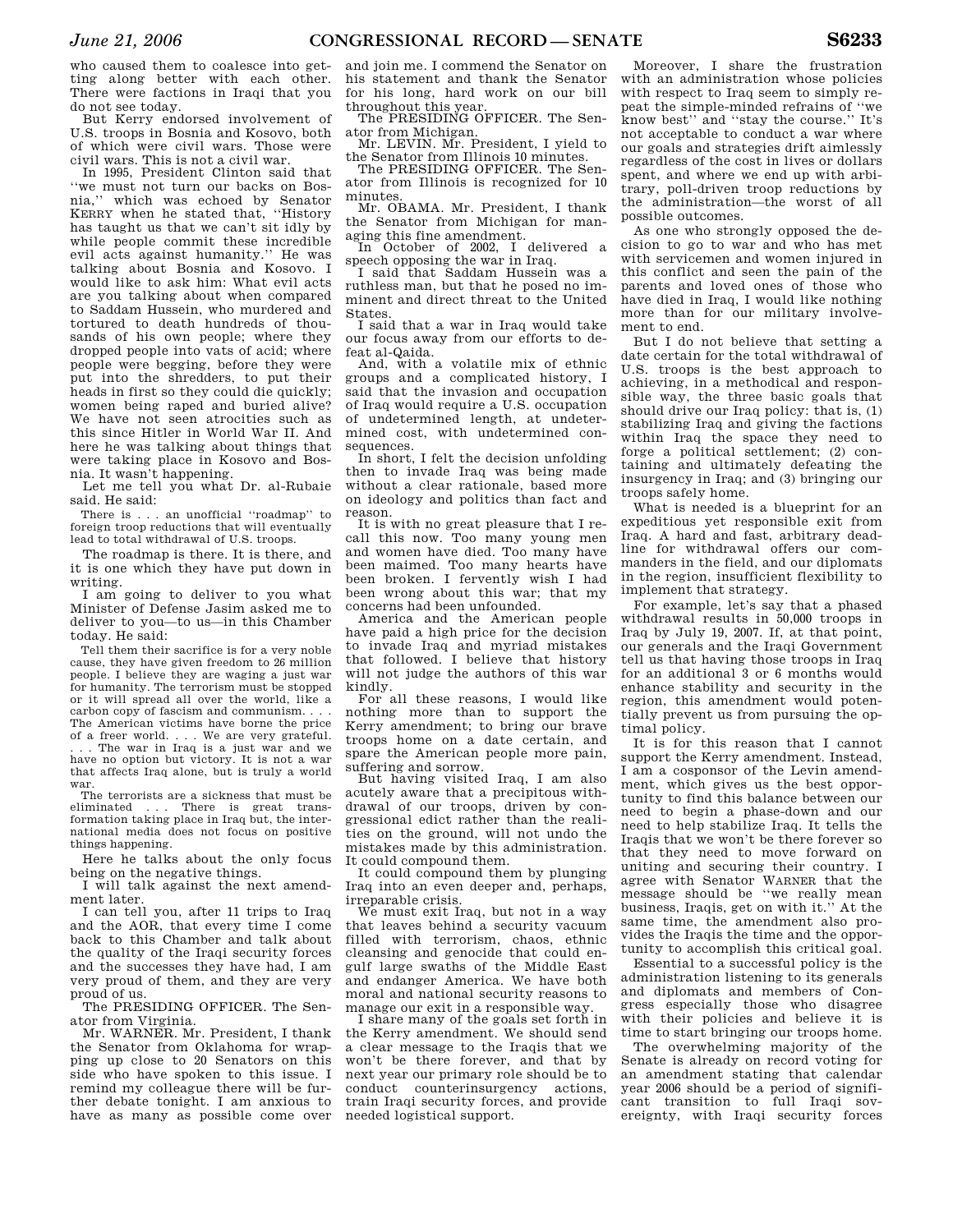who caused them to coalesce into getting along better with each other. There were factions in Iraqi that you do not see today.

But Kerry endorsed involvement of U.S. troops in Bosnia and Kosovo, both of which were civil wars. Those were civil wars. This is not a civil war.

In 1995, President Clinton said that ''we must not turn our backs on Bosnia,'' which was echoed by Senator KERRY when he stated that, ''History has taught us that we can't sit idly by while people commit these incredible evil acts against humanity.'' He was talking about Bosnia and Kosovo. I would like to ask him: What evil acts are you talking about when compared to Saddam Hussein, who murdered and tortured to death hundreds of thousands of his own people; where they dropped people into vats of acid; where people were begging, before they were put into the shredders, to put their heads in first so they could die quickly; women being raped and buried alive? We have not seen atrocities such as this since Hitler in World War II. And here he was talking about things that were taking place in Kosovo and Bosnia. It wasn't happening.

Let me tell you what Dr. al-Rubaie said. He said:

> There is . . . an unofficial ''roadmap'' to foreign troop reductions that will eventually lead to total withdrawal of U.S. troops.

The roadmap is there. It is there, and it is one which they have put down in writing.

I am going to deliver to you what Minister of Defense Jasim asked me to deliver to you—to us—in this Chamber today. He said:

> Tell them their sacrifice is for a very noble cause, they have given freedom to 26 million people. I believe they are waging a just war for humanity. The terrorism must be stopped or it will spread all over the world, like a carbon copy of fascism and communism. . . . The American victims have borne the price of a freer world. . . . We are very grateful. . . . The war in Iraq is a just war and we have no option but victory. It is not a war that affects Iraq alone, but is truly a world war.
>
> The terrorists are a sickness that must be eliminated . . . There is great transformation taking place in Iraq but, the international media does not focus on positive things happening.

Here he talks about the only focus being on the negative things.

I will talk against the next amendment later.

I can tell you, after 11 trips to Iraq and the AOR, that every time I come back to this Chamber and talk about the quality of the Iraqi security forces and the successes they have had, I am very proud of them, and they are very proud of us.

The PRESIDING OFFICER. The Senator from Virginia.

Mr. WARNER. Mr. President, I thank the Senator from Oklahoma for wrapping up close to 20 Senators on this side who have spoken to this issue. I remind my colleague there will be further debate tonight. I am anxious to have as many as possible come over and join me. I commend the Senator on his statement and thank the Senator for his long, hard work on our bill throughout this year.

The PRESIDING OFFICER. The Senator from Michigan.

Mr. LEVIN. Mr. President, I yield to the Senator from Illinois 10 minutes.

The PRESIDING OFFICER. The Senator from Illinois is recognized for 10 minutes.

Mr. OBAMA. Mr. President, I thank the Senator from Michigan for managing this fine amendment.

In October of 2002, I delivered a speech opposing the war in Iraq.

I said that Saddam Hussein was a ruthless man, but that he posed no imminent and direct threat to the United States.

I said that a war in Iraq would take our focus away from our efforts to defeat al-Qaida.

And, with a volatile mix of ethnic groups and a complicated history, I said that the invasion and occupation of Iraq would require a U.S. occupation of undetermined length, at undetermined cost, with undetermined consequences.

In short, I felt the decision unfolding then to invade Iraq was being made without a clear rationale, based more on ideology and politics than fact and reason.

It is with no great pleasure that I recall this now. Too many young men and women have died. Too many have been maimed. Too many hearts have been broken. I fervently wish I had been wrong about this war; that my concerns had been unfounded.

America and the American people have paid a high price for the decision to invade Iraq and myriad mistakes that followed. I believe that history will not judge the authors of this war kindly.

For all these reasons, I would like nothing more than to support the Kerry amendment; to bring our brave troops home on a date certain, and spare the American people more pain, suffering and sorrow.

But having visited Iraq, I am also acutely aware that a precipitous withdrawal of our troops, driven by congressional edict rather than the realities on the ground, will not undo the mistakes made by this administration. It could compound them.

It could compound them by plunging Iraq into an even deeper and, perhaps, irreparable crisis.

We must exit Iraq, but not in a way that leaves behind a security vacuum filled with terrorism, chaos, ethnic cleansing and genocide that could engulf large swaths of the Middle East and endanger America. We have both moral and national security reasons to manage our exit in a responsible way.

I share many of the goals set forth in the Kerry amendment. We should send a clear message to the Iraqis that we won't be there forever, and that by next year our primary role should be to conduct counterinsurgency actions, train Iraqi security forces, and provide needed logistical support.

Moreover, I share the frustration with an administration whose policies with respect to Iraq seem to simply repeat the simple-minded refrains of ''we know best'' and ''stay the course.'' It's not acceptable to conduct a war where our goals and strategies drift aimlessly regardless of the cost in lives or dollars spent, and where we end up with arbitrary, poll-driven troop reductions by the administration—the worst of all possible outcomes.

As one who strongly opposed the decision to go to war and who has met with servicemen and women injured in this conflict and seen the pain of the parents and loved ones of those who have died in Iraq, I would like nothing more than for our military involvement to end.

But I do not believe that setting a date certain for the total withdrawal of U.S. troops is the best approach to achieving, in a methodical and responsible way, the three basic goals that should drive our Iraq policy: that is, (1) stabilizing Iraq and giving the factions within Iraq the space they need to forge a political settlement; (2) containing and ultimately defeating the insurgency in Iraq; and (3) bringing our troops safely home.

What is needed is a blueprint for an expeditious yet responsible exit from Iraq. A hard and fast, arbitrary deadline for withdrawal offers our commanders in the field, and our diplomats in the region, insufficient flexibility to implement that strategy.

For example, let's say that a phased withdrawal results in 50,000 troops in Iraq by July 19, 2007. If, at that point, our generals and the Iraqi Government tell us that having those troops in Iraq for an additional 3 or 6 months would enhance stability and security in the region, this amendment would potentially prevent us from pursuing the optimal policy.

It is for this reason that I cannot support the Kerry amendment. Instead, I am a cosponsor of the Levin amendment, which gives us the best opportunity to find this balance between our need to begin a phase-down and our need to help stabilize Iraq. It tells the Iraqis that we won't be there forever so that they need to move forward on uniting and securing their country. I agree with Senator WARNER that the message should be ''we really mean business, Iraqis, get on with it.'' At the same time, the amendment also provides the Iraqis the time and the opportunity to accomplish this critical goal.

Essential to a successful policy is the administration listening to its generals and diplomats and members of Congress especially those who disagree with their policies and believe it is time to start bringing our troops home.

The overwhelming majority of the Senate is already on record voting for an amendment stating that calendar year 2006 should be a period of significant transition to full Iraqi sovereignty, with Iraqi security forces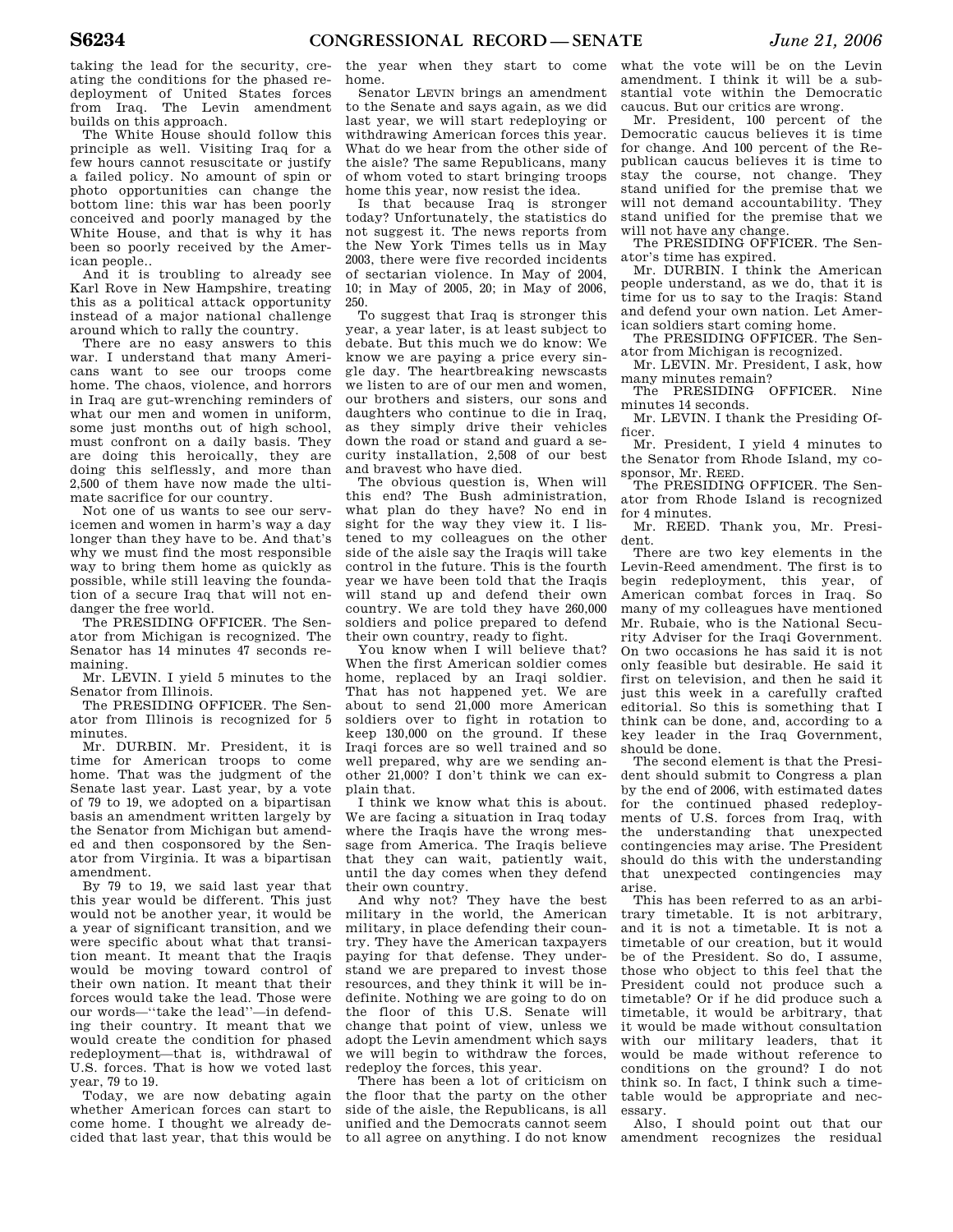taking the lead for the security, creating the conditions for the phased redeployment of United States forces from Iraq. The Levin amendment builds on this approach.

The White House should follow this principle as well. Visiting Iraq for a few hours cannot resuscitate or justify a failed policy. No amount of spin or photo opportunities can change the bottom line: this war has been poorly conceived and poorly managed by the White House, and that is why it has been so poorly received by the American people..

And it is troubling to already see Karl Rove in New Hampshire, treating this as a political attack opportunity instead of a major national challenge around which to rally the country.

There are no easy answers to this war. I understand that many Americans want to see our troops come home. The chaos, violence, and horrors in Iraq are gut-wrenching reminders of what our men and women in uniform, some just months out of high school, must confront on a daily basis. They are doing this heroically, they are doing this selflessly, and more than 2,500 of them have now made the ultimate sacrifice for our country.

Not one of us wants to see our servicemen and women in harm's way a day longer than they have to be. And that's why we must find the most responsible way to bring them home as quickly as possible, while still leaving the foundation of a secure Iraq that will not endanger the free world.

The PRESIDING OFFICER. The Senator from Michigan is recognized. The Senator has 14 minutes 47 seconds remaining.

Mr. LEVIN. I yield 5 minutes to the Senator from Illinois.

The PRESIDING OFFICER. The Senator from Illinois is recognized for 5 minutes.

Mr. DURBIN. Mr. President, it is time for American troops to come home. That was the judgment of the Senate last year. Last year, by a vote of 79 to 19, we adopted on a bipartisan basis an amendment written largely by the Senator from Michigan but amended and then cosponsored by the Senator from Virginia. It was a bipartisan amendment.

By 79 to 19, we said last year that this year would be different. This just would not be another year, it would be a year of significant transition, and we were specific about what that transition meant. It meant that the Iraqis would be moving toward control of their own nation. It meant that their forces would take the lead. Those were our words—"take the lead"—in defending their country. It meant that we would create the condition for phased redeployment—that is, withdrawal of U.S. forces. That is how we voted last year, 79 to 19.

Today, we are now debating again whether American forces can start to come home. I thought we already decided that last year, that this would be the year when they start to come home.

Senator LEVIN brings an amendment to the Senate and says again, as we did last year, we will start redeploying or withdrawing American forces this year. What do we hear from the other side of the aisle? The same Republicans, many of whom voted to start bringing troops home this year, now resist the idea.

Is that because Iraq is stronger today? Unfortunately, the statistics do not suggest it. The news reports from the New York Times tells us in May 2003, there were five recorded incidents of sectarian violence. In May of 2004, 10; in May of 2005, 20; in May of 2006, 250.

To suggest that Iraq is stronger this year, a year later, is at least subject to debate. But this much we do know: We know we are paying a price every single day. The heartbreaking newscasts we listen to are of our men and women, our brothers and sisters, our sons and daughters who continue to die in Iraq, as they simply drive their vehicles down the road or stand and guard a security installation, 2,508 of our best and bravest who have died.

The obvious question is, When will this end? The Bush administration, what plan do they have? No end in sight for the way they view it. I listened to my colleagues on the other side of the aisle say the Iraqis will take control in the future. This is the fourth year we have been told that the Iraqis will stand up and defend their own country. We are told they have 260,000 soldiers and police prepared to defend their own country, ready to fight.

You know when I will believe that? When the first American soldier comes home, replaced by an Iraqi soldier. That has not happened yet. We are about to send 21,000 more American soldiers over to fight in rotation to keep 130,000 on the ground. If these Iraqi forces are so well trained and so well prepared, why are we sending another 21,000? I don't think we can explain that.

I think we know what this is about. We are facing a situation in Iraq today where the Iraqis have the wrong message from America. The Iraqis believe that they can wait, patiently wait, until the day comes when they defend their own country.

And why not? They have the best military in the world, the American military, in place defending their country. They have the American taxpayers paying for that defense. They understand we are prepared to invest those resources, and they think it will be indefinite. Nothing we are going to do on the floor of this U.S. Senate will change that point of view, unless we adopt the Levin amendment which says we will begin to withdraw the forces, redeploy the forces, this year.

There has been a lot of criticism on the floor that the party on the other side of the aisle, the Republicans, is all unified and the Democrats cannot seem to all agree on anything. I do not know what the vote will be on the Levin amendment. I think it will be a substantial vote within the Democratic caucus. But our critics are wrong.

Mr. President, 100 percent of the Democratic caucus believes it is time for change. And 100 percent of the Republican caucus believes it is time to stay the course, not change. They stand unified for the premise that we will not demand accountability. They stand unified for the premise that we will not have any change.

The PRESIDING OFFICER. The Senator's time has expired.

Mr. DURBIN. I think the American people understand, as we do, that it is time for us to say to the Iraqis: Stand and defend your own nation. Let American soldiers start coming home.

The PRESIDING OFFICER. The Senator from Michigan is recognized.

Mr. LEVIN. Mr. President, I ask, how many minutes remain?

The PRESIDING OFFICER. Nine minutes 14 seconds.

Mr. LEVIN. I thank the Presiding Officer.

Mr. President, I yield 4 minutes to the Senator from Rhode Island, my cosponsor, Mr. REED.

The PRESIDING OFFICER. The Senator from Rhode Island is recognized for 4 minutes.

Mr. REED. Thank you, Mr. President.

There are two key elements in the Levin-Reed amendment. The first is to begin redeployment, this year, of American combat forces in Iraq. So many of my colleagues have mentioned Mr. Rubaie, who is the National Security Adviser for the Iraqi Government. On two occasions he has said it is not only feasible but desirable. He said it first on television, and then he said it just this week in a carefully crafted editorial. So this is something that I think can be done, and, according to a key leader in the Iraq Government, should be done.

The second element is that the President should submit to Congress a plan by the end of 2006, with estimated dates for the continued phased redeployments of U.S. forces from Iraq, with the understanding that unexpected contingencies may arise. The President should do this with the understanding that unexpected contingencies may arise.

This has been referred to as an arbitrary timetable. It is not arbitrary, and it is not a timetable. It is not a timetable of our creation, but it would be of the President. So do, I assume, those who object to this feel that the President could not produce such a timetable? Or if he did produce such a timetable, it would be arbitrary, that it would be made without consultation with our military leaders, that it would be made without reference to conditions on the ground? I do not think so. In fact, I think such a timetable would be appropriate and necessary.

Also, I should point out that our amendment recognizes the residual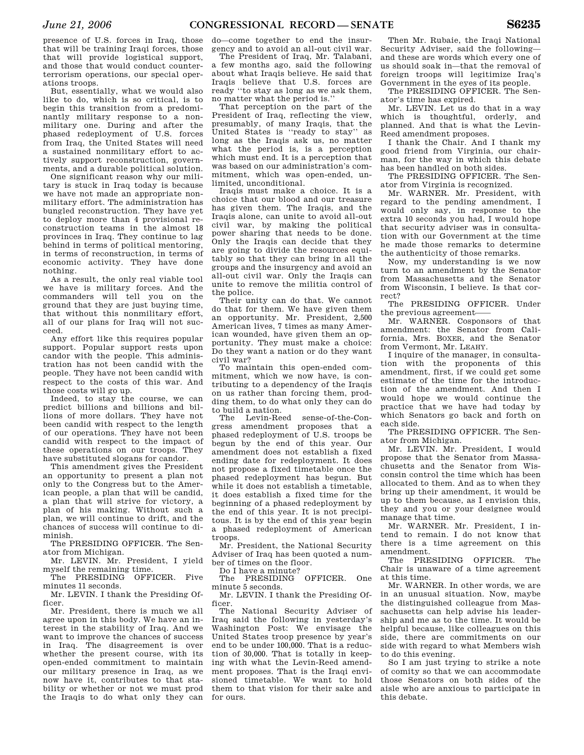presence of U.S. forces in Iraq, those that will be training Iraqi forces, those that will provide logistical support, and those that would conduct counterterrorism operations, our special operations troops.

But, essentially, what we would also like to do, which is so critical, is to begin this transition from a predominantly military response to a nonmilitary one. During and after the phased redeployment of U.S. forces from Iraq, the United States will need a sustained nonmilitary effort to actively support reconstruction, governments, and a durable political solution.

One significant reason why our military is stuck in Iraq today is because we have not made an appropriate nonmilitary effort. The administration has bungled reconstruction. They have yet to deploy more than 4 provisional reconstruction teams in the almost 18 provinces in Iraq. They continue to lag behind in terms of political mentoring, in terms of reconstruction, in terms of economic activity. They have done nothing.

As a result, the only real viable tool we have is military forces. And the commanders will tell you on the ground that they are just buying time, that without this nonmilitary effort, all of our plans for Iraq will not succeed.

Any effort like this requires popular support. Popular support rests upon candor with the people. This administration has not been candid with the people. They have not been candid with respect to the costs of this war. And those costs will go up.

Indeed, to stay the course, we can predict billions and billions and billions of more dollars. They have not been candid with respect to the length of our operations. They have not been candid with respect to the impact of these operations on our troops. They have substituted slogans for candor.

This amendment gives the President an opportunity to present a plan not only to the Congress but to the American people, a plan that will be candid, a plan that will strive for victory, a plan of his making. Without such a plan, we will continue to drift, and the chances of success will continue to diminish.

The PRESIDING OFFICER. The Senator from Michigan.

Mr. LEVIN. Mr. President, I yield myself the remaining time.

The PRESIDING OFFICER. Five minutes 11 seconds.

Mr. LEVIN. I thank the Presiding Officer.

Mr. President, there is much we all agree upon in this body. We have an interest in the stability of Iraq. And we want to improve the chances of success in Iraq. The disagreement is over whether the present course, with its open-ended commitment to maintain our military presence in Iraq, as we now have it, contributes to that stability or whether or not we must prod the Iraqis to do what only they can do—come together to end the insurgency and to avoid an all-out civil war.

The President of Iraq, Mr. Talabani, a few months ago, said the following about what Iraqis believe. He said that Iraqis believe that U.S. forces are ready "to stay as long as we ask them, no matter what the period is."

That perception on the part of the President of Iraq, reflecting the view, presumably, of many Iraqis, that the United States is "ready to stay" as long as the Iraqis ask us, no matter what the period is, is a perception which must end. It is a perception that was based on our administration's commitment, which was open-ended, unlimited, unconditional.

Iraqis must make a choice. It is a choice that our blood and our treasure has given them. The Iraqis, and the Iraqis alone, can unite to avoid all-out civil war, by making the political power sharing that needs to be done. Only the Iraqis can decide that they are going to divide the resources equitably so that they can bring in all the groups and the insurgency and avoid an all-out civil war. Only the Iraqis can unite to remove the militia control of the police.

Their unity can do that. We cannot do that for them. We have given them an opportunity. Mr. President, 2,500 American lives, 7 times as many American wounded, have given them an opportunity. They must make a choice: Do they want a nation or do they want civil war?

To maintain this open-ended commitment, which we now have, is contributing to a dependency of the Iraqis on us rather than forcing them, prodding them, to do what only they can do to build a nation.

The Levin-Reed sense-of-the-Congress amendment proposes that a phased redeployment of U.S. troops be begun by the end of this year. Our amendment does not establish a fixed ending date for redeployment. It does not propose a fixed timetable once the phased redeployment has begun. But while it does not establish a timetable, it does establish a fixed time for the beginning of a phased redeployment by the end of this year. It is not precipitous. It is by the end of this year begin a phased redeployment of American troops.

Mr. President, the National Security Adviser of Iraq has been quoted a number of times on the floor.

Do I have a minute?

The PRESIDING OFFICER. One minute 5 seconds.

Mr. LEVIN. I thank the Presiding Officer.

The National Security Adviser of Iraq said the following in yesterday's Washington Post: We envisage the United States troop presence by year's end to be under 100,000. That is a reduction of 30,000. That is totally in keeping with what the Levin-Reed amendment proposes. That is the Iraqi envisioned timetable. We want to hold them to that vision for their sake and for ours.

Then Mr. Rubaie, the Iraqi National Security Adviser, said the following—and these are words which every one of us should soak in—that the removal of foreign troops will legitimize Iraq's Government in the eyes of its people.

The PRESIDING OFFICER. The Senator's time has expired.

Mr. LEVIN. Let us do that in a way which is thoughtful, orderly, and planned. And that is what the Levin-Reed amendment proposes.

I thank the Chair. And I thank my good friend from Virginia, our chairman, for the way in which this debate has been handled on both sides.

The PRESIDING OFFICER. The Senator from Virginia is recognized.

Mr. WARNER. Mr. President, with regard to the pending amendment, I would only say, in response to the extra 10 seconds you had, I would hope that security adviser was in consultation with our Government at the time he made those remarks to determine the authenticity of those remarks.

Now, my understanding is we now turn to an amendment by the Senator from Massachusetts and the Senator from Wisconsin, I believe. Is that correct?

The PRESIDING OFFICER. Under the previous agreement——

Mr. WARNER. Cosponsors of that amendment: the Senator from California, Mrs. BOXER, and the Senator from Vermont, Mr. LEAHY.

I inquire of the manager, in consultation with the proponents of this amendment, first, if we could get some estimate of the time for the introduction of the amendment. And then I would hope we would continue the practice that we have had today by which Senators go back and forth on each side.

The PRESIDING OFFICER. The Senator from Michigan.

Mr. LEVIN. Mr. President, I would propose that the Senator from Massachusetts and the Senator from Wisconsin control the time which has been allocated to them. And as to when they bring up their amendment, it would be up to them because, as I envision this, they and you or your designee would manage that time.

Mr. WARNER. Mr. President, I intend to remain. I do not know that there is a time agreement on this amendment.

The PRESIDING OFFICER. The Chair is unaware of a time agreement at this time.

Mr. WARNER. In other words, we are in an unusual situation. Now, maybe the distinguished colleague from Massachusetts can help advise his leadership and me as to the time. It would be helpful because, like colleagues on this side, there are commitments on our side with regard to what Members wish to do this evening.

So I am just trying to strike a note of comity so that we can accommodate those Senators on both sides of the aisle who are anxious to participate in this debate.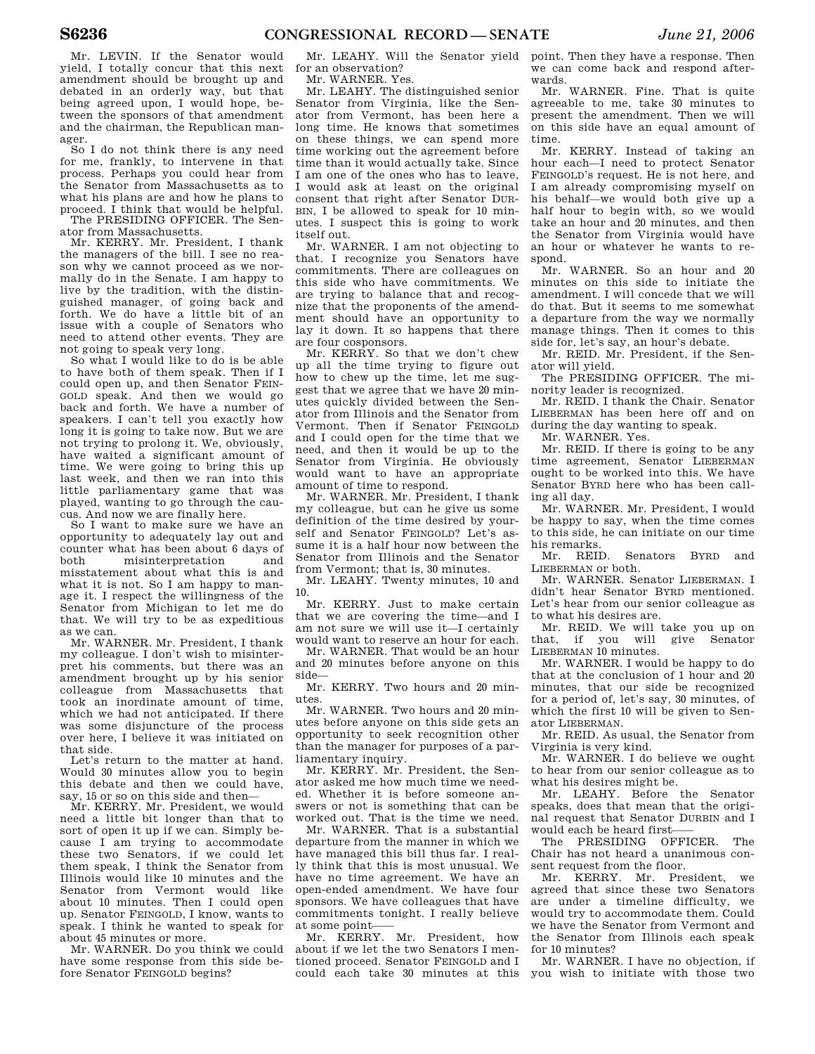Mr. LEVIN. If the Senator would yield, I totally concur that this next amendment should be brought up and debated in an orderly way, but that being agreed upon, I would hope, between the sponsors of that amendment and the chairman, the Republican manager.

So I do not think there is any need for me, frankly, to intervene in that process. Perhaps you could hear from the Senator from Massachusetts as to what his plans are and how he plans to proceed. I think that would be helpful.

The PRESIDING OFFICER. The Senator from Massachusetts.

Mr. KERRY. Mr. President, I thank the managers of the bill. I see no reason why we cannot proceed as we normally do in the Senate. I am happy to live by the tradition, with the distinguished manager, of going back and forth. We do have a little bit of an issue with a couple of Senators who need to attend other events. They are not going to speak very long.

So what I would like to do is be able to have both of them speak. Then if I could open up, and then Senator FEINGOLD speak. And then we would go back and forth. We have a number of speakers. I can't tell you exactly how long it is going to take now. But we are not trying to prolong it. We, obviously, have waited a significant amount of time. We were going to bring this up last week, and then we ran into this little parliamentary game that was played, wanting to go through the caucus. And now we are finally here.

So I want to make sure we have an opportunity to adequately lay out and counter what has been about 6 days of both misinterpretation and misstatement about what this is and what it is not. So I am happy to manage it. I respect the willingness of the Senator from Michigan to let me do that. We will try to be as expeditious as we can.

Mr. WARNER. Mr. President, I thank my colleague. I don't wish to misinterpret his comments, but there was an amendment brought up by his senior colleague from Massachusetts that took an inordinate amount of time, which we had not anticipated. If there was some disjuncture of the process over here, I believe it was initiated on that side.

Let's return to the matter at hand. Would 30 minutes allow you to begin this debate and then we could have, say, 15 or so on this side and then—

Mr. KERRY. Mr. President, we would need a little bit longer than that to sort of open it up if we can. Simply because I am trying to accommodate these two Senators, if we could let them speak, I think the Senator from Illinois would like 10 minutes and the Senator from Vermont would like about 10 minutes. Then I could open up. Senator FEINGOLD, I know, wants to speak. I think he wanted to speak for about 45 minutes or more.

Mr. WARNER. Do you think we could have some response from this side before Senator FEINGOLD begins?

Mr. LEAHY. Will the Senator yield for an observation?

Mr. WARNER. Yes.

Mr. LEAHY. The distinguished senior Senator from Virginia, like the Senator from Vermont, has been here a long time. He knows that sometimes on these things, we can spend more time working out the agreement before time than it would actually take. Since I am one of the ones who has to leave, I would ask at least on the original consent that right after Senator DURBIN, I be allowed to speak for 10 minutes. I suspect this is going to work itself out.

Mr. WARNER. I am not objecting to that. I recognize you Senators have commitments. There are colleagues on this side who have commitments. We are trying to balance that and recognize that the proponents of the amendment should have an opportunity to lay it down. It so happens that there are four cosponsors.

Mr. KERRY. So that we don't chew up all the time trying to figure out how to chew up the time, let me suggest that we agree that we have 20 minutes quickly divided between the Senator from Illinois and the Senator from Vermont. Then if Senator FEINGOLD and I could open for the time that we need, and then it would be up to the Senator from Virginia. He obviously would want to have an appropriate amount of time to respond.

Mr. WARNER. Mr. President, I thank my colleague, but can he give us some definition of the time desired by yourself and Senator FEINGOLD? Let's assume it is a half hour now between the Senator from Illinois and the Senator from Vermont; that is, 30 minutes.

Mr. LEAHY. Twenty minutes, 10 and 10.

Mr. KERRY. Just to make certain that we are covering the time—and I am not sure we will use it—I certainly would want to reserve an hour for each.

Mr. WARNER. That would be an hour and 20 minutes before anyone on this side—

Mr. KERRY. Two hours and 20 minutes.

Mr. WARNER. Two hours and 20 minutes before anyone on this side gets an opportunity to seek recognition other than the manager for purposes of a parliamentary inquiry.

Mr. KERRY. Mr. President, the Senator asked me how much time we needed. Whether it is before someone answers or not is something that can be worked out. That is the time we need.

Mr. WARNER. That is a substantial departure from the manner in which we have managed this bill thus far. I really think that this is most unusual. We have no time agreement. We have an open-ended amendment. We have four sponsors. We have colleagues that have commitments tonight. I really believe at some point——

Mr. KERRY. Mr. President, how about if we let the two Senators I mentioned proceed. Senator FEINGOLD and I could each take 30 minutes at this point. Then they have a response. Then we can come back and respond afterwards.

Mr. WARNER. Fine. That is quite agreeable to me, take 30 minutes to present the amendment. Then we will on this side have an equal amount of time.

Mr. KERRY. Instead of taking an hour each—I need to protect Senator FEINGOLD's request. He is not here, and I am already compromising myself on his behalf—we would both give up a half hour to begin with, so we would take an hour and 20 minutes, and then the Senator from Virginia would have an hour or whatever he wants to respond.

Mr. WARNER. So an hour and 20 minutes on this side to initiate the amendment. I will concede that we will do that. But it seems to me somewhat a departure from the way we normally manage things. Then it comes to this side for, let's say, an hour's debate.

Mr. REID. Mr. President, if the Senator will yield.

The PRESIDING OFFICER. The minority leader is recognized.

Mr. REID. I thank the Chair. Senator LIEBERMAN has been here off and on during the day wanting to speak.

Mr. WARNER. Yes.

Mr. REID. If there is going to be any time agreement, Senator LIEBERMAN ought to be worked into this. We have Senator BYRD here who has been calling all day.

Mr. WARNER. Mr. President, I would be happy to say, when the time comes to this side, he can initiate on our time his remarks.

Mr. REID. Senators BYRD and LIEBERMAN or both.

Mr. WARNER. Senator LIEBERMAN. I didn't hear Senator BYRD mentioned. Let's hear from our senior colleague as to what his desires are.

Mr. REID. We will take you up on that, if you will give Senator LIEBERMAN 10 minutes.

Mr. WARNER. I would be happy to do that at the conclusion of 1 hour and 20 minutes, that our side be recognized for a period of, let's say, 30 minutes, of which the first 10 will be given to Senator LIEBERMAN.

Mr. REID. As usual, the Senator from Virginia is very kind.

Mr. WARNER. I do believe we ought to hear from our senior colleague as to what his desires might be.

Mr. LEAHY. Before the Senator speaks, does that mean that the original request that Senator DURBIN and I would each be heard first——

The PRESIDING OFFICER. The Chair has not heard a unanimous consent request from the floor.

Mr. KERRY. Mr. President, we agreed that since these two Senators are under a timeline difficulty, we would try to accommodate them. Could we have the Senator from Vermont and the Senator from Illinois each speak for 10 minutes?

Mr. WARNER. I have no objection, if you wish to initiate with those two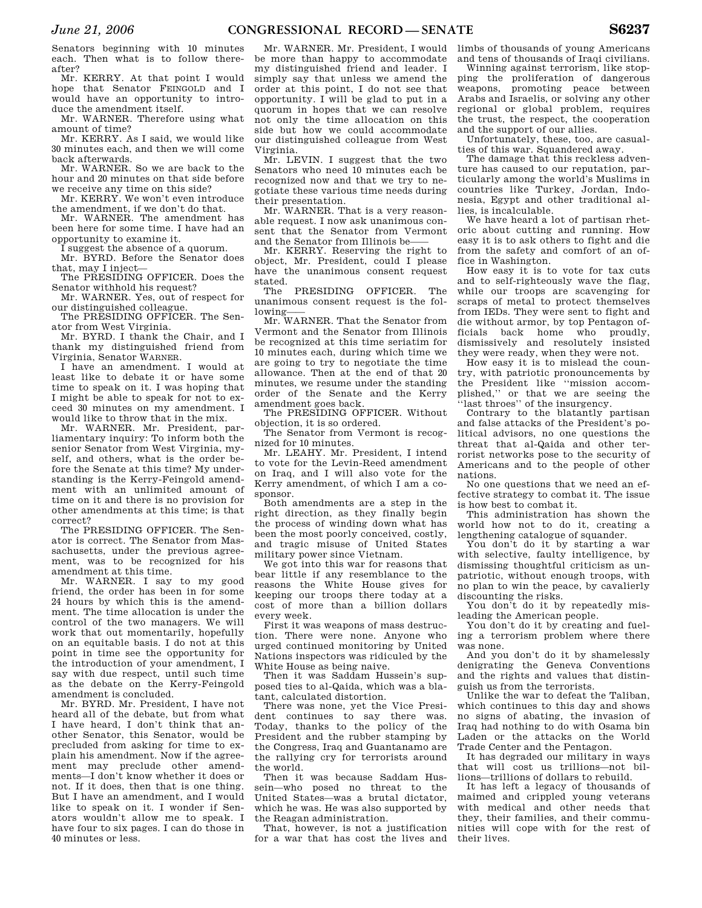Senators beginning with 10 minutes each. Then what is to follow thereafter?

Mr. KERRY. At that point I would hope that Senator FEINGOLD and I would have an opportunity to introduce the amendment itself.

Mr. WARNER. Therefore using what amount of time?

Mr. KERRY. As I said, we would like 30 minutes each, and then we will come back afterwards.

Mr. WARNER. So we are back to the hour and 20 minutes on that side before we receive any time on this side?

Mr. KERRY. We won't even introduce the amendment, if we don't do that.

Mr. WARNER. The amendment has been here for some time. I have had an opportunity to examine it.

I suggest the absence of a quorum.

Mr. BYRD. Before the Senator does that, may I inject—

The PRESIDING OFFICER. Does the Senator withhold his request?

Mr. WARNER. Yes, out of respect for our distinguished colleague.

The PRESIDING OFFICER. The Senator from West Virginia.

Mr. BYRD. I thank the Chair, and I thank my distinguished friend from Virginia, Senator WARNER.

I have an amendment. I would at least like to debate it or have some time to speak on it. I was hoping that I might be able to speak for not to exceed 30 minutes on my amendment. I would like to throw that in the mix.

Mr. WARNER. Mr. President, parliamentary inquiry: To inform both the senior Senator from West Virginia, myself, and others, what is the order before the Senate at this time? My understanding is the Kerry-Feingold amendment with an unlimited amount of time on it and there is no provision for other amendments at this time; is that correct?

The PRESIDING OFFICER. The Senator is correct. The Senator from Massachusetts, under the previous agreement, was to be recognized for his amendment at this time.

Mr. WARNER. I say to my good friend, the order has been in for some 24 hours by which this is the amendment. The time allocation is under the control of the two managers. We will work that out momentarily, hopefully on an equitable basis. I do not at this point in time see the opportunity for the introduction of your amendment, I say with due respect, until such time as the debate on the Kerry-Feingold amendment is concluded.

Mr. BYRD. Mr. President, I have not heard all of the debate, but from what I have heard, I don't think that another Senator, this Senator, would be precluded from asking for time to explain his amendment. Now if the agreement may preclude other amendments—I don't know whether it does or not. If it does, then that is one thing. But I have an amendment, and I would like to speak on it. I wonder if Senators wouldn't allow me to speak. I have four to six pages. I can do those in 40 minutes or less.

Mr. WARNER. Mr. President, I would be more than happy to accommodate my distinguished friend and leader. I simply say that unless we amend the order at this point, I do not see that opportunity. I will be glad to put in a quorum in hopes that we can resolve not only the time allocation on this side but how we could accommodate our distinguished colleague from West Virginia.

Mr. LEVIN. I suggest that the two Senators who need 10 minutes each be recognized now and that we try to negotiate these various time needs during their presentation.

Mr. WARNER. That is a very reasonable request. I now ask unanimous consent that the Senator from Vermont and the Senator from Illinois be——

Mr. KERRY. Reserving the right to object, Mr. President, could I please have the unanimous consent request stated.

The PRESIDING OFFICER. The unanimous consent request is the following——

Mr. WARNER. That the Senator from Vermont and the Senator from Illinois be recognized at this time seriatim for 10 minutes each, during which time we are going to try to negotiate the time allowance. Then at the end of that 20 minutes, we resume under the standing order of the Senate and the Kerry amendment goes back.

The PRESIDING OFFICER. Without objection, it is so ordered.

The Senator from Vermont is recognized for 10 minutes.

Mr. LEAHY. Mr. President, I intend to vote for the Levin-Reed amendment on Iraq, and I will also vote for the Kerry amendment, of which I am a cosponsor.

Both amendments are a step in the right direction, as they finally begin the process of winding down what has been the most poorly conceived, costly, and tragic misuse of United States military power since Vietnam.

We got into this war for reasons that bear little if any resemblance to the reasons the White House gives for keeping our troops there today at a cost of more than a billion dollars every week.

First it was weapons of mass destruction. There were none. Anyone who urged continued monitoring by United Nations inspectors was ridiculed by the White House as being naive.

Then it was Saddam Hussein's supposed ties to al-Qaida, which was a blatant, calculated distortion.

There was none, yet the Vice President continues to say there was. Today, thanks to the policy of the President and the rubber stamping by the Congress, Iraq and Guantanamo are the rallying cry for terrorists around the world.

Then it was because Saddam Hussein—who posed no threat to the United States—was a brutal dictator, which he was. He was also supported by the Reagan administration.

That, however, is not a justification for a war that has cost the lives and limbs of thousands of young Americans and tens of thousands of Iraqi civilians.

Winning against terrorism, like stopping the proliferation of dangerous weapons, promoting peace between Arabs and Israelis, or solving any other regional or global problem, requires the trust, the respect, the cooperation and the support of our allies.

Unfortunately, these, too, are casualties of this war. Squandered away.

The damage that this reckless adventure has caused to our reputation, particularly among the world's Muslims in countries like Turkey, Jordan, Indonesia, Egypt and other traditional allies, is incalculable.

We have heard a lot of partisan rhetoric about cutting and running. How easy it is to ask others to fight and die from the safety and comfort of an office in Washington.

How easy it is to vote for tax cuts and to self-righteously wave the flag, while our troops are scavenging for scraps of metal to protect themselves from IEDs. They were sent to fight and die without armor, by top Pentagon officials back home who proudly, dismissively and resolutely insisted they were ready, when they were not.

How easy it is to mislead the country, with patriotic pronouncements by the President like "mission accomplished," or that we are seeing the "last throes" of the insurgency.

Contrary to the blatantly partisan and false attacks of the President's political advisors, no one questions the threat that al-Qaida and other terrorist networks pose to the security of Americans and to the people of other nations.

No one questions that we need an effective strategy to combat it. The issue is how best to combat it.

This administration has shown the world how not to do it, creating a lengthening catalogue of squander.

You don't do it by starting a war with selective, faulty intelligence, by dismissing thoughtful criticism as unpatriotic, without enough troops, with no plan to win the peace, by cavalierly discounting the risks.

You don't do it by repeatedly misleading the American people.

You don't do it by creating and fueling a terrorism problem where there was none.

And you don't do it by shamelessly denigrating the Geneva Conventions and the rights and values that distinguish us from the terrorists.

Unlike the war to defeat the Taliban, which continues to this day and shows no signs of abating, the invasion of Iraq had nothing to do with Osama bin Laden or the attacks on the World Trade Center and the Pentagon.

It has degraded our military in ways that will cost us trillions—not billions—trillions of dollars to rebuild.

It has left a legacy of thousands of maimed and crippled young veterans with medical and other needs that they, their families, and their communities will cope with for the rest of their lives.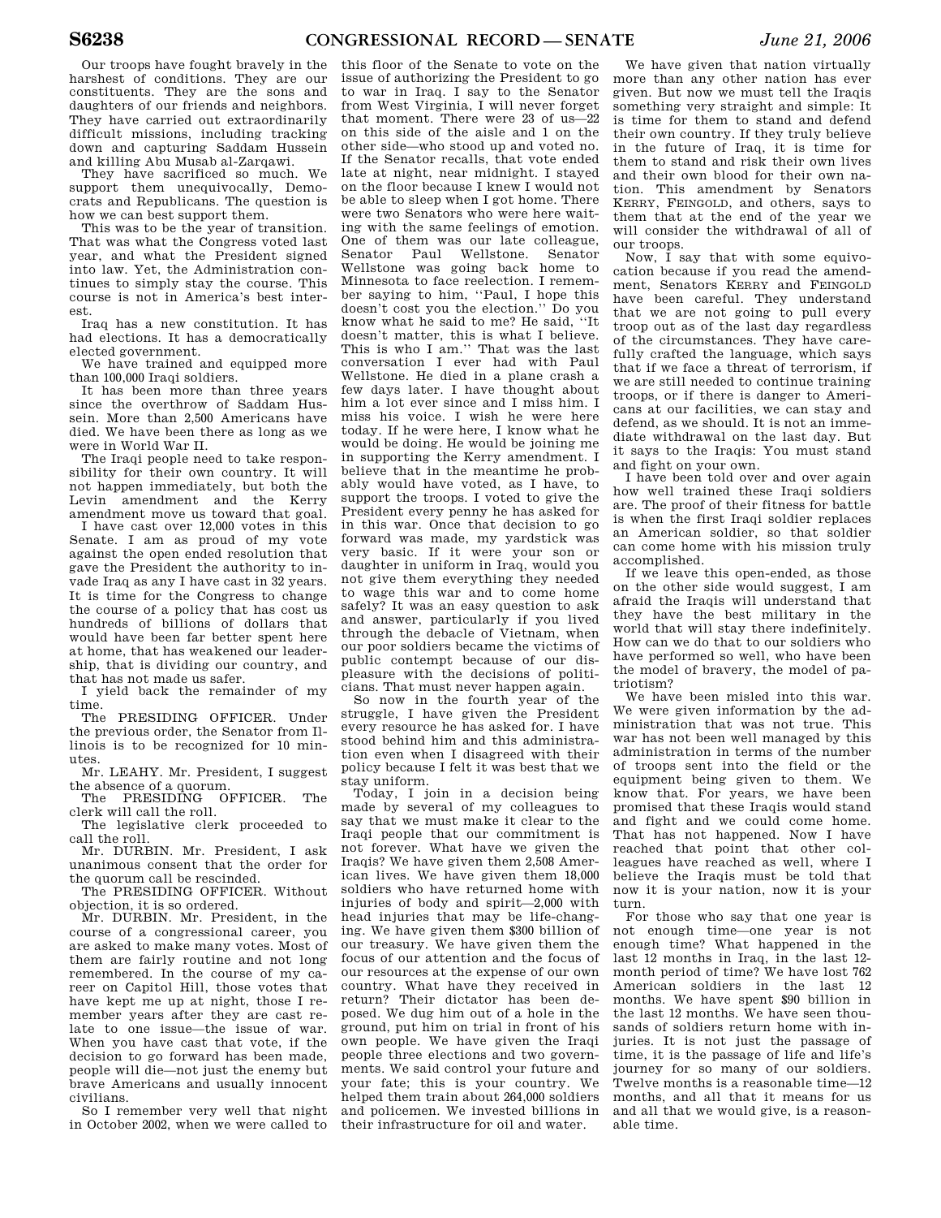Our troops have fought bravely in the harshest of conditions. They are our constituents. They are the sons and daughters of our friends and neighbors. They have carried out extraordinarily difficult missions, including tracking down and capturing Saddam Hussein and killing Abu Musab al-Zarqawi.

They have sacrificed so much. We support them unequivocally, Democrats and Republicans. The question is how we can best support them.

This was to be the year of transition. That was what the Congress voted last year, and what the President signed into law. Yet, the Administration continues to simply stay the course. This course is not in America's best interest.

Iraq has a new constitution. It has had elections. It has a democratically elected government.

We have trained and equipped more than 100,000 Iraqi soldiers.

It has been more than three years since the overthrow of Saddam Hussein. More than 2,500 Americans have died. We have been there as long as we were in World War II.

The Iraqi people need to take responsibility for their own country. It will not happen immediately, but both the Levin amendment and the Kerry amendment move us toward that goal.

I have cast over 12,000 votes in this Senate. I am as proud of my vote against the open ended resolution that gave the President the authority to invade Iraq as any I have cast in 32 years. It is time for the Congress to change the course of a policy that has cost us hundreds of billions of dollars that would have been far better spent here at home, that has weakened our leadership, that is dividing our country, and that has not made us safer.

I yield back the remainder of my time.

The PRESIDING OFFICER. Under the previous order, the Senator from Illinois is to be recognized for 10 minutes.

Mr. LEAHY. Mr. President, I suggest the absence of a quorum.

The PRESIDING OFFICER. The clerk will call the roll.

The legislative clerk proceeded to call the roll.

Mr. DURBIN. Mr. President, I ask unanimous consent that the order for the quorum call be rescinded.

The PRESIDING OFFICER. Without objection, it is so ordered.

Mr. DURBIN. Mr. President, in the course of a congressional career, you are asked to make many votes. Most of them are fairly routine and not long remembered. In the course of my career on Capitol Hill, those votes that have kept me up at night, those I remember years after they are cast relate to one issue—the issue of war. When you have cast that vote, if the decision to go forward has been made, people will die—not just the enemy but brave Americans and usually innocent civilians.

So I remember very well that night in October 2002, when we were called to this floor of the Senate to vote on the issue of authorizing the President to go to war in Iraq. I say to the Senator from West Virginia, I will never forget that moment. There were 23 of us—22 on this side of the aisle and 1 on the other side—who stood up and voted no. If the Senator recalls, that vote ended late at night, near midnight. I stayed on the floor because I knew I would not be able to sleep when I got home. There were two Senators who were here waiting with the same feelings of emotion. One of them was our late colleague, Senator Paul Wellstone. Senator Wellstone was going back home to Minnesota to face reelection. I remember saying to him, "Paul, I hope this doesn't cost you the election." Do you know what he said to me? He said, "It doesn't matter, this is what I believe. This is who I am." That was the last conversation I ever had with Paul Wellstone. He died in a plane crash a few days later. I have thought about him a lot ever since and I miss him. I miss his voice. I wish he were here today. If he were here, I know what he would be doing. He would be joining me in supporting the Kerry amendment. I believe that in the meantime he probably would have voted, as I have, to support the troops. I voted to give the President every penny he has asked for in this war. Once that decision to go forward was made, my yardstick was very basic. If it were your son or daughter in uniform in Iraq, would you not give them everything they needed to wage this war and to come home safely? It was an easy question to ask and answer, particularly if you lived through the debacle of Vietnam, when our poor soldiers became the victims of public contempt because of our displeasure with the decisions of politicians. That must never happen again.

So now in the fourth year of the struggle, I have given the President every resource he has asked for. I have stood behind him and this administration even when I disagreed with their policy because I felt it was best that we stay uniform.

Today, I join in a decision being made by several of my colleagues to say that we must make it clear to the Iraqi people that our commitment is not forever. What have we given the Iraqis? We have given them 2,508 American lives. We have given them 18,000 soldiers who have returned home with injuries of body and spirit—2,000 with head injuries that may be life-changing. We have given them $300 billion of our treasury. We have given them the focus of our attention and the focus of our resources at the expense of our own country. What have they received in return? Their dictator has been deposed. We dug him out of a hole in the ground, put him on trial in front of his own people. We have given the Iraqi people three elections and two governments. We said control your future and your fate; this is your country. We helped them train about 264,000 soldiers and policemen. We invested billions in their infrastructure for oil and water.

We have given that nation virtually more than any other nation has ever given. But now we must tell the Iraqis something very straight and simple: It is time for them to stand and defend their own country. If they truly believe in the future of Iraq, it is time for them to stand and risk their own lives and their own blood for their own nation. This amendment by Senators KERRY, FEINGOLD, and others, says to them that at the end of the year we will consider the withdrawal of all of our troops.

Now, I say that with some equivocation because if you read the amendment, Senators KERRY and FEINGOLD have been careful. They understand that we are not going to pull every troop out as of the last day regardless of the circumstances. They have carefully crafted the language, which says that if we face a threat of terrorism, if we are still needed to continue training troops, or if there is danger to Americans at our facilities, we can stay and defend, as we should. It is not an immediate withdrawal on the last day. But it says to the Iraqis: You must stand and fight on your own.

I have been told over and over again how well trained these Iraqi soldiers are. The proof of their fitness for battle is when the first Iraqi soldier replaces an American soldier, so that soldier can come home with his mission truly accomplished.

If we leave this open-ended, as those on the other side would suggest, I am afraid the Iraqis will understand that they have the best military in the world that will stay there indefinitely. How can we do that to our soldiers who have performed so well, who have been the model of bravery, the model of patriotism?

We have been misled into this war. We were given information by the administration that was not true. This war has not been well managed by this administration in terms of the number of troops sent into the field or the equipment being given to them. We know that. For years, we have been promised that these Iraqis would stand and fight and we could come home. That has not happened. Now I have reached that point that other colleagues have reached as well, where I believe the Iraqis must be told that now it is your nation, now it is your turn.

For those who say that one year is not enough time—one year is not enough time? What happened in the last 12 months in Iraq, in the last 12-month period of time? We have lost 762 American soldiers in the last 12 months. We have spent $90 billion in the last 12 months. We have seen thousands of soldiers return home with injuries. It is not just the passage of time, it is the passage of life and life's journey for so many of our soldiers. Twelve months is a reasonable time—12 months, and all that it means for us and all that we would give, is a reasonable time.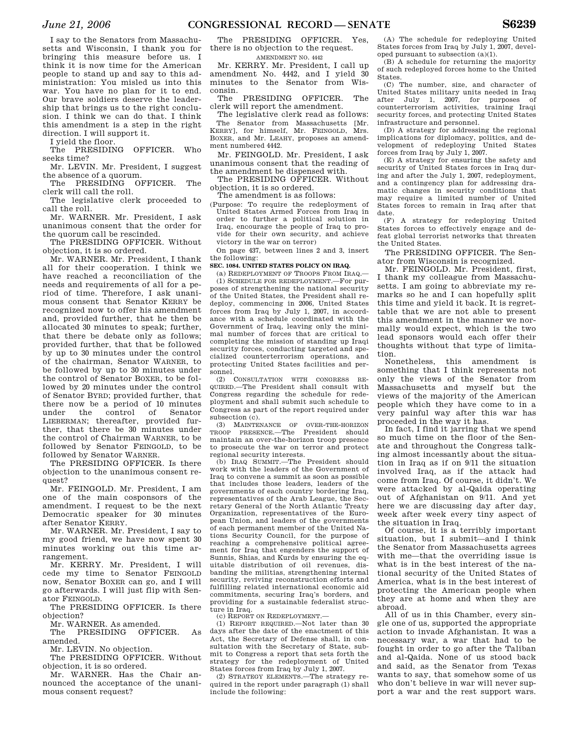I say to the Senators from Massachusetts and Wisconsin, I thank you for bringing this measure before us. I think it is now time for the American people to stand up and say to this administration: You misled us into this war. You have no plan for it to end. Our brave soldiers deserve the leadership that brings us to the right conclusion. I think we can do that. I think this amendment is a step in the right direction. I will support it.

I yield the floor.

The PRESIDING OFFICER. Who seeks time?

Mr. LEVIN. Mr. President, I suggest the absence of a quorum.

The PRESIDING OFFICER. The clerk will call the roll.

The legislative clerk proceeded to call the roll.

Mr. WARNER. Mr. President, I ask unanimous consent that the order for the quorum call be rescinded.

The PRESIDING OFFICER. Without objection, it is so ordered.

Mr. WARNER. Mr. President, I thank all for their cooperation. I think we have reached a reconciliation of the needs and requirements of all for a period of time. Therefore, I ask unanimous consent that Senator KERRY be recognized now to offer his amendment and, provided further, that he then be allocated 30 minutes to speak; further, that there be debate only as follows; provided further, that that be followed by up to 30 minutes under the control of the chairman, Senator WARNER, to be followed by up to 30 minutes under the control of Senator BOXER, to be followed by 20 minutes under the control of Senator BYRD; provided further, that there now be a period of 10 minutes under the control of Senator LIEBERMAN; thereafter, provided further, that there be 30 minutes under the control of Chairman WARNER, to be followed by Senator FEINGOLD, to be followed by Senator WARNER.

The PRESIDING OFFICER. Is there objection to the unanimous consent request?

Mr. FEINGOLD. Mr. President, I am one of the main cosponsors of the amendment. I request to be the next Democratic speaker for 30 minutes after Senator KERRY.

Mr. WARNER. Mr. President, I say to my good friend, we have now spent 30 minutes working out this time arrangement.

Mr. KERRY. Mr. President, I will cede my time to Senator FEINGOLD now, Senator BOXER can go, and I will go afterwards. I will just flip with Senator FEINGOLD.

The PRESIDING OFFICER. Is there objection?

Mr. WARNER. As amended.

The PRESIDING OFFICER. As amended.

Mr. LEVIN. No objection.

The PRESIDING OFFICER. Without objection, it is so ordered.

Mr. WARNER. Has the Chair announced the acceptance of the unanimous consent request?

The PRESIDING OFFICER. Yes, there is no objection to the request.

AMENDMENT NO. 4442

Mr. KERRY. Mr. President, I call up amendment No. 4442, and I yield 30 minutes to the Senator from Wisconsin.

The PRESIDING OFFICER. The clerk will report the amendment.

The legislative clerk read as follows:

The Senator from Massachusetts [Mr. KERRY], for himself, Mr. FEINGOLD, Mrs. BOXER, and Mr. LEAHY, proposes an amendment numbered 4442.

Mr. FEINGOLD. Mr. President, I ask unanimous consent that the reading of the amendment be dispensed with.

The PRESIDING OFFICER. Without objection, it is so ordered.

The amendment is as follows:

(Purpose: To require the redeployment of United States Armed Forces from Iraq in order to further a political solution in Iraq, encourage the people of Iraq to provide for their own security, and achieve victory in the war on terror)

On page 437, between lines 2 and 3, insert the following:

**SEC. 1084. UNITED STATES POLICY ON IRAQ.**

(a) REDEPLOYMENT OF TROOPS FROM IRAQ.—

(1) SCHEDULE FOR REDEPLOYMENT.—For purposes of strengthening the national security of the United States, the President shall redeploy, commencing in 2006, United States forces from Iraq by July 1, 2007, in accordance with a schedule coordinated with the Government of Iraq, leaving only the minimal number of forces that are critical to completing the mission of standing up Iraqi security forces, conducting targeted and specialized counterterrorism operations, and protecting United States facilities and personnel.

(2) CONSULTATION WITH CONGRESS REQUIRED.—The President shall consult with Congress regarding the schedule for redeployment and shall submit such schedule to Congress as part of the report required under subsection (c).

(3) MAINTENANCE OF OVER-THE-HORIZON TROOP PRESENCE.—The President should maintain an over-the-horizon troop presence to prosecute the war on terror and protect regional security interests.

(b) IRAQ SUMMIT.—The President should work with the leaders of the Government of Iraq to convene a summit as soon as possible that includes those leaders, leaders of the governments of each country bordering Iraq, representatives of the Arab League, the Secretary General of the North Atlantic Treaty Organization, representatives of the European Union, and leaders of the governments of each permanent member of the United Nations Security Council, for the purpose of reaching a comprehensive political agreement for Iraq that engenders the support of Sunnis, Shias, and Kurds by ensuring the equitable distribution of oil revenues, disbanding the militias, strengthening internal security, reviving reconstruction efforts and fulfilling related international economic aid commitments, securing Iraq's borders, and providing for a sustainable federalist structure in Iraq.

(c) REPORT ON REDEPLOYMENT.—

(1) REPORT REQUIRED.—Not later than 30 days after the date of the enactment of this Act, the Secretary of Defense shall, in consultation with the Secretary of State, submit to Congress a report that sets forth the strategy for the redeployment of United States forces from Iraq by July 1, 2007.

(2) STRATEGY ELEMENTS.—The strategy required in the report under paragraph (1) shall include the following:

(A) The schedule for redeploying United States forces from Iraq by July 1, 2007, developed pursuant to subsection (a)(1).

(B) A schedule for returning the majority of such redeployed forces home to the United States.

(C) The number, size, and character of United States military units needed in Iraq after July 1, 2007, for purposes of counterterrorism activities, training Iraqi security forces, and protecting United States infrastructure and personnel.

(D) A strategy for addressing the regional implications for diplomacy, politics, and development of redeploying United States forces from Iraq by July 1, 2007.

(E) A strategy for ensuring the safety and security of United States forces in Iraq during and after the July 1, 2007, redeployment, and a contingency plan for addressing dramatic changes in security conditions that may require a limited number of United States forces to remain in Iraq after that date.

(F) A strategy for redeploying United States forces to effectively engage and defeat global terrorist networks that threaten the United States.

The PRESIDING OFFICER. The Senator from Wisconsin is recognized.

Mr. FEINGOLD. Mr. President, first, I thank my colleague from Massachusetts. I am going to abbreviate my remarks so he and I can hopefully split this time and yield it back. It is regrettable that we are not able to present this amendment in the manner we normally would expect, which is the two lead sponsors would each offer their thoughts without that type of limitation.

Nonetheless, this amendment is something that I think represents not only the views of the Senator from Massachusetts and myself but the views of the majority of the American people which they have come to in a very painful way after this war has proceeded in the way it has.

In fact, I find it jarring that we spend so much time on the floor of the Senate and throughout the Congress talking almost incessantly about the situation in Iraq as if on 9/11 the situation involved Iraq, as if the attack had come from Iraq. Of course, it didn't. We were attacked by al-Qaida operating out of Afghanistan on 9/11. And yet here we are discussing day after day, week after week every tiny aspect of the situation in Iraq.

Of course, it is a terribly important situation, but I submit—and I think the Senator from Massachusetts agrees with me—that the overriding issue is what is in the best interest of the national security of the United States of America, what is in the best interest of protecting the American people when they are at home and when they are abroad.

All of us in this Chamber, every single one of us, supported the appropriate action to invade Afghanistan. It was a necessary war, a war that had to be fought in order to go after the Taliban and al-Qaida. None of us stood back and said, as the Senator from Texas wants to say, that somehow some of us who don't believe in war will never support a war and the rest support wars.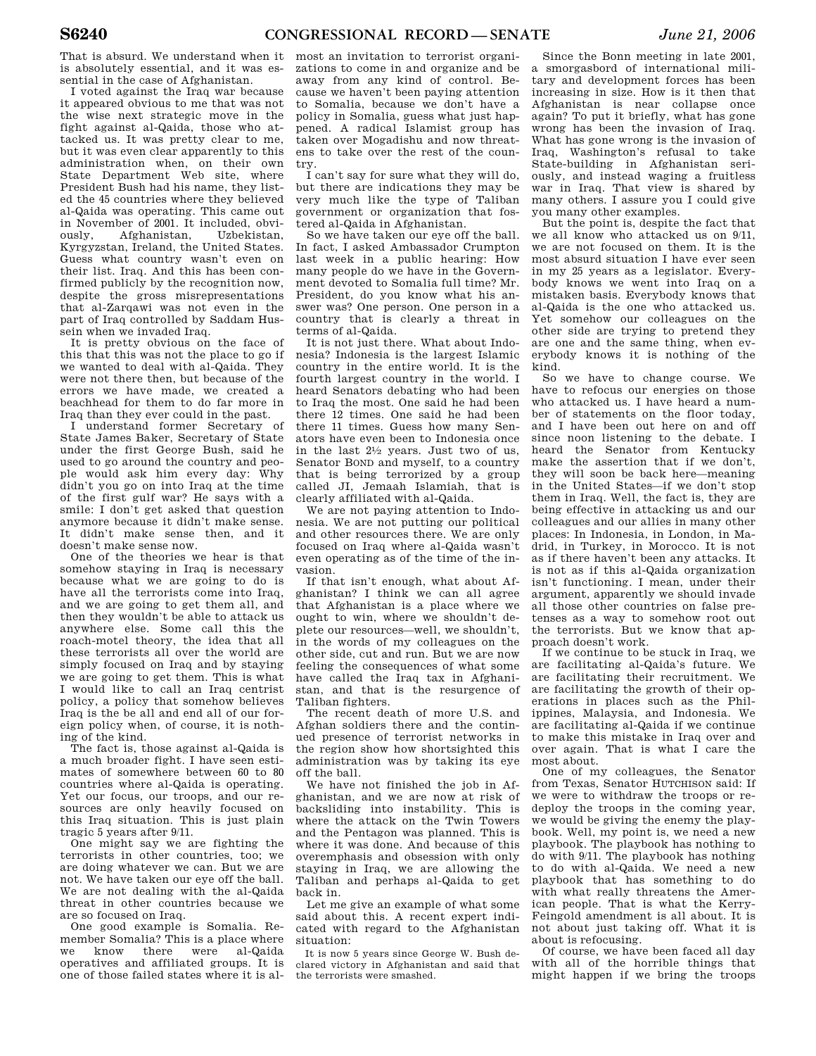That is absurd. We understand when it is absolutely essential, and it was essential in the case of Afghanistan.

I voted against the Iraq war because it appeared obvious to me that was not the wise next strategic move in the fight against al-Qaida, those who attacked us. It was pretty clear to me, but it was even clear apparently to this administration when, on their own State Department Web site, where President Bush had his name, they listed the 45 countries where they believed al-Qaida was operating. This came out in November of 2001. It included, obviously, Afghanistan, Uzbekistan, Kyrgyzstan, Ireland, the United States. Guess what country wasn't even on their list. Iraq. And this has been confirmed publicly by the recognition now, despite the gross misrepresentations that al-Zarqawi was not even in the part of Iraq controlled by Saddam Hussein when we invaded Iraq.

It is pretty obvious on the face of this that this was not the place to go if we wanted to deal with al-Qaida. They were not there then, but because of the errors we have made, we created a beachhead for them to do far more in Iraq than they ever could in the past.

I understand former Secretary of State James Baker, Secretary of State under the first George Bush, said he used to go around the country and people would ask him every day: Why didn't you go on into Iraq at the time of the first gulf war? He says with a smile: I don't get asked that question anymore because it didn't make sense. It didn't make sense then, and it doesn't make sense now.

One of the theories we hear is that somehow staying in Iraq is necessary because what we are going to do is have all the terrorists come into Iraq, and we are going to get them all, and then they wouldn't be able to attack us anywhere else. Some call this the roach-motel theory, the idea that all these terrorists all over the world are simply focused on Iraq and by staying we are going to get them. This is what I would like to call an Iraq centrist policy, a policy that somehow believes Iraq is the be all and end all of our foreign policy when, of course, it is nothing of the kind.

The fact is, those against al-Qaida is a much broader fight. I have seen estimates of somewhere between 60 to 80 countries where al-Qaida is operating. Yet our focus, our troops, and our resources are only heavily focused on this Iraq situation. This is just plain tragic 5 years after 9/11.

One might say we are fighting the terrorists in other countries, too; we are doing whatever we can. But we are not. We have taken our eye off the ball. We are not dealing with the al-Qaida threat in other countries because we are so focused on Iraq.

One good example is Somalia. Remember Somalia? This is a place where we know there were al-Qaida operatives and affiliated groups. It is one of those failed states where it is almost an invitation to terrorist organizations to come in and organize and be away from any kind of control. Because we haven't been paying attention to Somalia, because we don't have a policy in Somalia, guess what just happened. A radical Islamist group has taken over Mogadishu and now threatens to take over the rest of the country.

I can't say for sure what they will do, but there are indications they may be very much like the type of Taliban government or organization that fostered al-Qaida in Afghanistan.

So we have taken our eye off the ball. In fact, I asked Ambassador Crumpton last week in a public hearing: How many people do we have in the Government devoted to Somalia full time? Mr. President, do you know what his answer was? One person. One person in a country that is clearly a threat in terms of al-Qaida.

It is not just there. What about Indonesia? Indonesia is the largest Islamic country in the entire world. It is the fourth largest country in the world. I heard Senators debating who had been to Iraq the most. One said he had been there 12 times. One said he had been there 11 times. Guess how many Senators have even been to Indonesia once in the last 2½ years. Just two of us, Senator BOND and myself, to a country that is being terrorized by a group called JI, Jemaah Islamiah, that is clearly affiliated with al-Qaida.

We are not paying attention to Indonesia. We are not putting our political and other resources there. We are only focused on Iraq where al-Qaida wasn't even operating as of the time of the invasion.

If that isn't enough, what about Afghanistan? I think we can all agree that Afghanistan is a place where we ought to win, where we shouldn't deplete our resources—well, we shouldn't, in the words of my colleagues on the other side, cut and run. But we are now feeling the consequences of what some have called the Iraq tax in Afghanistan, and that is the resurgence of Taliban fighters.

The recent death of more U.S. and Afghan soldiers there and the continued presence of terrorist networks in the region show how shortsighted this administration was by taking its eye off the ball.

We have not finished the job in Afghanistan, and we are now at risk of backsliding into instability. This is where the attack on the Twin Towers and the Pentagon was planned. This is where it was done. And because of this overemphasis and obsession with only staying in Iraq, we are allowing the Taliban and perhaps al-Qaida to get back in.

Let me give an example of what some said about this. A recent expert indicated with regard to the Afghanistan situation:

> It is now 5 years since George W. Bush declared victory in Afghanistan and said that the terrorists were smashed.
>
> Since the Bonn meeting in late 2001, a smorgasbord of international military and development forces has been increasing in size. How is it then that Afghanistan is near collapse once again? To put it briefly, what has gone wrong has been the invasion of Iraq. What has gone wrong is the invasion of Iraq, Washington's refusal to take State-building in Afghanistan seriously, and instead waging a fruitless war in Iraq. That view is shared by many others. I assure you I could give you many other examples.

But the point is, despite the fact that we all know who attacked us on 9/11, we are not focused on them. It is the most absurd situation I have ever seen in my 25 years as a legislator. Everybody knows we went into Iraq on a mistaken basis. Everybody knows that al-Qaida is the one who attacked us. Yet somehow our colleagues on the other side are trying to pretend they are one and the same thing, when everybody knows it is nothing of the kind.

So we have to change course. We have to refocus our energies on those who attacked us. I have heard a number of statements on the floor today, and I have been out here on and off since noon listening to the debate. I heard the Senator from Kentucky make the assertion that if we don't, they will soon be back here—meaning in the United States—if we don't stop them in Iraq. Well, the fact is, they are being effective in attacking us and our colleagues and our allies in many other places: In Indonesia, in London, in Madrid, in Turkey, in Morocco. It is not as if there haven't been any attacks. It is not as if this al-Qaida organization isn't functioning. I mean, under their argument, apparently we should invade all those other countries on false pretenses as a way to somehow root out the terrorists. But we know that approach doesn't work.

If we continue to be stuck in Iraq, we are facilitating al-Qaida's future. We are facilitating their recruitment. We are facilitating the growth of their operations in places such as the Philippines, Malaysia, and Indonesia. We are facilitating al-Qaida if we continue to make this mistake in Iraq over and over again. That is what I care the most about.

One of my colleagues, the Senator from Texas, Senator HUTCHISON said: If we were to withdraw the troops or redeploy the troops in the coming year, we would be giving the enemy the playbook. Well, my point is, we need a new playbook. The playbook has nothing to do with 9/11. The playbook has nothing to do with al-Qaida. We need a new playbook that has something to do with what really threatens the American people. That is what the Kerry-Feingold amendment is all about. It is not about just taking off. What it is about is refocusing.

Of course, we have been faced all day with all of the horrible things that might happen if we bring the troops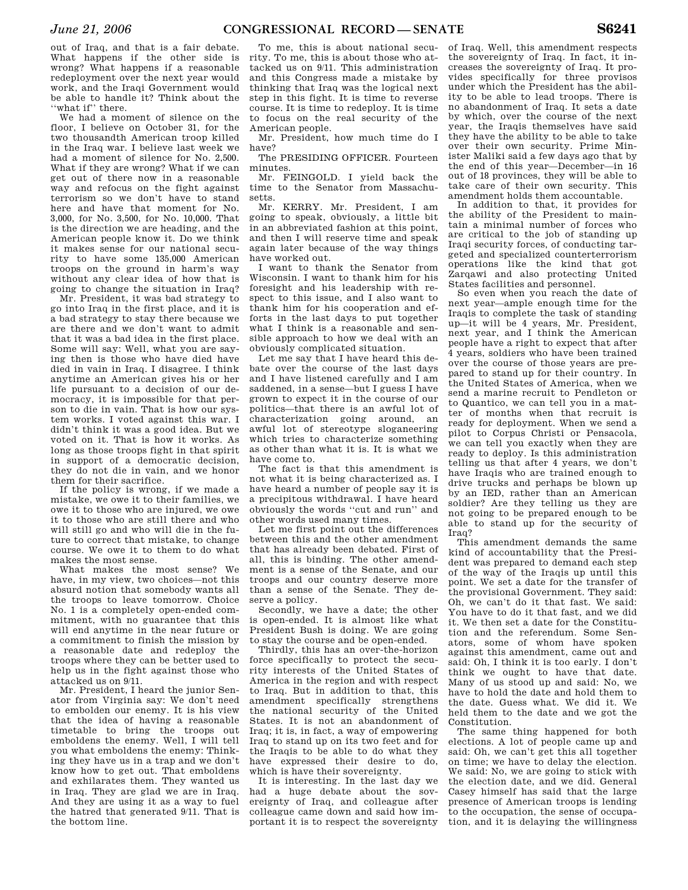out of Iraq, and that is a fair debate. What happens if the other side is wrong? What happens if a reasonable redeployment over the next year would work, and the Iraqi Government would be able to handle it? Think about the ''what if'' there.

We had a moment of silence on the floor, I believe on October 31, for the two thousandth American troop killed in the Iraq war. I believe last week we had a moment of silence for No. 2,500. What if they are wrong? What if we can get out of there now in a reasonable way and refocus on the fight against terrorism so we don't have to stand here and have that moment for No. 3,000, for No. 3,500, for No. 10,000. That is the direction we are heading, and the American people know it. Do we think it makes sense for our national security to have some 135,000 American troops on the ground in harm's way without any clear idea of how that is going to change the situation in Iraq?

Mr. President, it was bad strategy to go into Iraq in the first place, and it is a bad strategy to stay there because we are there and we don't want to admit that it was a bad idea in the first place. Some will say: Well, what you are saying then is those who have died have died in vain in Iraq. I disagree. I think anytime an American gives his or her life pursuant to a decision of our democracy, it is impossible for that person to die in vain. That is how our system works. I voted against this war. I didn't think it was a good idea. But we voted on it. That is how it works. As long as those troops fight in that spirit in support of a democratic decision, they do not die in vain, and we honor them for their sacrifice.

If the policy is wrong, if we made a mistake, we owe it to their families, we owe it to those who are injured, we owe it to those who are still there and who will still go and who will die in the future to correct that mistake, to change course. We owe it to them to do what makes the most sense.

What makes the most sense? We have, in my view, two choices—not this absurd notion that somebody wants all the troops to leave tomorrow. Choice No. 1 is a completely open-ended commitment, with no guarantee that this will end anytime in the near future or a commitment to finish the mission by a reasonable date and redeploy the troops where they can be better used to help us in the fight against those who attacked us on 9/11.

Mr. President, I heard the junior Senator from Virginia say: We don't need to embolden our enemy. It is his view that the idea of having a reasonable timetable to bring the troops out emboldens the enemy. Well, I will tell you what emboldens the enemy: Thinking they have us in a trap and we don't know how to get out. That emboldens and exhilarates them. They wanted us in Iraq. They are glad we are in Iraq. And they are using it as a way to fuel the hatred that generated 9/11. That is the bottom line.

To me, this is about national security. To me, this is about those who attacked us on 9/11. This administration and this Congress made a mistake by thinking that Iraq was the logical next step in this fight. It is time to reverse course. It is time to redeploy. It is time to focus on the real security of the American people.

Mr. President, how much time do I have?

The PRESIDING OFFICER. Fourteen minutes.

Mr. FEINGOLD. I yield back the time to the Senator from Massachusetts.

Mr. KERRY. Mr. President, I am going to speak, obviously, a little bit in an abbreviated fashion at this point, and then I will reserve time and speak again later because of the way things have worked out.

I want to thank the Senator from Wisconsin. I want to thank him for his foresight and his leadership with respect to this issue, and I also want to thank him for his cooperation and efforts in the last days to put together what I think is a reasonable and sensible approach to how we deal with an obviously complicated situation.

Let me say that I have heard this debate over the course of the last days and I have listened carefully and I am saddened, in a sense—but I guess I have grown to expect it in the course of our politics—that there is an awful lot of characterization going around, an awful lot of stereotype sloganeering which tries to characterize something as other than what it is. It is what we have come to.

The fact is that this amendment is not what it is being characterized as. I have heard a number of people say it is a precipitous withdrawal. I have heard obviously the words ''cut and run'' and other words used many times.

Let me first point out the differences between this and the other amendment that has already been debated. First of all, this is binding. The other amendment is a sense of the Senate, and our troops and our country deserve more than a sense of the Senate. They deserve a policy.

Secondly, we have a date; the other is open-ended. It is almost like what President Bush is doing. We are going to stay the course and be open-ended.

Thirdly, this has an over-the-horizon force specifically to protect the security interests of the United States of America in the region and with respect to Iraq. But in addition to that, this amendment specifically strengthens the national security of the United States. It is not an abandonment of Iraq; it is, in fact, a way of empowering Iraq to stand up on its two feet and for the Iraqis to be able to do what they have expressed their desire to do, which is have their sovereignty.

It is interesting. In the last day we had a huge debate about the sovereignty of Iraq, and colleague after colleague came down and said how important it is to respect the sovereignty of Iraq. Well, this amendment respects the sovereignty of Iraq. In fact, it increases the sovereignty of Iraq. It provides specifically for three provisos under which the President has the ability to be able to lead troops. There is no abandonment of Iraq. It sets a date by which, over the course of the next year, the Iraqis themselves have said they have the ability to be able to take over their own security. Prime Minister Maliki said a few days ago that by the end of this year—December—in 16 out of 18 provinces, they will be able to take care of their own security. This amendment holds them accountable.

In addition to that, it provides for the ability of the President to maintain a minimal number of forces who are critical to the job of standing up Iraqi security forces, of conducting targeted and specialized counterterrorism operations like the kind that got Zarqawi and also protecting United States facilities and personnel.

So even when you reach the date of next year—ample enough time for the Iraqis to complete the task of standing up—it will be 4 years, Mr. President, next year, and I think the American people have a right to expect that after 4 years, soldiers who have been trained over the course of those years are prepared to stand up for their country. In the United States of America, when we send a marine recruit to Pendleton or to Quantico, we can tell you in a matter of months when that recruit is ready for deployment. When we send a pilot to Corpus Christi or Pensacola, we can tell you exactly when they are ready to deploy. Is this administration telling us that after 4 years, we don't have Iraqis who are trained enough to drive trucks and perhaps be blown up by an IED, rather than an American soldier? Are they telling us they are not going to be prepared enough to be able to stand up for the security of Iraq?

This amendment demands the same kind of accountability that the President was prepared to demand each step of the way of the Iraqis up until this point. We set a date for the transfer of the provisional Government. They said: Oh, we can't do it that fast. We said: You have to do it that fast, and we did it. We then set a date for the Constitution and the referendum. Some Senators, some of whom have spoken against this amendment, came out and said: Oh, I think it is too early. I don't think we ought to have that date. Many of us stood up and said: No, we have to hold the date and hold them to the date. Guess what. We did it. We held them to the date and we got the Constitution.

The same thing happened for both elections. A lot of people came up and said: Oh, we can't get this all together on time; we have to delay the election. We said: No, we are going to stick with the election date, and we did. General Casey himself has said that the large presence of American troops is lending to the occupation, the sense of occupation, and it is delaying the willingness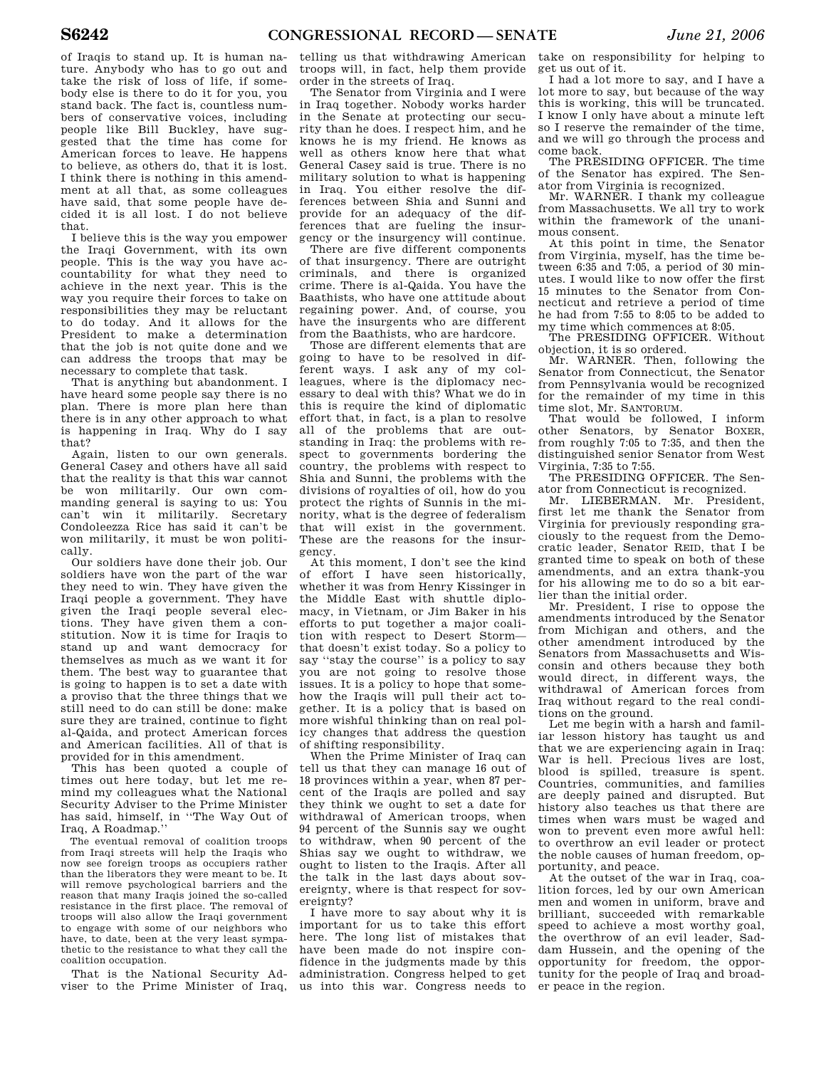of Iraqis to stand up. It is human nature. Anybody who has to go out and take the risk of loss of life, if somebody else is there to do it for you, you stand back. The fact is, countless numbers of conservative voices, including people like Bill Buckley, have suggested that the time has come for American forces to leave. He happens to believe, as others do, that it is lost. I think there is nothing in this amendment at all that, as some colleagues have said, that some people have decided it is all lost. I do not believe that.

I believe this is the way you empower the Iraqi Government, with its own people. This is the way you have accountability for what they need to achieve in the next year. This is the way you require their forces to take on responsibilities they may be reluctant to do today. And it allows for the President to make a determination that the job is not quite done and we can address the troops that may be necessary to complete that task.

That is anything but abandonment. I have heard some people say there is no plan. There is more plan here than there is in any other approach to what is happening in Iraq. Why do I say that?

Again, listen to our own generals. General Casey and others have all said that the reality is that this war cannot be won militarily. Our own commanding general is saying to us: You can't win it militarily. Secretary Condoleezza Rice has said it can't be won militarily, it must be won politically.

Our soldiers have done their job. Our soldiers have won the part of the war they need to win. They have given the Iraqi people a government. They have given the Iraqi people several elections. They have given them a constitution. Now it is time for Iraqis to stand up and want democracy for themselves as much as we want it for them. The best way to guarantee that is going to happen is to set a date with a proviso that the three things that we still need to do can still be done: make sure they are trained, continue to fight al-Qaida, and protect American forces and American facilities. All of that is provided for in this amendment.

This has been quoted a couple of times out here today, but let me remind my colleagues what the National Security Adviser to the Prime Minister has said, himself, in "The Way Out of Iraq, A Roadmap."

> The eventual removal of coalition troops from Iraqi streets will help the Iraqis who now see foreign troops as occupiers rather than the liberators they were meant to be. It will remove psychological barriers and the reason that many Iraqis joined the so-called resistance in the first place. The removal of troops will also allow the Iraqi government to engage with some of our neighbors who have, to date, been at the very least sympathetic to the resistance to what they call the coalition occupation.

That is the National Security Adviser to the Prime Minister of Iraq, telling us that withdrawing American troops will, in fact, help them provide order in the streets of Iraq.

The Senator from Virginia and I were in Iraq together. Nobody works harder in the Senate at protecting our security than he does. I respect him, and he knows he is my friend. He knows as well as others know here that what General Casey said is true. There is no military solution to what is happening in Iraq. You either resolve the differences between Shia and Sunni and provide for an adequacy of the differences that are fueling the insurgency or the insurgency will continue.

There are five different components of that insurgency. There are outright criminals, and there is organized crime. There is al-Qaida. You have the Baathists, who have one attitude about regaining power. And, of course, you have the insurgents who are different from the Baathists, who are hardcore.

Those are different elements that are going to have to be resolved in different ways. I ask any of my colleagues, where is the diplomacy necessary to deal with this? What we do in this is require the kind of diplomatic effort that, in fact, is a plan to resolve all of the problems that are outstanding in Iraq: the problems with respect to governments bordering the country, the problems with respect to Shia and Sunni, the problems with the divisions of royalties of oil, how do you protect the rights of Sunnis in the minority, what is the degree of federalism that will exist in the government. These are the reasons for the insurgency.

At this moment, I don't see the kind of effort I have seen historically, whether it was from Henry Kissinger in the Middle East with shuttle diplomacy, in Vietnam, or Jim Baker in his efforts to put together a major coalition with respect to Desert Storm—that doesn't exist today. So a policy to say "stay the course" is a policy to say you are not going to resolve those issues. It is a policy to hope that somehow the Iraqis will pull their act together. It is a policy that is based on more wishful thinking than on real policy changes that address the question of shifting responsibility.

When the Prime Minister of Iraq can tell us that they can manage 16 out of 18 provinces within a year, when 87 percent of the Iraqis are polled and say they think we ought to set a date for withdrawal of American troops, when 94 percent of the Sunnis say we ought to withdraw, when 90 percent of the Shias say we ought to withdraw, we ought to listen to the Iraqis. After all the talk in the last days about sovereignty, where is that respect for sovereignty?

I have more to say about why it is important for us to take this effort here. The long list of mistakes that have been made do not inspire confidence in the judgments made by this administration. Congress helped to get us into this war. Congress needs to take on responsibility for helping to get us out of it.

I had a lot more to say, and I have a lot more to say, but because of the way this is working, this will be truncated. I know I only have about a minute left so I reserve the remainder of the time, and we will go through the process and come back.

The PRESIDING OFFICER. The time of the Senator has expired. The Senator from Virginia is recognized.

Mr. WARNER. I thank my colleague from Massachusetts. We all try to work within the framework of the unanimous consent.

At this point in time, the Senator from Virginia, myself, has the time between 6:35 and 7:05, a period of 30 minutes. I would like to now offer the first 15 minutes to the Senator from Connecticut and retrieve a period of time he had from 7:55 to 8:05 to be added to my time which commences at 8:05.

The PRESIDING OFFICER. Without objection, it is so ordered.

Mr. WARNER. Then, following the Senator from Connecticut, the Senator from Pennsylvania would be recognized for the remainder of my time in this time slot, Mr. SANTORUM.

That would be followed, I inform other Senators, by Senator BOXER, from roughly 7:05 to 7:35, and then the distinguished senior Senator from West Virginia, 7:35 to 7:55.

The PRESIDING OFFICER. The Senator from Connecticut is recognized.

Mr. LIEBERMAN. Mr. President, first let me thank the Senator from Virginia for previously responding graciously to the request from the Democratic leader, Senator REID, that I be granted time to speak on both of these amendments, and an extra thank-you for his allowing me to do so a bit earlier than the initial order.

Mr. President, I rise to oppose the amendments introduced by the Senator from Michigan and others, and the other amendment introduced by the Senators from Massachusetts and Wisconsin and others because they both would direct, in different ways, the withdrawal of American forces from Iraq without regard to the real conditions on the ground.

Let me begin with a harsh and familiar lesson history has taught us and that we are experiencing again in Iraq: War is hell. Precious lives are lost, blood is spilled, treasure is spent. Countries, communities, and families are deeply pained and disrupted. But history also teaches us that there are times when wars must be waged and won to prevent even more awful hell: to overthrow an evil leader or protect the noble causes of human freedom, opportunity, and peace.

At the outset of the war in Iraq, coalition forces, led by our own American men and women in uniform, brave and brilliant, succeeded with remarkable speed to achieve a most worthy goal, the overthrow of an evil leader, Saddam Hussein, and the opening of the opportunity for freedom, the opportunity for the people of Iraq and broader peace in the region.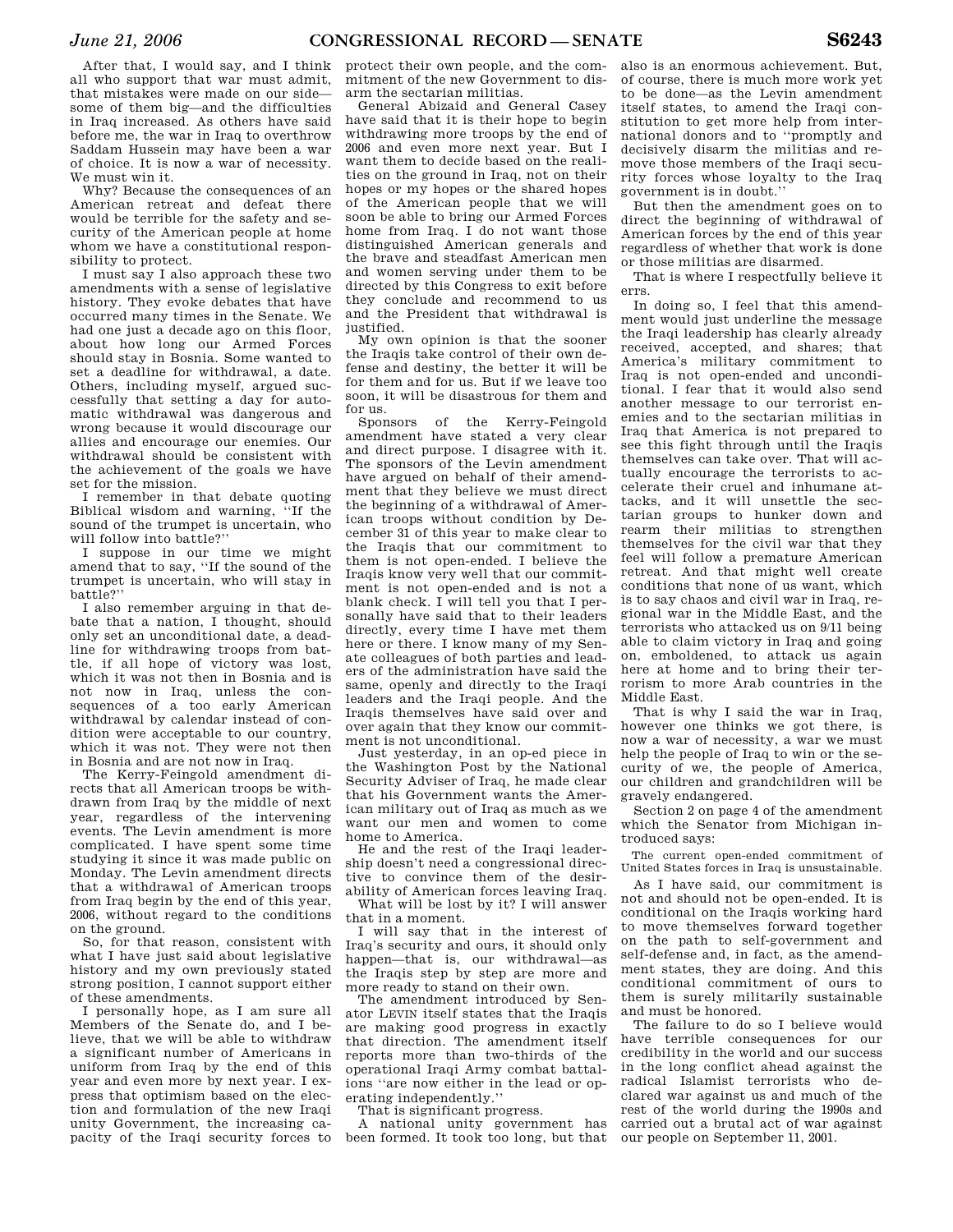After that, I would say, and I think all who support that war must admit, that mistakes were made on our side—some of them big—and the difficulties in Iraq increased. As others have said before me, the war in Iraq to overthrow Saddam Hussein may have been a war of choice. It is now a war of necessity. We must win it.

Why? Because the consequences of an American retreat and defeat there would be terrible for the safety and security of the American people at home whom we have a constitutional responsibility to protect.

I must say I also approach these two amendments with a sense of legislative history. They evoke debates that have occurred many times in the Senate. We had one just a decade ago on this floor, about how long our Armed Forces should stay in Bosnia. Some wanted to set a deadline for withdrawal, a date. Others, including myself, argued successfully that setting a day for automatic withdrawal was dangerous and wrong because it would discourage our allies and encourage our enemies. Our withdrawal should be consistent with the achievement of the goals we have set for the mission.

I remember in that debate quoting Biblical wisdom and warning, ''If the sound of the trumpet is uncertain, who will follow into battle?''

I suppose in our time we might amend that to say, ''If the sound of the trumpet is uncertain, who will stay in battle?''

I also remember arguing in that debate that a nation, I thought, should only set an unconditional date, a deadline for withdrawing troops from battle, if all hope of victory was lost, which it was not then in Bosnia and is not now in Iraq, unless the consequences of a too early American withdrawal by calendar instead of condition were acceptable to our country, which it was not. They were not then in Bosnia and are not now in Iraq.

The Kerry-Feingold amendment directs that all American troops be withdrawn from Iraq by the middle of next year, regardless of the intervening events. The Levin amendment is more complicated. I have spent some time studying it since it was made public on Monday. The Levin amendment directs that a withdrawal of American troops from Iraq begin by the end of this year, 2006, without regard to the conditions on the ground.

So, for that reason, consistent with what I have just said about legislative history and my own previously stated strong position, I cannot support either of these amendments.

I personally hope, as I am sure all Members of the Senate do, and I believe, that we will be able to withdraw a significant number of Americans in uniform from Iraq by the end of this year and even more by next year. I express that optimism based on the election and formulation of the new Iraqi unity Government, the increasing capacity of the Iraqi security forces to protect their own people, and the commitment of the new Government to disarm the sectarian militias.

General Abizaid and General Casey have said that it is their hope to begin withdrawing more troops by the end of 2006 and even more next year. But I want them to decide based on the realities on the ground in Iraq, not on their hopes or my hopes or the shared hopes of the American people that we will soon be able to bring our Armed Forces home from Iraq. I do not want those distinguished American generals and the brave and steadfast American men and women serving under them to be directed by this Congress to exit before they conclude and recommend to us and the President that withdrawal is justified.

My own opinion is that the sooner the Iraqis take control of their own defense and destiny, the better it will be for them and for us. But if we leave too soon, it will be disastrous for them and for us.

Sponsors of the Kerry-Feingold amendment have stated a very clear and direct purpose. I disagree with it. The sponsors of the Levin amendment have argued on behalf of their amendment that they believe we must direct the beginning of a withdrawal of American troops without condition by December 31 of this year to make clear to the Iraqis that our commitment to them is not open-ended. I believe the Iraqis know very well that our commitment is not open-ended and is not a blank check. I will tell you that I personally have said that to their leaders directly, every time I have met them here or there. I know many of my Senate colleagues of both parties and leaders of the administration have said the same, openly and directly to the Iraqi leaders and the Iraqi people. And the Iraqis themselves have said over and over again that they know our commitment is not unconditional.

Just yesterday, in an op-ed piece in the Washington Post by the National Security Adviser of Iraq, he made clear that his Government wants the American military out of Iraq as much as we want our men and women to come home to America.

He and the rest of the Iraqi leadership doesn't need a congressional directive to convince them of the desirability of American forces leaving Iraq.

What will be lost by it? I will answer that in a moment.

I will say that in the interest of Iraq's security and ours, it should only happen—that is, our withdrawal—as the Iraqis step by step are more and more ready to stand on their own.

The amendment introduced by Senator LEVIN itself states that the Iraqis are making good progress in exactly that direction. The amendment itself reports more than two-thirds of the operational Iraqi Army combat battalions ''are now either in the lead or operating independently.''

That is significant progress.

A national unity government has been formed. It took too long, but that also is an enormous achievement. But, of course, there is much more work yet to be done—as the Levin amendment itself states, to amend the Iraqi constitution to get more help from international donors and to ''promptly and decisively disarm the militias and remove those members of the Iraqi security forces whose loyalty to the Iraq government is in doubt.''

But then the amendment goes on to direct the beginning of withdrawal of American forces by the end of this year regardless of whether that work is done or those militias are disarmed.

That is where I respectfully believe it errs.

In doing so, I feel that this amendment would just underline the message the Iraqi leadership has clearly already received, accepted, and shares; that America's military commitment to Iraq is not open-ended and unconditional. I fear that it would also send another message to our terrorist enemies and to the sectarian militias in Iraq that America is not prepared to see this fight through until the Iraqis themselves can take over. That will actually encourage the terrorists to accelerate their cruel and inhumane attacks, and it will unsettle the sectarian groups to hunker down and rearm their militias to strengthen themselves for the civil war that they feel will follow a premature American retreat. And that might well create conditions that none of us want, which is to say chaos and civil war in Iraq, regional war in the Middle East, and the terrorists who attacked us on 9/11 being able to claim victory in Iraq and going on, emboldened, to attack us again here at home and to bring their terrorism to more Arab countries in the Middle East.

That is why I said the war in Iraq, however one thinks we got there, is now a war of necessity, a war we must help the people of Iraq to win or the security of we, the people of America, our children and grandchildren will be gravely endangered.

Section 2 on page 4 of the amendment which the Senator from Michigan introduced says:

> The current open-ended commitment of United States forces in Iraq is unsustainable.

As I have said, our commitment is not and should not be open-ended. It is conditional on the Iraqis working hard to move themselves forward together on the path to self-government and self-defense and, in fact, as the amendment states, they are doing. And this conditional commitment of ours to them is surely militarily sustainable and must be honored.

The failure to do so I believe would have terrible consequences for our credibility in the world and our success in the long conflict ahead against the radical Islamist terrorists who declared war against us and much of the rest of the world during the 1990s and carried out a brutal act of war against our people on September 11, 2001.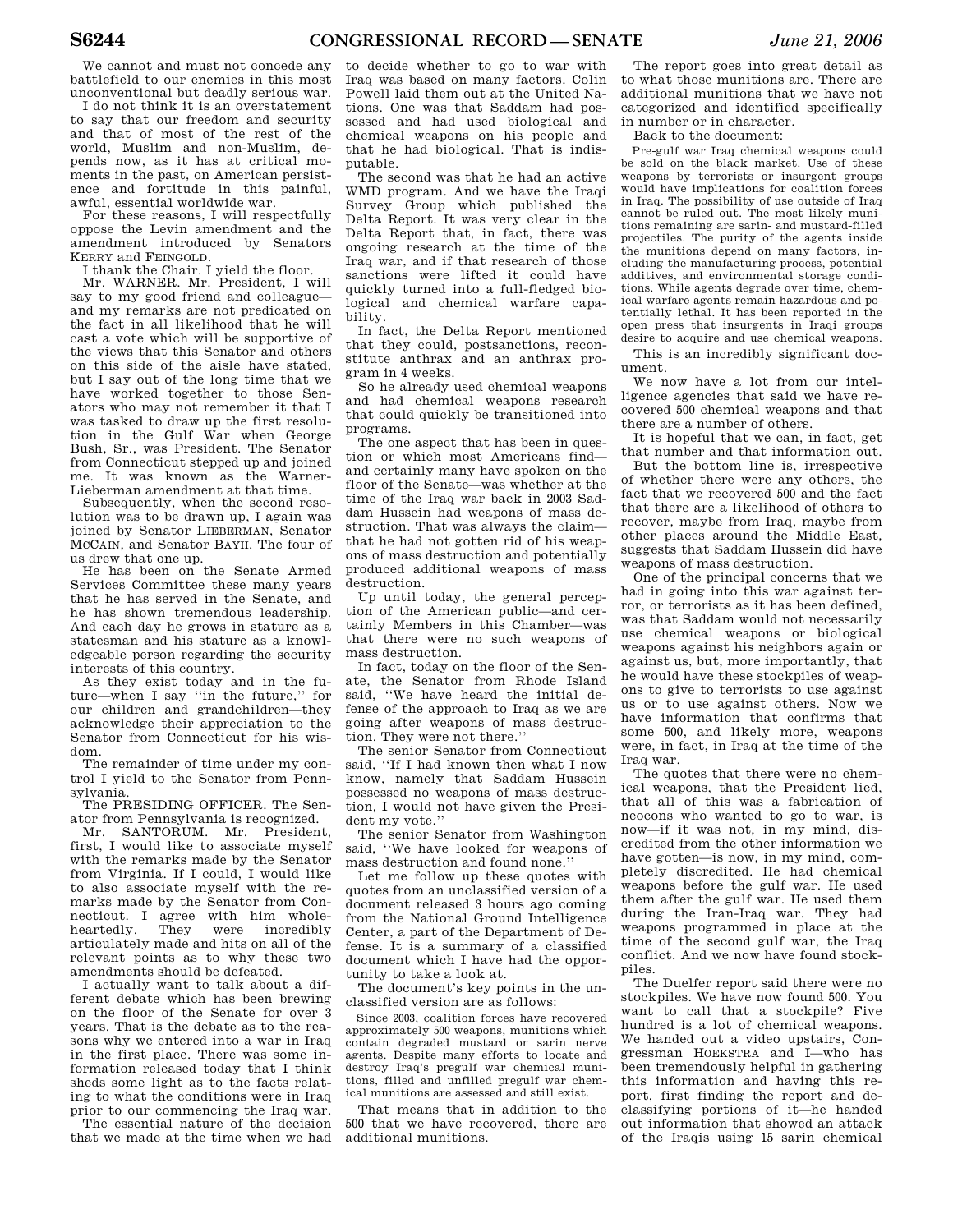We cannot and must not concede any battlefield to our enemies in this most unconventional but deadly serious war.

I do not think it is an overstatement to say that our freedom and security and that of most of the rest of the world, Muslim and non-Muslim, depends now, as it has at critical moments in the past, on American persistence and fortitude in this painful, awful, essential worldwide war.

For these reasons, I will respectfully oppose the Levin amendment and the amendment introduced by Senators KERRY and FEINGOLD.

I thank the Chair. I yield the floor.

Mr. WARNER. Mr. President, I will say to my good friend and colleague—and my remarks are not predicated on the fact in all likelihood that he will cast a vote which will be supportive of the views that this Senator and others on this side of the aisle have stated, but I say out of the long time that we have worked together to those Senators who may not remember it that I was tasked to draw up the first resolution in the Gulf War when George Bush, Sr., was President. The Senator from Connecticut stepped up and joined me. It was known as the Warner-Lieberman amendment at that time.

Subsequently, when the second resolution was to be drawn up, I again was joined by Senator LIEBERMAN, Senator MCCAIN, and Senator BAYH. The four of us drew that one up.

He has been on the Senate Armed Services Committee these many years that he has served in the Senate, and he has shown tremendous leadership. And each day he grows in stature as a statesman and his stature as a knowledgeable person regarding the security interests of this country.

As they exist today and in the future—when I say "in the future," for our children and grandchildren—they acknowledge their appreciation to the Senator from Connecticut for his wisdom.

The remainder of time under my control I yield to the Senator from Pennsylvania.

The PRESIDING OFFICER. The Senator from Pennsylvania is recognized.

Mr. SANTORUM. Mr. President, first, I would like to associate myself with the remarks made by the Senator from Virginia. If I could, I would like to also associate myself with the remarks made by the Senator from Connecticut. I agree with him wholeheartedly. They were incredibly articulately made and hits on all of the relevant points as to why these two amendments should be defeated.

I actually want to talk about a different debate which has been brewing on the floor of the Senate for over 3 years. That is the debate as to the reasons why we entered into a war in Iraq in the first place. There was some information released today that I think sheds some light as to the facts relating to what the conditions were in Iraq prior to our commencing the Iraq war.

The essential nature of the decision that we made at the time when we had to decide whether to go to war with Iraq was based on many factors. Colin Powell laid them out at the United Nations. One was that Saddam had possessed and had used biological and chemical weapons on his people and that he had biological. That is indisputable.

The second was that he had an active WMD program. And we have the Iraqi Survey Group which published the Delta Report. It was very clear in the Delta Report that, in fact, there was ongoing research at the time of the Iraq war, and if that research of those sanctions were lifted it could have quickly turned into a full-fledged biological and chemical warfare capability.

In fact, the Delta Report mentioned that they could, postsanctions, reconstitute anthrax and an anthrax program in 4 weeks.

So he already used chemical weapons and had chemical weapons research that could quickly be transitioned into programs.

The one aspect that has been in question or which most Americans find—and certainly many have spoken on the floor of the Senate—was whether at the time of the Iraq war back in 2003 Saddam Hussein had weapons of mass destruction. That was always the claim—that he had not gotten rid of his weapons of mass destruction and potentially produced additional weapons of mass destruction.

Up until today, the general perception of the American public—and certainly Members in this Chamber—was that there were no such weapons of mass destruction.

In fact, today on the floor of the Senate, the Senator from Rhode Island said, "We have heard the initial defense of the approach to Iraq as we are going after weapons of mass destruction. They were not there."

The senior Senator from Connecticut said, "If I had known then what I now know, namely that Saddam Hussein possessed no weapons of mass destruction, I would not have given the President my vote."

The senior Senator from Washington said, "We have looked for weapons of mass destruction and found none."

Let me follow up these quotes with quotes from an unclassified version of a document released 3 hours ago coming from the National Ground Intelligence Center, a part of the Department of Defense. It is a summary of a classified document which I have had the opportunity to take a look at.

The document's key points in the unclassified version are as follows:

> Since 2003, coalition forces have recovered approximately 500 weapons, munitions which contain degraded mustard or sarin nerve agents. Despite many efforts to locate and destroy Iraq's pregulf war chemical munitions, filled and unfilled pregulf war chemical munitions are assessed and still exist.

That means that in addition to the 500 that we have recovered, there are additional munitions.

The report goes into great detail as to what those munitions are. There are additional munitions that we have not categorized and identified specifically in number or in character.

Back to the document:

> Pre-gulf war Iraq chemical weapons could be sold on the black market. Use of these weapons by terrorists or insurgent groups would have implications for coalition forces in Iraq. The possibility of use outside of Iraq cannot be ruled out. The most likely munitions remaining are sarin- and mustard-filled projectiles. The purity of the agents inside the munitions depend on many factors, including the manufacturing process, potential additives, and environmental storage conditions. While agents degrade over time, chemical warfare agents remain hazardous and potentially lethal. It has been reported in the open press that insurgents in Iraqi groups desire to acquire and use chemical weapons.

This is an incredibly significant document.

We now have a lot from our intelligence agencies that said we have recovered 500 chemical weapons and that there are a number of others.

It is hopeful that we can, in fact, get that number and that information out.

But the bottom line is, irrespective of whether there were any others, the fact that we recovered 500 and the fact that there are a likelihood of others to recover, maybe from Iraq, maybe from other places around the Middle East, suggests that Saddam Hussein did have weapons of mass destruction.

One of the principal concerns that we had in going into this war against terror, or terrorists as it has been defined, was that Saddam would not necessarily use chemical weapons or biological weapons against his neighbors again or against us, but, more importantly, that he would have these stockpiles of weapons to give to terrorists to use against us or to use against others. Now we have information that confirms that some 500, and likely more, weapons were, in fact, in Iraq at the time of the Iraq war.

The quotes that there were no chemical weapons, that the President lied, that all of this was a fabrication of neocons who wanted to go to war, is now—if it was not, in my mind, discredited from the other information we have gotten—is now, in my mind, completely discredited. He had chemical weapons before the gulf war. He used them after the gulf war. He used them during the Iran-Iraq war. They had weapons programmed in place at the time of the second gulf war, the Iraq conflict. And we now have found stockpiles.

The Duelfer report said there were no stockpiles. We have now found 500. You want to call that a stockpile? Five hundred is a lot of chemical weapons. We handed out a video upstairs, Congressman HOEKSTRA and I—who has been tremendously helpful in gathering this information and having this report, first finding the report and declassifying portions of it—he handed out information that showed an attack of the Iraqis using 15 sarin chemical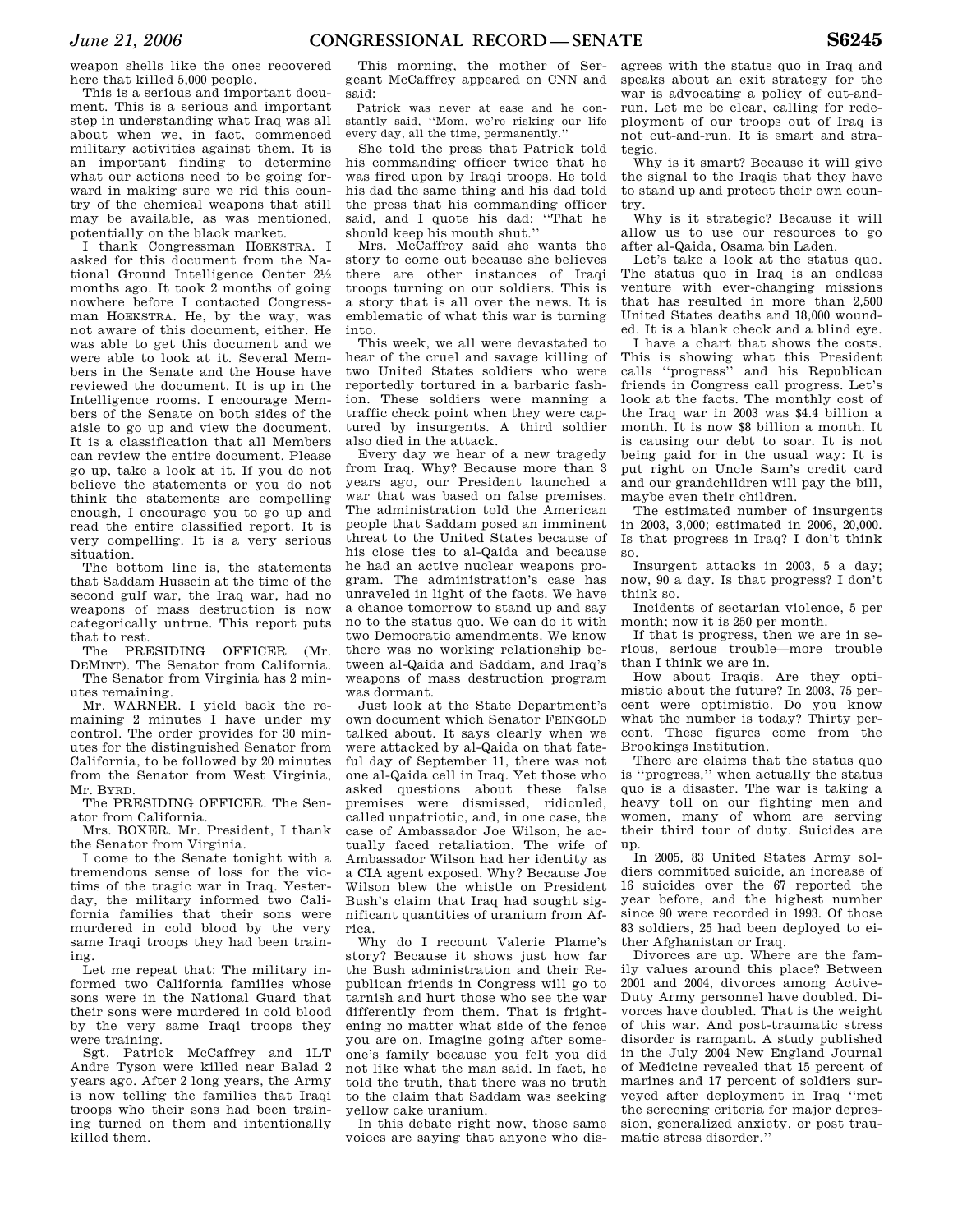weapon shells like the ones recovered here that killed 5,000 people.

This is a serious and important document. This is a serious and important step in understanding what Iraq was all about when we, in fact, commenced military activities against them. It is an important finding to determine what our actions need to be going forward in making sure we rid this country of the chemical weapons that still may be available, as was mentioned, potentially on the black market.

I thank Congressman HOEKSTRA. I asked for this document from the National Ground Intelligence Center 2½ months ago. It took 2 months of going nowhere before I contacted Congressman HOEKSTRA. He, by the way, was not aware of this document, either. He was able to get this document and we were able to look at it. Several Members in the Senate and the House have reviewed the document. It is up in the Intelligence rooms. I encourage Members of the Senate on both sides of the aisle to go up and view the document. It is a classification that all Members can review the entire document. Please go up, take a look at it. If you do not believe the statements or you do not think the statements are compelling enough, I encourage you to go up and read the entire classified report. It is very compelling. It is a very serious situation.

The bottom line is, the statements that Saddam Hussein at the time of the second gulf war, the Iraq war, had no weapons of mass destruction is now categorically untrue. This report puts that to rest.

The PRESIDING OFFICER (Mr. DEMINT). The Senator from California.

The Senator from Virginia has 2 minutes remaining.

Mr. WARNER. I yield back the remaining 2 minutes I have under my control. The order provides for 30 minutes for the distinguished Senator from California, to be followed by 20 minutes from the Senator from West Virginia, Mr. BYRD.

The PRESIDING OFFICER. The Senator from California.

Mrs. BOXER. Mr. President, I thank the Senator from Virginia.

I come to the Senate tonight with a tremendous sense of loss for the victims of the tragic war in Iraq. Yesterday, the military informed two California families that their sons were murdered in cold blood by the very same Iraqi troops they had been training.

Let me repeat that: The military informed two California families whose sons were in the National Guard that their sons were murdered in cold blood by the very same Iraqi troops they were training.

Sgt. Patrick McCaffrey and 1LT Andre Tyson were killed near Balad 2 years ago. After 2 long years, the Army is now telling the families that Iraqi troops who their sons had been training turned on them and intentionally killed them.

This morning, the mother of Sergeant McCaffrey appeared on CNN and said:

> Patrick was never at ease and he constantly said, "Mom, we're risking our life every day, all the time, permanently."

She told the press that Patrick told his commanding officer twice that he was fired upon by Iraqi troops. He told his dad the same thing and his dad told the press that his commanding officer said, and I quote his dad: "That he should keep his mouth shut."

Mrs. McCaffrey said she wants the story to come out because she believes there are other instances of Iraqi troops turning on our soldiers. This is a story that is all over the news. It is emblematic of what this war is turning into.

This week, we all were devastated to hear of the cruel and savage killing of two United States soldiers who were reportedly tortured in a barbaric fashion. These soldiers were manning a traffic check point when they were captured by insurgents. A third soldier also died in the attack.

Every day we hear of a new tragedy from Iraq. Why? Because more than 3 years ago, our President launched a war that was based on false premises. The administration told the American people that Saddam posed an imminent threat to the United States because of his close ties to al-Qaida and because he had an active nuclear weapons program. The administration's case has unraveled in light of the facts. We have a chance tomorrow to stand up and say no to the status quo. We can do it with two Democratic amendments. We know there was no working relationship between al-Qaida and Saddam, and Iraq's weapons of mass destruction program was dormant.

Just look at the State Department's own document which Senator FEINGOLD talked about. It says clearly when we were attacked by al-Qaida on that fateful day of September 11, there was not one al-Qaida cell in Iraq. Yet those who asked questions about these false premises were dismissed, ridiculed, called unpatriotic, and, in one case, the case of Ambassador Joe Wilson, he actually faced retaliation. The wife of Ambassador Wilson had her identity as a CIA agent exposed. Why? Because Joe Wilson blew the whistle on President Bush's claim that Iraq had sought significant quantities of uranium from Africa.

Why do I recount Valerie Plame's story? Because it shows just how far the Bush administration and their Republican friends in Congress will go to tarnish and hurt those who see the war differently from them. That is frightening no matter what side of the fence you are on. Imagine going after someone's family because you felt you did not like what the man said. In fact, he told the truth, that there was no truth to the claim that Saddam was seeking yellow cake uranium.

In this debate right now, those same voices are saying that anyone who disagrees with the status quo in Iraq and speaks about an exit strategy for the war is advocating a policy of cut-and-run. Let me be clear, calling for redeployment of our troops out of Iraq is not cut-and-run. It is smart and strategic.

Why is it smart? Because it will give the signal to the Iraqis that they have to stand up and protect their own country.

Why is it strategic? Because it will allow us to use our resources to go after al-Qaida, Osama bin Laden.

Let's take a look at the status quo. The status quo in Iraq is an endless venture with ever-changing missions that has resulted in more than 2,500 United States deaths and 18,000 wounded. It is a blank check and a blind eye.

I have a chart that shows the costs. This is showing what this President calls "progress" and his Republican friends in Congress call progress. Let's look at the facts. The monthly cost of the Iraq war in 2003 was $4.4 billion a month. It is now $8 billion a month. It is causing our debt to soar. It is not being paid for in the usual way: It is put right on Uncle Sam's credit card and our grandchildren will pay the bill, maybe even their children.

The estimated number of insurgents in 2003, 3,000; estimated in 2006, 20,000. Is that progress in Iraq? I don't think so.

Insurgent attacks in 2003, 5 a day; now, 90 a day. Is that progress? I don't think so.

Incidents of sectarian violence, 5 per month; now it is 250 per month.

If that is progress, then we are in serious, serious trouble—more trouble than I think we are in.

How about Iraqis. Are they optimistic about the future? In 2003, 75 percent were optimistic. Do you know what the number is today? Thirty percent. These figures come from the Brookings Institution.

There are claims that the status quo is "progress," when actually the status quo is a disaster. The war is taking a heavy toll on our fighting men and women, many of whom are serving their third tour of duty. Suicides are up.

In 2005, 83 United States Army soldiers committed suicide, an increase of 16 suicides over the 67 reported the year before, and the highest number since 90 were recorded in 1993. Of those 83 soldiers, 25 had been deployed to either Afghanistan or Iraq.

Divorces are up. Where are the family values around this place? Between 2001 and 2004, divorces among Active-Duty Army personnel have doubled. Divorces have doubled. That is the weight of this war. And post-traumatic stress disorder is rampant. A study published in the July 2004 New England Journal of Medicine revealed that 15 percent of marines and 17 percent of soldiers surveyed after deployment in Iraq "met the screening criteria for major depression, generalized anxiety, or post traumatic stress disorder."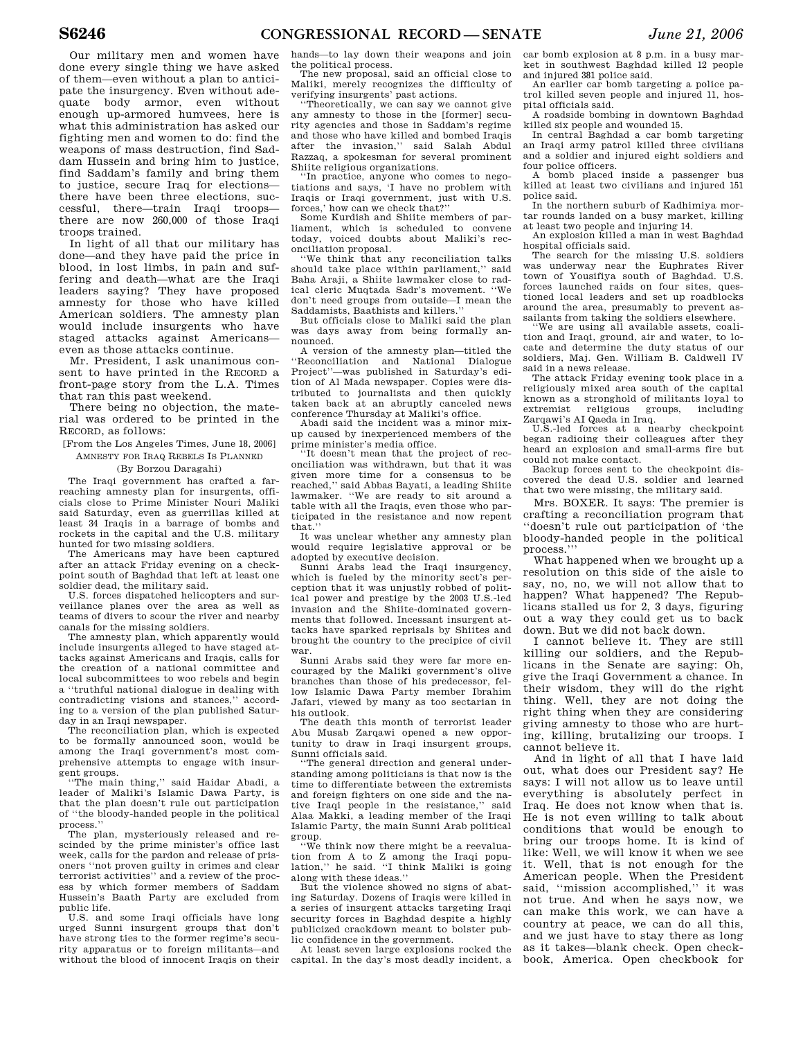Our military men and women have done every single thing we have asked of them—even without a plan to anticipate the insurgency. Even without adequate body armor, even without enough up-armored humvees, here is what this administration has asked our fighting men and women to do: find the weapons of mass destruction, find Saddam Hussein and bring him to justice, find Saddam's family and bring them to justice, secure Iraq for elections—there have been three elections, successful, there—train Iraqi troops—there are now 260,000 of those Iraqi troops trained.

In light of all that our military has done—and they have paid the price in blood, in lost limbs, in pain and suffering and death—what are the Iraqi leaders saying? They have proposed amnesty for those who have killed American soldiers. The amnesty plan would include insurgents who have staged attacks against Americans—even as those attacks continue.

Mr. President, I ask unanimous consent to have printed in the RECORD a front-page story from the L.A. Times that ran this past weekend.

There being no objection, the material was ordered to be printed in the RECORD, as follows:

[From the Los Angeles Times, June 18, 2006]

AMNESTY FOR IRAQ REBELS IS PLANNED

(By Borzou Daragahi)

The Iraqi government has crafted a far-reaching amnesty plan for insurgents, officials close to Prime Minister Nouri Maliki said Saturday, even as guerrillas killed at least 34 Iraqis in a barrage of bombs and rockets in the capital and the U.S. military hunted for two missing soldiers.

The Americans may have been captured after an attack Friday evening on a checkpoint south of Baghdad that left at least one soldier dead, the military said.

U.S. forces dispatched helicopters and surveillance planes over the area as well as teams of divers to scour the river and nearby canals for the missing soldiers.

The amnesty plan, which apparently would include insurgents alleged to have staged attacks against Americans and Iraqis, calls for the creation of a national committee and local subcommittees to woo rebels and begin a "truthful national dialogue in dealing with contradicting visions and stances," according to a version of the plan published Saturday in an Iraqi newspaper.

The reconciliation plan, which is expected to be formally announced soon, would be among the Iraqi government's most comprehensive attempts to engage with insurgent groups.

"The main thing," said Haidar Abadi, a leader of Maliki's Islamic Dawa Party, is that the plan doesn't rule out participation of "the bloody-handed people in the political process."

The plan, mysteriously released and rescinded by the prime minister's office last week, calls for the pardon and release of prisoners "not proven guilty in crimes and clear terrorist activities" and a review of the process by which former members of Saddam Hussein's Baath Party are excluded from public life.

U.S. and some Iraqi officials have long urged Sunni insurgent groups that don't have strong ties to the former regime's security apparatus or to foreign militants—and without the blood of innocent Iraqis on their hands—to lay down their weapons and join the political process.

The new proposal, said an official close to Maliki, merely recognizes the difficulty of verifying insurgents' past actions.

"Theoretically, we can say we cannot give any amnesty to those in the [former] security agencies and those in Saddam's regime and those who have killed and bombed Iraqis after the invasion," said Salah Abdul Razzaq, a spokesman for several prominent Shiite religious organizations.

"In practice, anyone who comes to negotiations and says, 'I have no problem with Iraqis or Iraqi government, just with U.S. forces,' how can we check that?"

Some Kurdish and Shiite members of parliament, which is scheduled to convene today, voiced doubts about Maliki's reconciliation proposal.

"We think that any reconciliation talks should take place within parliament," said Baha Araji, a Shiite lawmaker close to radical cleric Muqtada Sadr's movement. "We don't need groups from outside—I mean the Saddamists, Baathists and killers."

But officials close to Maliki said the plan was days away from being formally announced.

A version of the amnesty plan—titled the "Reconciliation and National Dialogue Project"—was published in Saturday's edition of Al Mada newspaper. Copies were distributed to journalists and then quickly taken back at an abruptly canceled news conference Thursday at Maliki's office.

Abadi said the incident was a minor mixup caused by inexperienced members of the prime minister's media office.

"It doesn't mean that the project of reconciliation was withdrawn, but that it was given more time for a consensus to be reached," said Abbas Bayati, a leading Shiite lawmaker. "We are ready to sit around a table with all the Iraqis, even those who participated in the resistance and now repent that."

It was unclear whether any amnesty plan would require legislative approval or be adopted by executive decision.

Sunni Arabs lead the Iraqi insurgency, which is fueled by the minority sect's perception that it was unjustly robbed of political power and prestige by the 2003 U.S.-led invasion and the Shiite-dominated governments that followed. Incessant insurgent attacks have sparked reprisals by Shiites and brought the country to the precipice of civil war.

Sunni Arabs said they were far more encouraged by the Maliki government's olive branches than those of his predecessor, fellow Islamic Dawa Party member Ibrahim Jafari, viewed by many as too sectarian in his outlook.

The death this month of terrorist leader Abu Musab Zarqawi opened a new opportunity to draw in Iraqi insurgent groups, Sunni officials said.

"The general direction and general understanding among politicians is that now is the time to differentiate between the extremists and foreign fighters on one side and the native Iraqi people in the resistance," said Alaa Makki, a leading member of the Iraqi Islamic Party, the main Sunni Arab political group.

"We think now there might be a reevaluation from A to Z among the Iraqi population," he said. "I think Maliki is going along with these ideas."

But the violence showed no signs of abating Saturday. Dozens of Iraqis were killed in a series of insurgent attacks targeting Iraqi security forces in Baghdad despite a highly publicized crackdown meant to bolster public confidence in the government.

At least seven large explosions rocked the capital. In the day's most deadly incident, a car bomb explosion at 8 p.m. in a busy market in southwest Baghdad killed 12 people and injured 381 police said.

An earlier car bomb targeting a police patrol killed seven people and injured 11, hospital officials said.

A roadside bombing in downtown Baghdad killed six people and wounded 15.

In central Baghdad a car bomb targeting an Iraqi army patrol killed three civilians and a soldier and injured eight soldiers and four police officers.

A bomb placed inside a passenger bus killed at least two civilians and injured 151 police said.

In the northern suburb of Kadhimiya mortar rounds landed on a busy market, killing at least two people and injuring 14.

An explosion killed a man in west Baghdad hospital officials said.

The search for the missing U.S. soldiers was underway near the Euphrates River town of Yousifiya south of Baghdad. U.S. forces launched raids on four sites, questioned local leaders and set up roadblocks around the area, presumably to prevent assailants from taking the soldiers elsewhere.

"We are using all available assets, coalition and Iraqi, ground, air and water, to locate and determine the duty status of our soldiers, Maj. Gen. William B. Caldwell IV said in a news release.

The attack Friday evening took place in a religiously mixed area south of the capital known as a stronghold of militants loyal to extremist religious groups, including Zarqawi's Al Qaeda in Iraq.

U.S.-led forces at a nearby checkpoint began radioing their colleagues after they heard an explosion and small-arms fire but could not make contact.

Backup forces sent to the checkpoint discovered the dead U.S. soldier and learned that two were missing, the military said.

Mrs. BOXER. It says: The premier is crafting a reconciliation program that "doesn't rule out participation of 'the bloody-handed people in the political process.'"

What happened when we brought up a resolution on this side of the aisle to say, no, no, we will not allow that to happen? What happened? The Republicans stalled us for 2, 3 days, figuring out a way they could get us to back down. But we did not back down.

I cannot believe it. They are still killing our soldiers, and the Republicans in the Senate are saying: Oh, give the Iraqi Government a chance. In their wisdom, they will do the right thing. Well, they are not doing the right thing when they are considering giving amnesty to those who are hurting, killing, brutalizing our troops. I cannot believe it.

And in light of all that I have laid out, what does our President say? He says: I will not allow us to leave until everything is absolutely perfect in Iraq. He does not know when that is. He is not even willing to talk about conditions that would be enough to bring our troops home. It is kind of like: Well, we will know it when we see it. Well, that is not enough for the American people. When the President said, "mission accomplished," it was not true. And when he says now, we can make this work, we can have a country at peace, we can do all this, and we just have to stay there as long as it takes—blank check. Open checkbook, America. Open checkbook for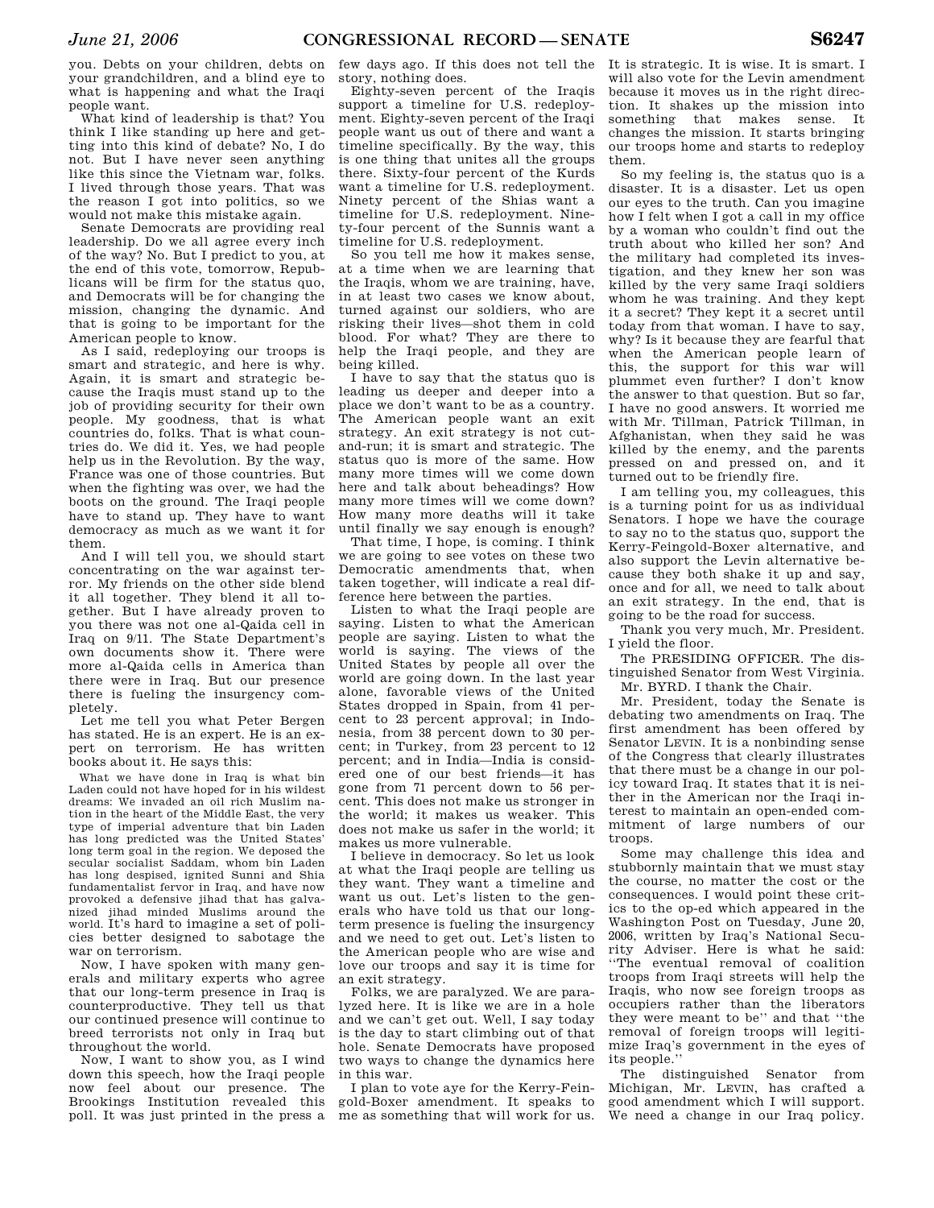you. Debts on your children, debts on your grandchildren, and a blind eye to what is happening and what the Iraqi people want.

What kind of leadership is that? You think I like standing up here and getting into this kind of debate? No, I do not. But I have never seen anything like this since the Vietnam war, folks. I lived through those years. That was the reason I got into politics, so we would not make this mistake again.

Senate Democrats are providing real leadership. Do we all agree every inch of the way? No. But I predict to you, at the end of this vote, tomorrow, Republicans will be firm for the status quo, and Democrats will be for changing the mission, changing the dynamic. And that is going to be important for the American people to know.

As I said, redeploying our troops is smart and strategic, and here is why. Again, it is smart and strategic because the Iraqis must stand up to the job of providing security for their own people. My goodness, that is what countries do, folks. That is what countries do. We did it. Yes, we had people help us in the Revolution. By the way, France was one of those countries. But when the fighting was over, we had the boots on the ground. The Iraqi people have to stand up. They have to want democracy as much as we want it for them.

And I will tell you, we should start concentrating on the war against terror. My friends on the other side blend it all together. They blend it all together. But I have already proven to you there was not one al-Qaida cell in Iraq on 9/11. The State Department's own documents show it. There were more al-Qaida cells in America than there were in Iraq. But our presence there is fueling the insurgency completely.

Let me tell you what Peter Bergen has stated. He is an expert. He is an expert on terrorism. He has written books about it. He says this:

> What we have done in Iraq is what bin Laden could not have hoped for in his wildest dreams: We invaded an oil rich Muslim nation in the heart of the Middle East, the very type of imperial adventure that bin Laden has long predicted was the United States' long term goal in the region. We deposed the secular socialist Saddam, whom bin Laden has long despised, ignited Sunni and Shia fundamentalist fervor in Iraq, and have now provoked a defensive jihad that has galvanized jihad minded Muslims around the world. It's hard to imagine a set of policies better designed to sabotage the war on terrorism.

Now, I have spoken with many generals and military experts who agree that our long-term presence in Iraq is counterproductive. They tell us that our continued presence will continue to breed terrorists not only in Iraq but throughout the world.

Now, I want to show you, as I wind down this speech, how the Iraqi people now feel about our presence. The Brookings Institution revealed this poll. It was just printed in the press a few days ago. If this does not tell the story, nothing does.

Eighty-seven percent of the Iraqis support a timeline for U.S. redeployment. Eighty-seven percent of the Iraqi people want us out of there and want a timeline specifically. By the way, this is one thing that unites all the groups there. Sixty-four percent of the Kurds want a timeline for U.S. redeployment. Ninety percent of the Shias want a timeline for U.S. redeployment. Ninety-four percent of the Sunnis want a timeline for U.S. redeployment.

So you tell me how it makes sense, at a time when we are learning that the Iraqis, whom we are training, have, in at least two cases we know about, turned against our soldiers, who are risking their lives—shot them in cold blood. For what? They are there to help the Iraqi people, and they are being killed.

I have to say that the status quo is leading us deeper and deeper into a place we don't want to be as a country. The American people want an exit strategy. An exit strategy is not cut-and-run; it is smart and strategic. The status quo is more of the same. How many more times will we come down here and talk about beheadings? How many more times will we come down? How many more deaths will it take until finally we say enough is enough?

That time, I hope, is coming. I think we are going to see votes on these two Democratic amendments that, when taken together, will indicate a real difference here between the parties.

Listen to what the Iraqi people are saying. Listen to what the American people are saying. Listen to what the world is saying. The views of the United States by people all over the world are going down. In the last year alone, favorable views of the United States dropped in Spain, from 41 percent to 23 percent approval; in Indonesia, from 38 percent down to 30 percent; in Turkey, from 23 percent to 12 percent; and in India—India is considered one of our best friends—it has gone from 71 percent down to 56 percent. This does not make us stronger in the world; it makes us weaker. This does not make us safer in the world; it makes us more vulnerable.

I believe in democracy. So let us look at what the Iraqi people are telling us they want. They want a timeline and want us out. Let's listen to the generals who have told us that our long-term presence is fueling the insurgency and we need to get out. Let's listen to the American people who are wise and love our troops and say it is time for an exit strategy.

Folks, we are paralyzed. We are paralyzed here. It is like we are in a hole and we can't get out. Well, I say today is the day to start climbing out of that hole. Senate Democrats have proposed two ways to change the dynamics here in this war.

I plan to vote aye for the Kerry-Feingold-Boxer amendment. It speaks to me as something that will work for us. It is strategic. It is wise. It is smart. I will also vote for the Levin amendment because it moves us in the right direction. It shakes up the mission into something that makes sense. It changes the mission. It starts bringing our troops home and starts to redeploy them.

So my feeling is, the status quo is a disaster. It is a disaster. Let us open our eyes to the truth. Can you imagine how I felt when I got a call in my office by a woman who couldn't find out the truth about who killed her son? And the military had completed its investigation, and they knew her son was killed by the very same Iraqi soldiers whom he was training. And they kept it a secret? They kept it a secret until today from that woman. I have to say, why? Is it because they are fearful that when the American people learn of this, the support for this war will plummet even further? I don't know the answer to that question. But so far, I have no good answers. It worried me with Mr. Tillman, Patrick Tillman, in Afghanistan, when they said he was killed by the enemy, and the parents pressed on and pressed on, and it turned out to be friendly fire.

I am telling you, my colleagues, this is a turning point for us as individual Senators. I hope we have the courage to say no to the status quo, support the Kerry-Feingold-Boxer alternative, and also support the Levin alternative because they both shake it up and say, once and for all, we need to talk about an exit strategy. In the end, that is going to be the road for success.

Thank you very much, Mr. President. I yield the floor.

The PRESIDING OFFICER. The distinguished Senator from West Virginia.

Mr. BYRD. I thank the Chair.

Mr. President, today the Senate is debating two amendments on Iraq. The first amendment has been offered by Senator LEVIN. It is a nonbinding sense of the Congress that clearly illustrates that there must be a change in our policy toward Iraq. It states that it is neither in the American nor the Iraqi interest to maintain an open-ended commitment of large numbers of our troops.

Some may challenge this idea and stubbornly maintain that we must stay the course, no matter the cost or the consequences. I would point these critics to the op-ed which appeared in the Washington Post on Tuesday, June 20, 2006, written by Iraq's National Security Adviser. Here is what he said: "The eventual removal of coalition troops from Iraqi streets will help the Iraqis, who now see foreign troops as occupiers rather than the liberators they were meant to be" and that "the removal of foreign troops will legitimize Iraq's government in the eyes of its people."

The distinguished Senator from Michigan, Mr. LEVIN, has crafted a good amendment which I will support. We need a change in our Iraq policy.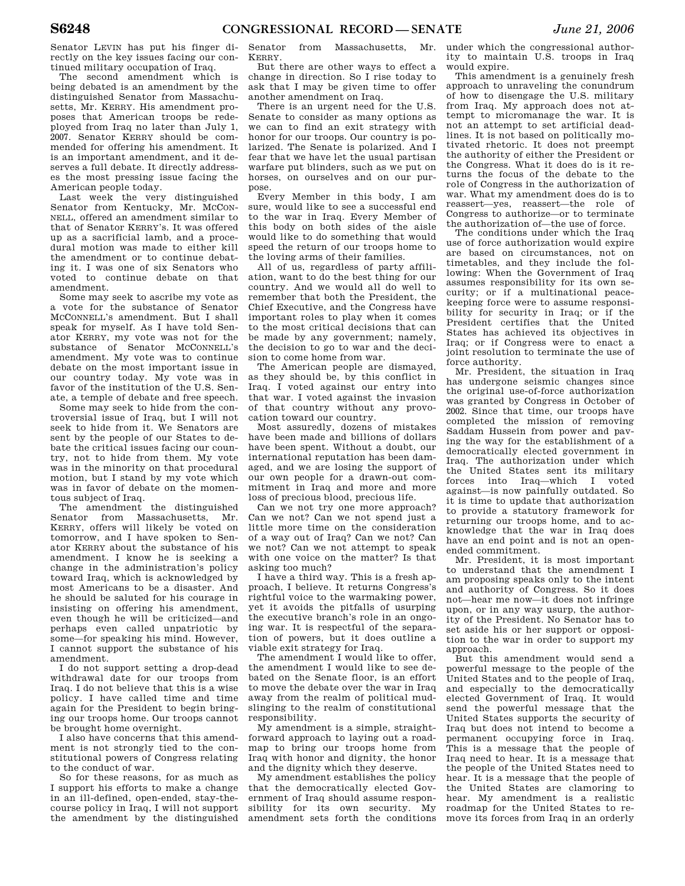Senator LEVIN has put his finger directly on the key issues facing our continued military occupation of Iraq.

The second amendment which is being debated is an amendment by the distinguished Senator from Massachusetts, Mr. KERRY. His amendment proposes that American troops be redeployed from Iraq no later than July 1, 2007. Senator KERRY should be commended for offering his amendment. It is an important amendment, and it deserves a full debate. It directly addresses the most pressing issue facing the American people today.

Last week the very distinguished Senator from Kentucky, Mr. MCCONNELL, offered an amendment similar to that of Senator KERRY's. It was offered up as a sacrificial lamb, and a procedural motion was made to either kill the amendment or to continue debating it. I was one of six Senators who voted to continue debate on that amendment.

Some may seek to ascribe my vote as a vote for the substance of Senator MCCONNELL's amendment. But I shall speak for myself. As I have told Senator KERRY, my vote was not for the substance of Senator MCCONNELL's amendment. My vote was to continue debate on the most important issue in our country today. My vote was in favor of the institution of the U.S. Senate, a temple of debate and free speech.

Some may seek to hide from the controversial issue of Iraq, but I will not seek to hide from it. We Senators are sent by the people of our States to debate the critical issues facing our country, not to hide from them. My vote was in the minority on that procedural motion, but I stand by my vote which was in favor of debate on the momentous subject of Iraq.

The amendment the distinguished Senator from Massachusetts, Mr. KERRY, offers will likely be voted on tomorrow, and I have spoken to Senator KERRY about the substance of his amendment. I know he is seeking a change in the administration's policy toward Iraq, which is acknowledged by most Americans to be a disaster. And he should be saluted for his courage in insisting on offering his amendment, even though he will be criticized—and perhaps even called unpatriotic by some—for speaking his mind. However, I cannot support the substance of his amendment.

I do not support setting a drop-dead withdrawal date for our troops from Iraq. I do not believe that this is a wise policy. I have called time and time again for the President to begin bringing our troops home. Our troops cannot be brought home overnight.

I also have concerns that this amendment is not strongly tied to the constitutional powers of Congress relating to the conduct of war.

So for these reasons, for as much as I support his efforts to make a change in an ill-defined, open-ended, stay-the-course policy in Iraq, I will not support the amendment by the distinguished Senator from Massachusetts, Mr. KERRY.

But there are other ways to effect a change in direction. So I rise today to ask that I may be given time to offer another amendment on Iraq.

There is an urgent need for the U.S. Senate to consider as many options as we can to find an exit strategy with honor for our troops. Our country is polarized. The Senate is polarized. And I fear that we have let the usual partisan warfare put blinders, such as we put on horses, on ourselves and on our purpose.

Every Member in this body, I am sure, would like to see a successful end to the war in Iraq. Every Member of this body on both sides of the aisle would like to do something that would speed the return of our troops home to the loving arms of their families.

All of us, regardless of party affiliation, want to do the best thing for our country. And we would all do well to remember that both the President, the Chief Executive, and the Congress have important roles to play when it comes to the most critical decisions that can be made by any government; namely, the decision to go to war and the decision to come home from war.

The American people are dismayed, as they should be, by this conflict in Iraq. I voted against our entry into that war. I voted against the invasion of that country without any provocation toward our country.

Most assuredly, dozens of mistakes have been made and billions of dollars have been spent. Without a doubt, our international reputation has been damaged, and we are losing the support of our own people for a drawn-out commitment in Iraq and more and more loss of precious blood, precious life.

Can we not try one more approach? Can we not? Can we not spend just a little more time on the consideration of a way out of Iraq? Can we not? Can we not? Can we not attempt to speak with one voice on the matter? Is that asking too much?

I have a third way. This is a fresh approach, I believe. It returns Congress's rightful voice to the warmaking power, yet it avoids the pitfalls of usurping the executive branch's role in an ongoing war. It is respectful of the separation of powers, but it does outline a viable exit strategy for Iraq.

The amendment I would like to offer, the amendment I would like to see debated on the Senate floor, is an effort to move the debate over the war in Iraq away from the realm of political mudslinging to the realm of constitutional responsibility.

My amendment is a simple, straightforward approach to laying out a roadmap to bring our troops home from Iraq with honor and dignity, the honor and the dignity which they deserve.

My amendment establishes the policy that the democratically elected Government of Iraq should assume responsibility for its own security. My amendment sets forth the conditions under which the congressional authority to maintain U.S. troops in Iraq would expire.

This amendment is a genuinely fresh approach to unraveling the conundrum of how to disengage the U.S. military from Iraq. My approach does not attempt to micromanage the war. It is not an attempt to set artificial deadlines. It is not based on politically motivated rhetoric. It does not preempt the authority of either the President or the Congress. What it does do is it returns the focus of the debate to the role of Congress in the authorization of war. What my amendment does do is to reassert—yes, reassert—the role of Congress to authorize—or to terminate the authorization of—the use of force.

The conditions under which the Iraq use of force authorization would expire are based on circumstances, not on timetables, and they include the following: When the Government of Iraq assumes responsibility for its own security; or if a multinational peacekeeping force were to assume responsibility for security in Iraq; or if the President certifies that the United States has achieved its objectives in Iraq; or if Congress were to enact a joint resolution to terminate the use of force authority.

Mr. President, the situation in Iraq has undergone seismic changes since the original use-of-force authorization was granted by Congress in October of 2002. Since that time, our troops have completed the mission of removing Saddam Hussein from power and paving the way for the establishment of a democratically elected government in Iraq. The authorization under which the United States sent its military forces into Iraq—which I voted against—is now painfully outdated. So it is time to update that authorization to provide a statutory framework for returning our troops home, and to acknowledge that the war in Iraq does have an end point and is not an open-ended commitment.

Mr. President, it is most important to understand that the amendment I am proposing speaks only to the intent and authority of Congress. So it does not—hear me now—it does not infringe upon, or in any way usurp, the authority of the President. No Senator has to set aside his or her support or opposition to the war in order to support my approach.

But this amendment would send a powerful message to the people of the United States and to the people of Iraq, and especially to the democratically elected Government of Iraq. It would send the powerful message that the United States supports the security of Iraq but does not intend to become a permanent occupying force in Iraq. This is a message that the people of Iraq need to hear. It is a message that the people of the United States need to hear. It is a message that the people of the United States are clamoring to hear. My amendment is a realistic roadmap for the United States to remove its forces from Iraq in an orderly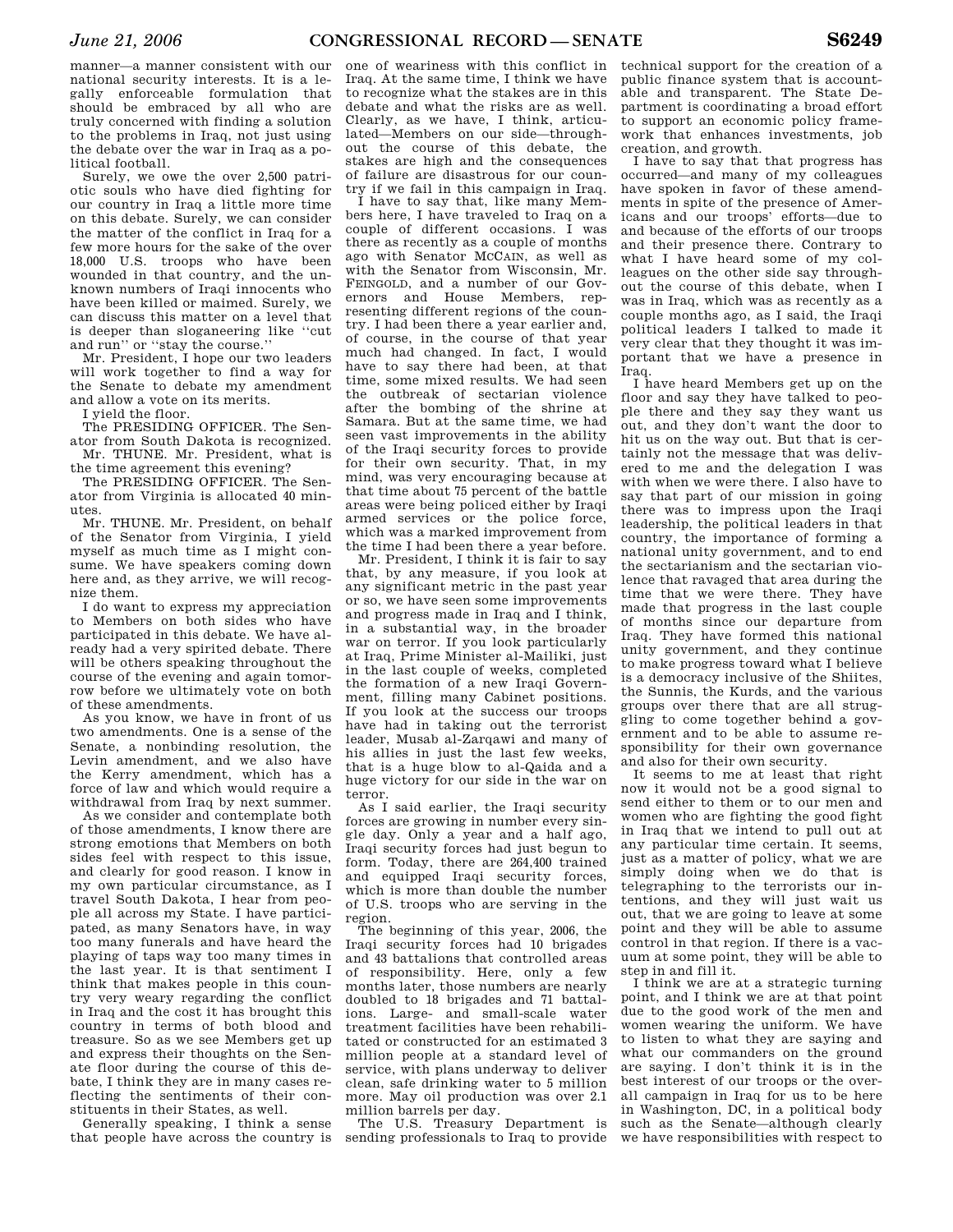manner—a manner consistent with our national security interests. It is a legally enforceable formulation that should be embraced by all who are truly concerned with finding a solution to the problems in Iraq, not just using the debate over the war in Iraq as a political football.

Surely, we owe the over 2,500 patriotic souls who have died fighting for our country in Iraq a little more time on this debate. Surely, we can consider the matter of the conflict in Iraq for a few more hours for the sake of the over 18,000 U.S. troops who have been wounded in that country, and the unknown numbers of Iraqi innocents who have been killed or maimed. Surely, we can discuss this matter on a level that is deeper than sloganeering like ''cut and run'' or ''stay the course.''

Mr. President, I hope our two leaders will work together to find a way for the Senate to debate my amendment and allow a vote on its merits.

I yield the floor.

The PRESIDING OFFICER. The Senator from South Dakota is recognized.

Mr. THUNE. Mr. President, what is the time agreement this evening?

The PRESIDING OFFICER. The Senator from Virginia is allocated 40 minutes.

Mr. THUNE. Mr. President, on behalf of the Senator from Virginia, I yield myself as much time as I might consume. We have speakers coming down here and, as they arrive, we will recognize them.

I do want to express my appreciation to Members on both sides who have participated in this debate. We have already had a very spirited debate. There will be others speaking throughout the course of the evening and again tomorrow before we ultimately vote on both of these amendments.

As you know, we have in front of us two amendments. One is a sense of the Senate, a nonbinding resolution, the Levin amendment, and we also have the Kerry amendment, which has a force of law and which would require a withdrawal from Iraq by next summer.

As we consider and contemplate both of those amendments, I know there are strong emotions that Members on both sides feel with respect to this issue, and clearly for good reason. I know in my own particular circumstance, as I travel South Dakota, I hear from people all across my State. I have participated, as many Senators have, in way too many funerals and have heard the playing of taps way too many times in the last year. It is that sentiment I think that makes people in this country very weary regarding the conflict in Iraq and the cost it has brought this country in terms of both blood and treasure. So as we see Members get up and express their thoughts on the Senate floor during the course of this debate, I think they are in many cases reflecting the sentiments of their constituents in their States, as well.

Generally speaking, I think a sense that people have across the country is one of weariness with this conflict in Iraq. At the same time, I think we have to recognize what the stakes are in this debate and what the risks are as well. Clearly, as we have, I think, articulated—Members on our side—throughout the course of this debate, the stakes are high and the consequences of failure are disastrous for our country if we fail in this campaign in Iraq.

I have to say that, like many Members here, I have traveled to Iraq on a couple of different occasions. I was there as recently as a couple of months ago with Senator MCCAIN, as well as with the Senator from Wisconsin, Mr. FEINGOLD, and a number of our Governors and House Members, representing different regions of the country. I had been there a year earlier and, of course, in the course of that year much had changed. In fact, I would have to say there had been, at that time, some mixed results. We had seen the outbreak of sectarian violence after the bombing of the shrine at Samara. But at the same time, we had seen vast improvements in the ability of the Iraqi security forces to provide for their own security. That, in my mind, was very encouraging because at that time about 75 percent of the battle areas were being policed either by Iraqi armed services or the police force, which was a marked improvement from the time I had been there a year before.

Mr. President, I think it is fair to say that, by any measure, if you look at any significant metric in the past year or so, we have seen some improvements and progress made in Iraq and I think, in a substantial way, in the broader war on terror. If you look particularly at Iraq, Prime Minister al-Mailiki, just in the last couple of weeks, completed the formation of a new Iraqi Government, filling many Cabinet positions. If you look at the success our troops have had in taking out the terrorist leader, Musab al-Zarqawi and many of his allies in just the last few weeks, that is a huge blow to al-Qaida and a huge victory for our side in the war on terror.

As I said earlier, the Iraqi security forces are growing in number every single day. Only a year and a half ago, Iraqi security forces had just begun to form. Today, there are 264,400 trained and equipped Iraqi security forces, which is more than double the number of U.S. troops who are serving in the region.

The beginning of this year, 2006, the Iraqi security forces had 10 brigades and 43 battalions that controlled areas of responsibility. Here, only a few months later, those numbers are nearly doubled to 18 brigades and 71 battalions. Large- and small-scale water treatment facilities have been rehabilitated or constructed for an estimated 3 million people at a standard level of service, with plans underway to deliver clean, safe drinking water to 5 million more. May oil production was over 2.1 million barrels per day.

The U.S. Treasury Department is sending professionals to Iraq to provide technical support for the creation of a public finance system that is accountable and transparent. The State Department is coordinating a broad effort to support an economic policy framework that enhances investments, job creation, and growth.

I have to say that that progress has occurred—and many of my colleagues have spoken in favor of these amendments in spite of the presence of Americans and our troops' efforts—due to and because of the efforts of our troops and their presence there. Contrary to what I have heard some of my colleagues on the other side say throughout the course of this debate, when I was in Iraq, which was as recently as a couple months ago, as I said, the Iraqi political leaders I talked to made it very clear that they thought it was important that we have a presence in Iraq.

I have heard Members get up on the floor and say they have talked to people there and they say they want us out, and they don't want the door to hit us on the way out. But that is certainly not the message that was delivered to me and the delegation I was with when we were there. I also have to say that part of our mission in going there was to impress upon the Iraqi leadership, the political leaders in that country, the importance of forming a national unity government, and to end the sectarianism and the sectarian violence that ravaged that area during the time that we were there. They have made that progress in the last couple of months since our departure from Iraq. They have formed this national unity government, and they continue to make progress toward what I believe is a democracy inclusive of the Shiites, the Sunnis, the Kurds, and the various groups over there that are all struggling to come together behind a government and to be able to assume responsibility for their own governance and also for their own security.

It seems to me at least that right now it would not be a good signal to send either to them or to our men and women who are fighting the good fight in Iraq that we intend to pull out at any particular time certain. It seems, just as a matter of policy, what we are simply doing when we do that is telegraphing to the terrorists our intentions, and they will just wait us out, that we are going to leave at some point and they will be able to assume control in that region. If there is a vacuum at some point, they will be able to step in and fill it.

I think we are at a strategic turning point, and I think we are at that point due to the good work of the men and women wearing the uniform. We have to listen to what they are saying and what our commanders on the ground are saying. I don't think it is in the best interest of our troops or the overall campaign in Iraq for us to be here in Washington, DC, in a political body such as the Senate—although clearly we have responsibilities with respect to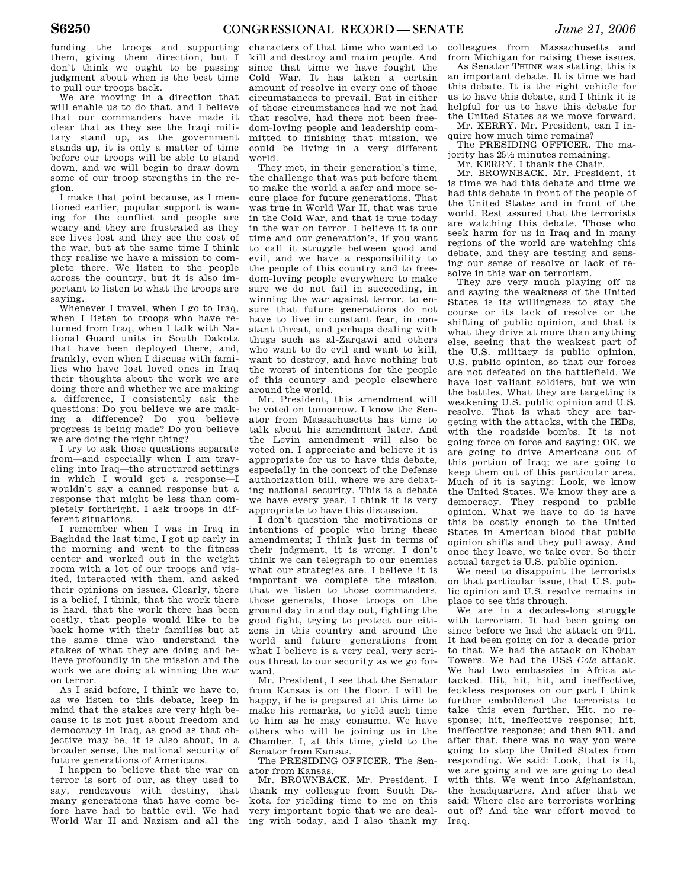funding the troops and supporting them, giving them direction, but I don't think we ought to be passing judgment about when is the best time to pull our troops back.

We are moving in a direction that will enable us to do that, and I believe that our commanders have made it clear that as they see the Iraqi military stand up, as the government stands up, it is only a matter of time before our troops will be able to stand down, and we will begin to draw down some of our troop strengths in the region.

I make that point because, as I mentioned earlier, popular support is waning for the conflict and people are weary and they are frustrated as they see lives lost and they see the cost of the war, but at the same time I think they realize we have a mission to complete there. We listen to the people across the country, but it is also important to listen to what the troops are saying.

Whenever I travel, when I go to Iraq, when I listen to troops who have returned from Iraq, when I talk with National Guard units in South Dakota that have been deployed there, and, frankly, even when I discuss with families who have lost loved ones in Iraq their thoughts about the work we are doing there and whether we are making a difference, I consistently ask the questions: Do you believe we are making a difference? Do you believe progress is being made? Do you believe we are doing the right thing?

I try to ask those questions separate from—and especially when I am traveling into Iraq—the structured settings in which I would get a response—I wouldn't say a canned response but a response that might be less than completely forthright. I ask troops in different situations.

I remember when I was in Iraq in Baghdad the last time, I got up early in the morning and went to the fitness center and worked out in the weight room with a lot of our troops and visited, interacted with them, and asked their opinions on issues. Clearly, there is a belief, I think, that the work there is hard, that the work there has been costly, that people would like to be back home with their families but at the same time who understand the stakes of what they are doing and believe profoundly in the mission and the work we are doing at winning the war on terror.

As I said before, I think we have to, as we listen to this debate, keep in mind that the stakes are very high because it is not just about freedom and democracy in Iraq, as good as that objective may be, it is also about, in a broader sense, the national security of future generations of Americans.

I happen to believe that the war on terror is sort of our, as they used to say, rendezvous with destiny, that many generations that have come before have had to battle evil. We had World War II and Nazism and all the characters of that time who wanted to kill and destroy and maim people. And since that time we have fought the Cold War. It has taken a certain amount of resolve in every one of those circumstances to prevail. But in either of those circumstances had we not had that resolve, had there not been freedom-loving people and leadership committed to finishing that mission, we could be living in a very different world.

They met, in their generation's time, the challenge that was put before them to make the world a safer and more secure place for future generations. That was true in World War II, that was true in the Cold War, and that is true today in the war on terror. I believe it is our time and our generation's, if you want to call it struggle between good and evil, and we have a responsibility to the people of this country and to freedom-loving people everywhere to make sure we do not fail in succeeding, in winning the war against terror, to ensure that future generations do not have to live in constant fear, in constant threat, and perhaps dealing with thugs such as al-Zarqawi and others who want to do evil and want to kill, want to destroy, and have nothing but the worst of intentions for the people of this country and people elsewhere around the world.

Mr. President, this amendment will be voted on tomorrow. I know the Senator from Massachusetts has time to talk about his amendment later. And the Levin amendment will also be voted on. I appreciate and believe it is appropriate for us to have this debate, especially in the context of the Defense authorization bill, where we are debating national security. This is a debate we have every year. I think it is very appropriate to have this discussion.

I don't question the motivations or intentions of people who bring these amendments; I think just in terms of their judgment, it is wrong. I don't think we can telegraph to our enemies what our strategies are. I believe it is important we complete the mission, that we listen to those commanders, those generals, those troops on the ground day in and day out, fighting the good fight, trying to protect our citizens in this country and around the world and future generations from what I believe is a very real, very serious threat to our security as we go forward.

Mr. President, I see that the Senator from Kansas is on the floor. I will be happy, if he is prepared at this time to make his remarks, to yield such time to him as he may consume. We have others who will be joining us in the Chamber. I, at this time, yield to the Senator from Kansas.

The PRESIDING OFFICER. The Senator from Kansas.

Mr. BROWNBACK. Mr. President, I thank my colleague from South Dakota for yielding time to me on this very important topic that we are dealing with today, and I also thank my colleagues from Massachusetts and from Michigan for raising these issues.

As Senator THUNE was stating, this is an important debate. It is time we had this debate. It is the right vehicle for us to have this debate, and I think it is helpful for us to have this debate for the United States as we move forward.

Mr. KERRY. Mr. President, can I inquire how much time remains?

The PRESIDING OFFICER. The majority has 25½ minutes remaining.

Mr. KERRY. I thank the Chair.

Mr. BROWNBACK. Mr. President, it is time we had this debate and time we had this debate in front of the people of the United States and in front of the world. Rest assured that the terrorists are watching this debate. Those who seek harm for us in Iraq and in many regions of the world are watching this debate, and they are testing and sensing our sense of resolve or lack of resolve in this war on terrorism.

They are very much playing off us and saying the weakness of the United States is its willingness to stay the course or its lack of resolve or the shifting of public opinion, and that is what they drive at more than anything else, seeing that the weakest part of the U.S. military is public opinion, U.S. public opinion, so that our forces are not defeated on the battlefield. We have lost valiant soldiers, but we win the battles. What they are targeting is weakening U.S. public opinion and U.S. resolve. That is what they are targeting with the attacks, with the IEDs, with the roadside bombs. It is not going force on force and saying: OK, we are going to drive Americans out of this portion of Iraq; we are going to keep them out of this particular area. Much of it is saying: Look, we know the United States. We know they are a democracy. They respond to public opinion. What we have to do is have this be costly enough to the United States in American blood that public opinion shifts and they pull away. And once they leave, we take over. So their actual target is U.S. public opinion.

We need to disappoint the terrorists on that particular issue, that U.S. public opinion and U.S. resolve remains in place to see this through.

We are in a decades-long struggle with terrorism. It had been going on since before we had the attack on 9/11. It had been going on for a decade prior to that. We had the attack on Khobar Towers. We had the USS *Cole* attack. We had two embassies in Africa attacked. Hit, hit, hit, and ineffective, feckless responses on our part I think further emboldened the terrorists to take this even further. Hit, no response; hit, ineffective response; hit, ineffective response; and then 9/11, and after that, there was no way you were going to stop the United States from responding. We said: Look, that is it, we are going and we are going to deal with this. We went into Afghanistan, the headquarters. And after that we said: Where else are terrorists working out of? And the war effort moved to Iraq.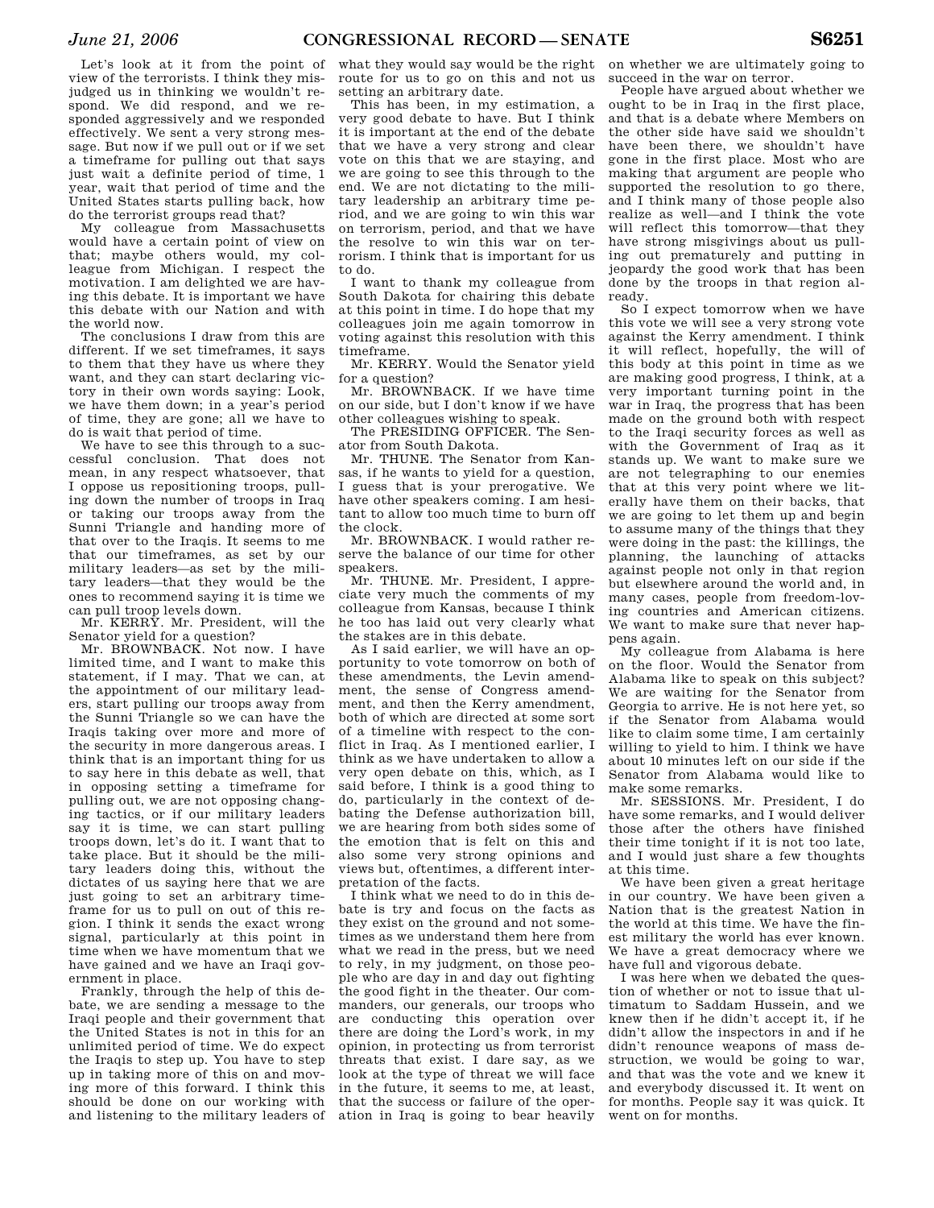Let's look at it from the point of view of the terrorists. I think they misjudged us in thinking we wouldn't respond. We did respond, and we responded aggressively and we responded effectively. We sent a very strong message. But now if we pull out or if we set a timeframe for pulling out that says just wait a definite period of time, 1 year, wait that period of time and the United States starts pulling back, how do the terrorist groups read that?

My colleague from Massachusetts would have a certain point of view on that; maybe others would, my colleague from Michigan. I respect the motivation. I am delighted we are having this debate. It is important we have this debate with our Nation and with the world now.

The conclusions I draw from this are different. If we set timeframes, it says to them that they have us where they want, and they can start declaring victory in their own words saying: Look, we have them down; in a year's period of time, they are gone; all we have to do is wait that period of time.

We have to see this through to a successful conclusion. That does not mean, in any respect whatsoever, that I oppose us repositioning troops, pulling down the number of troops in Iraq or taking our troops away from the Sunni Triangle and handing more of that over to the Iraqis. It seems to me that our timeframes, as set by our military leaders—as set by the military leaders—that they would be the ones to recommend saying it is time we can pull troop levels down.

Mr. KERRY. Mr. President, will the Senator yield for a question?

Mr. BROWNBACK. Not now. I have limited time, and I want to make this statement, if I may. That we can, at the appointment of our military leaders, start pulling our troops away from the Sunni Triangle so we can have the Iraqis taking over more and more of the security in more dangerous areas. I think that is an important thing for us to say here in this debate as well, that in opposing setting a timeframe for pulling out, we are not opposing changing tactics, or if our military leaders say it is time, we can start pulling troops down, let's do it. I want that to take place. But it should be the military leaders doing this, without the dictates of us saying here that we are just going to set an arbitrary timeframe for us to pull on out of this region. I think it sends the exact wrong signal, particularly at this point in time when we have momentum that we have gained and we have an Iraqi government in place.

Frankly, through the help of this debate, we are sending a message to the Iraqi people and their government that the United States is not in this for an unlimited period of time. We do expect the Iraqis to step up. You have to step up in taking more of this on and moving more of this forward. I think this should be done on our working with and listening to the military leaders of what they would say would be the right route for us to go on this and not us setting an arbitrary date.

This has been, in my estimation, a very good debate to have. But I think it is important at the end of the debate that we have a very strong and clear vote on this that we are staying, and we are going to see this through to the end. We are not dictating to the military leadership an arbitrary time period, and we are going to win this war on terrorism, period, and that we have the resolve to win this war on terrorism. I think that is important for us to do.

I want to thank my colleague from South Dakota for chairing this debate at this point in time. I do hope that my colleagues join me again tomorrow in voting against this resolution with this timeframe.

Mr. KERRY. Would the Senator yield for a question?

Mr. BROWNBACK. If we have time on our side, but I don't know if we have other colleagues wishing to speak.

The PRESIDING OFFICER. The Senator from South Dakota.

Mr. THUNE. The Senator from Kansas, if he wants to yield for a question, I guess that is your prerogative. We have other speakers coming. I am hesitant to allow too much time to burn off the clock.

Mr. BROWNBACK. I would rather reserve the balance of our time for other speakers.

Mr. THUNE. Mr. President, I appreciate very much the comments of my colleague from Kansas, because I think he too has laid out very clearly what the stakes are in this debate.

As I said earlier, we will have an opportunity to vote tomorrow on both of these amendments, the Levin amendment, the sense of Congress amendment, and then the Kerry amendment, both of which are directed at some sort of a timeline with respect to the conflict in Iraq. As I mentioned earlier, I think as we have undertaken to allow a very open debate on this, which, as I said before, I think is a good thing to do, particularly in the context of debating the Defense authorization bill, we are hearing from both sides some of the emotion that is felt on this and also some very strong opinions and views but, oftentimes, a different interpretation of the facts.

I think what we need to do in this debate is try and focus on the facts as they exist on the ground and not sometimes as we understand them here from what we read in the press, but we need to rely, in my judgment, on those people who are day in and day out fighting the good fight in the theater. Our commanders, our generals, our troops who are conducting this operation over there are doing the Lord's work, in my opinion, in protecting us from terrorist threats that exist. I dare say, as we look at the type of threat we will face in the future, it seems to me, at least, that the success or failure of the operation in Iraq is going to bear heavily on whether we are ultimately going to succeed in the war on terror.

People have argued about whether we ought to be in Iraq in the first place, and that is a debate where Members on the other side have said we shouldn't have been there, we shouldn't have gone in the first place. Most who are making that argument are people who supported the resolution to go there, and I think many of those people also realize as well—and I think the vote will reflect this tomorrow—that they have strong misgivings about us pulling out prematurely and putting in jeopardy the good work that has been done by the troops in that region already.

So I expect tomorrow when we have this vote we will see a very strong vote against the Kerry amendment. I think it will reflect, hopefully, the will of this body at this point in time as we are making good progress, I think, at a very important turning point in the war in Iraq, the progress that has been made on the ground both with respect to the Iraqi security forces as well as with the Government of Iraq as it stands up. We want to make sure we are not telegraphing to our enemies that at this very point where we literally have them on their backs, that we are going to let them up and begin to assume many of the things that they were doing in the past: the killings, the planning, the launching of attacks against people not only in that region but elsewhere around the world and, in many cases, people from freedom-loving countries and American citizens. We want to make sure that never happens again.

My colleague from Alabama is here on the floor. Would the Senator from Alabama like to speak on this subject? We are waiting for the Senator from Georgia to arrive. He is not here yet, so if the Senator from Alabama would like to claim some time, I am certainly willing to yield to him. I think we have about 10 minutes left on our side if the Senator from Alabama would like to make some remarks.

Mr. SESSIONS. Mr. President, I do have some remarks, and I would deliver those after the others have finished their time tonight if it is not too late, and I would just share a few thoughts at this time.

We have been given a great heritage in our country. We have been given a Nation that is the greatest Nation in the world at this time. We have the finest military the world has ever known. We have a great democracy where we have full and vigorous debate.

I was here when we debated the question of whether or not to issue that ultimatum to Saddam Hussein, and we knew then if he didn't accept it, if he didn't allow the inspectors in and if he didn't renounce weapons of mass destruction, we would be going to war, and that was the vote and we knew it and everybody discussed it. It went on for months. People say it was quick. It went on for months.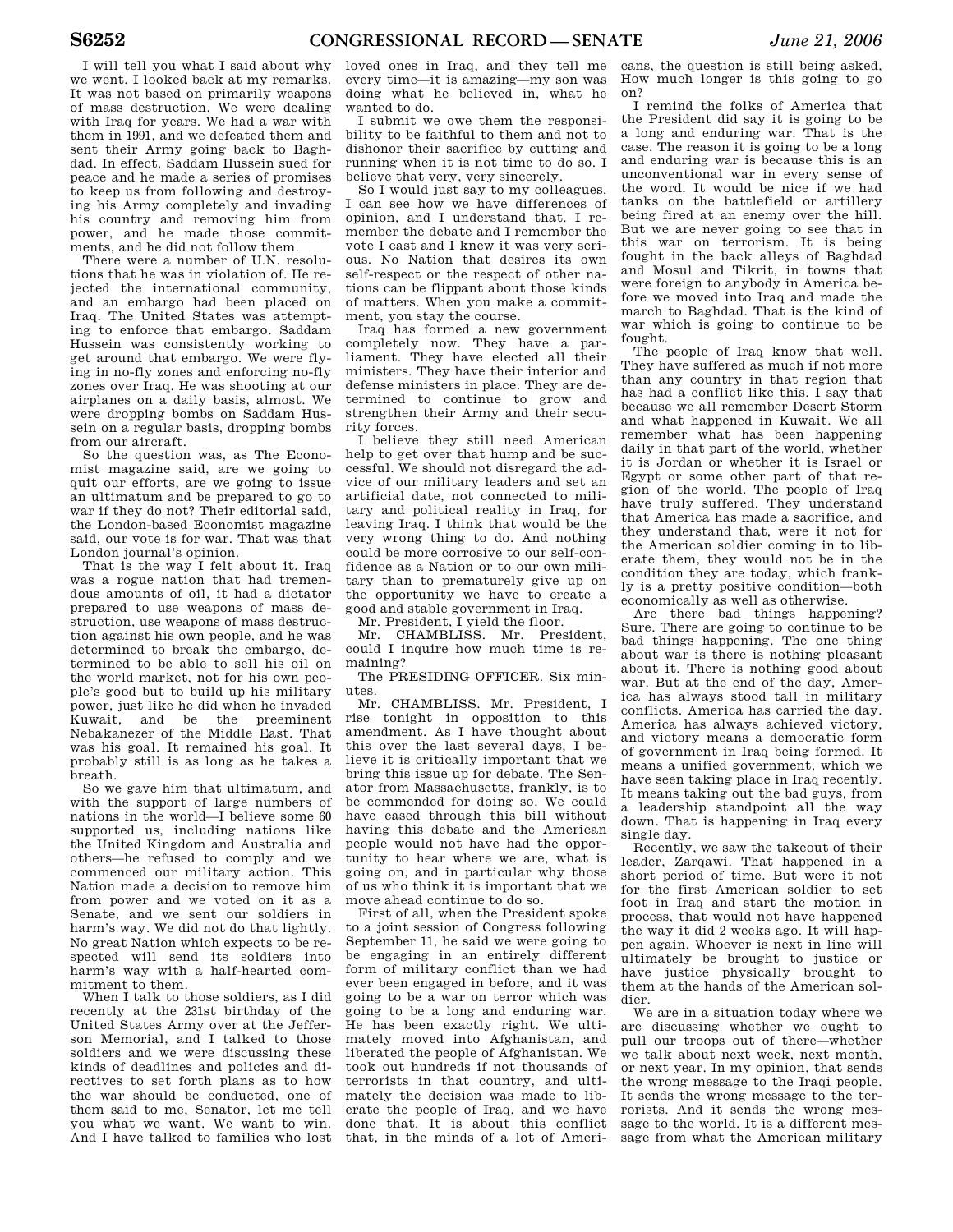I will tell you what I said about why we went. I looked back at my remarks. It was not based on primarily weapons of mass destruction. We were dealing with Iraq for years. We had a war with them in 1991, and we defeated them and sent their Army going back to Baghdad. In effect, Saddam Hussein sued for peace and he made a series of promises to keep us from following and destroying his Army completely and invading his country and removing him from power, and he made those commitments, and he did not follow them.

There were a number of U.N. resolutions that he was in violation of. He rejected the international community, and an embargo had been placed on Iraq. The United States was attempting to enforce that embargo. Saddam Hussein was consistently working to get around that embargo. We were flying in no-fly zones and enforcing no-fly zones over Iraq. He was shooting at our airplanes on a daily basis, almost. We were dropping bombs on Saddam Hussein on a regular basis, dropping bombs from our aircraft.

So the question was, as The Economist magazine said, are we going to quit our efforts, are we going to issue an ultimatum and be prepared to go to war if they do not? Their editorial said, the London-based Economist magazine said, our vote is for war. That was that London journal's opinion.

That is the way I felt about it. Iraq was a rogue nation that had tremendous amounts of oil, it had a dictator prepared to use weapons of mass destruction, use weapons of mass destruction against his own people, and he was determined to break the embargo, determined to be able to sell his oil on the world market, not for his own people's good but to build up his military power, just like he did when he invaded Kuwait, and be the preeminent Nebakanezer of the Middle East. That was his goal. It remained his goal. It probably still is as long as he takes a breath.

So we gave him that ultimatum, and with the support of large numbers of nations in the world—I believe some 60 supported us, including nations like the United Kingdom and Australia and others—he refused to comply and we commenced our military action. This Nation made a decision to remove him from power and we voted on it as a Senate, and we sent our soldiers in harm's way. We did not do that lightly. No great Nation which expects to be respected will send its soldiers into harm's way with a half-hearted commitment to them.

When I talk to those soldiers, as I did recently at the 231st birthday of the United States Army over at the Jefferson Memorial, and I talked to those soldiers and we were discussing these kinds of deadlines and policies and directives to set forth plans as to how the war should be conducted, one of them said to me, Senator, let me tell you what we want. We want to win. And I have talked to families who lost loved ones in Iraq, and they tell me every time—it is amazing—my son was doing what he believed in, what he wanted to do.

I submit we owe them the responsibility to be faithful to them and not to dishonor their sacrifice by cutting and running when it is not time to do so. I believe that very, very sincerely.

So I would just say to my colleagues, I can see how we have differences of opinion, and I understand that. I remember the debate and I remember the vote I cast and I knew it was very serious. No Nation that desires its own self-respect or the respect of other nations can be flippant about those kinds of matters. When you make a commitment, you stay the course.

Iraq has formed a new government completely now. They have a parliament. They have elected all their ministers. They have their interior and defense ministers in place. They are determined to continue to grow and strengthen their Army and their security forces.

I believe they still need American help to get over that hump and be successful. We should not disregard the advice of our military leaders and set an artificial date, not connected to military and political reality in Iraq, for leaving Iraq. I think that would be the very wrong thing to do. And nothing could be more corrosive to our self-confidence as a Nation or to our own military than to prematurely give up on the opportunity we have to create a good and stable government in Iraq.

Mr. President, I yield the floor.

Mr. CHAMBLISS. Mr. President, could I inquire how much time is remaining?

The PRESIDING OFFICER. Six minutes.

Mr. CHAMBLISS. Mr. President, I rise tonight in opposition to this amendment. As I have thought about this over the last several days, I believe it is critically important that we bring this issue up for debate. The Senator from Massachusetts, frankly, is to be commended for doing so. We could have eased through this bill without having this debate and the American people would not have had the opportunity to hear where we are, what is going on, and in particular why those of us who think it is important that we move ahead continue to do so.

First of all, when the President spoke to a joint session of Congress following September 11, he said we were going to be engaging in an entirely different form of military conflict than we had ever been engaged in before, and it was going to be a war on terror which was going to be a long and enduring war. He has been exactly right. We ultimately moved into Afghanistan, and liberated the people of Afghanistan. We took out hundreds if not thousands of terrorists in that country, and ultimately the decision was made to liberate the people of Iraq, and we have done that. It is about this conflict that, in the minds of a lot of Americans, the question is still being asked, How much longer is this going to go on?

I remind the folks of America that the President did say it is going to be a long and enduring war. That is the case. The reason it is going to be a long and enduring war is because this is an unconventional war in every sense of the word. It would be nice if we had tanks on the battlefield or artillery being fired at an enemy over the hill. But we are never going to see that in this war on terrorism. It is being fought in the back alleys of Baghdad and Mosul and Tikrit, in towns that were foreign to anybody in America before we moved into Iraq and made the march to Baghdad. That is the kind of war which is going to continue to be fought.

The people of Iraq know that well. They have suffered as much if not more than any country in that region that has had a conflict like this. I say that because we all remember Desert Storm and what happened in Kuwait. We all remember what has been happening daily in that part of the world, whether it is Jordan or whether it is Israel or Egypt or some other part of that region of the world. The people of Iraq have truly suffered. They understand that America has made a sacrifice, and they understand that, were it not for the American soldier coming in to liberate them, they would not be in the condition they are today, which frankly is a pretty positive condition—both economically as well as otherwise.

Are there bad things happening? Sure. There are going to continue to be bad things happening. The one thing about war is there is nothing pleasant about it. There is nothing good about war. But at the end of the day, America has always stood tall in military conflicts. America has carried the day. America has always achieved victory, and victory means a democratic form of government in Iraq being formed. It means a unified government, which we have seen taking place in Iraq recently. It means taking out the bad guys, from a leadership standpoint all the way down. That is happening in Iraq every single day.

Recently, we saw the takeout of their leader, Zarqawi. That happened in a short period of time. But were it not for the first American soldier to set foot in Iraq and start the motion in process, that would not have happened the way it did 2 weeks ago. It will happen again. Whoever is next in line will ultimately be brought to justice or have justice physically brought to them at the hands of the American soldier.

We are in a situation today where we are discussing whether we ought to pull our troops out of there—whether we talk about next week, next month, or next year. In my opinion, that sends the wrong message to the Iraqi people. It sends the wrong message to the terrorists. And it sends the wrong message to the world. It is a different message from what the American military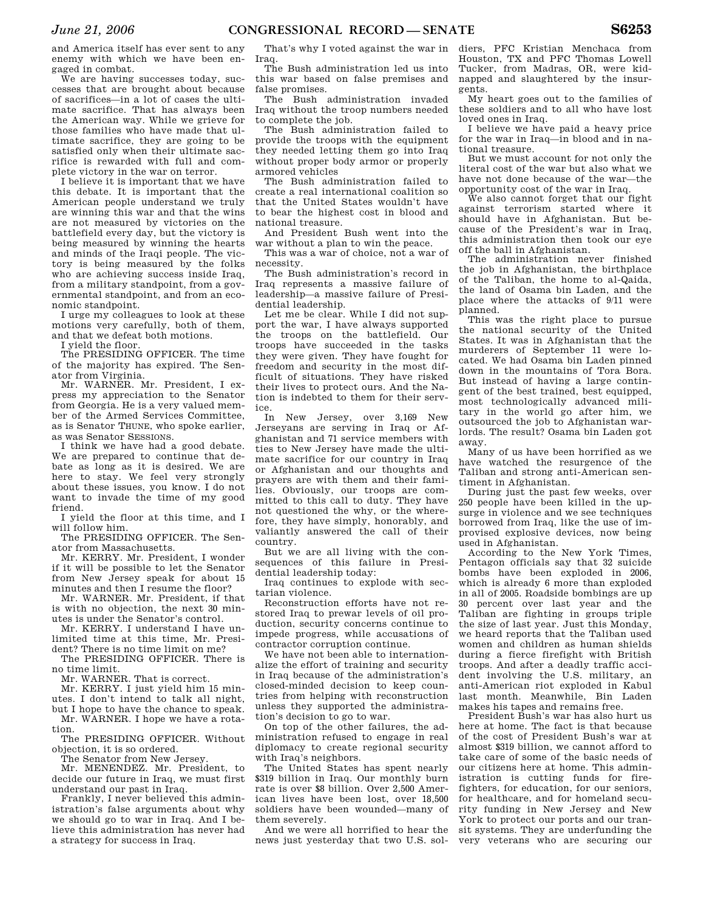and America itself has ever sent to any enemy with which we have been engaged in combat.

We are having successes today, successes that are brought about because of sacrifices—in a lot of cases the ultimate sacrifice. That has always been the American way. While we grieve for those families who have made that ultimate sacrifice, they are going to be satisfied only when their ultimate sacrifice is rewarded with full and complete victory in the war on terror.

I believe it is important that we have this debate. It is important that the American people understand we truly are winning this war and that the wins are not measured by victories on the battlefield every day, but the victory is being measured by winning the hearts and minds of the Iraqi people. The victory is being measured by the folks who are achieving success inside Iraq, from a military standpoint, from a governmental standpoint, and from an economic standpoint.

I urge my colleagues to look at these motions very carefully, both of them, and that we defeat both motions.

I yield the floor.

The PRESIDING OFFICER. The time of the majority has expired. The Senator from Virginia.

Mr. WARNER. Mr. President, I express my appreciation to the Senator from Georgia. He is a very valued member of the Armed Services Committee, as is Senator THUNE, who spoke earlier, as was Senator SESSIONS.

I think we have had a good debate. We are prepared to continue that debate as long as it is desired. We are here to stay. We feel very strongly about these issues, you know. I do not want to invade the time of my good friend.

I yield the floor at this time, and I will follow him.

The PRESIDING OFFICER. The Senator from Massachusetts.

Mr. KERRY. Mr. President, I wonder if it will be possible to let the Senator from New Jersey speak for about 15 minutes and then I resume the floor?

Mr. WARNER. Mr. President, if that is with no objection, the next 30 minutes is under the Senator's control.

Mr. KERRY. I understand I have unlimited time at this time, Mr. President? There is no time limit on me?

The PRESIDING OFFICER. There is no time limit.

Mr. WARNER. That is correct.

Mr. KERRY. I just yield him 15 minutes. I don't intend to talk all night, but I hope to have the chance to speak.

Mr. WARNER. I hope we have a rotation.

The PRESIDING OFFICER. Without objection, it is so ordered.

The Senator from New Jersey.

Mr. MENENDEZ. Mr. President, to decide our future in Iraq, we must first understand our past in Iraq.

Frankly, I never believed this administration's false arguments about why we should go to war in Iraq. And I believe this administration has never had a strategy for success in Iraq.

That's why I voted against the war in Iraq.

The Bush administration led us into this war based on false premises and false promises.

The Bush administration invaded Iraq without the troop numbers needed to complete the job.

The Bush administration failed to provide the troops with the equipment they needed letting them go into Iraq without proper body armor or properly armored vehicles

The Bush administration failed to create a real international coalition so that the United States wouldn't have to bear the highest cost in blood and national treasure.

And President Bush went into the war without a plan to win the peace.

This was a war of choice, not a war of necessity.

The Bush administration's record in Iraq represents a massive failure of leadership—a massive failure of Presidential leadership.

Let me be clear. While I did not support the war, I have always supported the troops on the battlefield. Our troops have succeeded in the tasks they were given. They have fought for freedom and security in the most difficult of situations. They have risked their lives to protect ours. And the Nation is indebted to them for their service.

In New Jersey, over 3,169 New Jerseyans are serving in Iraq or Afghanistan and 71 service members with ties to New Jersey have made the ultimate sacrifice for our country in Iraq or Afghanistan and our thoughts and prayers are with them and their families. Obviously, our troops are committed to this call to duty. They have not questioned the why, or the wherefore, they have simply, honorably, and valiantly answered the call of their country.

But we are all living with the consequences of this failure in Presidential leadership today:

Iraq continues to explode with sectarian violence.

Reconstruction efforts have not restored Iraq to prewar levels of oil production, security concerns continue to impede progress, while accusations of contractor corruption continue.

We have not been able to internationalize the effort of training and security in Iraq because of the administration's closed-minded decision to keep countries from helping with reconstruction unless they supported the administration's decision to go to war.

On top of the other failures, the administration refused to engage in real diplomacy to create regional security with Iraq's neighbors.

The United States has spent nearly $319 billion in Iraq. Our monthly burn rate is over $8 billion. Over 2,500 American lives have been lost, over 18,500 soldiers have been wounded—many of them severely.

And we were all horrified to hear the news just yesterday that two U.S. soldiers, PFC Kristian Menchaca from Houston, TX and PFC Thomas Lowell Tucker, from Madras, OR, were kidnapped and slaughtered by the insurgents.

My heart goes out to the families of these soldiers and to all who have lost loved ones in Iraq.

I believe we have paid a heavy price for the war in Iraq—in blood and in national treasure.

But we must account for not only the literal cost of the war but also what we have not done because of the war—the opportunity cost of the war in Iraq.

We also cannot forget that our fight against terrorism started where it should have in Afghanistan. But because of the President's war in Iraq, this administration then took our eye off the ball in Afghanistan.

The administration never finished the job in Afghanistan, the birthplace of the Taliban, the home to al-Qaida, the land of Osama bin Laden, and the place where the attacks of 9/11 were planned.

This was the right place to pursue the national security of the United States. It was in Afghanistan that the murderers of September 11 were located. We had Osama bin Laden pinned down in the mountains of Tora Bora. But instead of having a large contingent of the best trained, best equipped, most technologically advanced military in the world go after him, we outsourced the job to Afghanistan warlords. The result? Osama bin Laden got away.

Many of us have been horrified as we have watched the resurgence of the Taliban and strong anti-American sentiment in Afghanistan.

During just the past few weeks, over 250 people have been killed in the upsurge in violence and we see techniques borrowed from Iraq, like the use of improvised explosive devices, now being used in Afghanistan.

According to the New York Times, Pentagon officials say that 32 suicide bombs have been exploded in 2006, which is already 6 more than exploded in all of 2005. Roadside bombings are up 30 percent over last year and the Taliban are fighting in groups triple the size of last year. Just this Monday, we heard reports that the Taliban used women and children as human shields during a fierce firefight with British troops. And after a deadly traffic accident involving the U.S. military, an anti-American riot exploded in Kabul last month. Meanwhile, Bin Laden makes his tapes and remains free.

President Bush's war has also hurt us here at home. The fact is that because of the cost of President Bush's war at almost $319 billion, we cannot afford to take care of some of the basic needs of our citizens here at home. This administration is cutting funds for firefighters, for education, for our seniors, for healthcare, and for homeland security funding in New Jersey and New York to protect our ports and our transit systems. They are underfunding the very veterans who are securing our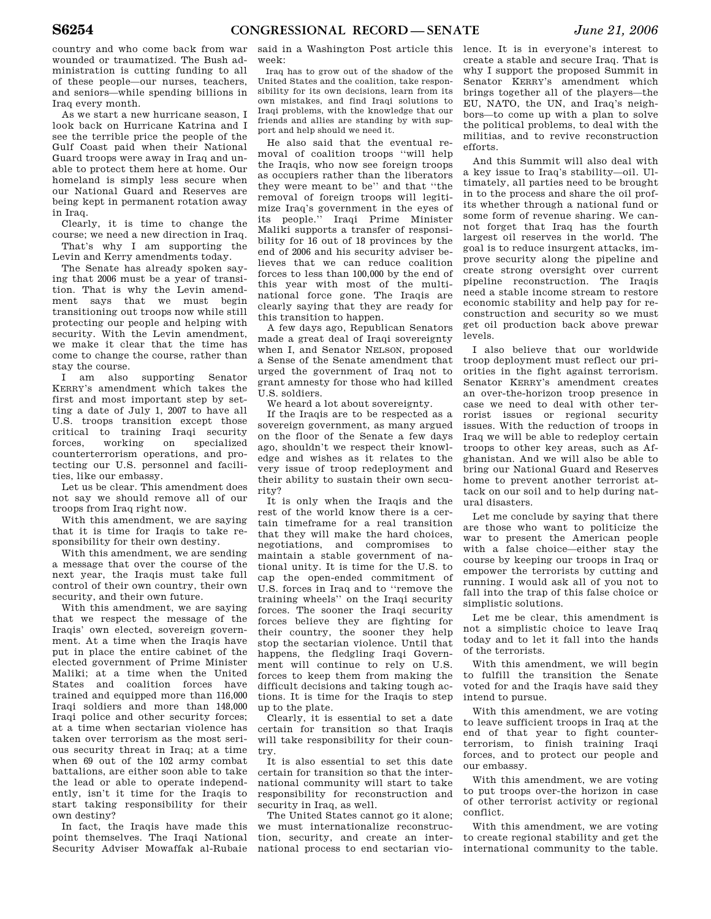country and who come back from war wounded or traumatized. The Bush administration is cutting funding to all of these people—our nurses, teachers, and seniors—while spending billions in Iraq every month.

As we start a new hurricane season, I look back on Hurricane Katrina and I see the terrible price the people of the Gulf Coast paid when their National Guard troops were away in Iraq and unable to protect them here at home. Our homeland is simply less secure when our National Guard and Reserves are being kept in permanent rotation away in Iraq.

Clearly, it is time to change the course; we need a new direction in Iraq.

That's why I am supporting the Levin and Kerry amendments today.

The Senate has already spoken saying that 2006 must be a year of transition. That is why the Levin amendment says that we must begin transitioning out troops now while still protecting our people and helping with security. With the Levin amendment, we make it clear that the time has come to change the course, rather than stay the course.

I am also supporting Senator KERRY's amendment which takes the first and most important step by setting a date of July 1, 2007 to have all U.S. troops transition except those critical to training Iraqi security forces, working on specialized counterterrorism operations, and protecting our U.S. personnel and facilities, like our embassy.

Let us be clear. This amendment does not say we should remove all of our troops from Iraq right now.

With this amendment, we are saying that it is time for Iraqis to take responsibility for their own destiny.

With this amendment, we are sending a message that over the course of the next year, the Iraqis must take full control of their own country, their own security, and their own future.

With this amendment, we are saying that we respect the message of the Iraqis' own elected, sovereign government. At a time when the Iraqis have put in place the entire cabinet of the elected government of Prime Minister Maliki; at a time when the United States and coalition forces have trained and equipped more than 116,000 Iraqi soldiers and more than 148,000 Iraqi police and other security forces; at a time when sectarian violence has taken over terrorism as the most serious security threat in Iraq; at a time when 69 out of the 102 army combat battalions, are either soon able to take the lead or able to operate independently, isn't it time for the Iraqis to start taking responsibility for their own destiny?

In fact, the Iraqis have made this point themselves. The Iraqi National Security Adviser Mowaffak al-Rubaie said in a Washington Post article this week:

> Iraq has to grow out of the shadow of the United States and the coalition, take responsibility for its own decisions, learn from its own mistakes, and find Iraqi solutions to Iraqi problems, with the knowledge that our friends and allies are standing by with support and help should we need it.

He also said that the eventual removal of coalition troops "will help the Iraqis, who now see foreign troops as occupiers rather than the liberators they were meant to be" and that "the removal of foreign troops will legitimize Iraq's government in the eyes of its people." Iraqi Prime Minister Maliki supports a transfer of responsibility for 16 out of 18 provinces by the end of 2006 and his security adviser believes that we can reduce coalition forces to less than 100,000 by the end of this year with most of the multinational force gone. The Iraqis are clearly saying that they are ready for this transition to happen.

A few days ago, Republican Senators made a great deal of Iraqi sovereignty when I, and Senator NELSON, proposed a Sense of the Senate amendment that urged the government of Iraq not to grant amnesty for those who had killed U.S. soldiers.

We heard a lot about sovereignty.

If the Iraqis are to be respected as a sovereign government, as many argued on the floor of the Senate a few days ago, shouldn't we respect their knowledge and wishes as it relates to the very issue of troop redeployment and their ability to sustain their own security?

It is only when the Iraqis and the rest of the world know there is a certain timeframe for a real transition that they will make the hard choices, negotiations, and compromises to maintain a stable government of national unity. It is time for the U.S. to cap the open-ended commitment of U.S. forces in Iraq and to "remove the training wheels" on the Iraqi security forces. The sooner the Iraqi security forces believe they are fighting for their country, the sooner they help stop the sectarian violence. Until that happens, the fledgling Iraqi Government will continue to rely on U.S. forces to keep them from making the difficult decisions and taking tough actions. It is time for the Iraqis to step up to the plate.

Clearly, it is essential to set a date certain for transition so that Iraqis will take responsibility for their country.

It is also essential to set this date certain for transition so that the international community will start to take responsibility for reconstruction and security in Iraq, as well.

The United States cannot go it alone; we must internationalize reconstruction, security, and create an international process to end sectarian violence. It is in everyone's interest to create a stable and secure Iraq. That is why I support the proposed Summit in Senator KERRY's amendment which brings together all of the players—the EU, NATO, the UN, and Iraq's neighbors—to come up with a plan to solve the political problems, to deal with the militias, and to revive reconstruction efforts.

And this Summit will also deal with a key issue to Iraq's stability—oil. Ultimately, all parties need to be brought in to the process and share the oil profits whether through a national fund or some form of revenue sharing. We cannot forget that Iraq has the fourth largest oil reserves in the world. The goal is to reduce insurgent attacks, improve security along the pipeline and create strong oversight over current pipeline reconstruction. The Iraqis need a stable income stream to restore economic stability and help pay for reconstruction and security so we must get oil production back above prewar levels.

I also believe that our worldwide troop deployment must reflect our priorities in the fight against terrorism. Senator KERRY's amendment creates an over-the-horizon troop presence in case we need to deal with other terrorist issues or regional security issues. With the reduction of troops in Iraq we will be able to redeploy certain troops to other key areas, such as Afghanistan. And we will also be able to bring our National Guard and Reserves home to prevent another terrorist attack on our soil and to help during natural disasters.

Let me conclude by saying that there are those who want to politicize the war to present the American people with a false choice—either stay the course by keeping our troops in Iraq or empower the terrorists by cutting and running. I would ask all of you not to fall into the trap of this false choice or simplistic solutions.

Let me be clear, this amendment is not a simplistic choice to leave Iraq today and to let it fall into the hands of the terrorists.

With this amendment, we will begin to fulfill the transition the Senate voted for and the Iraqis have said they intend to pursue.

With this amendment, we are voting to leave sufficient troops in Iraq at the end of that year to fight counterterrorism, to finish training Iraqi forces, and to protect our people and our embassy.

With this amendment, we are voting to put troops over-the horizon in case of other terrorist activity or regional conflict.

With this amendment, we are voting to create regional stability and get the international community to the table.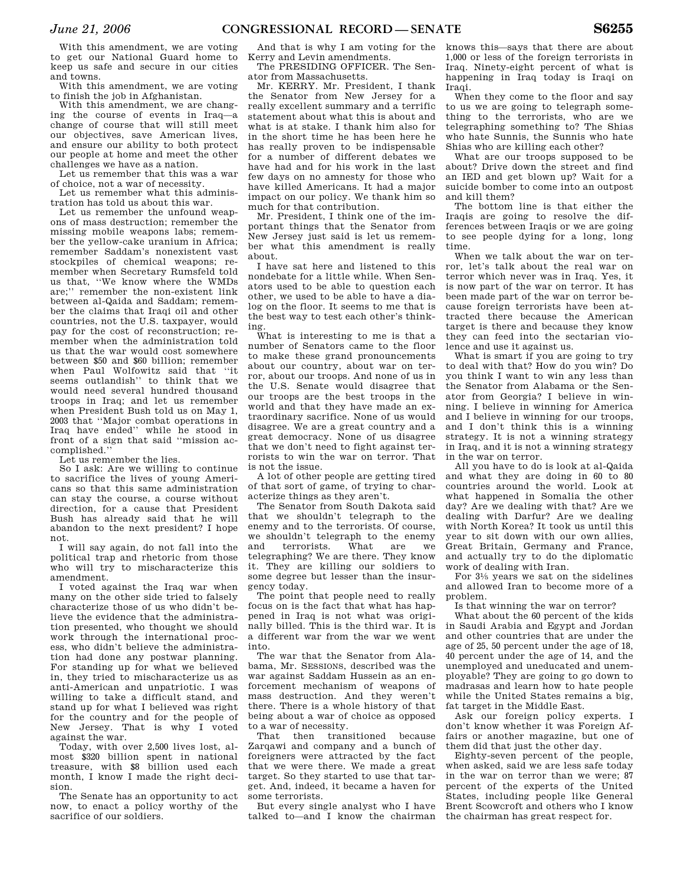With this amendment, we are voting to get our National Guard home to keep us safe and secure in our cities and towns.

With this amendment, we are voting to finish the job in Afghanistan.

With this amendment, we are changing the course of events in Iraq—a change of course that will still meet our objectives, save American lives, and ensure our ability to both protect our people at home and meet the other challenges we have as a nation.

Let us remember that this was a war of choice, not a war of necessity.

Let us remember what this administration has told us about this war.

Let us remember the unfound weapons of mass destruction; remember the missing mobile weapons labs; remember the yellow-cake uranium in Africa; remember Saddam's nonexistent vast stockpiles of chemical weapons; remember when Secretary Rumsfeld told us that, "We know where the WMDs are;" remember the non-existent link between al-Qaida and Saddam; remember the claims that Iraqi oil and other countries, not the U.S. taxpayer, would pay for the cost of reconstruction; remember when the administration told us that the war would cost somewhere between $50 and $60 billion; remember when Paul Wolfowitz said that "it seems outlandish" to think that we would need several hundred thousand troops in Iraq; and let us remember when President Bush told us on May 1, 2003 that "Major combat operations in Iraq have ended" while he stood in front of a sign that said "mission accomplished."

Let us remember the lies.

So I ask: Are we willing to continue to sacrifice the lives of young Americans so that this same administration can stay the course, a course without direction, for a cause that President Bush has already said that he will abandon to the next president? I hope not.

I will say again, do not fall into the political trap and rhetoric from those who will try to mischaracterize this amendment.

I voted against the Iraq war when many on the other side tried to falsely characterize those of us who didn't believe the evidence that the administration presented, who thought we should work through the international process, who didn't believe the administration had done any postwar planning. For standing up for what we believed in, they tried to mischaracterize us as anti-American and unpatriotic. I was willing to take a difficult stand, and stand up for what I believed was right for the country and for the people of New Jersey. That is why I voted against the war.

Today, with over 2,500 lives lost, almost $320 billion spent in national treasure, with $8 billion used each month, I know I made the right decision.

The Senate has an opportunity to act now, to enact a policy worthy of the sacrifice of our soldiers.

And that is why I am voting for the Kerry and Levin amendments.

The PRESIDING OFFICER. The Senator from Massachusetts.

Mr. KERRY. Mr. President, I thank the Senator from New Jersey for a really excellent summary and a terrific statement about what this is about and what is at stake. I thank him also for in the short time he has been here he has really proven to be indispensable for a number of different debates we have had and for his work in the last few days on no amnesty for those who have killed Americans. It had a major impact on our policy. We thank him so much for that contribution.

Mr. President, I think one of the important things that the Senator from New Jersey just said is let us remember what this amendment is really about.

I have sat here and listened to this nondebate for a little while. When Senators used to be able to question each other, we used to be able to have a dialog on the floor. It seems to me that is the best way to test each other's thinking.

What is interesting to me is that a number of Senators came to the floor to make these grand pronouncements about our country, about war on terror, about our troops. And none of us in the U.S. Senate would disagree that our troops are the best troops in the world and that they have made an extraordinary sacrifice. None of us would disagree. We are a great country and a great democracy. None of us disagree that we don't need to fight against terrorists to win the war on terror. That is not the issue.

A lot of other people are getting tired of that sort of game, of trying to characterize things as they aren't.

The Senator from South Dakota said that we shouldn't telegraph to the enemy and to the terrorists. Of course, we shouldn't telegraph to the enemy and terrorists. What are we telegraphing? We are there. They know it. They are killing our soldiers to some degree but lesser than the insurgency today.

The point that people need to really focus on is the fact that what has happened in Iraq is not what was originally billed. This is the third war. It is a different war from the war we went into.

The war that the Senator from Alabama, Mr. SESSIONS, described was the war against Saddam Hussein as an enforcement mechanism of weapons of mass destruction. And they weren't there. There is a whole history of that being about a war of choice as opposed to a war of necessity.

That then transitioned because Zarqawi and company and a bunch of foreigners were attracted by the fact that we were there. We made a great target. So they started to use that target. And, indeed, it became a haven for some terrorists.

But every single analyst who I have talked to—and I know the chairman knows this—says that there are about 1,000 or less of the foreign terrorists in Iraq. Ninety-eight percent of what is happening in Iraq today is Iraqi on Iraqi.

When they come to the floor and say to us we are going to telegraph something to the terrorists, who are we telegraphing something to? The Shias who hate Sunnis, the Sunnis who hate Shias who are killing each other?

What are our troops supposed to be about? Drive down the street and find an IED and get blown up? Wait for a suicide bomber to come into an outpost and kill them?

The bottom line is that either the Iraqis are going to resolve the differences between Iraqis or we are going to see people dying for a long, long time.

When we talk about the war on terror, let's talk about the real war on terror which never was in Iraq. Yes, it is now part of the war on terror. It has been made part of the war on terror because foreign terrorists have been attracted there because the American target is there and because they know they can feed into the sectarian violence and use it against us.

What is smart if you are going to try to deal with that? How do you win? Do you think I want to win any less than the Senator from Alabama or the Senator from Georgia? I believe in winning. I believe in winning for America and I believe in winning for our troops, and I don't think this is a winning strategy. It is not a winning strategy in Iraq, and it is not a winning strategy in the war on terror.

All you have to do is look at al-Qaida and what they are doing in 60 to 80 countries around the world. Look at what happened in Somalia the other day? Are we dealing with that? Are we dealing with Darfur? Are we dealing with North Korea? It took us until this year to sit down with our own allies, Great Britain, Germany and France, and actually try to do the diplomatic work of dealing with Iran.

For 3½ years we sat on the sidelines and allowed Iran to become more of a problem.

Is that winning the war on terror?

What about the 60 percent of the kids in Saudi Arabia and Egypt and Jordan and other countries that are under the age of 25, 50 percent under the age of 18, 40 percent under the age of 14, and the unemployed and uneducated and unemployable? They are going to go down to madrasas and learn how to hate people while the United States remains a big, fat target in the Middle East.

Ask our foreign policy experts. I don't know whether it was Foreign Affairs or another magazine, but one of them did that just the other day.

Eighty-seven percent of the people, when asked, said we are less safe today in the war on terror than we were; 87 percent of the experts of the United States, including people like General Brent Scowcroft and others who I know the chairman has great respect for.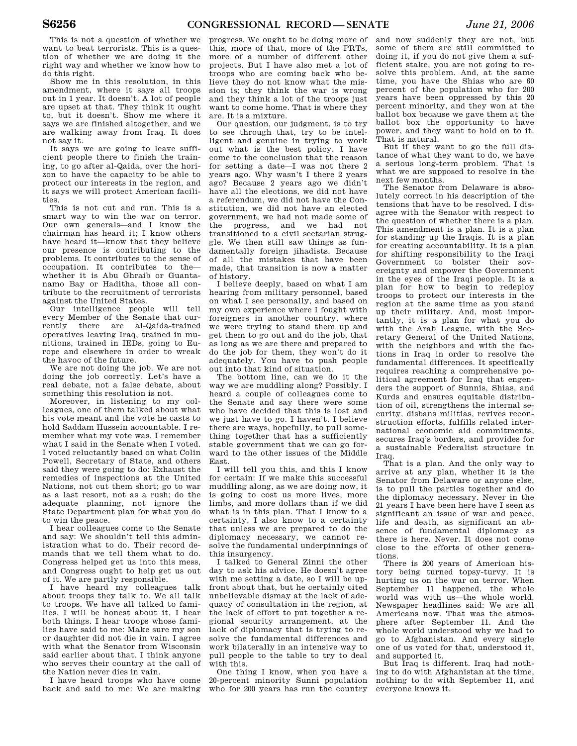This is not a question of whether we want to beat terrorists. This is a question of whether we are doing it the right way and whether we know how to do this right.

Show me in this resolution, in this amendment, where it says all troops out in 1 year. It doesn't. A lot of people are upset at that. They think it ought to be, but it doesn't. Show me where it says we are finished altogether, and we are walking away from Iraq. It does not say it.

It says we are going to leave sufficient people there to finish the training, to go after al-Qaida, over the horizon to have the capacity to be able to protect our interests in the region, and it says we will protect American facilities.

This is not cut and run. This is a smart way to win the war on terror. Our own generals—and I know the chairman has heard it; I know others have heard it—know that they believe our presence is contributing to the problems. It contributes to the sense of occupation. It contributes to the—whether it is Abu Ghraib or Guantanamo Bay or Haditha, those all contribute to the recruitment of terrorists against the United States.

Our intelligence people will tell every Member of the Senate that currently there are al-Qaida-trained operatives leaving Iraq, trained in munitions, trained in IEDs, going to Europe and elsewhere in order to wreak the havoc of the future.

We are not doing the job. We are not doing the job correctly. Let's have a real debate, not a false debate, about something this resolution is not.

Moreover, in listening to my colleagues, one of them talked about what his vote meant and the vote he casts to hold Saddam Hussein accountable. I remember what my vote was. I remember what I said in the Senate when I voted. I voted reluctantly based on what Colin Powell, Secretary of State, and others said they were going to do: Exhaust the remedies of inspections at the United Nations, not cut them short; go to war as a last resort, not as a rush; do the adequate planning, not ignore the State Department plan for what you do to win the peace.

I hear colleagues come to the Senate and say: We shouldn't tell this administration what to do. Their record demands that we tell them what to do. Congress helped get us into this mess, and Congress ought to help get us out of it. We are partly responsible.

I have heard my colleagues talk about troops they talk to. We all talk to troops. We have all talked to families. I will be honest about it, I hear both things. I hear troops whose families have said to me: Make sure my son or daughter did not die in vain. I agree with what the Senator from Wisconsin said earlier about that. I think anyone who serves their country at the call of the Nation never dies in vain.

I have heard troops who have come back and said to me: We are making progress. We ought to be doing more of this, more of that, more of the PRTs, more of a number of different other projects. But I have also met a lot of troops who are coming back who believe they do not know what the mission is; they think the war is wrong and they think a lot of the troops just want to come home. That is where they are. It is a mixture.

Our question, our judgment, is to try to see through that, try to be intelligent and genuine in trying to work out what is the best policy. I have come to the conclusion that the reason for setting a date—I was not there 2 years ago. Why wasn't I there 2 years ago? Because 2 years ago we didn't have all the elections, we did not have a referendum, we did not have the Constitution, we did not have an elected government, we had not made some of the progress, and we had not transitioned to a civil sectarian struggle. We then still saw things as fundamentally foreign jihadists. Because of all the mistakes that have been made, that transition is now a matter of history.

I believe deeply, based on what I am hearing from military personnel, based on what I see personally, and based on my own experience where I fought with foreigners in another country, where we were trying to stand them up and get them to go out and do the job, that as long as we are there and prepared to do the job for them, they won't do it adequately. You have to push people out into that kind of situation.

The bottom line, can we do it the way we are muddling along? Possibly. I heard a couple of colleagues come to the Senate and say there were some who have decided that this is lost and we just have to go. I haven't. I believe there are ways, hopefully, to pull something together that has a sufficiently stable government that we can go forward to the other issues of the Middle East.

I will tell you this, and this I know for certain: If we make this successful muddling along, as we are doing now, it is going to cost us more lives, more limbs, and more dollars than if we did what is in this plan. That I know to a certainty. I also know to a certainty that unless we are prepared to do the diplomacy necessary, we cannot resolve the fundamental underpinnings of this insurgency.

I talked to General Zinni the other day to ask his advice. He doesn't agree with me setting a date, so I will be upfront about that, but he certainly cited unbelievable dismay at the lack of adequacy of consultation in the region, at the lack of effort to put together a regional security arrangement, at the lack of diplomacy that is trying to resolve the fundamental differences and work bilaterally in an intensive way to pull people to the table to try to deal with this.

One thing I know, when you have a 20-percent minority Sunni population who for 200 years has run the country and now suddenly they are not, but some of them are still committed to doing it, if you do not give them a sufficient stake, you are not going to resolve this problem. And, at the same time, you have the Shias who are 60 percent of the population who for 200 years have been oppressed by this 20 percent minority, and they won at the ballot box because we gave them at the ballot box the opportunity to have power, and they want to hold on to it. That is natural.

But if they want to go the full distance of what they want to do, we have a serious long-term problem. That is what we are supposed to resolve in the next few months.

The Senator from Delaware is absolutely correct in his description of the tensions that have to be resolved. I disagree with the Senator with respect to the question of whether there is a plan. This amendment is a plan. It is a plan for standing up the Iraqis. It is a plan for creating accountability. It is a plan for shifting responsibility to the Iraqi Government to bolster their sovereignty and empower the Government in the eyes of the Iraqi people. It is a plan for how to begin to redeploy troops to protect our interests in the region at the same time as you stand up their military. And, most importantly, it is a plan for what you do with the Arab League, with the Secretary General of the United Nations, with the neighbors and with the factions in Iraq in order to resolve the fundamental differences. It specifically requires reaching a comprehensive political agreement for Iraq that engenders the support of Sunnis, Shias, and Kurds and ensures equitable distribution of oil, strengthens the internal security, disbans militias, revives reconstruction efforts, fulfills related international economic aid commitments, secures Iraq's borders, and provides for a sustainable Federalist structure in Iraq.

That is a plan. And the only way to arrive at any plan, whether it is the Senator from Delaware or anyone else, is to pull the parties together and do the diplomacy necessary. Never in the 21 years I have been here have I seen as significant an issue of war and peace, life and death, as significant an absence of fundamental diplomacy as there is here. Never. It does not come close to the efforts of other generations.

There is 200 years of American history being turned topsy-turvy. It is hurting us on the war on terror. When September 11 happened, the whole world was with us—the whole world. Newspaper headlines said: We are all Americans now. That was the atmosphere after September 11. And the whole world understood why we had to go to Afghanistan. And every single one of us voted for that, understood it, and supported it.

But Iraq is different. Iraq had nothing to do with Afghanistan at the time, nothing to do with September 11, and everyone knows it.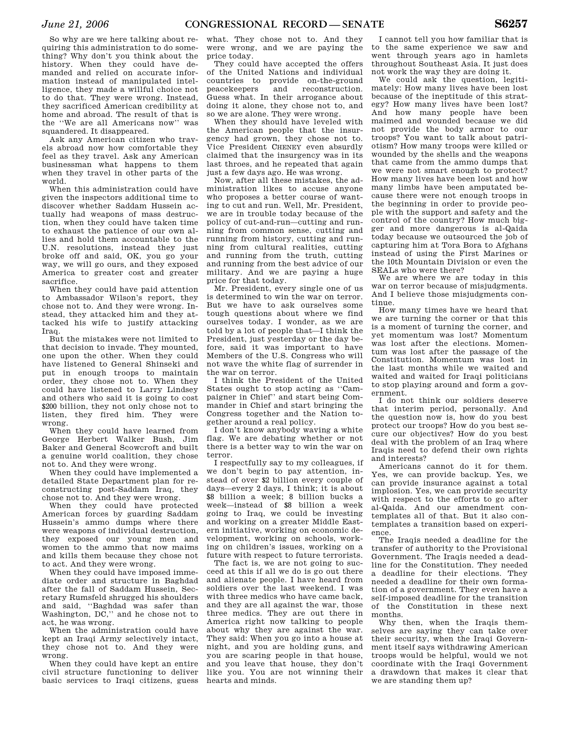So why are we here talking about requiring this administration to do something? Why don't you think about the history. When they could have demanded and relied on accurate information instead of manipulated intelligence, they made a willful choice not to do that. They were wrong. Instead, they sacrificed American credibility at home and abroad. The result of that is the ''We are all Americans now'' was squandered. It disappeared.

Ask any American citizen who travels abroad now how comfortable they feel as they travel. Ask any American businessman what happens to them when they travel in other parts of the world.

When this administration could have given the inspectors additional time to discover whether Saddam Hussein actually had weapons of mass destruction, when they could have taken time to exhaust the patience of our own allies and hold them accountable to the U.N. resolutions, instead they just broke off and said, OK, you go your way, we will go ours, and they exposed America to greater cost and greater sacrifice.

When they could have paid attention to Ambassador Wilson's report, they chose not to. And they were wrong. Instead, they attacked him and they attacked his wife to justify attacking Iraq.

But the mistakes were not limited to that decision to invade. They mounted, one upon the other. When they could have listened to General Shinseki and put in enough troops to maintain order, they chose not to. When they could have listened to Larry Lindsey and others who said it is going to cost $200 billion, they not only chose not to listen, they fired him. They were wrong.

When they could have learned from George Herbert Walker Bush, Jim Baker and General Scowcroft and built a genuine world coalition, they chose not to. And they were wrong.

When they could have implemented a detailed State Department plan for reconstructing post-Saddam Iraq, they chose not to. And they were wrong.

When they could have protected American forces by guarding Saddam Hussein's ammo dumps where there were weapons of individual destruction, they exposed our young men and women to the ammo that now maims and kills them because they chose not to act. And they were wrong.

When they could have imposed immediate order and structure in Baghdad after the fall of Saddam Hussein, Secretary Rumsfeld shrugged his shoulders and said, ''Baghdad was safer than Washington, DC,'' and he chose not to act, he was wrong.

When the administration could have kept an Iraqi Army selectively intact, they chose not to. And they were wrong.

When they could have kept an entire civil structure functioning to deliver basic services to Iraqi citizens, guess what. They chose not to. And they were wrong, and we are paying the price today.

They could have accepted the offers of the United Nations and individual countries to provide on-the-ground peacekeepers and reconstruction. Guess what. In their arrogance about doing it alone, they chose not to, and so we are alone. They were wrong.

When they should have leveled with the American people that the insurgency had grown, they chose not to. Vice President CHENEY even absurdly claimed that the insurgency was in its last throes, and he repeated that again just a few days ago. He was wrong.

Now, after all these mistakes, the administration likes to accuse anyone who proposes a better course of wanting to cut and run. Well, Mr. President, we are in trouble today because of the policy of cut-and-run—cutting and running from common sense, cutting and running from history, cutting and running from cultural realities, cutting and running from the truth, cutting and running from the best advice of our military. And we are paying a huge price for that today.

Mr. President, every single one of us is determined to win the war on terror. But we have to ask ourselves some tough questions about where we find ourselves today. I wonder, as we are told by a lot of people that—I think the President, just yesterday or the day before, said it was important to have Members of the U.S. Congress who will not wave the white flag of surrender in the war on terror.

I think the President of the United States ought to stop acting as ''Campaigner in Chief'' and start being Commander in Chief and start bringing the Congress together and the Nation together around a real policy.

I don't know anybody waving a white flag. We are debating whether or not there is a better way to win the war on terror.

I respectfully say to my colleagues, if we don't begin to pay attention, instead of over $2 billion every couple of days—every 2 days, I think; it is about $8 billion a week; 8 billion bucks a week—instead of $8 billion a week going to Iraq, we could be investing and working on a greater Middle Eastern initiative, working on economic development, working on schools, working on children's issues, working on a future with respect to future terrorists.

The fact is, we are not going to succeed at this if all we do is go out there and alienate people. I have heard from soldiers over the last weekend. I was with three medics who have came back, and they are all against the war, those three medics. They are out there in America right now talking to people about why they are against the war. They said: When you go into a house at night, and you are holding guns, and you are scaring people in that house, and you leave that house, they don't like you. You are not winning their hearts and minds.

I cannot tell you how familiar that is to the same experience we saw and went through years ago in hamlets throughout Southeast Asia. It just does not work the way they are doing it.

We could ask the question, legitimately: How many lives have been lost because of the ineptitude of this strategy? How many lives have been lost? And how many people have been maimed and wounded because we did not provide the body armor to our troops? You want to talk about patriotism? How many troops were killed or wounded by the shells and the weapons that came from the ammo dumps that we were not smart enough to protect? How many lives have been lost and how many limbs have been amputated because there were not enough troops in the beginning in order to provide people with the support and safety and the control of the country? How much bigger and more dangerous is al-Qaida today because we outsourced the job of capturing him at Tora Bora to Afghans instead of using the First Marines or the 10th Mountain Division or even the SEALs who were there?

We are where we are today in this war on terror because of misjudgments. And I believe those misjudgments continue.

How many times have we heard that we are turning the corner or that this is a moment of turning the corner, and yet momentum was lost? Momentum was lost after the elections. Momentum was lost after the passage of the Constitution. Momentum was lost in the last months while we waited and waited and waited for Iraqi politicians to stop playing around and form a government.

I do not think our soldiers deserve that interim period, personally. And the question now is, how do you best protect our troops? How do you best secure our objectives? How do you best deal with the problem of an Iraq where Iraqis need to defend their own rights and interests?

Americans cannot do it for them. Yes, we can provide backup. Yes, we can provide insurance against a total implosion. Yes, we can provide security with respect to the efforts to go after al-Qaida. And our amendment contemplates all of that. But it also contemplates a transition based on experience.

The Iraqis needed a deadline for the transfer of authority to the Provisional Government. The Iraqis needed a deadline for the Constitution. They needed a deadline for their elections. They needed a deadline for their own formation of a government. They even have a self-imposed deadline for the transition of the Constitution in these next months.

Why then, when the Iraqis themselves are saying they can take over their security, when the Iraqi Government itself says withdrawing American troops would be helpful, would we not coordinate with the Iraqi Government a drawdown that makes it clear that we are standing them up?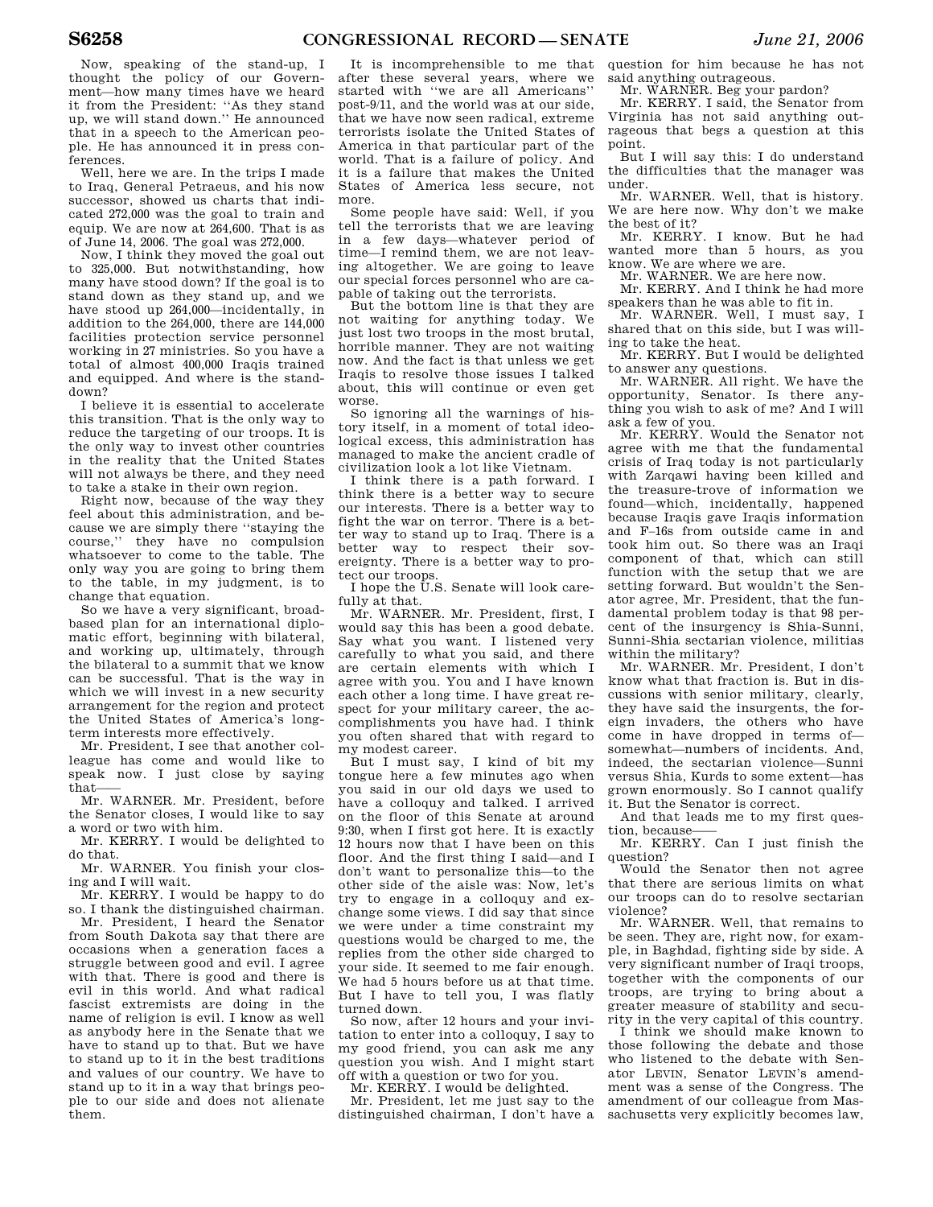Now, speaking of the stand-up, I thought the policy of our Government—how many times have we heard it from the President: ''As they stand up, we will stand down.'' He announced that in a speech to the American people. He has announced it in press conferences.

Well, here we are. In the trips I made to Iraq, General Petraeus, and his now successor, showed us charts that indicated 272,000 was the goal to train and equip. We are now at 264,600. That is as of June 14, 2006. The goal was 272,000.

Now, I think they moved the goal out to 325,000. But notwithstanding, how many have stood down? If the goal is to stand down as they stand up, and we have stood up 264,000—incidentally, in addition to the 264,000, there are 144,000 facilities protection service personnel working in 27 ministries. So you have a total of almost 400,000 Iraqis trained and equipped. And where is the stand-down?

I believe it is essential to accelerate this transition. That is the only way to reduce the targeting of our troops. It is the only way to invest other countries in the reality that the United States will not always be there, and they need to take a stake in their own region.

Right now, because of the way they feel about this administration, and because we are simply there ''staying the course,'' they have no compulsion whatsoever to come to the table. The only way you are going to bring them to the table, in my judgment, is to change that equation.

So we have a very significant, broad-based plan for an international diplomatic effort, beginning with bilateral, and working up, ultimately, through the bilateral to a summit that we know can be successful. That is the way in which we will invest in a new security arrangement for the region and protect the United States of America's long-term interests more effectively.

Mr. President, I see that another colleague has come and would like to speak now. I just close by saying that——

Mr. WARNER. Mr. President, before the Senator closes, I would like to say a word or two with him.

Mr. KERRY. I would be delighted to do that.

Mr. WARNER. You finish your closing and I will wait.

Mr. KERRY. I would be happy to do so. I thank the distinguished chairman.

Mr. President, I heard the Senator from South Dakota say that there are occasions when a generation faces a struggle between good and evil. I agree with that. There is good and there is evil in this world. And what radical fascist extremists are doing in the name of religion is evil. I know as well as anybody here in the Senate that we have to stand up to that. But we have to stand up to it in the best traditions and values of our country. We have to stand up to it in a way that brings people to our side and does not alienate them.

It is incomprehensible to me that after these several years, where we started with ''we are all Americans'' post-9/11, and the world was at our side, that we have now seen radical, extreme terrorists isolate the United States of America in that particular part of the world. That is a failure of policy. And it is a failure that makes the United States of America less secure, not more.

Some people have said: Well, if you tell the terrorists that we are leaving in a few days—whatever period of time—I remind them, we are not leaving altogether. We are going to leave our special forces personnel who are capable of taking out the terrorists.

But the bottom line is that they are not waiting for anything today. We just lost two troops in the most brutal, horrible manner. They are not waiting now. And the fact is that unless we get Iraqis to resolve those issues I talked about, this will continue or even get worse.

So ignoring all the warnings of history itself, in a moment of total ideological excess, this administration has managed to make the ancient cradle of civilization look a lot like Vietnam.

I think there is a path forward. I think there is a better way to secure our interests. There is a better way to fight the war on terror. There is a better way to stand up to Iraq. There is a better way to respect their sovereignty. There is a better way to protect our troops.

I hope the U.S. Senate will look carefully at that.

Mr. WARNER. Mr. President, first, I would say this has been a good debate. Say what you want. I listened very carefully to what you said, and there are certain elements with which I agree with you. You and I have known each other a long time. I have great respect for your military career, the accomplishments you have had. I think you often shared that with regard to my modest career.

But I must say, I kind of bit my tongue here a few minutes ago when you said in our old days we used to have a colloquy and talked. I arrived on the floor of this Senate at around 9:30, when I first got here. It is exactly 12 hours now that I have been on this floor. And the first thing I said—and I don't want to personalize this—to the other side of the aisle was: Now, let's try to engage in a colloquy and exchange some views. I did say that since we were under a time constraint my questions would be charged to me, the replies from the other side charged to your side. It seemed to me fair enough. We had 5 hours before us at that time. But I have to tell you, I was flatly turned down.

So now, after 12 hours and your invitation to enter into a colloquy, I say to my good friend, you can ask me any question you wish. And I might start off with a question or two for you.

Mr. KERRY. I would be delighted.

Mr. President, let me just say to the distinguished chairman, I don't have a question for him because he has not said anything outrageous.

Mr. WARNER. Beg your pardon?

Mr. KERRY. I said, the Senator from Virginia has not said anything outrageous that begs a question at this point.

But I will say this: I do understand the difficulties that the manager was under.

Mr. WARNER. Well, that is history. We are here now. Why don't we make the best of it?

Mr. KERRY. I know. But he had wanted more than 5 hours, as you know. We are where we are.

Mr. WARNER. We are here now.

Mr. KERRY. And I think he had more speakers than he was able to fit in.

Mr. WARNER. Well, I must say, I shared that on this side, but I was willing to take the heat.

Mr. KERRY. But I would be delighted to answer any questions.

Mr. WARNER. All right. We have the opportunity, Senator. Is there anything you wish to ask of me? And I will ask a few of you.

Mr. KERRY. Would the Senator not agree with me that the fundamental crisis of Iraq today is not particularly with Zarqawi having been killed and the treasure-trove of information we found—which, incidentally, happened because Iraqis gave Iraqis information and F–16s from outside came in and took him out. So there was an Iraqi component of that, which can still function with the setup that we are setting forward. But wouldn't the Senator agree, Mr. President, that the fundamental problem today is that 98 percent of the insurgency is Shia-Sunni, Sunni-Shia sectarian violence, militias within the military?

Mr. WARNER. Mr. President, I don't know what that fraction is. But in discussions with senior military, clearly, they have said the insurgents, the foreign invaders, the others who have come in have dropped in terms of—somewhat—numbers of incidents. And, indeed, the sectarian violence—Sunni versus Shia, Kurds to some extent—has grown enormously. So I cannot qualify it. But the Senator is correct.

And that leads me to my first question, because——

Mr. KERRY. Can I just finish the question?

Would the Senator then not agree that there are serious limits on what our troops can do to resolve sectarian violence?

Mr. WARNER. Well, that remains to be seen. They are, right now, for example, in Baghdad, fighting side by side. A very significant number of Iraqi troops, together with the components of our troops, are trying to bring about a greater measure of stability and security in the very capital of this country.

I think we should make known to those following the debate and those who listened to the debate with Senator LEVIN, Senator LEVIN's amendment was a sense of the Congress. The amendment of our colleague from Massachusetts very explicitly becomes law,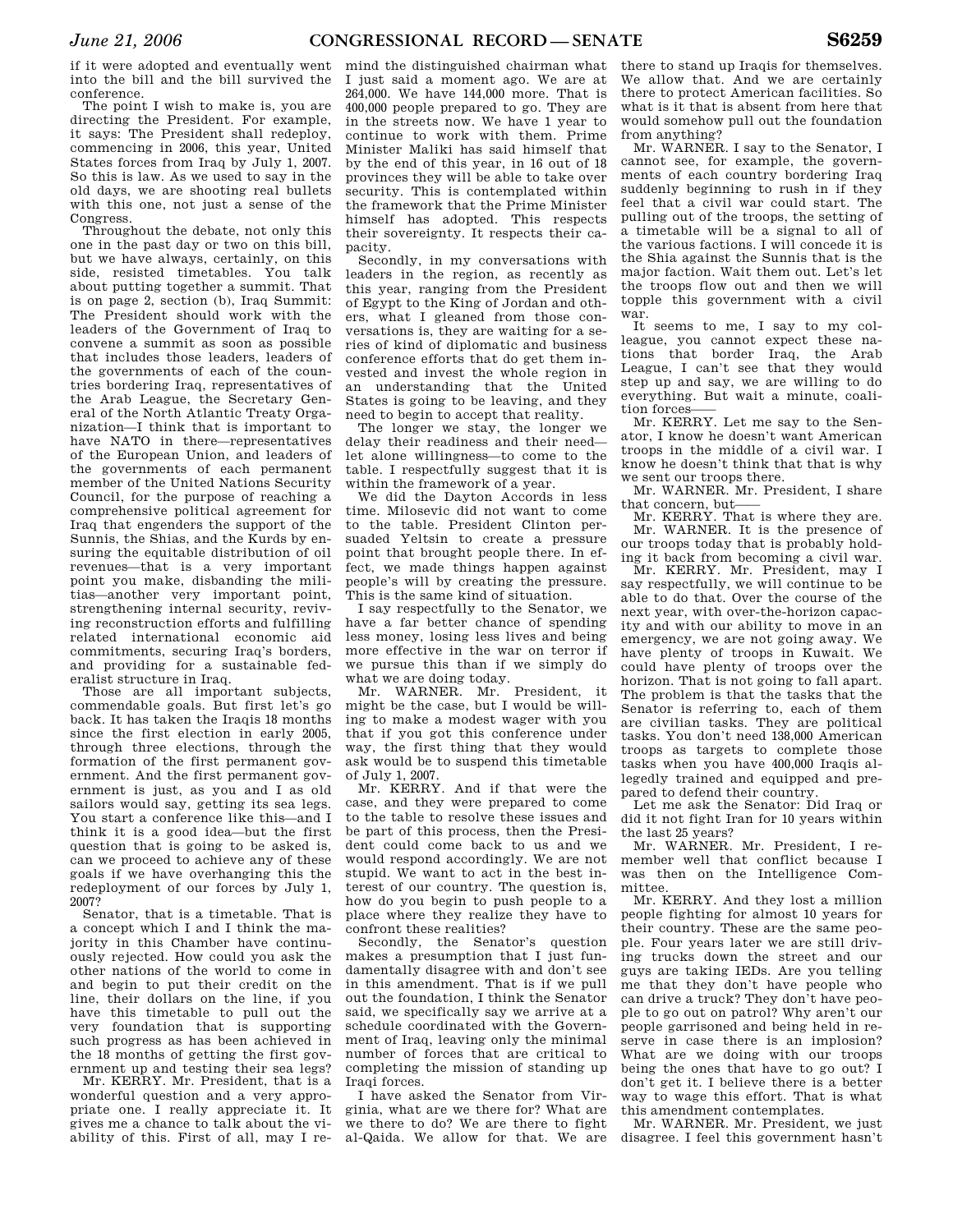if it were adopted and eventually went into the bill and the bill survived the conference.

The point I wish to make is, you are directing the President. For example, it says: The President shall redeploy, commencing in 2006, this year, United States forces from Iraq by July 1, 2007. So this is law. As we used to say in the old days, we are shooting real bullets with this one, not just a sense of the Congress.

Throughout the debate, not only this one in the past day or two on this bill, but we have always, certainly, on this side, resisted timetables. You talk about putting together a summit. That is on page 2, section (b), Iraq Summit: The President should work with the leaders of the Government of Iraq to convene a summit as soon as possible that includes those leaders, leaders of the governments of each of the countries bordering Iraq, representatives of the Arab League, the Secretary General of the North Atlantic Treaty Organization—I think that is important to have NATO in there—representatives of the European Union, and leaders of the governments of each permanent member of the United Nations Security Council, for the purpose of reaching a comprehensive political agreement for Iraq that engenders the support of the Sunnis, the Shias, and the Kurds by ensuring the equitable distribution of oil revenues—that is a very important point you make, disbanding the militias—another very important point, strengthening internal security, reviving reconstruction efforts and fulfilling related international economic aid commitments, securing Iraq's borders, and providing for a sustainable federalist structure in Iraq.

Those are all important subjects, commendable goals. But first let's go back. It has taken the Iraqis 18 months since the first election in early 2005, through three elections, through the formation of the first permanent government. And the first permanent government is just, as you and I as old sailors would say, getting its sea legs. You start a conference like this—and I think it is a good idea—but the first question that is going to be asked is, can we proceed to achieve any of these goals if we have overhanging this the redeployment of our forces by July 1, 2007?

Senator, that is a timetable. That is a concept which I and I think the majority in this Chamber have continuously rejected. How could you ask the other nations of the world to come in and begin to put their credit on the line, their dollars on the line, if you have this timetable to pull out the very foundation that is supporting such progress as has been achieved in the 18 months of getting the first government up and testing their sea legs?

Mr. KERRY. Mr. President, that is a wonderful question and a very appropriate one. I really appreciate it. It gives me a chance to talk about the viability of this. First of all, may I remind the distinguished chairman what I just said a moment ago. We are at 264,000. We have 144,000 more. That is 400,000 people prepared to go. They are in the streets now. We have 1 year to continue to work with them. Prime Minister Maliki has said himself that by the end of this year, in 16 out of 18 provinces they will be able to take over security. This is contemplated within the framework that the Prime Minister himself has adopted. This respects their sovereignty. It respects their capacity.

Secondly, in my conversations with leaders in the region, as recently as this year, ranging from the President of Egypt to the King of Jordan and others, what I gleaned from those conversations is, they are waiting for a series of kind of diplomatic and business conference efforts that do get them invested and invest the whole region in an understanding that the United States is going to be leaving, and they need to begin to accept that reality.

The longer we stay, the longer we delay their readiness and their need—let alone willingness—to come to the table. I respectfully suggest that it is within the framework of a year.

We did the Dayton Accords in less time. Milosevic did not want to come to the table. President Clinton persuaded Yeltsin to create a pressure point that brought people there. In effect, we made things happen against people's will by creating the pressure. This is the same kind of situation.

I say respectfully to the Senator, we have a far better chance of spending less money, losing less lives and being more effective in the war on terror if we pursue this than if we simply do what we are doing today.

Mr. WARNER. Mr. President, it might be the case, but I would be willing to make a modest wager with you that if you got this conference under way, the first thing that they would ask would be to suspend this timetable of July 1, 2007.

Mr. KERRY. And if that were the case, and they were prepared to come to the table to resolve these issues and be part of this process, then the President could come back to us and we would respond accordingly. We are not stupid. We want to act in the best interest of our country. The question is, how do you begin to push people to a place where they realize they have to confront these realities?

Secondly, the Senator's question makes a presumption that I just fundamentally disagree with and don't see in this amendment. That is if we pull out the foundation, I think the Senator said, we specifically say we arrive at a schedule coordinated with the Government of Iraq, leaving only the minimal number of forces that are critical to completing the mission of standing up Iraqi forces.

I have asked the Senator from Virginia, what are we there for? What are we there to do? We are there to fight al-Qaida. We allow for that. We are there to stand up Iraqis for themselves. We allow that. And we are certainly there to protect American facilities. So what is it that is absent from here that would somehow pull out the foundation from anything?

Mr. WARNER. I say to the Senator, I cannot see, for example, the governments of each country bordering Iraq suddenly beginning to rush in if they feel that a civil war could start. The pulling out of the troops, the setting of a timetable will be a signal to all of the various factions. I will concede it is the Shia against the Sunnis that is the major faction. Wait them out. Let's let the troops flow out and then we will topple this government with a civil war.

It seems to me, I say to my colleague, you cannot expect these nations that border Iraq, the Arab League, I can't see that they would step up and say, we are willing to do everything. But wait a minute, coalition forces——

Mr. KERRY. Let me say to the Senator, I know he doesn't want American troops in the middle of a civil war. I know he doesn't think that that is why we sent our troops there.

Mr. WARNER. Mr. President, I share that concern, but——

Mr. KERRY. That is where they are.

Mr. WARNER. It is the presence of our troops today that is probably holding it back from becoming a civil war.

Mr. KERRY. Mr. President, may I say respectfully, we will continue to be able to do that. Over the course of the next year, with over-the-horizon capacity and with our ability to move in an emergency, we are not going away. We have plenty of troops in Kuwait. We could have plenty of troops over the horizon. That is not going to fall apart. The problem is that the tasks that the Senator is referring to, each of them are civilian tasks. They are political tasks. You don't need 138,000 American troops as targets to complete those tasks when you have 400,000 Iraqis allegedly trained and equipped and prepared to defend their country.

Let me ask the Senator: Did Iraq or did it not fight Iran for 10 years within the last 25 years?

Mr. WARNER. Mr. President, I remember well that conflict because I was then on the Intelligence Committee.

Mr. KERRY. And they lost a million people fighting for almost 10 years for their country. These are the same people. Four years later we are still driving trucks down the street and our guys are taking IEDs. Are you telling me that they don't have people who can drive a truck? They don't have people to go out on patrol? Why aren't our people garrisoned and being held in reserve in case there is an implosion? What are we doing with our troops being the ones that have to go out? I don't get it. I believe there is a better way to wage this effort. That is what this amendment contemplates.

Mr. WARNER. Mr. President, we just disagree. I feel this government hasn't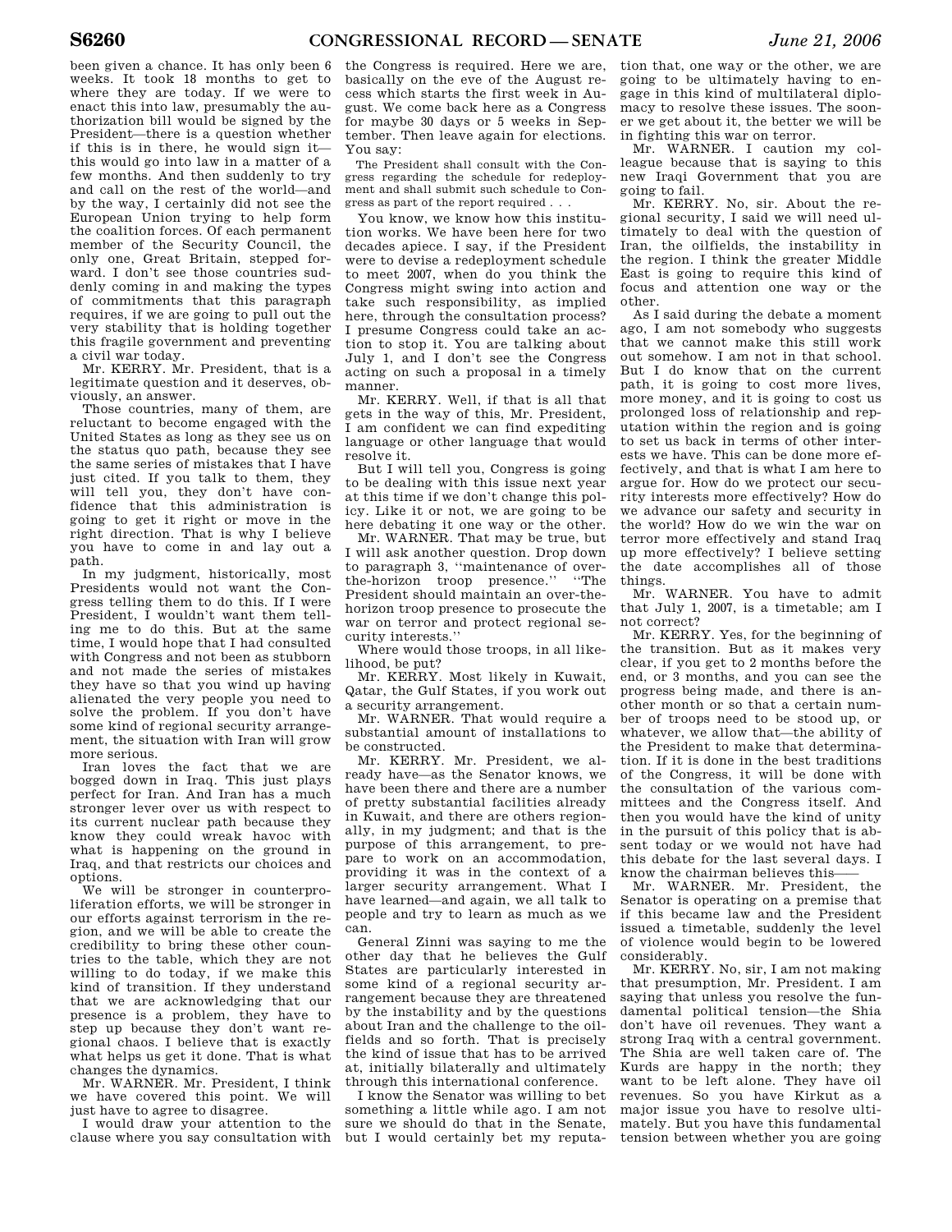been given a chance. It has only been 6 weeks. It took 18 months to get to where they are today. If we were to enact this into law, presumably the authorization bill would be signed by the President—there is a question whether if this is in there, he would sign it—this would go into law in a matter of a few months. And then suddenly to try and call on the rest of the world—and by the way, I certainly did not see the European Union trying to help form the coalition forces. Of each permanent member of the Security Council, the only one, Great Britain, stepped forward. I don't see those countries suddenly coming in and making the types of commitments that this paragraph requires, if we are going to pull out the very stability that is holding together this fragile government and preventing a civil war today.

Mr. KERRY. Mr. President, that is a legitimate question and it deserves, obviously, an answer.

Those countries, many of them, are reluctant to become engaged with the United States as long as they see us on the status quo path, because they see the same series of mistakes that I have just cited. If you talk to them, they will tell you, they don't have confidence that this administration is going to get it right or move in the right direction. That is why I believe you have to come in and lay out a path.

In my judgment, historically, most Presidents would not want the Congress telling them to do this. If I were President, I wouldn't want them telling me to do this. But at the same time, I would hope that I had consulted with Congress and not been as stubborn and not made the series of mistakes they have so that you wind up having alienated the very people you need to solve the problem. If you don't have some kind of regional security arrangement, the situation with Iran will grow more serious.

Iran loves the fact that we are bogged down in Iraq. This just plays perfect for Iran. And Iran has a much stronger lever over us with respect to its current nuclear path because they know they could wreak havoc with what is happening on the ground in Iraq, and that restricts our choices and options.

We will be stronger in counterproliferation efforts, we will be stronger in our efforts against terrorism in the region, and we will be able to create the credibility to bring these other countries to the table, which they are not willing to do today, if we make this kind of transition. If they understand that we are acknowledging that our presence is a problem, they have to step up because they don't want regional chaos. I believe that is exactly what helps us get it done. That is what changes the dynamics.

Mr. WARNER. Mr. President, I think we have covered this point. We will just have to agree to disagree.

I would draw your attention to the clause where you say consultation with the Congress is required. Here we are, basically on the eve of the August recess which starts the first week in August. We come back here as a Congress for maybe 30 days or 5 weeks in September. Then leave again for elections. You say:

> The President shall consult with the Congress regarding the schedule for redeployment and shall submit such schedule to Congress as part of the report required . . .

You know, we know how this institution works. We have been here for two decades apiece. I say, if the President were to devise a redeployment schedule to meet 2007, when do you think the Congress might swing into action and take such responsibility, as implied here, through the consultation process? I presume Congress could take an action to stop it. You are talking about July 1, and I don't see the Congress acting on such a proposal in a timely manner.

Mr. KERRY. Well, if that is all that gets in the way of this, Mr. President, I am confident we can find expediting language or other language that would resolve it.

But I will tell you, Congress is going to be dealing with this issue next year at this time if we don't change this policy. Like it or not, we are going to be here debating it one way or the other.

Mr. WARNER. That may be true, but I will ask another question. Drop down to paragraph 3, ''maintenance of over-the-horizon troop presence.'' ''The President should maintain an over-the-horizon troop presence to prosecute the war on terror and protect regional security interests.''

Where would those troops, in all likelihood, be put?

Mr. KERRY. Most likely in Kuwait, Qatar, the Gulf States, if you work out a security arrangement.

Mr. WARNER. That would require a substantial amount of installations to be constructed.

Mr. KERRY. Mr. President, we already have—as the Senator knows, we have been there and there are a number of pretty substantial facilities already in Kuwait, and there are others regionally, in my judgment; and that is the purpose of this arrangement, to prepare to work on an accommodation, providing it was in the context of a larger security arrangement. What I have learned—and again, we all talk to people and try to learn as much as we can.

General Zinni was saying to me the other day that he believes the Gulf States are particularly interested in some kind of a regional security arrangement because they are threatened by the instability and by the questions about Iran and the challenge to the oilfields and so forth. That is precisely the kind of issue that has to be arrived at, initially bilaterally and ultimately through this international conference.

I know the Senator was willing to bet something a little while ago. I am not sure we should do that in the Senate, but I would certainly bet my reputation that, one way or the other, we are going to be ultimately having to engage in this kind of multilateral diplomacy to resolve these issues. The sooner we get about it, the better we will be in fighting this war on terror.

Mr. WARNER. I caution my colleague because that is saying to this new Iraqi Government that you are going to fail.

Mr. KERRY. No, sir. About the regional security, I said we will need ultimately to deal with the question of Iran, the oilfields, the instability in the region. I think the greater Middle East is going to require this kind of focus and attention one way or the other.

As I said during the debate a moment ago, I am not somebody who suggests that we cannot make this still work out somehow. I am not in that school. But I do know that on the current path, it is going to cost more lives, more money, and it is going to cost us prolonged loss of relationship and reputation within the region and is going to set us back in terms of other interests we have. This can be done more effectively, and that is what I am here to argue for. How do we protect our security interests more effectively? How do we advance our safety and security in the world? How do we win the war on terror more effectively and stand Iraq up more effectively? I believe setting the date accomplishes all of those things.

Mr. WARNER. You have to admit that July 1, 2007, is a timetable; am I not correct?

Mr. KERRY. Yes, for the beginning of the transition. But as it makes very clear, if you get to 2 months before the end, or 3 months, and you can see the progress being made, and there is another month or so that a certain number of troops need to be stood up, or whatever, we allow that—the ability of the President to make that determination. If it is done in the best traditions of the Congress, it will be done with the consultation of the various committees and the Congress itself. And then you would have the kind of unity in the pursuit of this policy that is absent today or we would not have had this debate for the last several days. I know the chairman believes this——

Mr. WARNER. Mr. President, the Senator is operating on a premise that if this became law and the President issued a timetable, suddenly the level of violence would begin to be lowered considerably.

Mr. KERRY. No, sir, I am not making that presumption, Mr. President. I am saying that unless you resolve the fundamental political tension—the Shia don't have oil revenues. They want a strong Iraq with a central government. The Shia are well taken care of. The Kurds are happy in the north; they want to be left alone. They have oil revenues. So you have Kirkut as a major issue you have to resolve ultimately. But you have this fundamental tension between whether you are going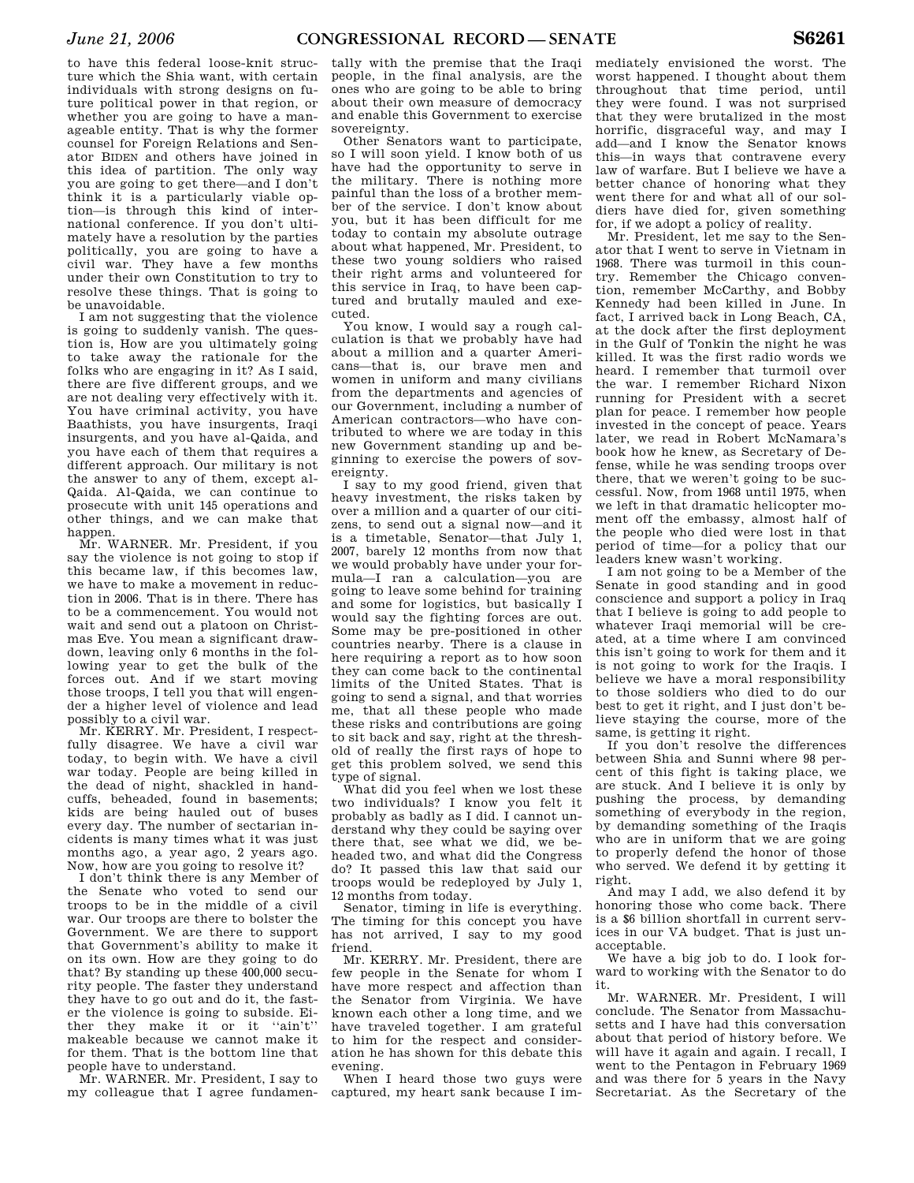to have this federal loose-knit structure which the Shia want, with certain individuals with strong designs on future political power in that region, or whether you are going to have a manageable entity. That is why the former counsel for Foreign Relations and Senator BIDEN and others have joined in this idea of partition. The only way you are going to get there—and I don't think it is a particularly viable option—is through this kind of international conference. If you don't ultimately have a resolution by the parties politically, you are going to have a civil war. They have a few months under their own Constitution to try to resolve these things. That is going to be unavoidable.

I am not suggesting that the violence is going to suddenly vanish. The question is, How are you ultimately going to take away the rationale for the folks who are engaging in it? As I said, there are five different groups, and we are not dealing very effectively with it. You have criminal activity, you have Baathists, you have insurgents, Iraqi insurgents, and you have al-Qaida, and you have each of them that requires a different approach. Our military is not the answer to any of them, except al-Qaida. Al-Qaida, we can continue to prosecute with unit 145 operations and other things, and we can make that happen.

Mr. WARNER. Mr. President, if you say the violence is not going to stop if this became law, if this becomes law, we have to make a movement in reduction in 2006. That is in there. There has to be a commencement. You would not wait and send out a platoon on Christmas Eve. You mean a significant drawdown, leaving only 6 months in the following year to get the bulk of the forces out. And if we start moving those troops, I tell you that will engender a higher level of violence and lead possibly to a civil war.

Mr. KERRY. Mr. President, I respectfully disagree. We have a civil war today, to begin with. We have a civil war today. People are being killed in the dead of night, shackled in handcuffs, beheaded, found in basements; kids are being hauled out of buses every day. The number of sectarian incidents is many times what it was just months ago, a year ago, 2 years ago. Now, how are you going to resolve it?

I don't think there is any Member of the Senate who voted to send our troops to be in the middle of a civil war. Our troops are there to bolster the Government. We are there to support that Government's ability to make it on its own. How are they going to do that? By standing up these 400,000 security people. The faster they understand they have to go out and do it, the faster the violence is going to subside. Either they make it or it "ain't" makeable because we cannot make it for them. That is the bottom line that people have to understand.

Mr. WARNER. Mr. President, I say to my colleague that I agree fundamentally with the premise that the Iraqi people, in the final analysis, are the ones who are going to be able to bring about their own measure of democracy and enable this Government to exercise sovereignty.

Other Senators want to participate, so I will soon yield. I know both of us have had the opportunity to serve in the military. There is nothing more painful than the loss of a brother member of the service. I don't know about you, but it has been difficult for me today to contain my absolute outrage about what happened, Mr. President, to these two young soldiers who raised their right arms and volunteered for this service in Iraq, to have been captured and brutally mauled and executed.

You know, I would say a rough calculation is that we probably have had about a million and a quarter Americans—that is, our brave men and women in uniform and many civilians from the departments and agencies of our Government, including a number of American contractors—who have contributed to where we are today in this new Government standing up and beginning to exercise the powers of sovereignty.

I say to my good friend, given that heavy investment, the risks taken by over a million and a quarter of our citizens, to send out a signal now—and it is a timetable, Senator—that July 1, 2007, barely 12 months from now that we would probably have under your formula—I ran a calculation—you are going to leave some behind for training and some for logistics, but basically I would say the fighting forces are out. Some may be pre-positioned in other countries nearby. There is a clause in here requiring a report as to how soon they can come back to the continental limits of the United States. That is going to send a signal, and that worries me, that all these people who made these risks and contributions are going to sit back and say, right at the threshold of really the first rays of hope to get this problem solved, we send this type of signal.

What did you feel when we lost these two individuals? I know you felt it probably as badly as I did. I cannot understand why they could be saying over there that, see what we did, we beheaded two, and what did the Congress do? It passed this law that said our troops would be redeployed by July 1, 12 months from today.

Senator, timing in life is everything. The timing for this concept you have has not arrived, I say to my good friend.

Mr. KERRY. Mr. President, there are few people in the Senate for whom I have more respect and affection than the Senator from Virginia. We have known each other a long time, and we have traveled together. I am grateful to him for the respect and consideration he has shown for this debate this evening.

When I heard those two guys were captured, my heart sank because I immediately envisioned the worst. The worst happened. I thought about them throughout that time period, until they were found. I was not surprised that they were brutalized in the most horrific, disgraceful way, and may I add—and I know the Senator knows this—in ways that contravene every law of warfare. But I believe we have a better chance of honoring what they went there for and what all of our soldiers have died for, given something for, if we adopt a policy of reality.

Mr. President, let me say to the Senator that I went to serve in Vietnam in 1968. There was turmoil in this country. Remember the Chicago convention, remember McCarthy, and Bobby Kennedy had been killed in June. In fact, I arrived back in Long Beach, CA, at the dock after the first deployment in the Gulf of Tonkin the night he was killed. It was the first radio words we heard. I remember that turmoil over the war. I remember Richard Nixon running for President with a secret plan for peace. I remember how people invested in the concept of peace. Years later, we read in Robert McNamara's book how he knew, as Secretary of Defense, while he was sending troops over there, that we weren't going to be successful. Now, from 1968 until 1975, when we left in that dramatic helicopter moment off the embassy, almost half of the people who died were lost in that period of time—for a policy that our leaders knew wasn't working.

I am not going to be a Member of the Senate in good standing and in good conscience and support a policy in Iraq that I believe is going to add people to whatever Iraqi memorial will be created, at a time where I am convinced this isn't going to work for them and it is not going to work for the Iraqis. I believe we have a moral responsibility to those soldiers who died to do our best to get it right, and I just don't believe staying the course, more of the same, is getting it right.

If you don't resolve the differences between Shia and Sunni where 98 percent of this fight is taking place, we are stuck. And I believe it is only by pushing the process, by demanding something of everybody in the region, by demanding something of the Iraqis who are in uniform that we are going to properly defend the honor of those who served. We defend it by getting it right.

And may I add, we also defend it by honoring those who come back. There is a $6 billion shortfall in current services in our VA budget. That is just unacceptable.

We have a big job to do. I look forward to working with the Senator to do it.

Mr. WARNER. Mr. President, I will conclude. The Senator from Massachusetts and I have had this conversation about that period of history before. We will have it again and again. I recall, I went to the Pentagon in February 1969 and was there for 5 years in the Navy Secretariat. As the Secretary of the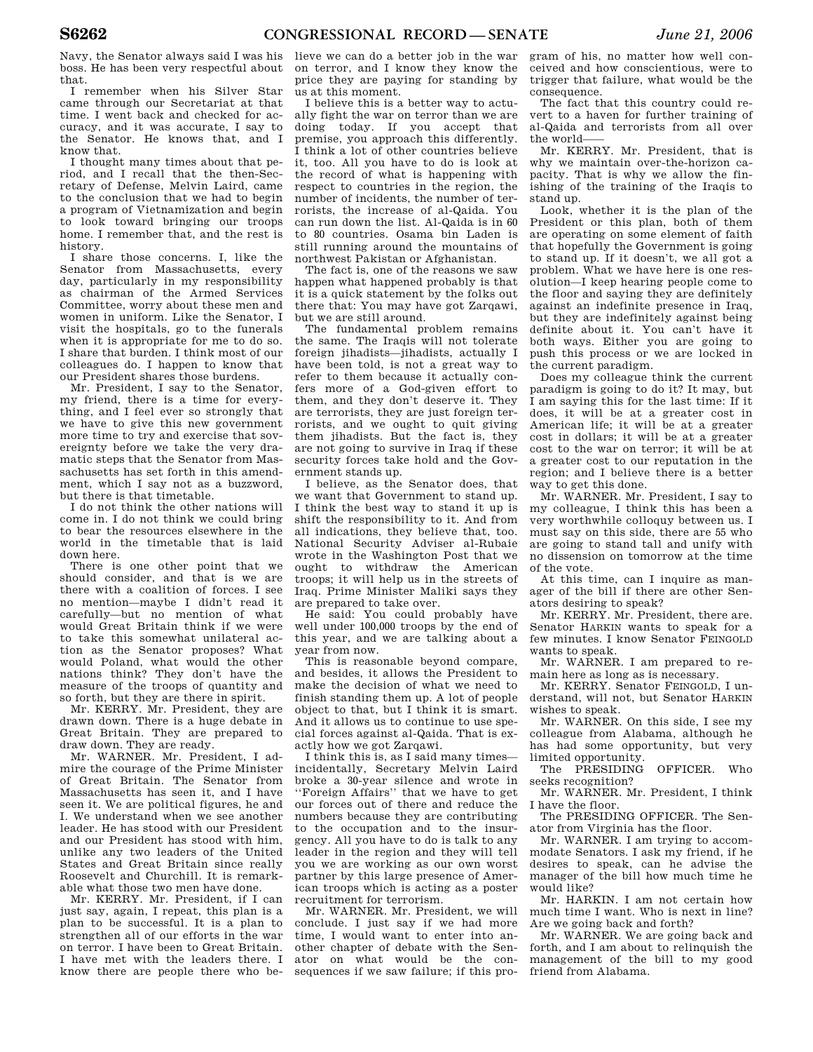Navy, the Senator always said I was his boss. He has been very respectful about that.

I remember when his Silver Star came through our Secretariat at that time. I went back and checked for accuracy, and it was accurate, I say to the Senator. He knows that, and I know that.

I thought many times about that period, and I recall that the then-Secretary of Defense, Melvin Laird, came to the conclusion that we had to begin a program of Vietnamization and begin to look toward bringing our troops home. I remember that, and the rest is history.

I share those concerns. I, like the Senator from Massachusetts, every day, particularly in my responsibility as chairman of the Armed Services Committee, worry about these men and women in uniform. Like the Senator, I visit the hospitals, go to the funerals when it is appropriate for me to do so. I share that burden. I think most of our colleagues do. I happen to know that our President shares those burdens.

Mr. President, I say to the Senator, my friend, there is a time for everything, and I feel ever so strongly that we have to give this new government more time to try and exercise that sovereignty before we take the very dramatic steps that the Senator from Massachusetts has set forth in this amendment, which I say not as a buzzword, but there is that timetable.

I do not think the other nations will come in. I do not think we could bring to bear the resources elsewhere in the world in the timetable that is laid down here.

There is one other point that we should consider, and that is we are there with a coalition of forces. I see no mention—maybe I didn't read it carefully—but no mention of what would Great Britain think if we were to take this somewhat unilateral action as the Senator proposes? What would Poland, what would the other nations think? They don't have the measure of the troops of quantity and so forth, but they are there in spirit.

Mr. KERRY. Mr. President, they are drawn down. There is a huge debate in Great Britain. They are prepared to draw down. They are ready.

Mr. WARNER. Mr. President, I admire the courage of the Prime Minister of Great Britain. The Senator from Massachusetts has seen it, and I have seen it. We are political figures, he and I. We understand when we see another leader. He has stood with our President and our President has stood with him, unlike any two leaders of the United States and Great Britain since really Roosevelt and Churchill. It is remarkable what those two men have done.

Mr. KERRY. Mr. President, if I can just say, again, I repeat, this plan is a plan to be successful. It is a plan to strengthen all of our efforts in the war on terror. I have been to Great Britain. I have met with the leaders there. I know there are people there who believe we can do a better job in the war on terror, and I know they know the price they are paying for standing by us at this moment.

I believe this is a better way to actually fight the war on terror than we are doing today. If you accept that premise, you approach this differently. I think a lot of other countries believe it, too. All you have to do is look at the record of what is happening with respect to countries in the region, the number of incidents, the number of terrorists, the increase of al-Qaida. You can run down the list. Al-Qaida is in 60 to 80 countries. Osama bin Laden is still running around the mountains of northwest Pakistan or Afghanistan.

The fact is, one of the reasons we saw happen what happened probably is that it is a quick statement by the folks out there that: You may have got Zarqawi, but we are still around.

The fundamental problem remains the same. The Iraqis will not tolerate foreign jihadists—jihadists, actually I have been told, is not a great way to refer to them because it actually confers more of a God-given effort to them, and they don't deserve it. They are terrorists, they are just foreign terrorists, and we ought to quit giving them jihadists. But the fact is, they are not going to survive in Iraq if these security forces take hold and the Government stands up.

I believe, as the Senator does, that we want that Government to stand up. I think the best way to stand it up is shift the responsibility to it. And from all indications, they believe that, too. National Security Adviser al-Rubaie wrote in the Washington Post that we ought to withdraw the American troops; it will help us in the streets of Iraq. Prime Minister Maliki says they are prepared to take over.

He said: You could probably have well under 100,000 troops by the end of this year, and we are talking about a year from now.

This is reasonable beyond compare, and besides, it allows the President to make the decision of what we need to finish standing them up. A lot of people object to that, but I think it is smart. And it allows us to continue to use special forces against al-Qaida. That is exactly how we got Zarqawi.

I think this is, as I said many times—incidentally, Secretary Melvin Laird broke a 30-year silence and wrote in "Foreign Affairs" that we have to get our forces out of there and reduce the numbers because they are contributing to the occupation and to the insurgency. All you have to do is talk to any leader in the region and they will tell you we are working as our own worst partner by this large presence of American troops which is acting as a poster recruitment for terrorism.

Mr. WARNER. Mr. President, we will conclude. I just say if we had more time, I would want to enter into another chapter of debate with the Senator on what would be the consequences if we saw failure; if this program of his, no matter how well conceived and how conscientious, were to trigger that failure, what would be the consequence.

The fact that this country could revert to a haven for further training of al-Qaida and terrorists from all over the world——

Mr. KERRY. Mr. President, that is why we maintain over-the-horizon capacity. That is why we allow the finishing of the training of the Iraqis to stand up.

Look, whether it is the plan of the President or this plan, both of them are operating on some element of faith that hopefully the Government is going to stand up. If it doesn't, we all got a problem. What we have here is one resolution—I keep hearing people come to the floor and saying they are definitely against an indefinite presence in Iraq, but they are indefinitely against being definite about it. You can't have it both ways. Either you are going to push this process or we are locked in the current paradigm.

Does my colleague think the current paradigm is going to do it? It may, but I am saying this for the last time: If it does, it will be at a greater cost in American life; it will be at a greater cost in dollars; it will be at a greater cost to the war on terror; it will be at a greater cost to our reputation in the region; and I believe there is a better way to get this done.

Mr. WARNER. Mr. President, I say to my colleague, I think this has been a very worthwhile colloquy between us. I must say on this side, there are 55 who are going to stand tall and unify with no dissension on tomorrow at the time of the vote.

At this time, can I inquire as manager of the bill if there are other Senators desiring to speak?

Mr. KERRY. Mr. President, there are. Senator HARKIN wants to speak for a few minutes. I know Senator FEINGOLD wants to speak.

Mr. WARNER. I am prepared to remain here as long as is necessary.

Mr. KERRY. Senator FEINGOLD, I understand, will not, but Senator HARKIN wishes to speak.

Mr. WARNER. On this side, I see my colleague from Alabama, although he has had some opportunity, but very limited opportunity.

The PRESIDING OFFICER. Who seeks recognition?

Mr. WARNER. Mr. President, I think I have the floor.

The PRESIDING OFFICER. The Senator from Virginia has the floor.

Mr. WARNER. I am trying to accommodate Senators. I ask my friend, if he desires to speak, can he advise the manager of the bill how much time he would like?

Mr. HARKIN. I am not certain how much time I want. Who is next in line? Are we going back and forth?

Mr. WARNER. We are going back and forth, and I am about to relinquish the management of the bill to my good friend from Alabama.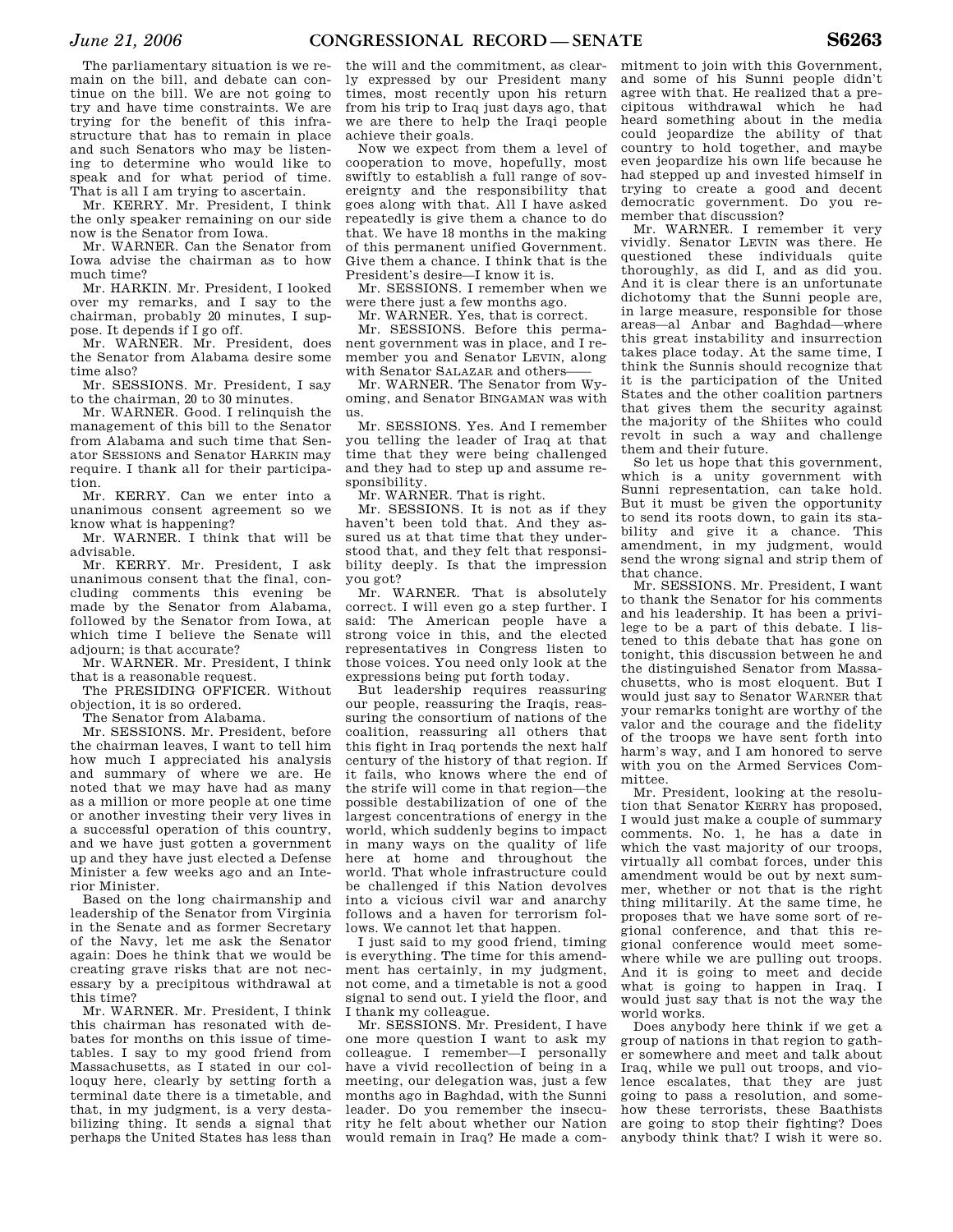The parliamentary situation is we remain on the bill, and debate can continue on the bill. We are not going to try and have time constraints. We are trying for the benefit of this infrastructure that has to remain in place and such Senators who may be listening to determine who would like to speak and for what period of time. That is all I am trying to ascertain.

Mr. KERRY. Mr. President, I think the only speaker remaining on our side now is the Senator from Iowa.

Mr. WARNER. Can the Senator from Iowa advise the chairman as to how much time?

Mr. HARKIN. Mr. President, I looked over my remarks, and I say to the chairman, probably 20 minutes, I suppose. It depends if I go off.

Mr. WARNER. Mr. President, does the Senator from Alabama desire some time also?

Mr. SESSIONS. Mr. President, I say to the chairman, 20 to 30 minutes.

Mr. WARNER. Good. I relinquish the management of this bill to the Senator from Alabama and such time that Senator SESSIONS and Senator HARKIN may require. I thank all for their participation.

Mr. KERRY. Can we enter into a unanimous consent agreement so we know what is happening?

Mr. WARNER. I think that will be advisable.

Mr. KERRY. Mr. President, I ask unanimous consent that the final, concluding comments this evening be made by the Senator from Alabama, followed by the Senator from Iowa, at which time I believe the Senate will adjourn; is that accurate?

Mr. WARNER. Mr. President, I think that is a reasonable request.

The PRESIDING OFFICER. Without objection, it is so ordered.

The Senator from Alabama.

Mr. SESSIONS. Mr. President, before the chairman leaves, I want to tell him how much I appreciated his analysis and summary of where we are. He noted that we may have had as many as a million or more people at one time or another investing their very lives in a successful operation of this country, and we have just gotten a government up and they have just elected a Defense Minister a few weeks ago and an Interior Minister.

Based on the long chairmanship and leadership of the Senator from Virginia in the Senate and as former Secretary of the Navy, let me ask the Senator again: Does he think that we would be creating grave risks that are not necessary by a precipitous withdrawal at this time?

Mr. WARNER. Mr. President, I think this chairman has resonated with debates for months on this issue of timetables. I say to my good friend from Massachusetts, as I stated in our colloquy here, clearly by setting forth a terminal date there is a timetable, and that, in my judgment, is a very destabilizing thing. It sends a signal that perhaps the United States has less than the will and the commitment, as clearly expressed by our President many times, most recently upon his return from his trip to Iraq just days ago, that we are there to help the Iraqi people achieve their goals.

Now we expect from them a level of cooperation to move, hopefully, most swiftly to establish a full range of sovereignty and the responsibility that goes along with that. All I have asked repeatedly is give them a chance to do that. We have 18 months in the making of this permanent unified Government. Give them a chance. I think that is the President's desire—I know it is.

Mr. SESSIONS. I remember when we were there just a few months ago.

Mr. WARNER. Yes, that is correct.

Mr. SESSIONS. Before this permanent government was in place, and I remember you and Senator LEVIN, along with Senator SALAZAR and others——

Mr. WARNER. The Senator from Wyoming, and Senator BINGAMAN was with us.

Mr. SESSIONS. Yes. And I remember you telling the leader of Iraq at that time that they were being challenged and they had to step up and assume responsibility.

Mr. WARNER. That is right.

Mr. SESSIONS. It is not as if they haven't been told that. And they assured us at that time that they understood that, and they felt that responsibility deeply. Is that the impression you got?

Mr. WARNER. That is absolutely correct. I will even go a step further. I said: The American people have a strong voice in this, and the elected representatives in Congress listen to those voices. You need only look at the expressions being put forth today.

But leadership requires reassuring our people, reassuring the Iraqis, reassuring the consortium of nations of the coalition, reassuring all others that this fight in Iraq portends the next half century of the history of that region. If it fails, who knows where the end of the strife will come in that region—the possible destabilization of one of the largest concentrations of energy in the world, which suddenly begins to impact in many ways on the quality of life here at home and throughout the world. That whole infrastructure could be challenged if this Nation devolves into a vicious civil war and anarchy follows and a haven for terrorism follows. We cannot let that happen.

I just said to my good friend, timing is everything. The time for this amendment has certainly, in my judgment, not come, and a timetable is not a good signal to send out. I yield the floor, and I thank my colleague.

Mr. SESSIONS. Mr. President, I have one more question I want to ask my colleague. I remember—I personally have a vivid recollection of being in a meeting, our delegation was, just a few months ago in Baghdad, with the Sunni leader. Do you remember the insecurity he felt about whether our Nation would remain in Iraq? He made a commitment to join with this Government, and some of his Sunni people didn't agree with that. He realized that a precipitous withdrawal which he had heard something about in the media could jeopardize the ability of that country to hold together, and maybe even jeopardize his own life because he had stepped up and invested himself in trying to create a good and decent democratic government. Do you remember that discussion?

Mr. WARNER. I remember it very vividly. Senator LEVIN was there. He questioned these individuals quite thoroughly, as did I, and as did you. And it is clear there is an unfortunate dichotomy that the Sunni people are, in large measure, responsible for those areas—al Anbar and Baghdad—where this great instability and insurrection takes place today. At the same time, I think the Sunnis should recognize that it is the participation of the United States and the other coalition partners that gives them the security against the majority of the Shiites who could revolt in such a way and challenge them and their future.

So let us hope that this government, which is a unity government with Sunni representation, can take hold. But it must be given the opportunity to send its roots down, to gain its stability and give it a chance. This amendment, in my judgment, would send the wrong signal and strip them of that chance.

Mr. SESSIONS. Mr. President, I want to thank the Senator for his comments and his leadership. It has been a privilege to be a part of this debate. I listened to this debate that has gone on tonight, this discussion between he and the distinguished Senator from Massachusetts, who is most eloquent. But I would just say to Senator WARNER that your remarks tonight are worthy of the valor and the courage and the fidelity of the troops we have sent forth into harm's way, and I am honored to serve with you on the Armed Services Committee.

Mr. President, looking at the resolution that Senator KERRY has proposed, I would just make a couple of summary comments. No. 1, he has a date in which the vast majority of our troops, virtually all combat forces, under this amendment would be out by next summer, whether or not that is the right thing militarily. At the same time, he proposes that we have some sort of regional conference, and that this regional conference would meet somewhere while we are pulling out troops. And it is going to meet and decide what is going to happen in Iraq. I would just say that is not the way the world works.

Does anybody here think if we get a group of nations in that region to gather somewhere and meet and talk about Iraq, while we pull out troops, and violence escalates, that they are just going to pass a resolution, and somehow these terrorists, these Baathists are going to stop their fighting? Does anybody think that? I wish it were so.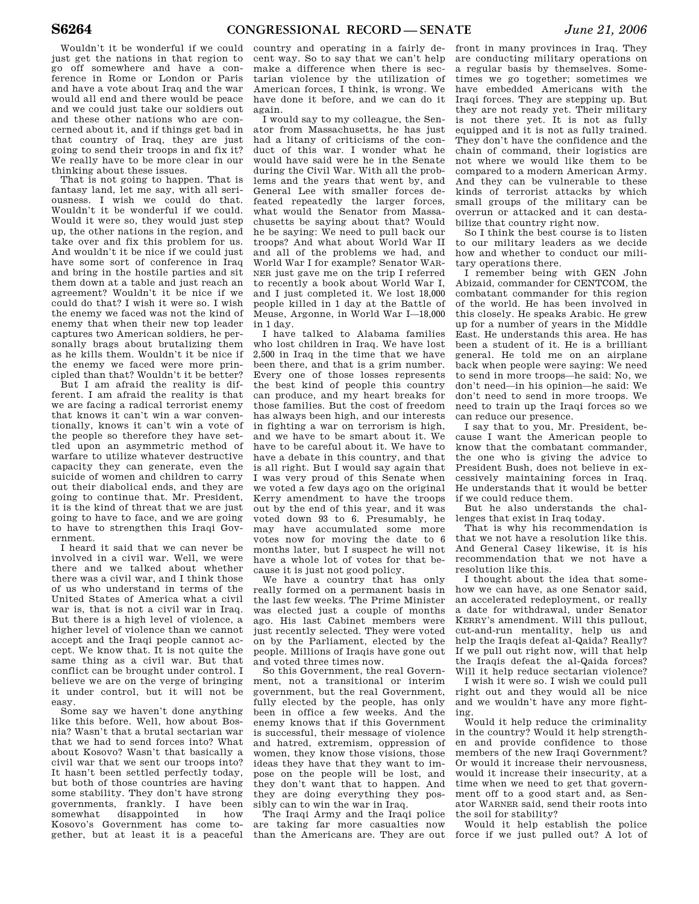Wouldn't it be wonderful if we could just get the nations in that region to go off somewhere and have a conference in Rome or London or Paris and have a vote about Iraq and the war would all end and there would be peace and we could just take our soldiers out and these other nations who are concerned about it, and if things get bad in that country of Iraq, they are just going to send their troops in and fix it? We really have to be more clear in our thinking about these issues.

That is not going to happen. That is fantasy land, let me say, with all seriousness. I wish we could do that. Wouldn't it be wonderful if we could. Would it were so, they would just step up, the other nations in the region, and take over and fix this problem for us. And wouldn't it be nice if we could just have some sort of conference in Iraq and bring in the hostile parties and sit them down at a table and just reach an agreement? Wouldn't it be nice if we could do that? I wish it were so. I wish the enemy we faced was not the kind of enemy that when their new top leader captures two American soldiers, he personally brags about brutalizing them as he kills them. Wouldn't it be nice if the enemy we faced were more principled than that? Wouldn't it be better?

But I am afraid the reality is different. I am afraid the reality is that we are facing a radical terrorist enemy that knows it can't win a war conventionally, knows it can't win a vote of the people so therefore they have settled upon an asymmetric method of warfare to utilize whatever destructive capacity they can generate, even the suicide of women and children to carry out their diabolical ends, and they are going to continue that. Mr. President, it is the kind of threat that we are just going to have to face, and we are going to have to strengthen this Iraqi Government.

I heard it said that we can never be involved in a civil war. Well, we were there and we talked about whether there was a civil war, and I think those of us who understand in terms of the United States of America what a civil war is, that is not a civil war in Iraq. But there is a high level of violence, a higher level of violence than we cannot accept and the Iraqi people cannot accept. We know that. It is not quite the same thing as a civil war. But that conflict can be brought under control. I believe we are on the verge of bringing it under control, but it will not be easy.

Some say we haven't done anything like this before. Well, how about Bosnia? Wasn't that a brutal sectarian war that we had to send forces into? What about Kosovo? Wasn't that basically a civil war that we sent our troops into? It hasn't been settled perfectly today, but both of those countries are having some stability. They don't have strong governments, frankly. I have been somewhat disappointed in how Kosovo's Government has come together, but at least it is a peaceful country and operating in a fairly decent way. So to say that we can't help make a difference when there is sectarian violence by the utilization of American forces, I think, is wrong. We have done it before, and we can do it again.

I would say to my colleague, the Senator from Massachusetts, he has just had a litany of criticisms of the conduct of this war. I wonder what he would have said were he in the Senate during the Civil War. With all the problems and the years that went by, and General Lee with smaller forces defeated repeatedly the larger forces, what would the Senator from Massachusetts be saying about that? Would he be saying: We need to pull back our troops? And what about World War II and all of the problems we had, and World War I for example? Senator WARNER just gave me on the trip I referred to recently a book about World War I, and I just completed it. We lost 18,000 people killed in 1 day at the Battle of Meuse, Argonne, in World War I—18,000 in 1 day.

I have talked to Alabama families who lost children in Iraq. We have lost 2,500 in Iraq in the time that we have been there, and that is a grim number. Every one of those losses represents the best kind of people this country can produce, and my heart breaks for those families. But the cost of freedom has always been high, and our interests in fighting a war on terrorism is high, and we have to be smart about it. We have to be careful about it. We have to have a debate in this country, and that is all right. But I would say again that I was very proud of this Senate when we voted a few days ago on the original Kerry amendment to have the troops out by the end of this year, and it was voted down 93 to 6. Presumably, he may have accumulated some more votes now for moving the date to 6 months later, but I suspect he will not have a whole lot of votes for that because it is just not good policy.

We have a country that has only really formed on a permanent basis in the last few weeks. The Prime Minister was elected just a couple of months ago. His last Cabinet members were just recently selected. They were voted on by the Parliament, elected by the people. Millions of Iraqis have gone out and voted three times now.

So this Government, the real Government, not a transitional or interim government, but the real Government, fully elected by the people, has only been in office a few weeks. And the enemy knows that if this Government is successful, their message of violence and hatred, extremism, oppression of women, they know those visions, those ideas they have that they want to impose on the people will be lost, and they don't want that to happen. And they are doing everything they possibly can to win the war in Iraq.

The Iraqi Army and the Iraqi police are taking far more casualties now than the Americans are. They are out front in many provinces in Iraq. They are conducting military operations on a regular basis by themselves. Sometimes we go together; sometimes we have embedded Americans with the Iraqi forces. They are stepping up. But they are not ready yet. Their military is not there yet. It is not as fully equipped and it is not as fully trained. They don't have the confidence and the chain of command, their logistics are not where we would like them to be compared to a modern American Army. And they can be vulnerable to these kinds of terrorist attacks by which small groups of the military can be overrun or attacked and it can destabilize that country right now.

So I think the best course is to listen to our military leaders as we decide how and whether to conduct our military operations there.

I remember being with GEN John Abizaid, commander for CENTCOM, the combatant commander for this region of the world. He has been involved in this closely. He speaks Arabic. He grew up for a number of years in the Middle East. He understands this area. He has been a student of it. He is a brilliant general. He told me on an airplane back when people were saying: We need to send in more troops—he said: No, we don't need—in his opinion—he said: We don't need to send in more troops. We need to train up the Iraqi forces so we can reduce our presence.

I say that to you, Mr. President, because I want the American people to know that the combatant commander, the one who is giving the advice to President Bush, does not believe in excessively maintaining forces in Iraq. He understands that it would be better if we could reduce them.

But he also understands the challenges that exist in Iraq today.

That is why his recommendation is that we not have a resolution like this. And General Casey likewise, it is his recommendation that we not have a resolution like this.

I thought about the idea that somehow we can have, as one Senator said, an accelerated redeployment, or really a date for withdrawal, under Senator KERRY's amendment. Will this pullout, cut-and-run mentality, help us and help the Iraqis defeat al-Qaida? Really? If we pull out right now, will that help the Iraqis defeat the al-Qaida forces? Will it help reduce sectarian violence?

I wish it were so. I wish we could pull right out and they would all be nice and we wouldn't have any more fighting.

Would it help reduce the criminality in the country? Would it help strengthen and provide confidence to those members of the new Iraqi Government? Or would it increase their nervousness, would it increase their insecurity, at a time when we need to get that government off to a good start and, as Senator WARNER said, send their roots into the soil for stability?

Would it help establish the police force if we just pulled out? A lot of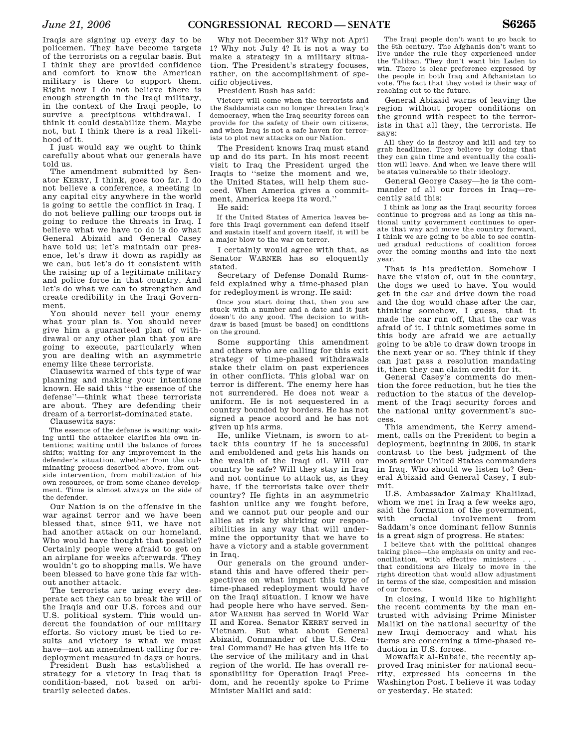Iraqis are signing up every day to be policemen. They have become targets of the terrorists on a regular basis. But I think they are provided confidence and comfort to know the American military is there to support them. Right now I do not believe there is enough strength in the Iraqi military, in the context of the Iraqi people, to survive a precipitous withdrawal. I think it could destabilize them. Maybe not, but I think there is a real likelihood of it.

I just would say we ought to think carefully about what our generals have told us.

The amendment submitted by Senator KERRY, I think, goes too far. I do not believe a conference, a meeting in any capital city anywhere in the world is going to settle the conflict in Iraq. I do not believe pulling our troops out is going to reduce the threats in Iraq. I believe what we have to do is do what General Abizaid and General Casey have told us; let's maintain our presence, let's draw it down as rapidly as we can, but let's do it consistent with the raising up of a legitimate military and police force in that country. And let's do what we can to strengthen and create credibility in the Iraqi Government.

You should never tell your enemy what your plan is. You should never give him a guaranteed plan of withdrawal or any other plan that you are going to execute, particularly when you are dealing with an asymmetric enemy like these terrorists.

Clausewitz warned of this type of war planning and making your intentions known. He said this "the essence of the defense"—think what these terrorists are about. They are defending their dream of a terrorist-dominated state.

Clausewitz says:

> The essence of the defense is waiting: waiting until the attacker clarifies his own intentions; waiting until the balance of forces shifts; waiting for any improvement in the defender's situation, whether from the culminating process described above, from outside intervention, from mobilization of his own resources, or from some chance development. Time is almost always on the side of the defender.

Our Nation is on the offensive in the war against terror and we have been blessed that, since 9/11, we have not had another attack on our homeland. Who would have thought that possible? Certainly people were afraid to get on an airplane for weeks afterwards. They wouldn't go to shopping malls. We have been blessed to have gone this far without another attack.

The terrorists are using every desperate act they can to break the will of the Iraqis and our U.S. forces and our U.S. political system. This would undercut the foundation of our military efforts. So victory must be tied to results and victory is what we must have—not an amendment calling for redeployment measured in days or hours.

President Bush has established a strategy for a victory in Iraq that is condition-based, not based on arbitrarily selected dates.

Why not December 31? Why not April 1? Why not July 4? It is not a way to make a strategy in a military situation. The President's strategy focuses, rather, on the accomplishment of specific objectives.

President Bush has said:

> Victory will come when the terrorists and the Saddamists can no longer threaten Iraq's democracy, when the Iraq security forces can provide for the safety of their own citizens, and when Iraq is not a safe haven for terrorists to plot new attacks on our Nation.

The President knows Iraq must stand up and do its part. In his most recent visit to Iraq the President urged the Iraqis to "seize the moment and we, the United States, will help them succeed. When America gives a commitment, America keeps its word."

He said:

> If the United States of America leaves before this Iraqi government can defend itself and sustain itself and govern itself, it will be a major blow to the war on terror.

I certainly would agree with that, as Senator WARNER has so eloquently stated.

Secretary of Defense Donald Rumsfeld explained why a time-phased plan for redeployment is wrong. He said:

> Once you start doing that, then you are stuck with a number and a date and it just doesn't do any good. The decision to withdraw is based [must be based] on conditions on the ground.

Some supporting this amendment and others who are calling for this exit strategy of time-phased withdrawals stake their claim on past experiences in other conflicts. This global war on terror is different. The enemy here has not surrendered. He does not wear a uniform. He is not sequestered in a country bounded by borders. He has not signed a peace accord and he has not given up his arms.

He, unlike Vietnam, is sworn to attack this country if he is successful and emboldened and gets his hands on the wealth of the Iraqi oil. Will our country be safe? Will they stay in Iraq and not continue to attack us, as they have, if the terrorists take over their country? He fights in an asymmetric fashion unlike any we fought before, and we cannot put our people and our allies at risk by shirking our responsibilities in any way that will undermine the opportunity that we have to have a victory and a stable government in Iraq.

Our generals on the ground understand this and have offered their perspectives on what impact this type of time-phased redeployment would have on the Iraqi situation. I know we have had people here who have served. Senator WARNER has served in World War II and Korea. Senator KERRY served in Vietnam. But what about General Abizaid, Commander of the U.S. Central Command? He has given his life to the service of the military and in that region of the world. He has overall responsibility for Operation Iraqi Freedom, and he recently spoke to Prime Minister Maliki and said:

> The Iraqi people don't want to go back to the 6th century. The Afghanis don't want to live under the rule they experienced under the Taliban. They don't want bin Laden to win. There is clear preference expressed by the people in both Iraq and Afghanistan to vote. The fact that they voted is their way of reaching out to the future.

General Abizaid warns of leaving the region without proper conditions on the ground with respect to the terrorists in that all they, the terrorists. He says:

> All they do is destroy and kill and try to grab headlines. They believe by doing that they can gain time and eventually the coalition will leave. And when we leave there will be states vulnerable to their ideology.

General George Casey—he is the commander of all our forces in Iraq—recently said this:

> I think as long as the Iraqi security forces continue to progress and as long as this national unity government continues to operate that way and move the country forward, I think we are going to be able to see continued gradual reductions of coalition forces over the coming months and into the next year.

That is his prediction. Somehow I have the vision of, out in the country, the dogs we used to have. You would get in the car and drive down the road and the dog would chase after the car, thinking somehow, I guess, that it made the car run off, that the car was afraid of it. I think sometimes some in this body are afraid we are actually going to be able to draw down troops in the next year or so. They think if they can just pass a resolution mandating it, then they can claim credit for it.

General Casey's comments do mention the force reduction, but he ties the reduction to the status of the development of the Iraqi security forces and the national unity government's success.

This amendment, the Kerry amendment, calls on the President to begin a deployment, beginning in 2006, in stark contrast to the best judgment of the most senior United States commanders in Iraq. Who should we listen to? General Abizaid and General Casey, I submit.

U.S. Ambassador Zalmay Khalilzad, whom we met in Iraq a few weeks ago, said the formation of the government, with crucial involvement from Saddam's once dominant fellow Sunnis is a great sign of progress. He states:

> I believe that with the political changes taking place—the emphasis on unity and reconciliation, with effective ministers . . . that conditions are likely to move in the right direction that would allow adjustment in terms of the size, composition and mission of our forces.

In closing, I would like to highlight the recent comments by the man entrusted with advising Prime Minister Maliki on the national security of the new Iraqi democracy and what his items are concerning a time-phased reduction in U.S. forces.

Mowaffak al-Rubaie, the recently approved Iraq minister for national security, expressed his concerns in the Washington Post. I believe it was today or yesterday. He stated: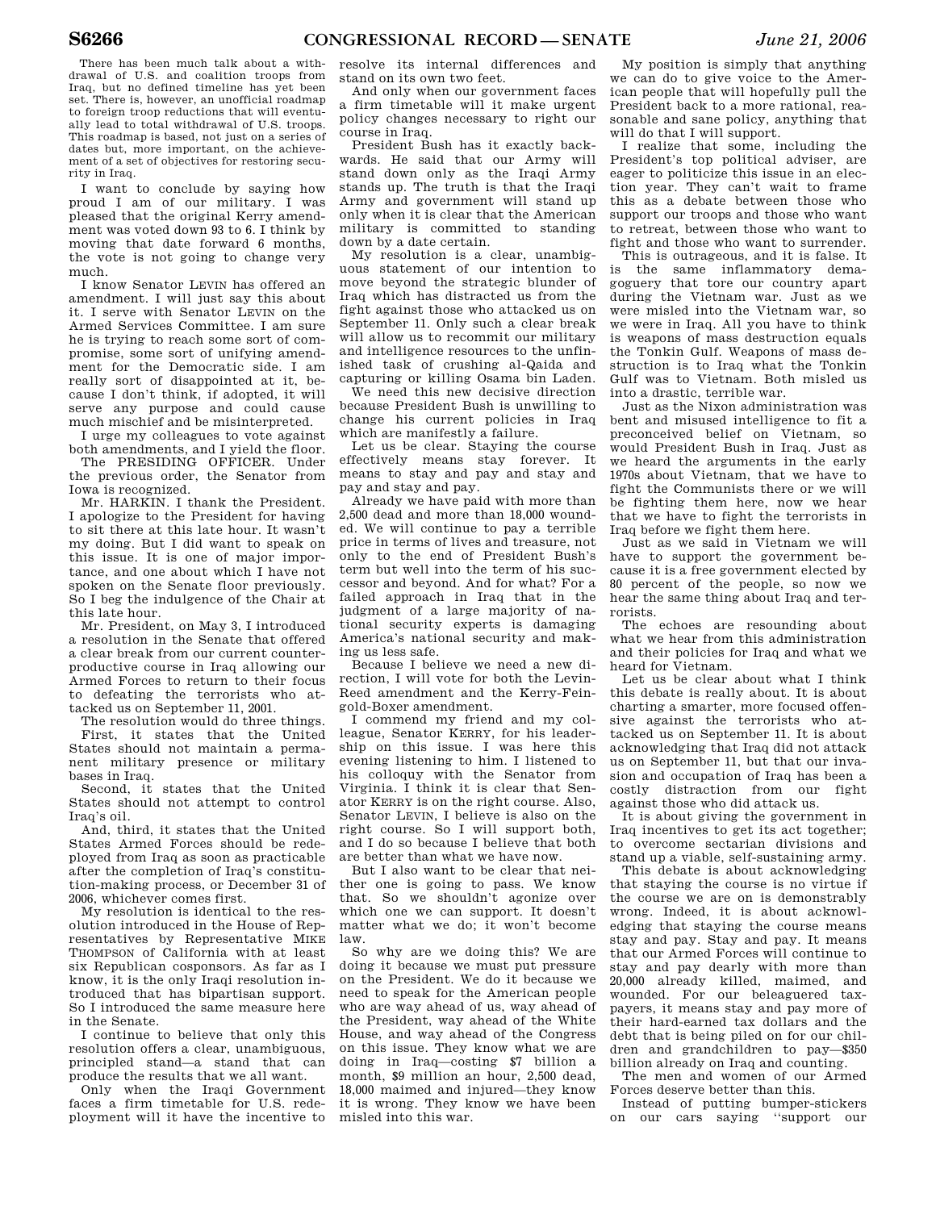There has been much talk about a withdrawal of U.S. and coalition troops from Iraq, but no defined timeline has yet been set. There is, however, an unofficial roadmap to foreign troop reductions that will eventually lead to total withdrawal of U.S. troops. This roadmap is based, not just on a series of dates but, more important, on the achievement of a set of objectives for restoring security in Iraq.

I want to conclude by saying how proud I am of our military. I was pleased that the original Kerry amendment was voted down 93 to 6. I think by moving that date forward 6 months, the vote is not going to change very much.

I know Senator LEVIN has offered an amendment. I will just say this about it. I serve with Senator LEVIN on the Armed Services Committee. I am sure he is trying to reach some sort of compromise, some sort of unifying amendment for the Democratic side. I am really sort of disappointed at it, because I don't think, if adopted, it will serve any purpose and could cause much mischief and be misinterpreted.

I urge my colleagues to vote against both amendments, and I yield the floor.

The PRESIDING OFFICER. Under the previous order, the Senator from Iowa is recognized.

Mr. HARKIN. I thank the President. I apologize to the President for having to sit there at this late hour. It wasn't my doing. But I did want to speak on this issue. It is one of major importance, and one about which I have not spoken on the Senate floor previously. So I beg the indulgence of the Chair at this late hour.

Mr. President, on May 3, I introduced a resolution in the Senate that offered a clear break from our current counterproductive course in Iraq allowing our Armed Forces to return to their focus to defeating the terrorists who attacked us on September 11, 2001.

The resolution would do three things.

First, it states that the United States should not maintain a permanent military presence or military bases in Iraq.

Second, it states that the United States should not attempt to control Iraq's oil.

And, third, it states that the United States Armed Forces should be redeployed from Iraq as soon as practicable after the completion of Iraq's constitution-making process, or December 31 of 2006, whichever comes first.

My resolution is identical to the resolution introduced in the House of Representatives by Representative MIKE THOMPSON of California with at least six Republican cosponsors. As far as I know, it is the only Iraqi resolution introduced that has bipartisan support. So I introduced the same measure here in the Senate.

I continue to believe that only this resolution offers a clear, unambiguous, principled stand—a stand that can produce the results that we all want.

Only when the Iraqi Government faces a firm timetable for U.S. redeployment will it have the incentive to resolve its internal differences and stand on its own two feet.

And only when our government faces a firm timetable will it make urgent policy changes necessary to right our course in Iraq.

President Bush has it exactly backwards. He said that our Army will stand down only as the Iraqi Army stands up. The truth is that the Iraqi Army and government will stand up only when it is clear that the American military is committed to standing down by a date certain.

My resolution is a clear, unambiguous statement of our intention to move beyond the strategic blunder of Iraq which has distracted us from the fight against those who attacked us on September 11. Only such a clear break will allow us to recommit our military and intelligence resources to the unfinished task of crushing al-Qaida and capturing or killing Osama bin Laden.

We need this new decisive direction because President Bush is unwilling to change his current policies in Iraq which are manifestly a failure.

Let us be clear. Staying the course effectively means stay forever. It means to stay and pay and stay and pay and stay and pay.

Already we have paid with more than 2,500 dead and more than 18,000 wounded. We will continue to pay a terrible price in terms of lives and treasure, not only to the end of President Bush's term but well into the term of his successor and beyond. And for what? For a failed approach in Iraq that in the judgment of a large majority of national security experts is damaging America's national security and making us less safe.

Because I believe we need a new direction, I will vote for both the Levin-Reed amendment and the Kerry-Feingold-Boxer amendment.

I commend my friend and my colleague, Senator KERRY, for his leadership on this issue. I was here this evening listening to him. I listened to his colloquy with the Senator from Virginia. I think it is clear that Senator KERRY is on the right course. Also, Senator LEVIN, I believe is also on the right course. So I will support both, and I do so because I believe that both are better than what we have now.

But I also want to be clear that neither one is going to pass. We know that. So we shouldn't agonize over which one we can support. It doesn't matter what we do; it won't become law.

So why are we doing this? We are doing it because we must put pressure on the President. We do it because we need to speak for the American people who are way ahead of us, way ahead of the President, way ahead of the White House, and way ahead of the Congress on this issue. They know what we are doing in Iraq—costing $7 billion a month, $9 million an hour, 2,500 dead, 18,000 maimed and injured—they know it is wrong. They know we have been misled into this war.

My position is simply that anything we can do to give voice to the American people that will hopefully pull the President back to a more rational, reasonable and sane policy, anything that will do that I will support.

I realize that some, including the President's top political adviser, are eager to politicize this issue in an election year. They can't wait to frame this as a debate between those who support our troops and those who want to retreat, between those who want to fight and those who want to surrender.

This is outrageous, and it is false. It is the same inflammatory demagoguery that tore our country apart during the Vietnam war. Just as we were misled into the Vietnam war, so we were in Iraq. All you have to think is weapons of mass destruction equals the Tonkin Gulf. Weapons of mass destruction is to Iraq what the Tonkin Gulf was to Vietnam. Both misled us into a drastic, terrible war.

Just as the Nixon administration was bent and misused intelligence to fit a preconceived belief on Vietnam, so would President Bush in Iraq. Just as we heard the arguments in the early 1970s about Vietnam, that we have to fight the Communists there or we will be fighting them here, now we hear that we have to fight the terrorists in Iraq before we fight them here.

Just as we said in Vietnam we will have to support the government because it is a free government elected by 80 percent of the people, so now we hear the same thing about Iraq and terrorists.

The echoes are resounding about what we hear from this administration and their policies for Iraq and what we heard for Vietnam.

Let us be clear about what I think this debate is really about. It is about charting a smarter, more focused offensive against the terrorists who attacked us on September 11. It is about acknowledging that Iraq did not attack us on September 11, but that our invasion and occupation of Iraq has been a costly distraction from our fight against those who did attack us.

It is about giving the government in Iraq incentives to get its act together; to overcome sectarian divisions and stand up a viable, self-sustaining army.

This debate is about acknowledging that staying the course is no virtue if the course we are on is demonstrably wrong. Indeed, it is about acknowledging that staying the course means stay and pay. Stay and pay. It means that our Armed Forces will continue to stay and pay dearly with more than 20,000 already killed, maimed, and wounded. For our beleaguered taxpayers, it means stay and pay more of their hard-earned tax dollars and the debt that is being piled on for our children and grandchildren to pay—$350 billion already on Iraq and counting.

The men and women of our Armed Forces deserve better than this.

Instead of putting bumper-stickers on our cars saying "support our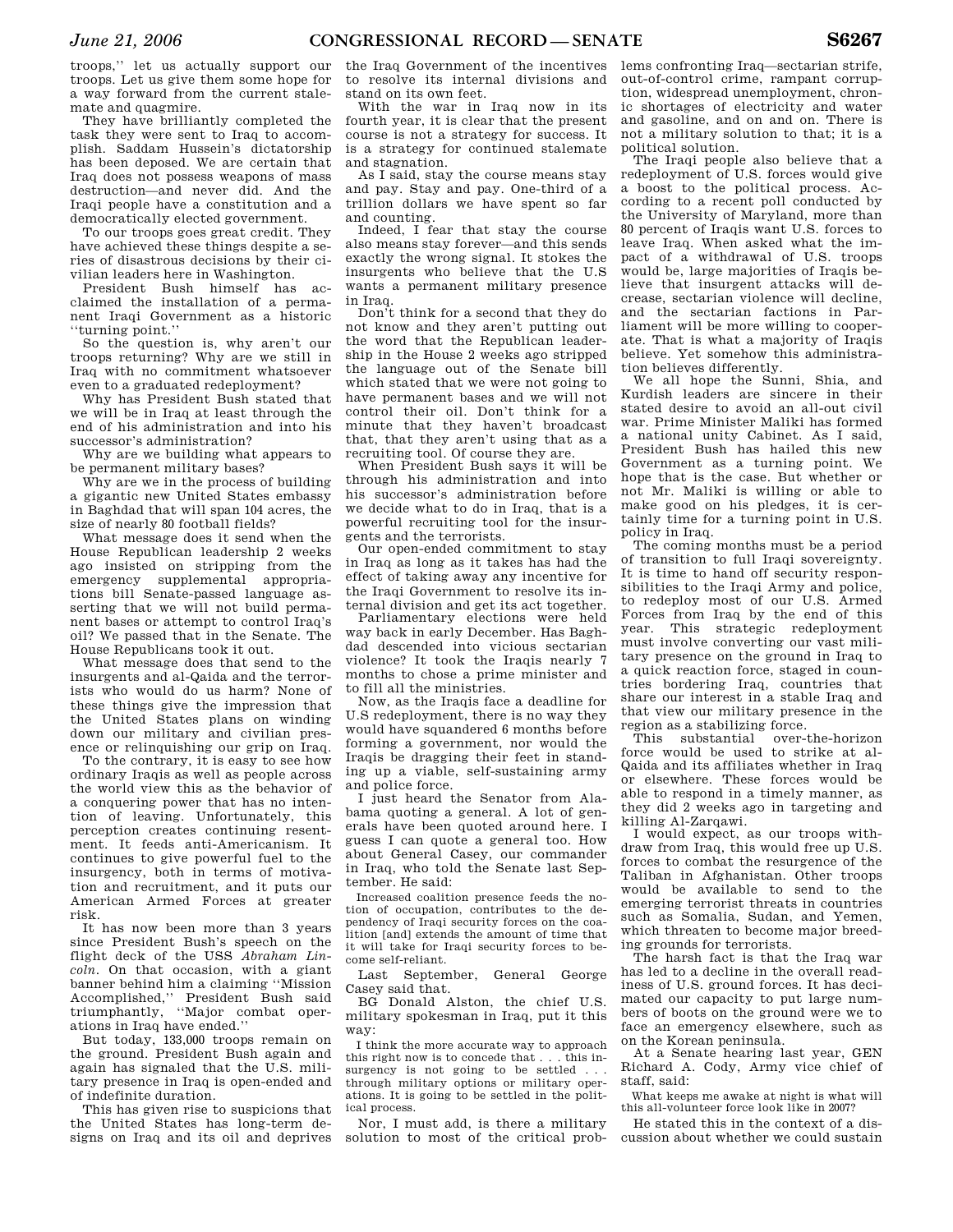troops,'' let us actually support our troops. Let us give them some hope for a way forward from the current stalemate and quagmire.

They have brilliantly completed the task they were sent to Iraq to accomplish. Saddam Hussein's dictatorship has been deposed. We are certain that Iraq does not possess weapons of mass destruction—and never did. And the Iraqi people have a constitution and a democratically elected government.

To our troops goes great credit. They have achieved these things despite a series of disastrous decisions by their civilian leaders here in Washington.

President Bush himself has acclaimed the installation of a permanent Iraqi Government as a historic ''turning point.''

So the question is, why aren't our troops returning? Why are we still in Iraq with no commitment whatsoever even to a graduated redeployment?

Why has President Bush stated that we will be in Iraq at least through the end of his administration and into his successor's administration?

Why are we building what appears to be permanent military bases?

Why are we in the process of building a gigantic new United States embassy in Baghdad that will span 104 acres, the size of nearly 80 football fields?

What message does it send when the House Republican leadership 2 weeks ago insisted on stripping from the emergency supplemental appropriations bill Senate-passed language asserting that we will not build permanent bases or attempt to control Iraq's oil? We passed that in the Senate. The House Republicans took it out.

What message does that send to the insurgents and al-Qaida and the terrorists who would do us harm? None of these things give the impression that the United States plans on winding down our military and civilian presence or relinquishing our grip on Iraq.

To the contrary, it is easy to see how ordinary Iraqis as well as people across the world view this as the behavior of a conquering power that has no intention of leaving. Unfortunately, this perception creates continuing resentment. It feeds anti-Americanism. It continues to give powerful fuel to the insurgency, both in terms of motivation and recruitment, and it puts our American Armed Forces at greater risk.

It has now been more than 3 years since President Bush's speech on the flight deck of the USS *Abraham Lincoln*. On that occasion, with a giant banner behind him a claiming ''Mission Accomplished,'' President Bush said triumphantly, ''Major combat operations in Iraq have ended.''

But today, 133,000 troops remain on the ground. President Bush again and again has signaled that the U.S. military presence in Iraq is open-ended and of indefinite duration.

This has given rise to suspicions that the United States has long-term designs on Iraq and its oil and deprives the Iraq Government of the incentives to resolve its internal divisions and stand on its own feet.

With the war in Iraq now in its fourth year, it is clear that the present course is not a strategy for success. It is a strategy for continued stalemate and stagnation.

As I said, stay the course means stay and pay. Stay and pay. One-third of a trillion dollars we have spent so far and counting.

Indeed, I fear that stay the course also means stay forever—and this sends exactly the wrong signal. It stokes the insurgents who believe that the U.S wants a permanent military presence in Iraq.

Don't think for a second that they do not know and they aren't putting out the word that the Republican leadership in the House 2 weeks ago stripped the language out of the Senate bill which stated that we were not going to have permanent bases and we will not control their oil. Don't think for a minute that they haven't broadcast that, that they aren't using that as a recruiting tool. Of course they are.

When President Bush says it will be through his administration and into his successor's administration before we decide what to do in Iraq, that is a powerful recruiting tool for the insurgents and the terrorists.

Our open-ended commitment to stay in Iraq as long as it takes has had the effect of taking away any incentive for the Iraqi Government to resolve its internal division and get its act together.

Parliamentary elections were held way back in early December. Has Baghdad descended into vicious sectarian violence? It took the Iraqis nearly 7 months to chose a prime minister and to fill all the ministries.

Now, as the Iraqis face a deadline for U.S redeployment, there is no way they would have squandered 6 months before forming a government, nor would the Iraqis be dragging their feet in standing up a viable, self-sustaining army and police force.

I just heard the Senator from Alabama quoting a general. A lot of generals have been quoted around here. I guess I can quote a general too. How about General Casey, our commander in Iraq, who told the Senate last September. He said:

> Increased coalition presence feeds the notion of occupation, contributes to the dependency of Iraqi security forces on the coalition [and] extends the amount of time that it will take for Iraqi security forces to become self-reliant.

Last September, General George Casey said that.

BG Donald Alston, the chief U.S. military spokesman in Iraq, put it this way:

> I think the more accurate way to approach this right now is to concede that . . . this insurgency is not going to be settled . . . through military options or military operations. It is going to be settled in the political process.

Nor, I must add, is there a military solution to most of the critical problems confronting Iraq—sectarian strife, out-of-control crime, rampant corruption, widespread unemployment, chronic shortages of electricity and water and gasoline, and on and on. There is not a military solution to that; it is a political solution.

The Iraqi people also believe that a redeployment of U.S. forces would give a boost to the political process. According to a recent poll conducted by the University of Maryland, more than 80 percent of Iraqis want U.S. forces to leave Iraq. When asked what the impact of a withdrawal of U.S. troops would be, large majorities of Iraqis believe that insurgent attacks will decrease, sectarian violence will decline, and the sectarian factions in Parliament will be more willing to cooperate. That is what a majority of Iraqis believe. Yet somehow this administration believes differently.

We all hope the Sunni, Shia, and Kurdish leaders are sincere in their stated desire to avoid an all-out civil war. Prime Minister Maliki has formed a national unity Cabinet. As I said, President Bush has hailed this new Government as a turning point. We hope that is the case. But whether or not Mr. Maliki is willing or able to make good on his pledges, it is certainly time for a turning point in U.S. policy in Iraq.

The coming months must be a period of transition to full Iraqi sovereignty. It is time to hand off security responsibilities to the Iraqi Army and police, to redeploy most of our U.S. Armed Forces from Iraq by the end of this year. This strategic redeployment must involve converting our vast military presence on the ground in Iraq to a quick reaction force, staged in countries bordering Iraq, countries that share our interest in a stable Iraq and that view our military presence in the region as a stabilizing force.

This substantial over-the-horizon force would be used to strike at al-Qaida and its affiliates whether in Iraq or elsewhere. These forces would be able to respond in a timely manner, as they did 2 weeks ago in targeting and killing Al-Zarqawi.

I would expect, as our troops withdraw from Iraq, this would free up U.S. forces to combat the resurgence of the Taliban in Afghanistan. Other troops would be available to send to the emerging terrorist threats in countries such as Somalia, Sudan, and Yemen, which threaten to become major breeding grounds for terrorists.

The harsh fact is that the Iraq war has led to a decline in the overall readiness of U.S. ground forces. It has decimated our capacity to put large numbers of boots on the ground were we to face an emergency elsewhere, such as on the Korean peninsula.

At a Senate hearing last year, GEN Richard A. Cody, Army vice chief of staff, said:

> What keeps me awake at night is what will this all-volunteer force look like in 2007?

He stated this in the context of a discussion about whether we could sustain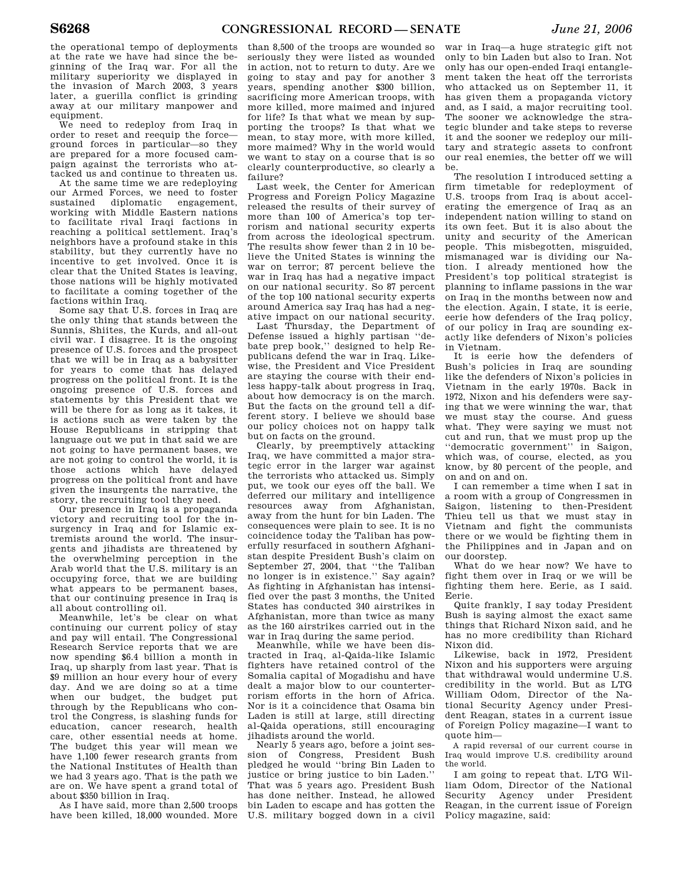the operational tempo of deployments at the rate we have had since the beginning of the Iraq war. For all the military superiority we displayed in the invasion of March 2003, 3 years later, a guerilla conflict is grinding away at our military manpower and equipment.

We need to redeploy from Iraq in order to reset and reequip the force—ground forces in particular—so they are prepared for a more focused campaign against the terrorists who attacked us and continue to threaten us.

At the same time we are redeploying our Armed Forces, we need to foster sustained diplomatic engagement, working with Middle Eastern nations to facilitate rival Iraqi factions in reaching a political settlement. Iraq's neighbors have a profound stake in this stability, but they currently have no incentive to get involved. Once it is clear that the United States is leaving, those nations will be highly motivated to facilitate a coming together of the factions within Iraq.

Some say that U.S. forces in Iraq are the only thing that stands between the Sunnis, Shiites, the Kurds, and all-out civil war. I disagree. It is the ongoing presence of U.S. forces and the prospect that we will be in Iraq as a babysitter for years to come that has delayed progress on the political front. It is the ongoing presence of U.S. forces and statements by this President that we will be there for as long as it takes, it is actions such as were taken by the House Republicans in stripping that language out we put in that said we are not going to have permanent bases, we are not going to control the world, it is those actions which have delayed progress on the political front and have given the insurgents the narrative, the story, the recruiting tool they need.

Our presence in Iraq is a propaganda victory and recruiting tool for the insurgency in Iraq and for Islamic extremists around the world. The insurgents and jihadists are threatened by the overwhelming perception in the Arab world that the U.S. military is an occupying force, that we are building what appears to be permanent bases, that our continuing presence in Iraq is all about controlling oil.

Meanwhile, let's be clear on what continuing our current policy of stay and pay will entail. The Congressional Research Service reports that we are now spending $6.4 billion a month in Iraq, up sharply from last year. That is $9 million an hour every hour of every day. And we are doing so at a time when our budget, the budget put through by the Republicans who control the Congress, is slashing funds for education, cancer research, health care, other essential needs at home. The budget this year will mean we have 1,100 fewer research grants from the National Institutes of Health than we had 3 years ago. That is the path we are on. We have spent a grand total of about $350 billion in Iraq.

As I have said, more than 2,500 troops have been killed, 18,000 wounded. More than 8,500 of the troops are wounded so seriously they were listed as wounded in action, not to return to duty. Are we going to stay and pay for another 3 years, spending another $300 billion, sacrificing more American troops, with more killed, more maimed and injured for life? Is that what we mean by supporting the troops? Is that what we mean, to stay more, with more killed, more maimed? Why in the world would we want to stay on a course that is so clearly counterproductive, so clearly a failure?

Last week, the Center for American Progress and Foreign Policy Magazine released the results of their survey of more than 100 of America's top terrorism and national security experts from across the ideological spectrum. The results show fewer than 2 in 10 believe the United States is winning the war on terror; 87 percent believe the war in Iraq has had a negative impact on our national security. So 87 percent of the top 100 national security experts around America say Iraq has had a negative impact on our national security.

Last Thursday, the Department of Defense issued a highly partisan "debate prep book," designed to help Republicans defend the war in Iraq. Likewise, the President and Vice President are staying the course with their endless happy-talk about progress in Iraq, about how democracy is on the march. But the facts on the ground tell a different story. I believe we should base our policy choices not on happy talk but on facts on the ground.

Clearly, by preemptively attacking Iraq, we have committed a major strategic error in the larger war against the terrorists who attacked us. Simply put, we took our eyes off the ball. We deferred our military and intelligence resources away from Afghanistan, away from the hunt for bin Laden. The consequences were plain to see. It is no coincidence today the Taliban has powerfully resurfaced in southern Afghanistan despite President Bush's claim on September 27, 2004, that "the Taliban no longer is in existence." Say again? As fighting in Afghanistan has intensified over the past 3 months, the United States has conducted 340 airstrikes in Afghanistan, more than twice as many as the 160 airstrikes carried out in the war in Iraq during the same period.

Meanwhile, while we have been distracted in Iraq, al-Qaida-like Islamic fighters have retained control of the Somalia capital of Mogadishu and have dealt a major blow to our counterterrorism efforts in the horn of Africa. Nor is it a coincidence that Osama bin Laden is still at large, still directing al-Qaida operations, still encouraging jihadists around the world.

Nearly 5 years ago, before a joint session of Congress, President Bush pledged he would "bring Bin Laden to justice or bring justice to bin Laden." That was 5 years ago. President Bush has done neither. Instead, he allowed bin Laden to escape and has gotten the U.S. military bogged down in a civil war in Iraq—a huge strategic gift not only to bin Laden but also to Iran. Not only has our open-ended Iraqi entanglement taken the heat off the terrorists who attacked us on September 11, it has given them a propaganda victory and, as I said, a major recruiting tool. The sooner we acknowledge the strategic blunder and take steps to reverse it and the sooner we redeploy our military and strategic assets to confront our real enemies, the better off we will be.

The resolution I introduced setting a firm timetable for redeployment of U.S. troops from Iraq is about accelerating the emergence of Iraq as an independent nation willing to stand on its own feet. But it is also about the unity and security of the American people. This misbegotten, misguided, mismanaged war is dividing our Nation. I already mentioned how the President's top political strategist is planning to inflame passions in the war on Iraq in the months between now and the election. Again, I state, it is eerie, eerie how defenders of the Iraq policy, of our policy in Iraq are sounding exactly like defenders of Nixon's policies in Vietnam.

It is eerie how the defenders of Bush's policies in Iraq are sounding like the defenders of Nixon's policies in Vietnam in the early 1970s. Back in 1972, Nixon and his defenders were saying that we were winning the war, that we must stay the course. And guess what. They were saying we must not cut and run, that we must prop up the "democratic government" in Saigon, which was, of course, elected, as you know, by 80 percent of the people, and on and on and on.

I can remember a time when I sat in a room with a group of Congressmen in Saigon, listening to then-President Thieu tell us that we must stay in Vietnam and fight the communists there or we would be fighting them in the Philippines and in Japan and on our doorstep.

What do we hear now? We have to fight them over in Iraq or we will be fighting them here. Eerie, as I said. Eerie.

Quite frankly, I say today President Bush is saying almost the exact same things that Richard Nixon said, and he has no more credibility than Richard Nixon did.

Likewise, back in 1972, President Nixon and his supporters were arguing that withdrawal would undermine U.S. credibility in the world. But as LTG William Odom, Director of the National Security Agency under President Reagan, states in a current issue of Foreign Policy magazine—I want to quote him—

> A rapid reversal of our current course in Iraq would improve U.S. credibility around the world.

I am going to repeat that. LTG William Odom, Director of the National Security Agency under President Reagan, in the current issue of Foreign Policy magazine, said: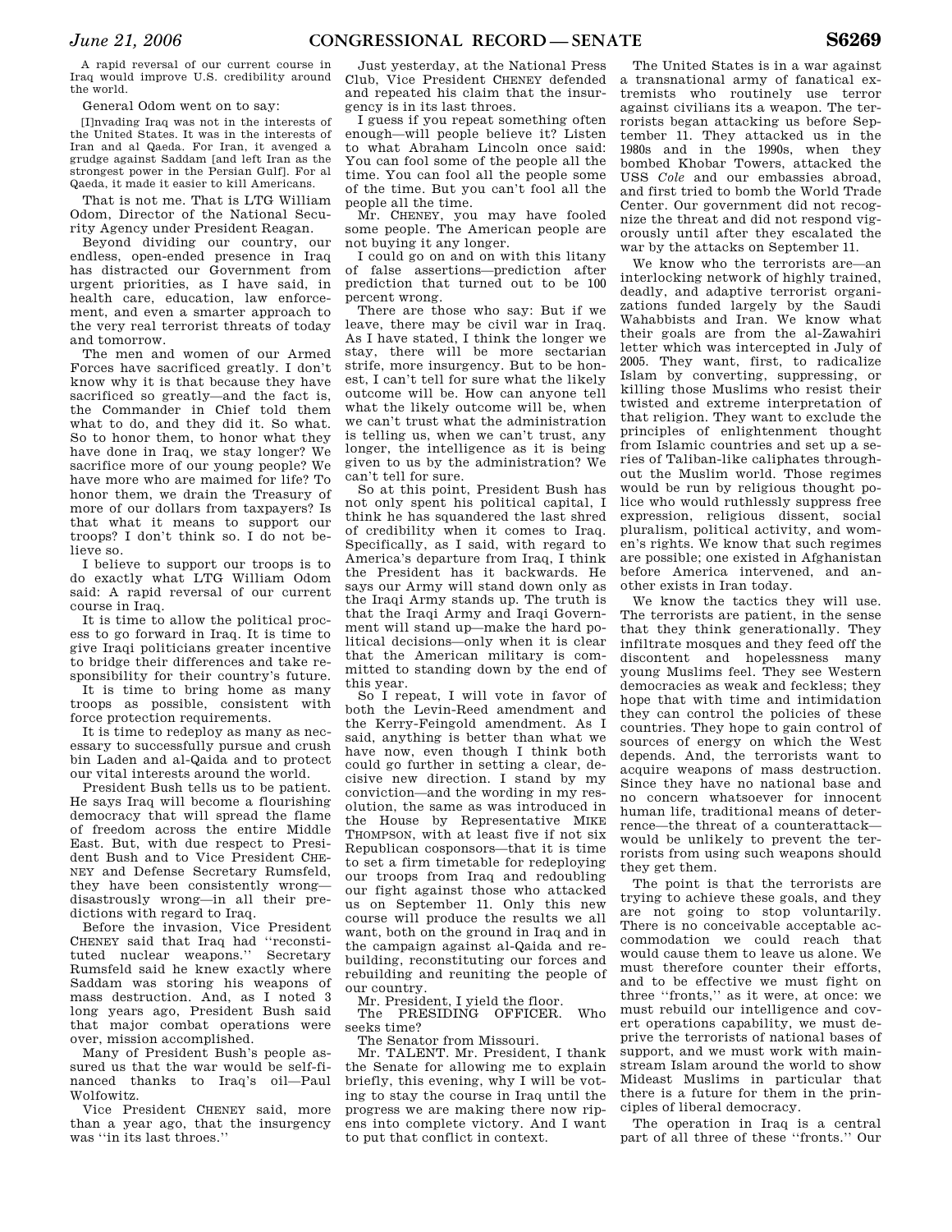A rapid reversal of our current course in Iraq would improve U.S. credibility around the world.

General Odom went on to say:

> [I]nvading Iraq was not in the interests of the United States. It was in the interests of Iran and al Qaeda. For Iran, it avenged a grudge against Saddam [and left Iran as the strongest power in the Persian Gulf]. For al Qaeda, it made it easier to kill Americans.

That is not me. That is LTG William Odom, Director of the National Security Agency under President Reagan.

Beyond dividing our country, our endless, open-ended presence in Iraq has distracted our Government from urgent priorities, as I have said, in health care, education, law enforcement, and even a smarter approach to the very real terrorist threats of today and tomorrow.

The men and women of our Armed Forces have sacrificed greatly. I don't know why it is that because they have sacrificed so greatly—and the fact is, the Commander in Chief told them what to do, and they did it. So what. So to honor them, to honor what they have done in Iraq, we stay longer? We sacrifice more of our young people? We have more who are maimed for life? To honor them, we drain the Treasury of more of our dollars from taxpayers? Is that what it means to support our troops? I don't think so. I do not believe so.

I believe to support our troops is to do exactly what LTG William Odom said: A rapid reversal of our current course in Iraq.

It is time to allow the political process to go forward in Iraq. It is time to give Iraqi politicians greater incentive to bridge their differences and take responsibility for their country's future.

It is time to bring home as many troops as possible, consistent with force protection requirements.

It is time to redeploy as many as necessary to successfully pursue and crush bin Laden and al-Qaida and to protect our vital interests around the world.

President Bush tells us to be patient. He says Iraq will become a flourishing democracy that will spread the flame of freedom across the entire Middle East. But, with due respect to President Bush and to Vice President CHENEY and Defense Secretary Rumsfeld, they have been consistently wrong—disastrously wrong—in all their predictions with regard to Iraq.

Before the invasion, Vice President CHENEY said that Iraq had "reconstituted nuclear weapons." Secretary Rumsfeld said he knew exactly where Saddam was storing his weapons of mass destruction. And, as I noted 3 long years ago, President Bush said that major combat operations were over, mission accomplished.

Many of President Bush's people assured us that the war would be self-financed thanks to Iraq's oil—Paul Wolfowitz.

Vice President CHENEY said, more than a year ago, that the insurgency was "in its last throes."

Just yesterday, at the National Press Club, Vice President CHENEY defended and repeated his claim that the insurgency is in its last throes.

I guess if you repeat something often enough—will people believe it? Listen to what Abraham Lincoln once said: You can fool some of the people all the time. You can fool all the people some of the time. But you can't fool all the people all the time.

Mr. CHENEY, you may have fooled some people. The American people are not buying it any longer.

I could go on and on with this litany of false assertions—prediction after prediction that turned out to be 100 percent wrong.

There are those who say: But if we leave, there may be civil war in Iraq. As I have stated, I think the longer we stay, there will be more sectarian strife, more insurgency. But to be honest, I can't tell for sure what the likely outcome will be. How can anyone tell what the likely outcome will be, when we can't trust what the administration is telling us, when we can't trust, any longer, the intelligence as it is being given to us by the administration? We can't tell for sure.

So at this point, President Bush has not only spent his political capital, I think he has squandered the last shred of credibility when it comes to Iraq. Specifically, as I said, with regard to America's departure from Iraq, I think the President has it backwards. He says our Army will stand down only as the Iraqi Army stands up. The truth is that the Iraqi Army and Iraqi Government will stand up—make the hard political decisions—only when it is clear that the American military is committed to standing down by the end of this year.

So I repeat, I will vote in favor of both the Levin-Reed amendment and the Kerry-Feingold amendment. As I said, anything is better than what we have now, even though I think both could go further in setting a clear, decisive new direction. I stand by my conviction—and the wording in my resolution, the same as was introduced in the House by Representative MIKE THOMPSON, with at least five if not six Republican cosponsors—that it is time to set a firm timetable for redeploying our troops from Iraq and redoubling our fight against those who attacked us on September 11. Only this new course will produce the results we all want, both on the ground in Iraq and in the campaign against al-Qaida and rebuilding, reconstituting our forces and rebuilding and reuniting the people of our country.

Mr. President, I yield the floor.

The PRESIDING OFFICER. Who seeks time?

The Senator from Missouri.

Mr. TALENT. Mr. President, I thank the Senate for allowing me to explain briefly, this evening, why I will be voting to stay the course in Iraq until the progress we are making there now ripens into complete victory. And I want to put that conflict in context.

The United States is in a war against a transnational army of fanatical extremists who routinely use terror against civilians its a weapon. The terrorists began attacking us before September 11. They attacked us in the 1980s and in the 1990s, when they bombed Khobar Towers, attacked the USS *Cole* and our embassies abroad, and first tried to bomb the World Trade Center. Our government did not recognize the threat and did not respond vigorously until after they escalated the war by the attacks on September 11.

We know who the terrorists are—an interlocking network of highly trained, deadly, and adaptive terrorist organizations funded largely by the Saudi Wahabbists and Iran. We know what their goals are from the al-Zawahiri letter which was intercepted in July of 2005. They want, first, to radicalize Islam by converting, suppressing, or killing those Muslims who resist their twisted and extreme interpretation of that religion. They want to exclude the principles of enlightenment thought from Islamic countries and set up a series of Taliban-like caliphates throughout the Muslim world. Those regimes would be run by religious thought police who would ruthlessly suppress free expression, religious dissent, social pluralism, political activity, and women's rights. We know that such regimes are possible; one existed in Afghanistan before America intervened, and another exists in Iran today.

We know the tactics they will use. The terrorists are patient, in the sense that they think generationally. They infiltrate mosques and they feed off the discontent and hopelessness many young Muslims feel. They see Western democracies as weak and feckless; they hope that with time and intimidation they can control the policies of these countries. They hope to gain control of sources of energy on which the West depends. And, the terrorists want to acquire weapons of mass destruction. Since they have no national base and no concern whatsoever for innocent human life, traditional means of deterrence—the threat of a counterattack—would be unlikely to prevent the terrorists from using such weapons should they get them.

The point is that the terrorists are trying to achieve these goals, and they are not going to stop voluntarily. There is no conceivable acceptable accommodation we could reach that would cause them to leave us alone. We must therefore counter their efforts, and to be effective we must fight on three "fronts," as it were, at once: we must rebuild our intelligence and covert operations capability, we must deprive the terrorists of national bases of support, and we must work with mainstream Islam around the world to show Mideast Muslims in particular that there is a future for them in the principles of liberal democracy.

The operation in Iraq is a central part of all three of these "fronts." Our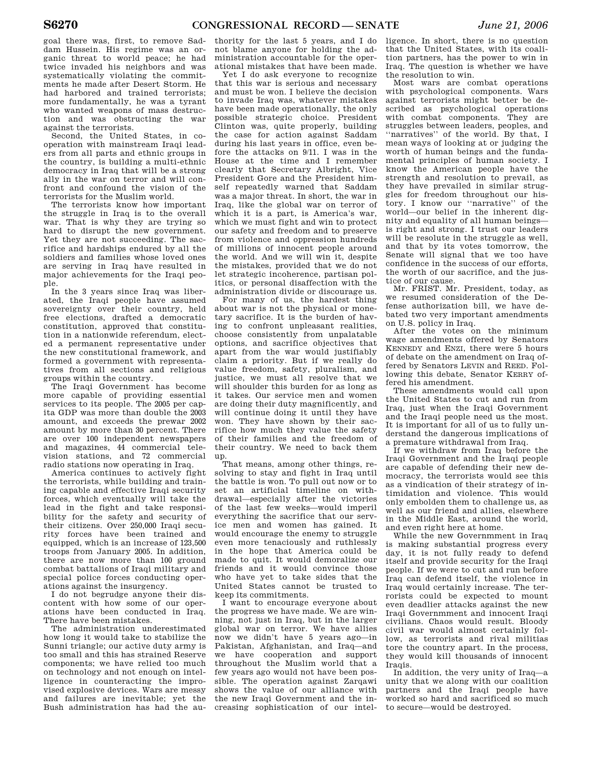goal there was, first, to remove Saddam Hussein. His regime was an organic threat to world peace; he had twice invaded his neighbors and was systematically violating the commitments he made after Desert Storm. He had harbored and trained terrorists; more fundamentally, he was a tyrant who wanted weapons of mass destruction and was obstructing the war against the terrorists.

Second, the United States, in cooperation with mainstream Iraqi leaders from all parts and ethnic groups in the country, is building a multi-ethnic democracy in Iraq that will be a strong ally in the war on terror and will confront and confound the vision of the terrorists for the Muslim world.

The terrorists know how important the struggle in Iraq is to the overall war. That is why they are trying so hard to disrupt the new government. Yet they are not succeeding. The sacrifice and hardships endured by all the soldiers and families whose loved ones are serving in Iraq have resulted in major achievements for the Iraqi people.

In the 3 years since Iraq was liberated, the Iraqi people have assumed sovereignty over their country, held free elections, drafted a democratic constitution, approved that constitution in a nationwide referendum, elected a permanent representative under the new constitutional framework, and formed a government with representatives from all sections and religious groups within the country.

The Iraqi Government has become more capable of providing essential services to its people. The 2005 per capita GDP was more than double the 2003 amount, and exceeds the prewar 2002 amount by more than 30 percent. There are over 100 independent newspapers and magazines, 44 commercial television stations, and 72 commercial radio stations now operating in Iraq.

America continues to actively fight the terrorists, while building and training capable and effective Iraqi security forces, which eventually will take the lead in the fight and take responsibility for the safety and security of their citizens. Over 250,000 Iraqi security forces have been trained and equipped, which is an increase of 123,500 troops from January 2005. In addition, there are now more than 100 ground combat battalions of Iraqi military and special police forces conducting operations against the insurgency.

I do not begrudge anyone their discontent with how some of our operations have been conducted in Iraq. There have been mistakes.

The administration underestimated how long it would take to stabilize the Sunni triangle; our active duty army is too small and this has strained Reserve components; we have relied too much on technology and not enough on intelligence in counteracting the improvised explosive devices. Wars are messy and failures are inevitable; yet the Bush administration has had the authority for the last 5 years, and I do not blame anyone for holding the administration accountable for the operational mistakes that have been made.

Yet I do ask everyone to recognize that this war is serious and necessary and must be won. I believe the decision to invade Iraq was, whatever mistakes have been made operationally, the only possible strategic choice. President Clinton was, quite properly, building the case for action against Saddam during his last years in office, even before the attacks on 9/11. I was in the House at the time and I remember clearly that Secretary Albright, Vice President Gore and the President himself repeatedly warned that Saddam was a major threat. In short, the war in Iraq, like the global war on terror of which it is a part, is America's war, which we must fight and win to protect our safety and freedom and to preserve from violence and oppression hundreds of millions of innocent people around the world. And we will win it, despite the mistakes, provided that we do not let strategic incoherence, partisan politics, or personal disaffection with the administration divide or discourage us.

For many of us, the hardest thing about war is not the physical or monetary sacrifice. It is the burden of having to confront unpleasant realities, choose consistently from unpalatable options, and sacrifice objectives that apart from the war would justifiably claim a priority. But if we really do value freedom, safety, pluralism, and justice, we must all resolve that we will shoulder this burden for as long as it takes. Our service men and women are doing their duty magnificently, and will continue doing it until they have won. They have shown by their sacrifice how much they value the safety of their families and the freedom of their country. We need to back them up.

That means, among other things, resolving to stay and fight in Iraq until the battle is won. To pull out now or to set an artificial timeline on withdrawal—especially after the victories of the last few weeks—would imperil everything the sacrifice that our service men and women has gained. It would encourage the enemy to struggle even more tenaciously and ruthlessly in the hope that America could be made to quit. It would demoralize our friends and it would convince those who have yet to take sides that the United States cannot be trusted to keep its commitments.

I want to encourage everyone about the progress we have made. We are winning, not just in Iraq, but in the larger global war on terror. We have allies now we didn't have 5 years ago—in Pakistan, Afghanistan, and Iraq—and we have cooperation and support throughout the Muslim world that a few years ago would not have been possible. The operation against Zarqawi shows the value of our alliance with the new Iraqi Government and the increasing sophistication of our intelligence. In short, there is no question that the United States, with its coalition partners, has the power to win in Iraq. The question is whether we have the resolution to win.

Most wars are combat operations with psychological components. Wars against terrorists might better be described as psychological operations with combat components. They are struggles between leaders, peoples, and ''narratives'' of the world. By that, I mean ways of looking at or judging the worth of human beings and the fundamental principles of human society. I know the American people have the strength and resolution to prevail, as they have prevailed in similar struggles for freedom throughout our history. I know our ''narrative'' of the world—our belief in the inherent dignity and equality of all human beings—is right and strong. I trust our leaders will be resolute in the struggle as well, and that by its votes tomorrow, the Senate will signal that we too have confidence in the success of our efforts, the worth of our sacrifice, and the justice of our cause.

Mr. FRIST. Mr. President, today, as we resumed consideration of the Defense authorization bill, we have debated two very important amendments on U.S. policy in Iraq.

After the votes on the minimum wage amendments offered by Senators KENNEDY and ENZI, there were 5 hours of debate on the amendment on Iraq offered by Senators LEVIN and REED. Following this debate, Senator KERRY offered his amendment.

These amendments would call upon the United States to cut and run from Iraq, just when the Iraqi Government and the Iraqi people need us the most. It is important for all of us to fully understand the dangerous implications of a premature withdrawal from Iraq.

If we withdraw from Iraq before the Iraqi Government and the Iraqi people are capable of defending their new democracy, the terrorists would see this as a vindication of their strategy of intimidation and violence. This would only embolden them to challenge us, as well as our friend and allies, elsewhere in the Middle East, around the world, and even right here at home.

While the new Governmment in Iraq is making substantial progress every day, it is not fully ready to defend itself and provide security for the Iraqi people. If we were to cut and run before Iraq can defend itself, the violence in Iraq would certainly increase. The terrorists could be expected to mount even deadlier attacks against the new Iraqi Governmment and innocent Iraqi civilians. Chaos would result. Bloody civil war would almost certainly follow, as terrorists and rival militias tore the country apart. In the process, they would kill thousands of innocent Iraqis.

In addition, the very unity of Iraq—a unity that we along with our coalition partners and the Iraqi people have worked so hard and sacrificed so much to secure—would be destroyed.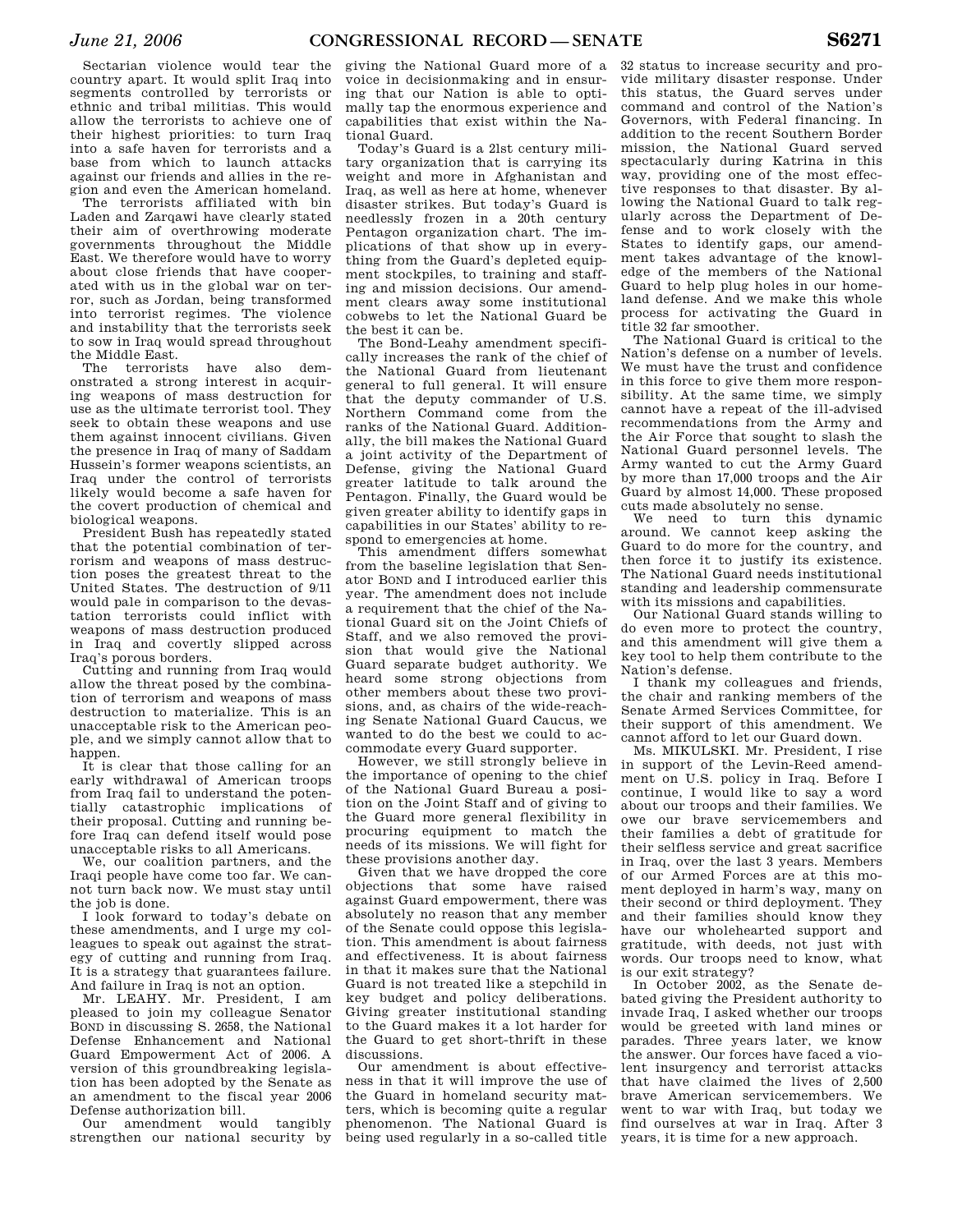Sectarian violence would tear the country apart. It would split Iraq into segments controlled by terrorists or ethnic and tribal militias. This would allow the terrorists to achieve one of their highest priorities: to turn Iraq into a safe haven for terrorists and a base from which to launch attacks against our friends and allies in the region and even the American homeland.

The terrorists affiliated with bin Laden and Zarqawi have clearly stated their aim of overthrowing moderate governments throughout the Middle East. We therefore would have to worry about close friends that have cooperated with us in the global war on terror, such as Jordan, being transformed into terrorist regimes. The violence and instability that the terrorists seek to sow in Iraq would spread throughout the Middle East.

The terrorists have also demonstrated a strong interest in acquiring weapons of mass destruction for use as the ultimate terrorist tool. They seek to obtain these weapons and use them against innocent civilians. Given the presence in Iraq of many of Saddam Hussein's former weapons scientists, an Iraq under the control of terrorists likely would become a safe haven for the covert production of chemical and biological weapons.

President Bush has repeatedly stated that the potential combination of terrorism and weapons of mass destruction poses the greatest threat to the United States. The destruction of 9/11 would pale in comparison to the devastation terrorists could inflict with weapons of mass destruction produced in Iraq and covertly slipped across Iraq's porous borders.

Cutting and running from Iraq would allow the threat posed by the combination of terrorism and weapons of mass destruction to materialize. This is an unacceptable risk to the American people, and we simply cannot allow that to happen.

It is clear that those calling for an early withdrawal of American troops from Iraq fail to understand the potentially catastrophic implications of their proposal. Cutting and running before Iraq can defend itself would pose unacceptable risks to all Americans.

We, our coalition partners, and the Iraqi people have come too far. We cannot turn back now. We must stay until the job is done.

I look forward to today's debate on these amendments, and I urge my colleagues to speak out against the strategy of cutting and running from Iraq. It is a strategy that guarantees failure. And failure in Iraq is not an option.

Mr. LEAHY. Mr. President, I am pleased to join my colleague Senator BOND in discussing S. 2658, the National Defense Enhancement and National Guard Empowerment Act of 2006. A version of this groundbreaking legislation has been adopted by the Senate as an amendment to the fiscal year 2006 Defense authorization bill.

Our amendment would tangibly strengthen our national security by giving the National Guard more of a voice in decisionmaking and in ensuring that our Nation is able to optimally tap the enormous experience and capabilities that exist within the National Guard.

Today's Guard is a 21st century military organization that is carrying its weight and more in Afghanistan and Iraq, as well as here at home, whenever disaster strikes. But today's Guard is needlessly frozen in a 20th century Pentagon organization chart. The implications of that show up in everything from the Guard's depleted equipment stockpiles, to training and staffing and mission decisions. Our amendment clears away some institutional cobwebs to let the National Guard be the best it can be.

The Bond-Leahy amendment specifically increases the rank of the chief of the National Guard from lieutenant general to full general. It will ensure that the deputy commander of U.S. Northern Command come from the ranks of the National Guard. Additionally, the bill makes the National Guard a joint activity of the Department of Defense, giving the National Guard greater latitude to talk around the Pentagon. Finally, the Guard would be given greater ability to identify gaps in capabilities in our States' ability to respond to emergencies at home.

This amendment differs somewhat from the baseline legislation that Senator BOND and I introduced earlier this year. The amendment does not include a requirement that the chief of the National Guard sit on the Joint Chiefs of Staff, and we also removed the provision that would give the National Guard separate budget authority. We heard some strong objections from other members about these two provisions, and, as chairs of the wide-reaching Senate National Guard Caucus, we wanted to do the best we could to accommodate every Guard supporter.

However, we still strongly believe in the importance of opening to the chief of the National Guard Bureau a position on the Joint Staff and of giving to the Guard more general flexibility in procuring equipment to match the needs of its missions. We will fight for these provisions another day.

Given that we have dropped the core objections that some have raised against Guard empowerment, there was absolutely no reason that any member of the Senate could oppose this legislation. This amendment is about fairness and effectiveness. It is about fairness in that it makes sure that the National Guard is not treated like a stepchild in key budget and policy deliberations. Giving greater institutional standing to the Guard makes it a lot harder for the Guard to get short-thrift in these discussions.

Our amendment is about effectiveness in that it will improve the use of the Guard in homeland security matters, which is becoming quite a regular phenomenon. The National Guard is being used regularly in a so-called title 32 status to increase security and provide military disaster response. Under this status, the Guard serves under command and control of the Nation's Governors, with Federal financing. In addition to the recent Southern Border mission, the National Guard served spectacularly during Katrina in this way, providing one of the most effective responses to that disaster. By allowing the National Guard to talk regularly across the Department of Defense and to work closely with the States to identify gaps, our amendment takes advantage of the knowledge of the members of the National Guard to help plug holes in our homeland defense. And we make this whole process for activating the Guard in title 32 far smoother.

The National Guard is critical to the Nation's defense on a number of levels. We must have the trust and confidence in this force to give them more responsibility. At the same time, we simply cannot have a repeat of the ill-advised recommendations from the Army and the Air Force that sought to slash the National Guard personnel levels. The Army wanted to cut the Army Guard by more than 17,000 troops and the Air Guard by almost 14,000. These proposed cuts made absolutely no sense.

We need to turn this dynamic around. We cannot keep asking the Guard to do more for the country, and then force it to justify its existence. The National Guard needs institutional standing and leadership commensurate with its missions and capabilities.

Our National Guard stands willing to do even more to protect the country, and this amendment will give them a key tool to help them contribute to the Nation's defense.

I thank my colleagues and friends, the chair and ranking members of the Senate Armed Services Committee, for their support of this amendment. We cannot afford to let our Guard down.

Ms. MIKULSKI. Mr. President, I rise in support of the Levin-Reed amendment on U.S. policy in Iraq. Before I continue, I would like to say a word about our troops and their families. We owe our brave servicemembers and their families a debt of gratitude for their selfless service and great sacrifice in Iraq, over the last 3 years. Members of our Armed Forces are at this moment deployed in harm's way, many on their second or third deployment. They and their families should know they have our wholehearted support and gratitude, with deeds, not just with words. Our troops need to know, what is our exit strategy?

In October 2002, as the Senate debated giving the President authority to invade Iraq, I asked whether our troops would be greeted with land mines or parades. Three years later, we know the answer. Our forces have faced a violent insurgency and terrorist attacks that have claimed the lives of 2,500 brave American servicemembers. We went to war with Iraq, but today we find ourselves at war in Iraq. After 3 years, it is time for a new approach.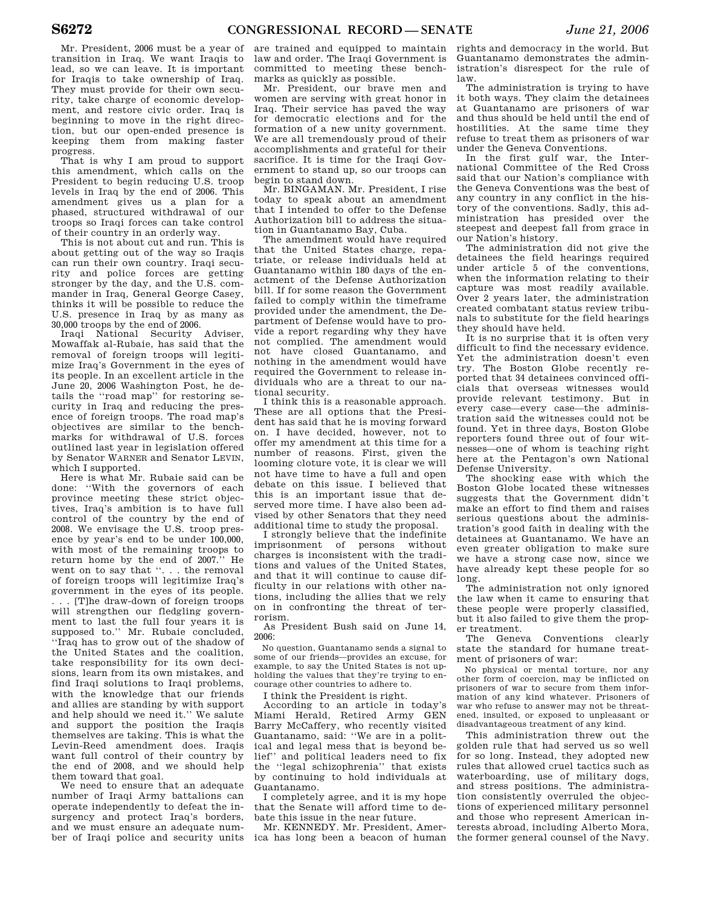Mr. President, 2006 must be a year of transition in Iraq. We want Iraqis to lead, so we can leave. It is important for Iraqis to take ownership of Iraq. They must provide for their own security, take charge of economic development, and restore civic order. Iraq is beginning to move in the right direction, but our open-ended presence is keeping them from making faster progress.

That is why I am proud to support this amendment, which calls on the President to begin reducing U.S. troop levels in Iraq by the end of 2006. This amendment gives us a plan for a phased, structured withdrawal of our troops so Iraqi forces can take control of their country in an orderly way.

This is not about cut and run. This is about getting out of the way so Iraqis can run their own country. Iraqi security and police forces are getting stronger by the day, and the U.S. commander in Iraq, General George Casey, thinks it will be possible to reduce the U.S. presence in Iraq by as many as 30,000 troops by the end of 2006.

Iraqi National Security Adviser, Mowaffak al-Rubaie, has said that the removal of foreign troops will legitimize Iraq's Government in the eyes of its people. In an excellent article in the June 20, 2006 Washington Post, he details the "road map" for restoring security in Iraq and reducing the presence of foreign troops. The road map's objectives are similar to the benchmarks for withdrawal of U.S. forces outlined last year in legislation offered by Senator WARNER and Senator LEVIN, which I supported.

Here is what Mr. Rubaie said can be done: "With the governors of each province meeting these strict objectives, Iraq's ambition is to have full control of the country by the end of 2008. We envisage the U.S. troop presence by year's end to be under 100,000, with most of the remaining troops to return home by the end of 2007." He went on to say that ". . . the removal of foreign troops will legitimize Iraq's government in the eyes of its people. . . . [T]he draw-down of foreign troops will strengthen our fledgling government to last the full four years it is supposed to." Mr. Rubaie concluded, "Iraq has to grow out of the shadow of the United States and the coalition, take responsibility for its own decisions, learn from its own mistakes, and find Iraqi solutions to Iraqi problems, with the knowledge that our friends and allies are standing by with support and help should we need it." We salute and support the position the Iraqis themselves are taking. This is what the Levin-Reed amendment does. Iraqis want full control of their country by the end of 2008, and we should help them toward that goal.

We need to ensure that an adequate number of Iraqi Army battalions can operate independently to defeat the insurgency and protect Iraq's borders, and we must ensure an adequate number of Iraqi police and security units are trained and equipped to maintain law and order. The Iraqi Government is committed to meeting these benchmarks as quickly as possible.

Mr. President, our brave men and women are serving with great honor in Iraq. Their service has paved the way for democratic elections and for the formation of a new unity government. We are all tremendously proud of their accomplishments and grateful for their sacrifice. It is time for the Iraqi Government to stand up, so our troops can begin to stand down.

Mr. BINGAMAN. Mr. President, I rise today to speak about an amendment that I intended to offer to the Defense Authorization bill to address the situation in Guantanamo Bay, Cuba.

The amendment would have required that the United States charge, repatriate, or release individuals held at Guantanamo within 180 days of the enactment of the Defense Authorization bill. If for some reason the Government failed to comply within the timeframe provided under the amendment, the Department of Defense would have to provide a report regarding why they have not complied. The amendment would not have closed Guantanamo, and nothing in the amendment would have required the Government to release individuals who are a threat to our national security.

I think this is a reasonable approach. These are all options that the President has said that he is moving forward on. I have decided, however, not to offer my amendment at this time for a number of reasons. First, given the looming cloture vote, it is clear we will not have time to have a full and open debate on this issue. I believed that this is an important issue that deserved more time. I have also been advised by other Senators that they need additional time to study the proposal.

I strongly believe that the indefinite imprisonment of persons without charges is inconsistent with the traditions and values of the United States, and that it will continue to cause difficulty in our relations with other nations, including the allies that we rely on in confronting the threat of terrorism.

As President Bush said on June 14, 2006:

> No question, Guantanamo sends a signal to some of our friends—provides an excuse, for example, to say the United States is not upholding the values that they're trying to encourage other countries to adhere to.

I think the President is right.

According to an article in today's Miami Herald, Retired Army GEN Barry McCaffery, who recently visited Guantanamo, said: "We are in a political and legal mess that is beyond belief" and political leaders need to fix the "legal schizophrenia" that exists by continuing to hold individuals at Guantanamo.

I completely agree, and it is my hope that the Senate will afford time to debate this issue in the near future.

Mr. KENNEDY. Mr. President, America has long been a beacon of human rights and democracy in the world. But Guantanamo demonstrates the administration's disrespect for the rule of law.

The administration is trying to have it both ways. They claim the detainees at Guantanamo are prisoners of war and thus should be held until the end of hostilities. At the same time they refuse to treat them as prisoners of war under the Geneva Conventions.

In the first gulf war, the International Committee of the Red Cross said that our Nation's compliance with the Geneva Conventions was the best of any country in any conflict in the history of the conventions. Sadly, this administration has presided over the steepest and deepest fall from grace in our Nation's history.

The administration did not give the detainees the field hearings required under article 5 of the conventions, when the information relating to their capture was most readily available. Over 2 years later, the administration created combatant status review tribunals to substitute for the field hearings they should have held.

It is no surprise that it is often very difficult to find the necessary evidence. Yet the administration doesn't even try. The Boston Globe recently reported that 34 detainees convinced officials that overseas witnesses would provide relevant testimony. But in every case—every case—the administration said the witnesses could not be found. Yet in three days, Boston Globe reporters found three out of four witnesses—one of whom is teaching right here at the Pentagon's own National Defense University.

The shocking ease with which the Boston Globe located these witnesses suggests that the Government didn't make an effort to find them and raises serious questions about the administration's good faith in dealing with the detainees at Guantanamo. We have an even greater obligation to make sure we have a strong case now, since we have already kept these people for so long.

The administration not only ignored the law when it came to ensuring that these people were properly classified, but it also failed to give them the proper treatment.

The Geneva Conventions clearly state the standard for humane treatment of prisoners of war:

> No physical or mental torture, nor any other form of coercion, may be inflicted on prisoners of war to secure from them information of any kind whatever. Prisoners of war who refuse to answer may not be threatened, insulted, or exposed to unpleasant or disadvantageous treatment of any kind.

This administration threw out the golden rule that had served us so well for so long. Instead, they adopted new rules that allowed cruel tactics such as waterboarding, use of military dogs, and stress positions. The administration consistently overruled the objections of experienced military personnel and those who represent American interests abroad, including Alberto Mora, the former general counsel of the Navy.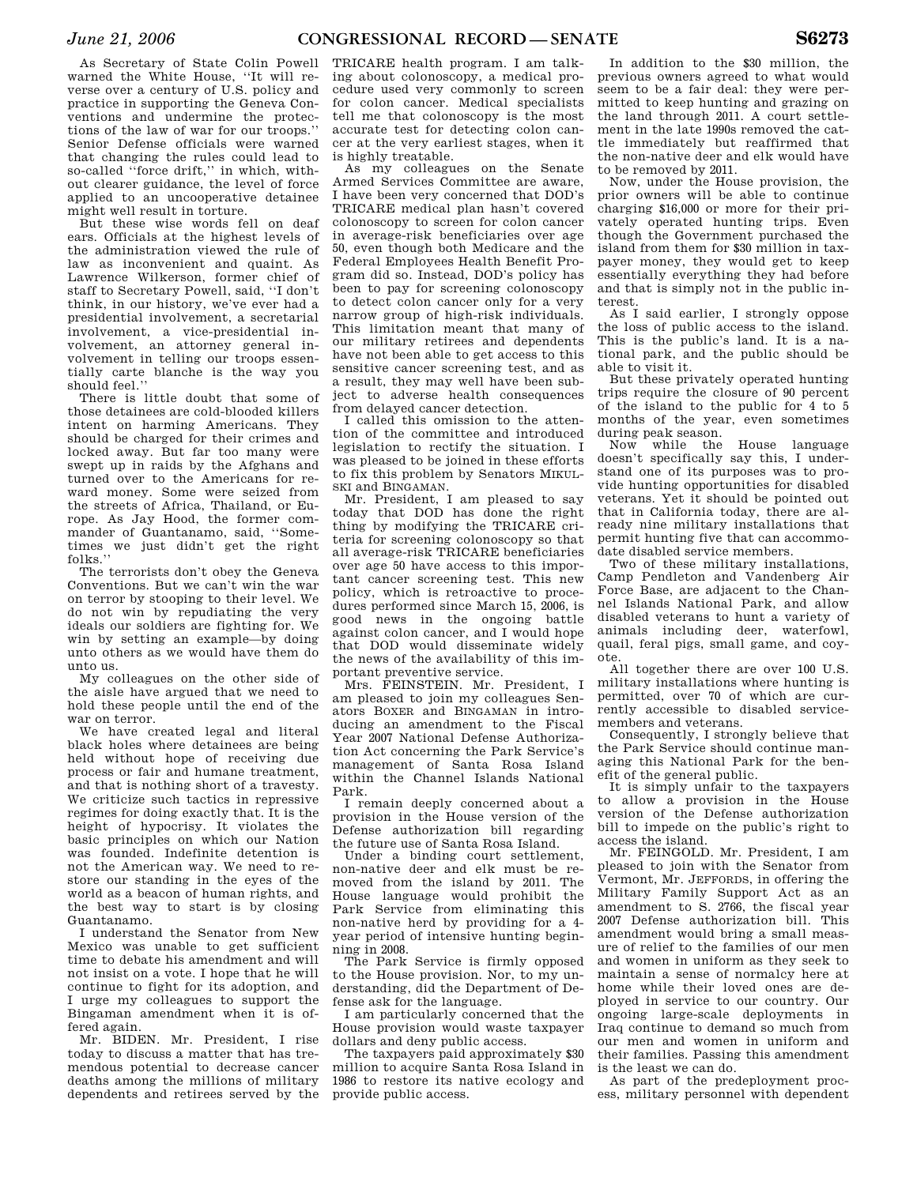As Secretary of State Colin Powell warned the White House, "It will reverse over a century of U.S. policy and practice in supporting the Geneva Conventions and undermine the protections of the law of war for our troops." Senior Defense officials were warned that changing the rules could lead to so-called "force drift," in which, without clearer guidance, the level of force applied to an uncooperative detainee might well result in torture.

But these wise words fell on deaf ears. Officials at the highest levels of the administration viewed the rule of law as inconvenient and quaint. As Lawrence Wilkerson, former chief of staff to Secretary Powell, said, "I don't think, in our history, we've ever had a presidential involvement, a secretarial involvement, a vice-presidential involvement, an attorney general involvement in telling our troops essentially carte blanche is the way you should feel."

There is little doubt that some of those detainees are cold-blooded killers intent on harming Americans. They should be charged for their crimes and locked away. But far too many were swept up in raids by the Afghans and turned over to the Americans for reward money. Some were seized from the streets of Africa, Thailand, or Europe. As Jay Hood, the former commander of Guantanamo, said, "Sometimes we just didn't get the right folks."

The terrorists don't obey the Geneva Conventions. But we can't win the war on terror by stooping to their level. We do not win by repudiating the very ideals our soldiers are fighting for. We win by setting an example—by doing unto others as we would have them do unto us.

My colleagues on the other side of the aisle have argued that we need to hold these people until the end of the war on terror.

We have created legal and literal black holes where detainees are being held without hope of receiving due process or fair and humane treatment, and that is nothing short of a travesty. We criticize such tactics in repressive regimes for doing exactly that. It is the height of hypocrisy. It violates the basic principles on which our Nation was founded. Indefinite detention is not the American way. We need to restore our standing in the eyes of the world as a beacon of human rights, and the best way to start is by closing Guantanamo.

I understand the Senator from New Mexico was unable to get sufficient time to debate his amendment and will not insist on a vote. I hope that he will continue to fight for its adoption, and I urge my colleagues to support the Bingaman amendment when it is offered again.

Mr. BIDEN. Mr. President, I rise today to discuss a matter that has tremendous potential to decrease cancer deaths among the millions of military dependents and retirees served by the TRICARE health program. I am talking about colonoscopy, a medical procedure used very commonly to screen for colon cancer. Medical specialists tell me that colonoscopy is the most accurate test for detecting colon cancer at the very earliest stages, when it is highly treatable.

As my colleagues on the Senate Armed Services Committee are aware, I have been very concerned that DOD's TRICARE medical plan hasn't covered colonoscopy to screen for colon cancer in average-risk beneficiaries over age 50, even though both Medicare and the Federal Employees Health Benefit Program did so. Instead, DOD's policy has been to pay for screening colonoscopy to detect colon cancer only for a very narrow group of high-risk individuals. This limitation meant that many of our military retirees and dependents have not been able to get access to this sensitive cancer screening test, and as a result, they may well have been subject to adverse health consequences from delayed cancer detection.

I called this omission to the attention of the committee and introduced legislation to rectify the situation. I was pleased to be joined in these efforts to fix this problem by Senators MIKULSKI and BINGAMAN.

Mr. President, I am pleased to say today that DOD has done the right thing by modifying the TRICARE criteria for screening colonoscopy so that all average-risk TRICARE beneficiaries over age 50 have access to this important cancer screening test. This new policy, which is retroactive to procedures performed since March 15, 2006, is good news in the ongoing battle against colon cancer, and I would hope that DOD would disseminate widely the news of the availability of this important preventive service.

Mrs. FEINSTEIN. Mr. President, I am pleased to join my colleagues Senators BOXER and BINGAMAN in introducing an amendment to the Fiscal Year 2007 National Defense Authorization Act concerning the Park Service's management of Santa Rosa Island within the Channel Islands National Park.

I remain deeply concerned about a provision in the House version of the Defense authorization bill regarding the future use of Santa Rosa Island.

Under a binding court settlement, non-native deer and elk must be removed from the island by 2011. The House language would prohibit the Park Service from eliminating this non-native herd by providing for a 4-year period of intensive hunting beginning in 2008.

The Park Service is firmly opposed to the House provision. Nor, to my understanding, did the Department of Defense ask for the language.

I am particularly concerned that the House provision would waste taxpayer dollars and deny public access.

The taxpayers paid approximately $30 million to acquire Santa Rosa Island in 1986 to restore its native ecology and provide public access.

In addition to the $30 million, the previous owners agreed to what would seem to be a fair deal: they were permitted to keep hunting and grazing on the land through 2011. A court settlement in the late 1990s removed the cattle immediately but reaffirmed that the non-native deer and elk would have to be removed by 2011.

Now, under the House provision, the prior owners will be able to continue charging $16,000 or more for their privately operated hunting trips. Even though the Government purchased the island from them for $30 million in taxpayer money, they would get to keep essentially everything they had before and that is simply not in the public interest.

As I said earlier, I strongly oppose the loss of public access to the island. This is the public's land. It is a national park, and the public should be able to visit it.

But these privately operated hunting trips require the closure of 90 percent of the island to the public for 4 to 5 months of the year, even sometimes during peak season.

Now while the House language doesn't specifically say this, I understand one of its purposes was to provide hunting opportunities for disabled veterans. Yet it should be pointed out that in California today, there are already nine military installations that permit hunting five that can accommodate disabled service members.

Two of these military installations, Camp Pendleton and Vandenberg Air Force Base, are adjacent to the Channel Islands National Park, and allow disabled veterans to hunt a variety of animals including deer, waterfowl, quail, feral pigs, small game, and coyote.

All together there are over 100 U.S. military installations where hunting is permitted, over 70 of which are currently accessible to disabled servicemembers and veterans.

Consequently, I strongly believe that the Park Service should continue managing this National Park for the benefit of the general public.

It is simply unfair to the taxpayers to allow a provision in the House version of the Defense authorization bill to impede on the public's right to access the island.

Mr. FEINGOLD. Mr. President, I am pleased to join with the Senator from Vermont, Mr. JEFFORDS, in offering the Military Family Support Act as an amendment to S. 2766, the fiscal year 2007 Defense authorization bill. This amendment would bring a small measure of relief to the families of our men and women in uniform as they seek to maintain a sense of normalcy here at home while their loved ones are deployed in service to our country. Our ongoing large-scale deployments in Iraq continue to demand so much from our men and women in uniform and their families. Passing this amendment is the least we can do.

As part of the predeployment process, military personnel with dependent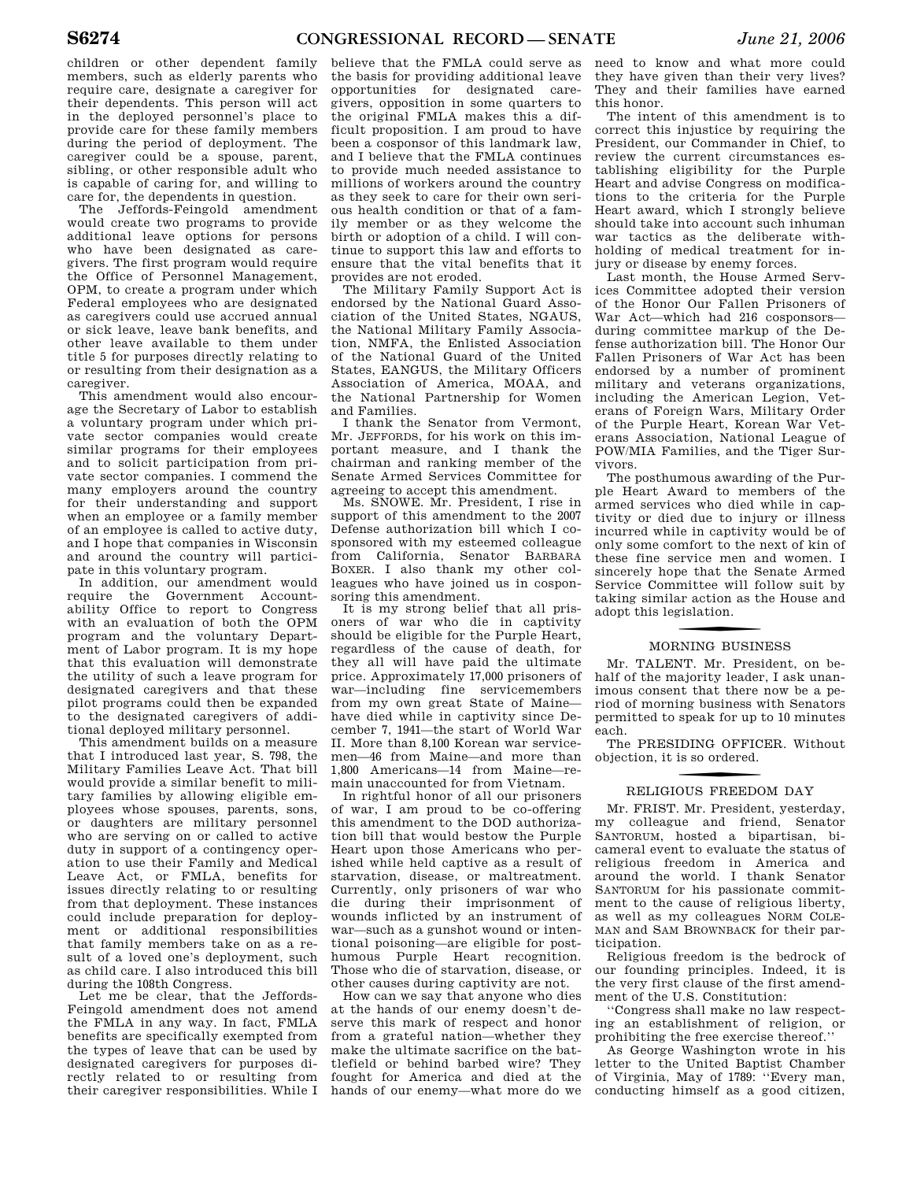children or other dependent family members, such as elderly parents who require care, designate a caregiver for their dependents. This person will act in the deployed personnel's place to provide care for these family members during the period of deployment. The caregiver could be a spouse, parent, sibling, or other responsible adult who is capable of caring for, and willing to care for, the dependents in question.

The Jeffords-Feingold amendment would create two programs to provide additional leave options for persons who have been designated as caregivers. The first program would require the Office of Personnel Management, OPM, to create a program under which Federal employees who are designated as caregivers could use accrued annual or sick leave, leave bank benefits, and other leave available to them under title 5 for purposes directly relating to or resulting from their designation as a caregiver.

This amendment would also encourage the Secretary of Labor to establish a voluntary program under which private sector companies would create similar programs for their employees and to solicit participation from private sector companies. I commend the many employers around the country for their understanding and support when an employee or a family member of an employee is called to active duty, and I hope that companies in Wisconsin and around the country will participate in this voluntary program.

In addition, our amendment would require the Government Accountability Office to report to Congress with an evaluation of both the OPM program and the voluntary Department of Labor program. It is my hope that this evaluation will demonstrate the utility of such a leave program for designated caregivers and that these pilot programs could then be expanded to the designated caregivers of additional deployed military personnel.

This amendment builds on a measure that I introduced last year, S. 798, the Military Families Leave Act. That bill would provide a similar benefit to military families by allowing eligible employees whose spouses, parents, sons, or daughters are military personnel who are serving on or called to active duty in support of a contingency operation to use their Family and Medical Leave Act, or FMLA, benefits for issues directly relating to or resulting from that deployment. These instances could include preparation for deployment or additional responsibilities that family members take on as a result of a loved one's deployment, such as child care. I also introduced this bill during the 108th Congress.

Let me be clear, that the Jeffords-Feingold amendment does not amend the FMLA in any way. In fact, FMLA benefits are specifically exempted from the types of leave that can be used by designated caregivers for purposes directly related to or resulting from their caregiver responsibilities. While I believe that the FMLA could serve as the basis for providing additional leave opportunities for designated caregivers, opposition in some quarters to the original FMLA makes this a difficult proposition. I am proud to have been a cosponsor of this landmark law, and I believe that the FMLA continues to provide much needed assistance to millions of workers around the country as they seek to care for their own serious health condition or that of a family member or as they welcome the birth or adoption of a child. I will continue to support this law and efforts to ensure that the vital benefits that it provides are not eroded.

The Military Family Support Act is endorsed by the National Guard Association of the United States, NGAUS, the National Military Family Association, NMFA, the Enlisted Association of the National Guard of the United States, EANGUS, the Military Officers Association of America, MOAA, and the National Partnership for Women and Families.

I thank the Senator from Vermont, Mr. JEFFORDS, for his work on this important measure, and I thank the chairman and ranking member of the Senate Armed Services Committee for agreeing to accept this amendment.

Ms. SNOWE. Mr. President, I rise in support of this amendment to the 2007 Defense authorization bill which I cosponsored with my esteemed colleague from California, Senator BARBARA BOXER. I also thank my other colleagues who have joined us in cosponsoring this amendment.

It is my strong belief that all prisoners of war who die in captivity should be eligible for the Purple Heart, regardless of the cause of death, for they all will have paid the ultimate price. Approximately 17,000 prisoners of war—including fine servicemembers from my own great State of Maine—have died while in captivity since December 7, 1941—the start of World War II. More than 8,100 Korean war servicemen—46 from Maine—and more than 1,800 Americans—14 from Maine—remain unaccounted for from Vietnam.

In rightful honor of all our prisoners of war, I am proud to be co-offering this amendment to the DOD authorization bill that would bestow the Purple Heart upon those Americans who perished while held captive as a result of starvation, disease, or maltreatment. Currently, only prisoners of war who die during their imprisonment of wounds inflicted by an instrument of war—such as a gunshot wound or intentional poisoning—are eligible for posthumous Purple Heart recognition. Those who die of starvation, disease, or other causes during captivity are not.

How can we say that anyone who dies at the hands of our enemy doesn't deserve this mark of respect and honor from a grateful nation—whether they make the ultimate sacrifice on the battlefield or behind barbed wire? They fought for America and died at the hands of our enemy—what more do we need to know and what more could they have given than their very lives? They and their families have earned this honor.

The intent of this amendment is to correct this injustice by requiring the President, our Commander in Chief, to review the current circumstances establishing eligibility for the Purple Heart and advise Congress on modifications to the criteria for the Purple Heart award, which I strongly believe should take into account such inhuman war tactics as the deliberate withholding of medical treatment for injury or disease by enemy forces.

Last month, the House Armed Services Committee adopted their version of the Honor Our Fallen Prisoners of War Act—which had 216 cosponsors—during committee markup of the Defense authorization bill. The Honor Our Fallen Prisoners of War Act has been endorsed by a number of prominent military and veterans organizations, including the American Legion, Veterans of Foreign Wars, Military Order of the Purple Heart, Korean War Veterans Association, National League of POW/MIA Families, and the Tiger Survivors.

The posthumous awarding of the Purple Heart Award to members of the armed services who died while in captivity or died due to injury or illness incurred while in captivity would be of only some comfort to the next of kin of these fine service men and women. I sincerely hope that the Senate Armed Service Committee will follow suit by taking similar action as the House and adopt this legislation.

## MORNING BUSINESS

Mr. TALENT. Mr. President, on behalf of the majority leader, I ask unanimous consent that there now be a period of morning business with Senators permitted to speak for up to 10 minutes each.

The PRESIDING OFFICER. Without objection, it is so ordered.

## RELIGIOUS FREEDOM DAY

Mr. FRIST. Mr. President, yesterday, my colleague and friend, Senator SANTORUM, hosted a bipartisan, bicameral event to evaluate the status of religious freedom in America and around the world. I thank Senator SANTORUM for his passionate commitment to the cause of religious liberty, as well as my colleagues NORM COLEMAN and SAM BROWNBACK for their participation.

Religious freedom is the bedrock of our founding principles. Indeed, it is the very first clause of the first amendment of the U.S. Constitution:

"Congress shall make no law respecting an establishment of religion, or prohibiting the free exercise thereof."

As George Washington wrote in his letter to the United Baptist Chamber of Virginia, May of 1789: "Every man, conducting himself as a good citizen,